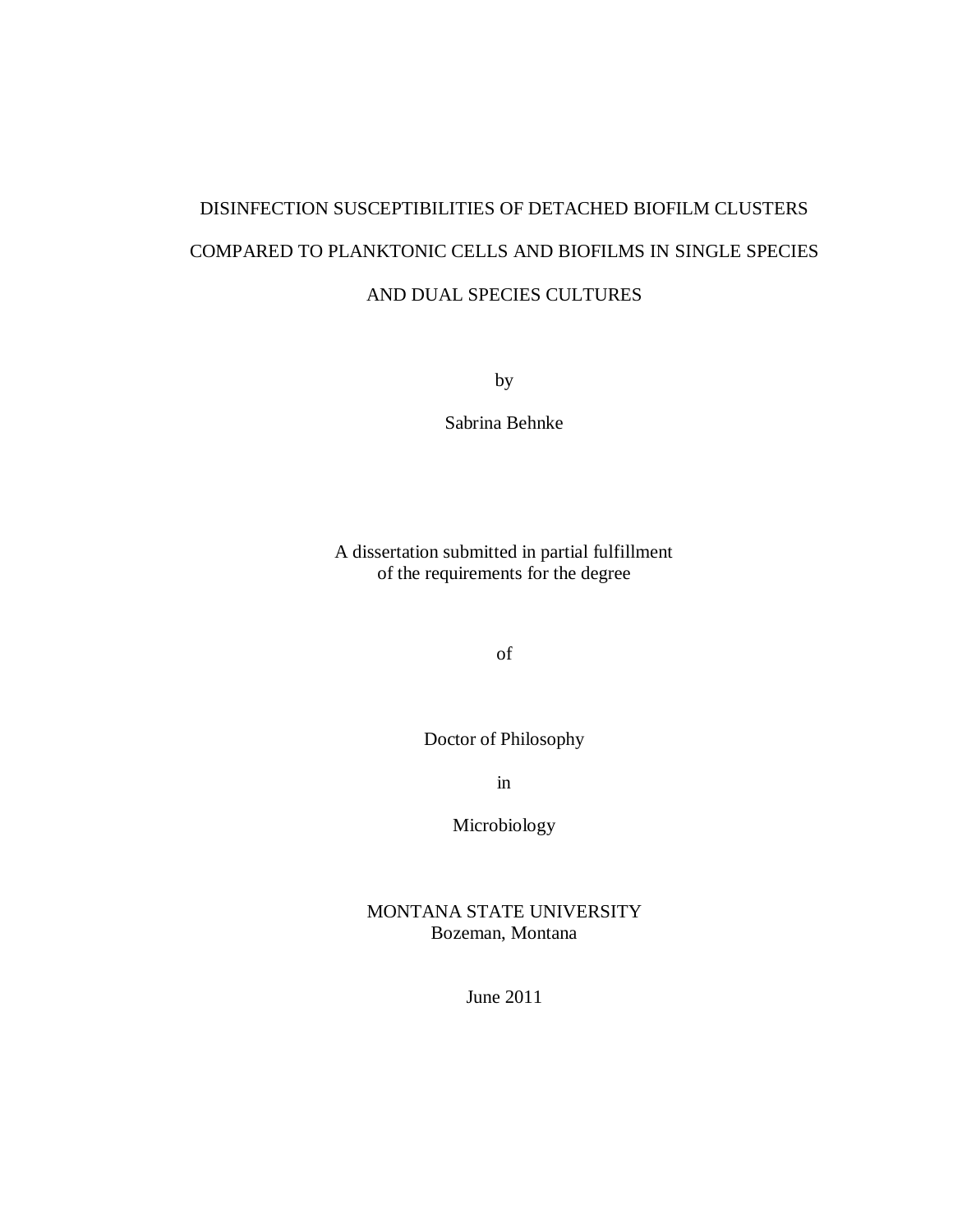# DISINFECTION SUSCEPTIBILITIES OF DETACHED BIOFILM CLUSTERS COMPARED TO PLANKTONIC CELLS AND BIOFILMS IN SINGLE SPECIES AND DUAL SPECIES CULTURES

by

Sabrina Behnke

A dissertation submitted in partial fulfillment
of the requirements for the degree

of

Doctor of Philosophy

in

Microbiology

MONTANA STATE UNIVERSITY
Bozeman, Montana

June 2011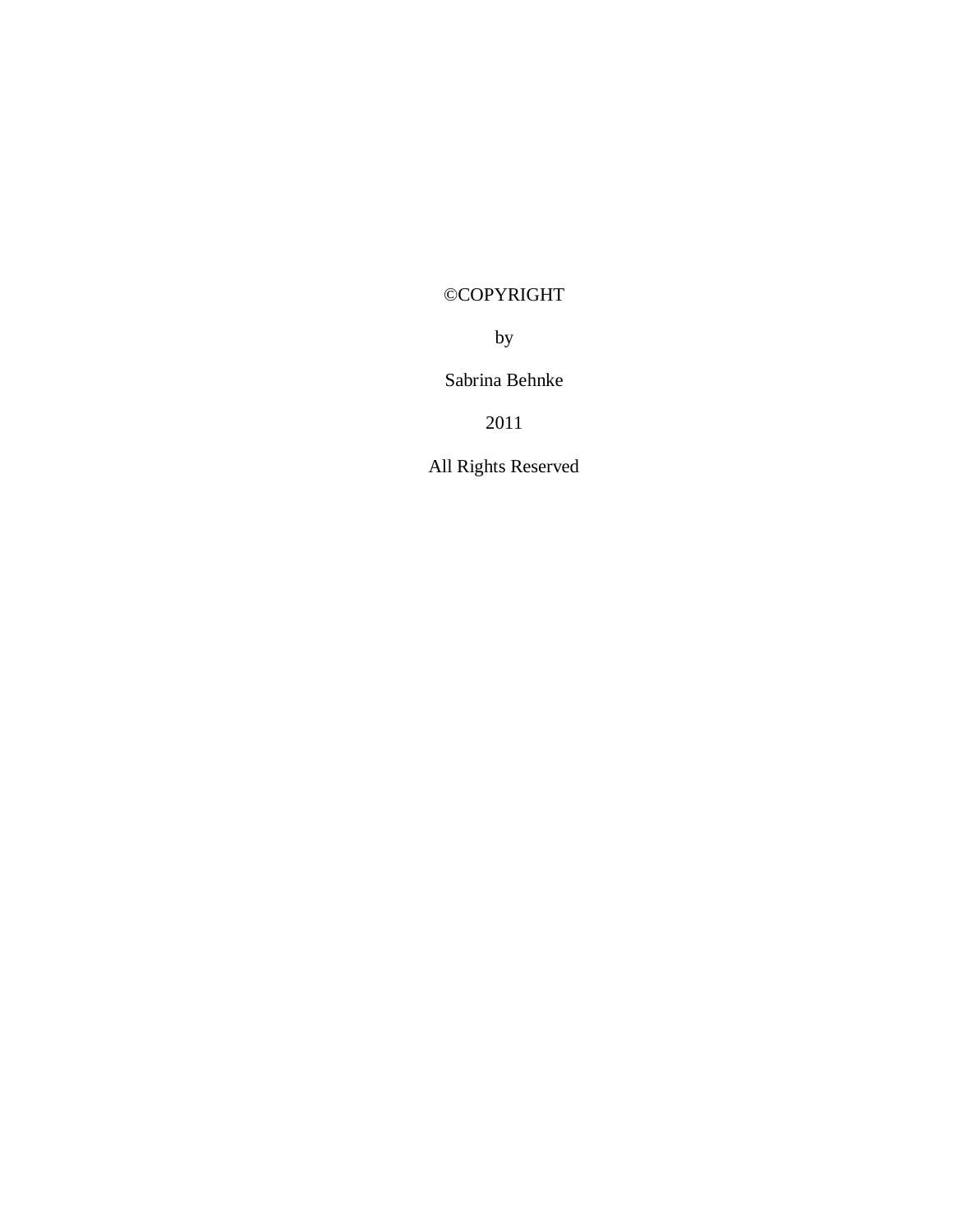©COPYRIGHT

by

Sabrina Behnke

2011

All Rights Reserved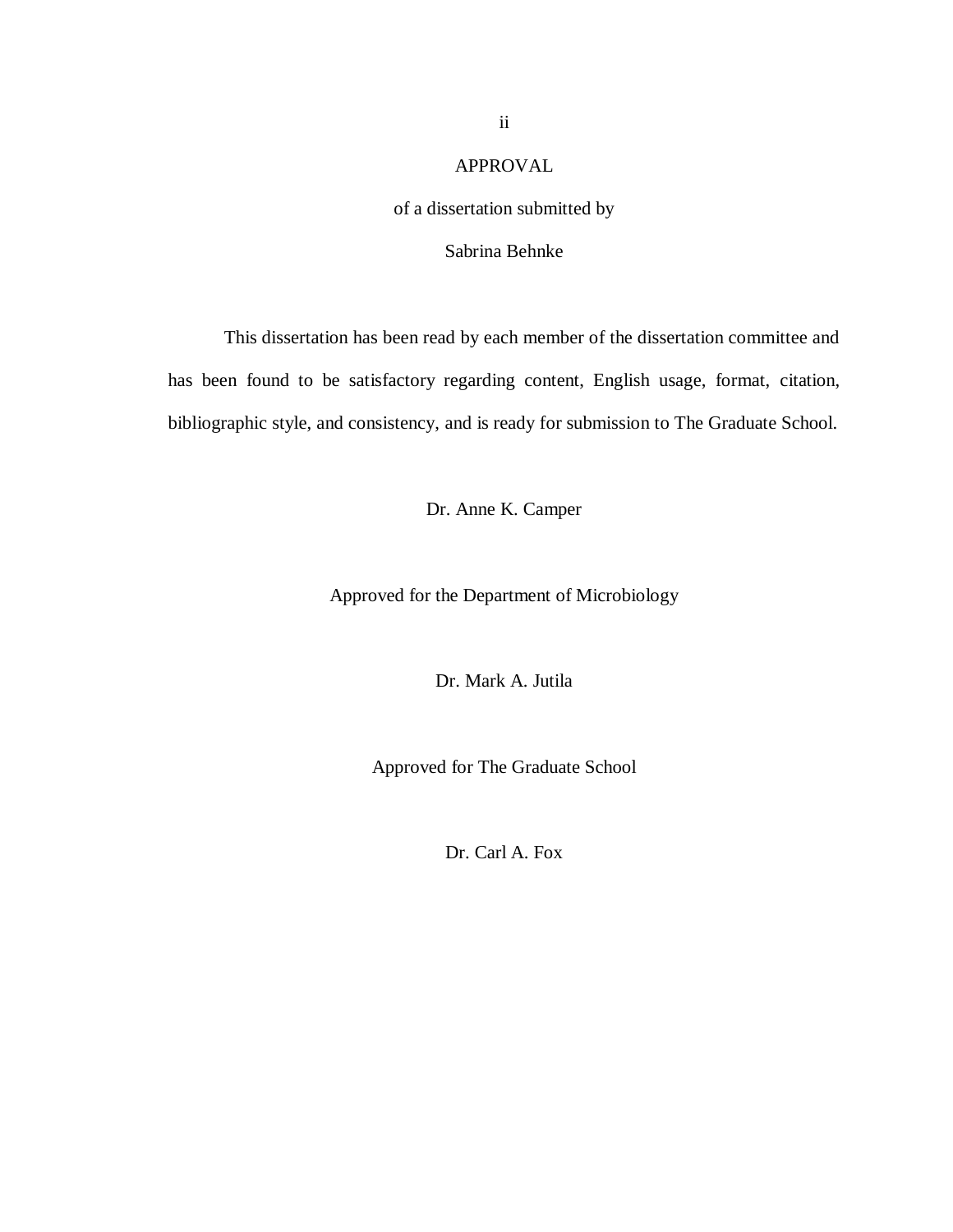# APPROVAL

of a dissertation submitted by

Sabrina Behnke

This dissertation has been read by each member of the dissertation committee and has been found to be satisfactory regarding content, English usage, format, citation, bibliographic style, and consistency, and is ready for submission to The Graduate School.

Dr. Anne K. Camper

Approved for the Department of Microbiology

Dr. Mark A. Jutila

Approved for The Graduate School

Dr. Carl A. Fox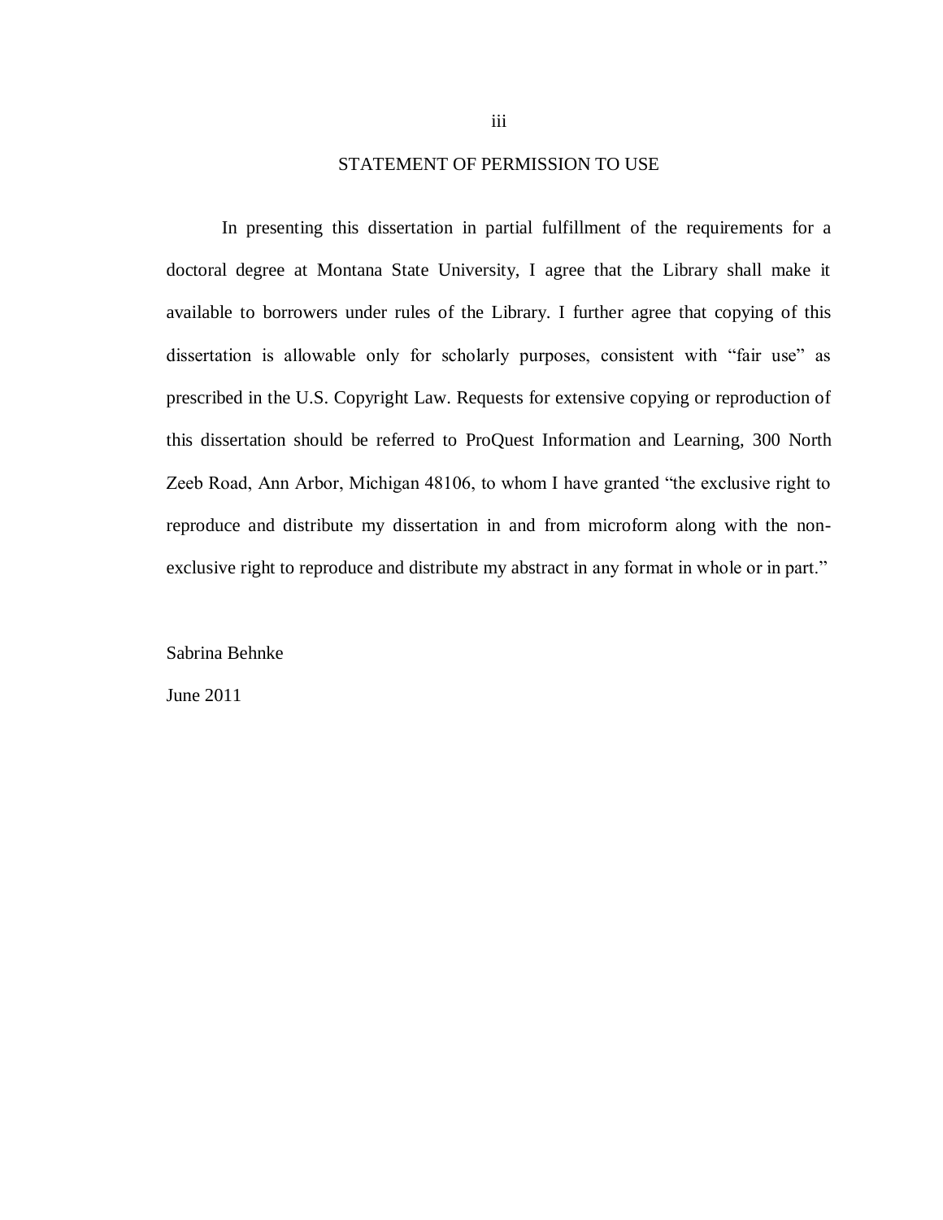## STATEMENT OF PERMISSION TO USE

In presenting this dissertation in partial fulfillment of the requirements for a doctoral degree at Montana State University, I agree that the Library shall make it available to borrowers under rules of the Library. I further agree that copying of this dissertation is allowable only for scholarly purposes, consistent with "fair use" as prescribed in the U.S. Copyright Law. Requests for extensive copying or reproduction of this dissertation should be referred to ProQuest Information and Learning, 300 North Zeeb Road, Ann Arbor, Michigan 48106, to whom I have granted "the exclusive right to reproduce and distribute my dissertation in and from microform along with the non-exclusive right to reproduce and distribute my abstract in any format in whole or in part."

Sabrina Behnke

June 2011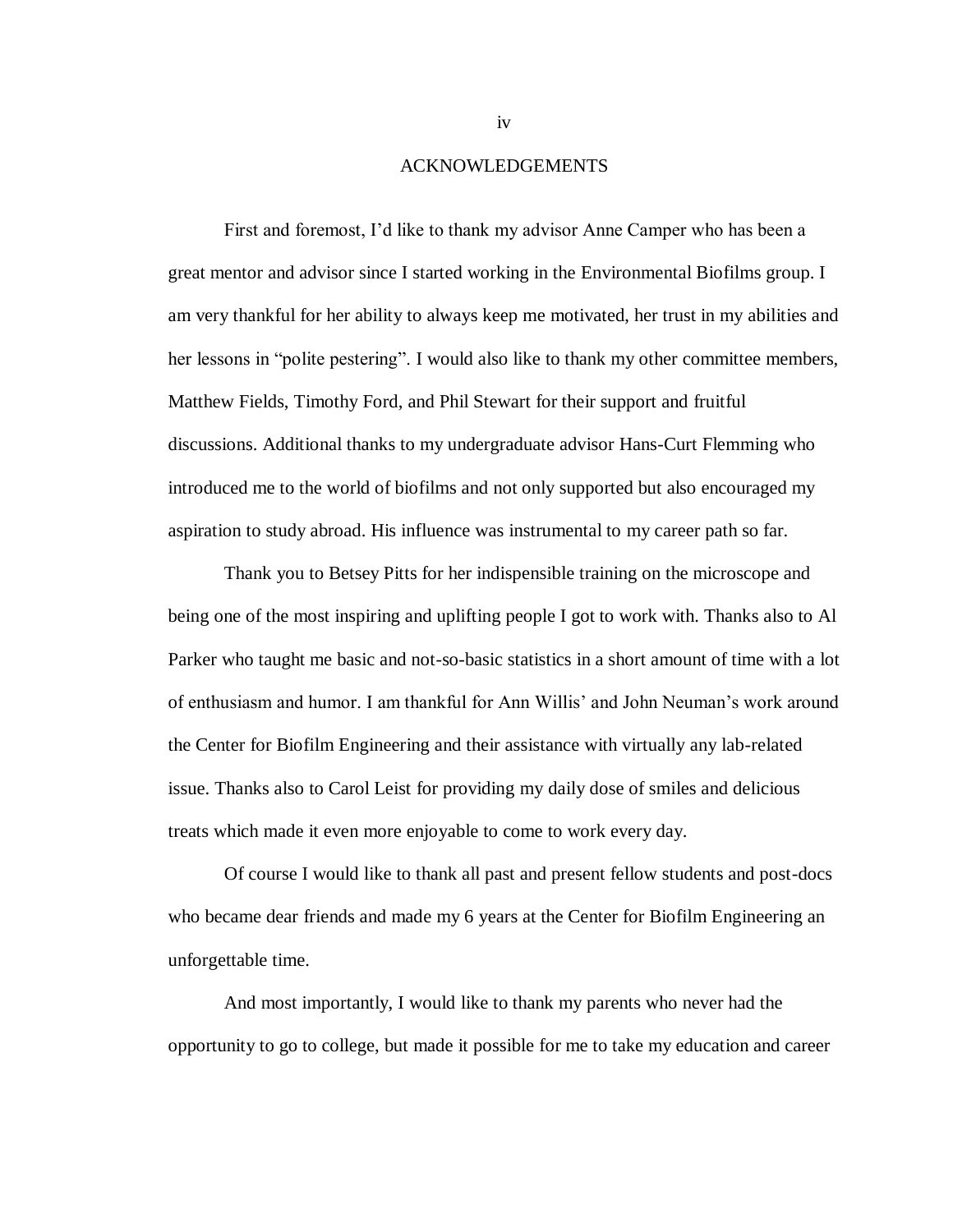# ACKNOWLEDGEMENTS

First and foremost, I'd like to thank my advisor Anne Camper who has been a great mentor and advisor since I started working in the Environmental Biofilms group. I am very thankful for her ability to always keep me motivated, her trust in my abilities and her lessons in "polite pestering". I would also like to thank my other committee members, Matthew Fields, Timothy Ford, and Phil Stewart for their support and fruitful discussions. Additional thanks to my undergraduate advisor Hans-Curt Flemming who introduced me to the world of biofilms and not only supported but also encouraged my aspiration to study abroad. His influence was instrumental to my career path so far.

Thank you to Betsey Pitts for her indispensible training on the microscope and being one of the most inspiring and uplifting people I got to work with. Thanks also to Al Parker who taught me basic and not-so-basic statistics in a short amount of time with a lot of enthusiasm and humor. I am thankful for Ann Willis' and John Neuman's work around the Center for Biofilm Engineering and their assistance with virtually any lab-related issue. Thanks also to Carol Leist for providing my daily dose of smiles and delicious treats which made it even more enjoyable to come to work every day.

Of course I would like to thank all past and present fellow students and post-docs who became dear friends and made my 6 years at the Center for Biofilm Engineering an unforgettable time.

And most importantly, I would like to thank my parents who never had the opportunity to go to college, but made it possible for me to take my education and career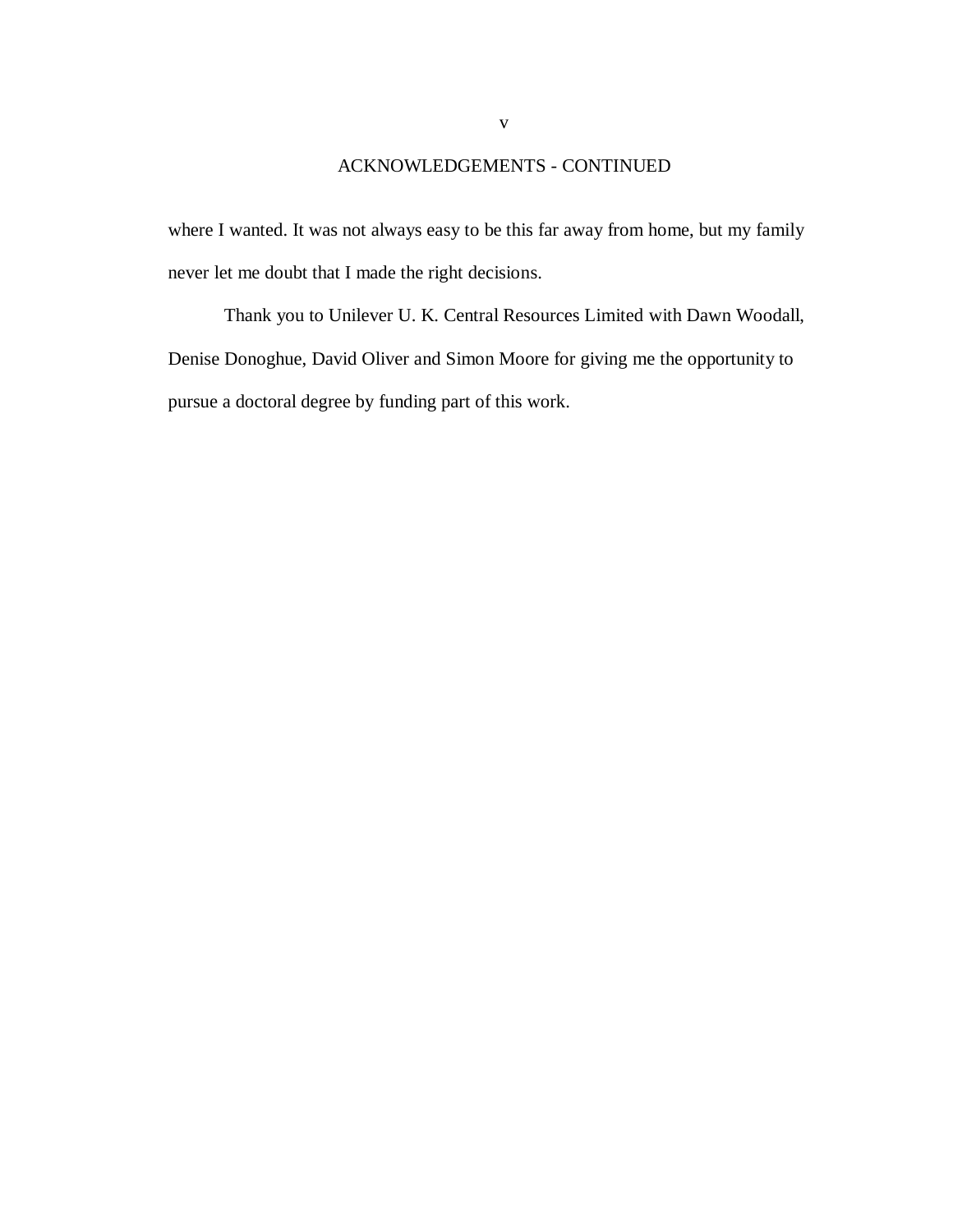## ACKNOWLEDGEMENTS - CONTINUED

where I wanted. It was not always easy to be this far away from home, but my family never let me doubt that I made the right decisions.

Thank you to Unilever U. K. Central Resources Limited with Dawn Woodall, Denise Donoghue, David Oliver and Simon Moore for giving me the opportunity to pursue a doctoral degree by funding part of this work.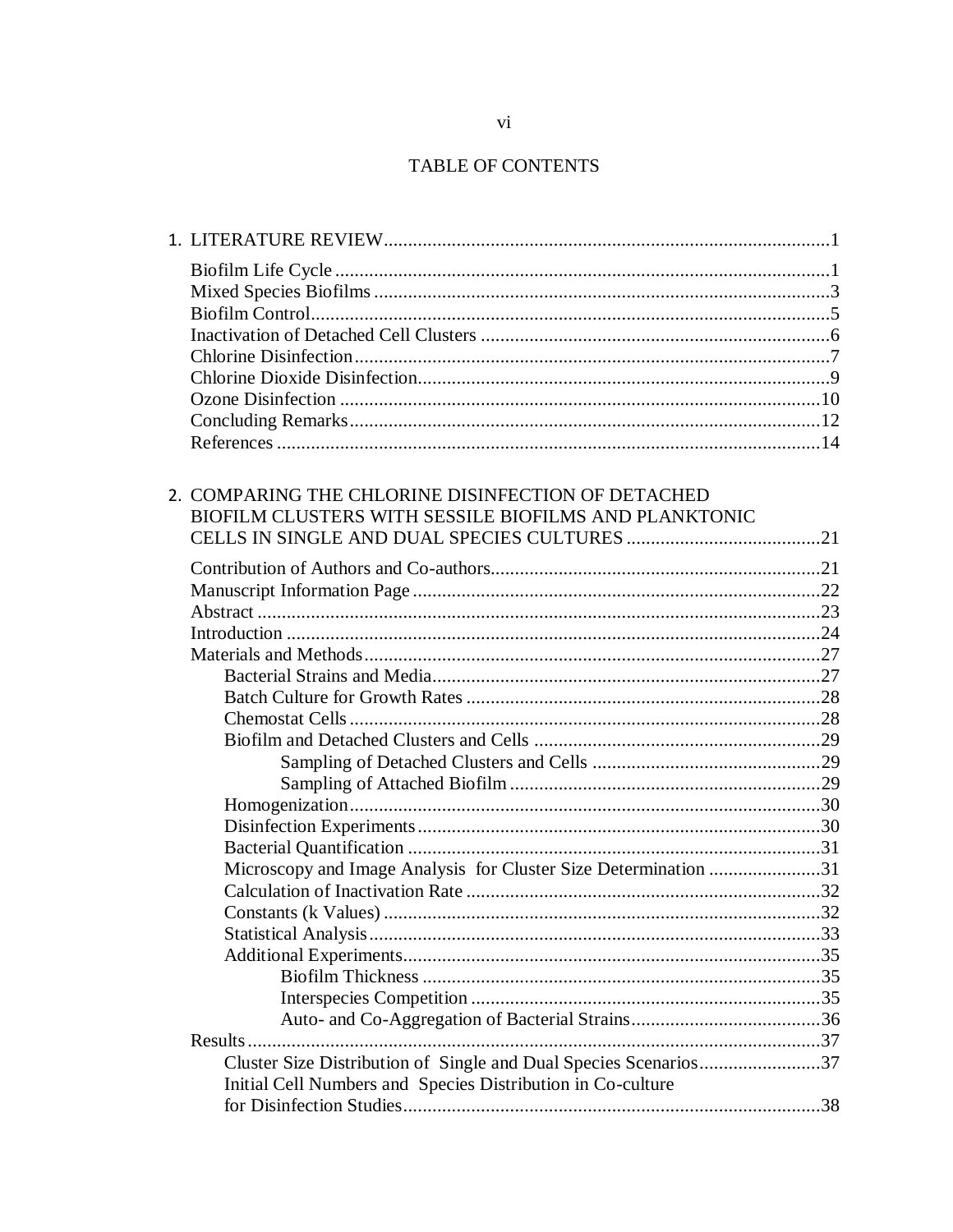## TABLE OF CONTENTS

1. LITERATURE REVIEW ........................................................................................ 1

    Biofilm Life Cycle ........................................................................................ 1
    Mixed Species Biofilms ................................................................................ 3
    Biofilm Control ............................................................................................ 5
    Inactivation of Detached Cell Clusters ......................................................... 6
    Chlorine Disinfection .................................................................................... 7
    Chlorine Dioxide Disinfection ...................................................................... 9
    Ozone Disinfection ...................................................................................... 10
    Concluding Remarks ................................................................................... 12
    References .................................................................................................. 14

2. COMPARING THE CHLORINE DISINFECTION OF DETACHED BIOFILM CLUSTERS WITH SESSILE BIOFILMS AND PLANKTONIC CELLS IN SINGLE AND DUAL SPECIES CULTURES ........................................ 21

    Contribution of Authors and Co-authors .................................................... 21
    Manuscript Information Page ..................................................................... 22
    Abstract ...................................................................................................... 23
    Introduction ................................................................................................ 24
    Materials and Methods ............................................................................... 27
        Bacterial Strains and Media ................................................................. 27
        Batch Culture for Growth Rates ........................................................... 28
        Chemostat Cells ................................................................................... 28
        Biofilm and Detached Clusters and Cells ............................................. 29
            Sampling of Detached Clusters and Cells ........................................ 29
            Sampling of Attached Biofilm ......................................................... 29
        Homogenization .................................................................................. 30
        Disinfection Experiments ..................................................................... 30
        Bacterial Quantification ....................................................................... 31
        Microscopy and Image Analysis for Cluster Size Determination ......... 31
        Calculation of Inactivation Rate .......................................................... 32
        Constants (k Values) ............................................................................ 32
        Statistical Analysis .............................................................................. 33
        Additional Experiments ....................................................................... 35
            Biofilm Thickness ........................................................................... 35
            Interspecies Competition ................................................................. 35
            Auto- and Co-Aggregation of Bacterial Strains ............................... 36
    Results ........................................................................................................ 37
        Cluster Size Distribution of Single and Dual Species Scenarios ........... 37
        Initial Cell Numbers and Species Distribution in Co-culture for Disinfection Studies ...................................................................... 38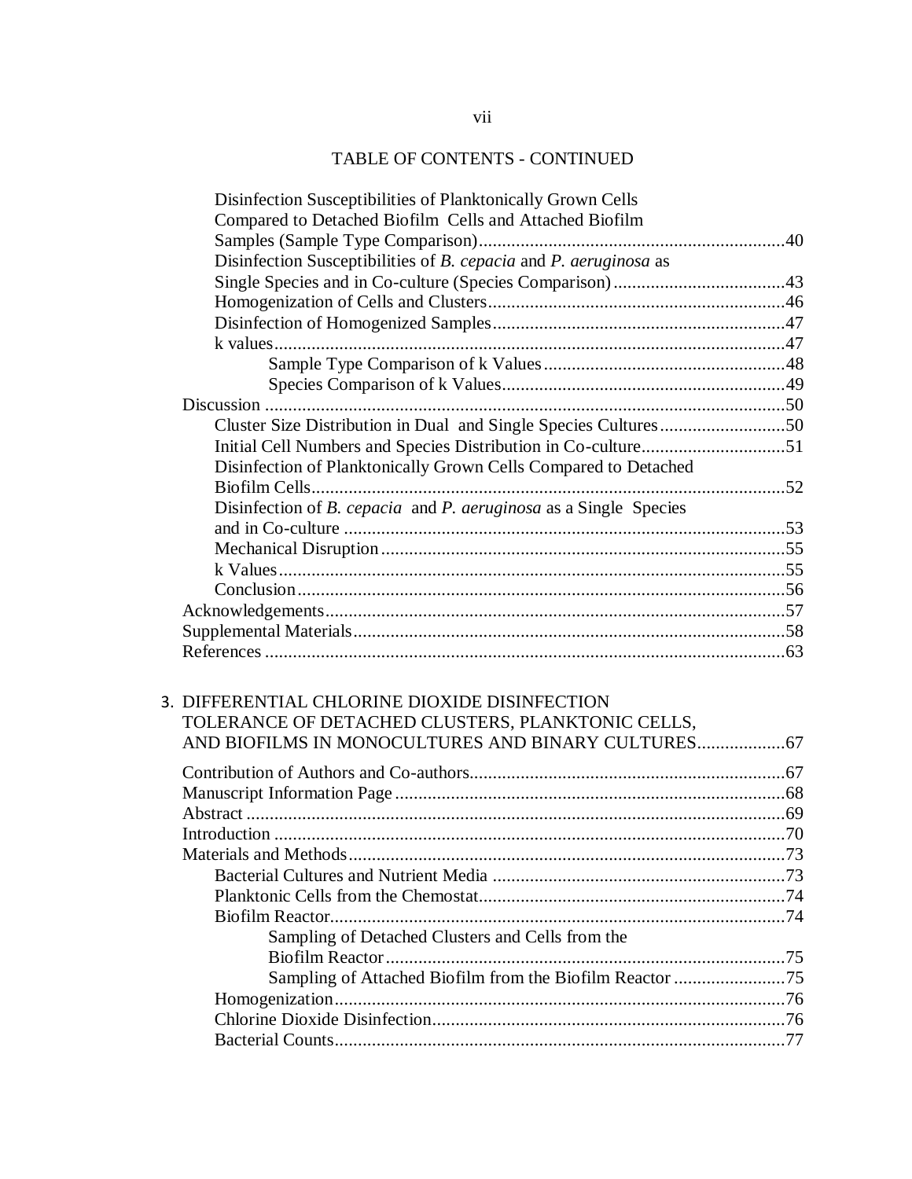TABLE OF CONTENTS - CONTINUED

Disinfection Susceptibilities of Planktonically Grown Cells Compared to Detached Biofilm Cells and Attached Biofilm Samples (Sample Type Comparison)....................40
Disinfection Susceptibilities of *B. cepacia* and *P. aeruginosa* as Single Species and in Co-culture (Species Comparison)....................43
Homogenization of Cells and Clusters....................46
Disinfection of Homogenized Samples....................47
k values....................47
Sample Type Comparison of k Values....................48
Species Comparison of k Values....................49
Discussion....................50
Cluster Size Distribution in Dual and Single Species Cultures....................50
Initial Cell Numbers and Species Distribution in Co-culture....................51
Disinfection of Planktonically Grown Cells Compared to Detached Biofilm Cells....................52
Disinfection of *B. cepacia* and *P. aeruginosa* as a Single Species and in Co-culture....................53
Mechanical Disruption....................55
k Values....................55
Conclusion....................56
Acknowledgements....................57
Supplemental Materials....................58
References....................63

3. DIFFERENTIAL CHLORINE DIOXIDE DISINFECTION TOLERANCE OF DETACHED CLUSTERS, PLANKTONIC CELLS, AND BIOFILMS IN MONOCULTURES AND BINARY CULTURES....................67

Contribution of Authors and Co-authors....................67
Manuscript Information Page....................68
Abstract....................69
Introduction....................70
Materials and Methods....................73
Bacterial Cultures and Nutrient Media....................73
Planktonic Cells from the Chemostat....................74
Biofilm Reactor....................74
Sampling of Detached Clusters and Cells from the Biofilm Reactor....................75
Sampling of Attached Biofilm from the Biofilm Reactor....................75
Homogenization....................76
Chlorine Dioxide Disinfection....................76
Bacterial Counts....................77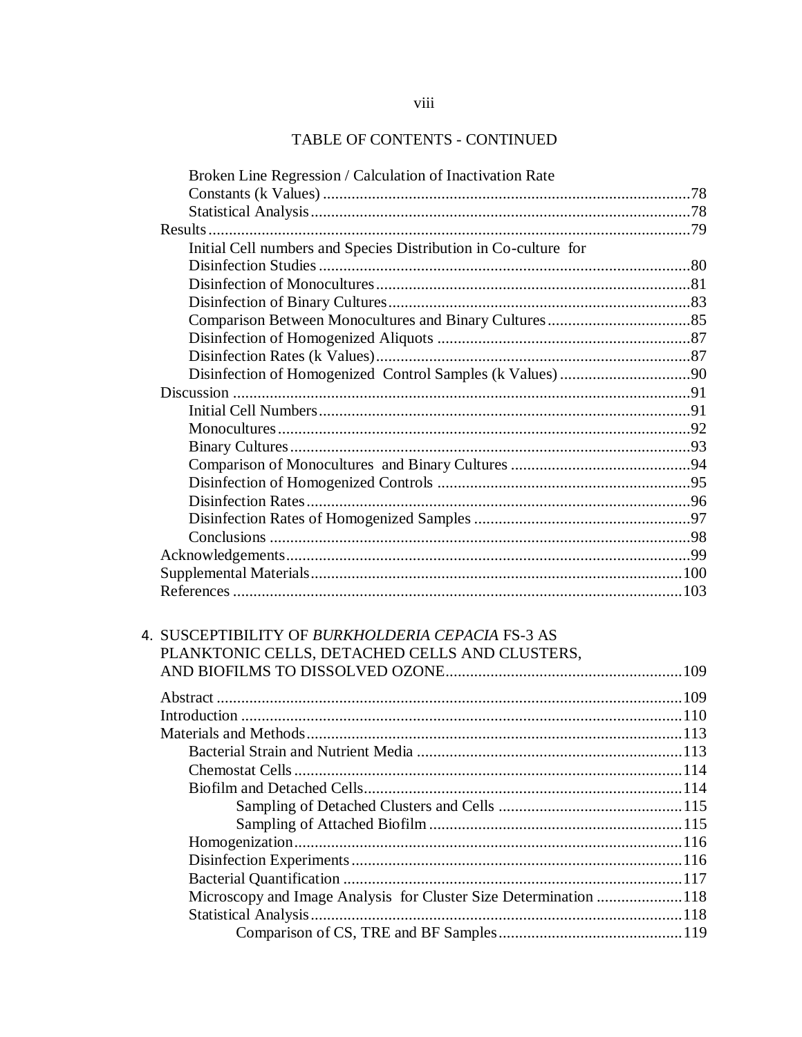## TABLE OF CONTENTS - CONTINUED

- Broken Line Regression / Calculation of Inactivation Rate Constants (k Values) ........................................ 78
- Statistical Analysis ........................................ 78
- Results ........................................ 79
  - Initial Cell numbers and Species Distribution in Co-culture for Disinfection Studies ........................................ 80
  - Disinfection of Monocultures ........................................ 81
  - Disinfection of Binary Cultures ........................................ 83
  - Comparison Between Monocultures and Binary Cultures ........................................ 85
  - Disinfection of Homogenized Aliquots ........................................ 87
  - Disinfection Rates (k Values) ........................................ 87
  - Disinfection of Homogenized Control Samples (k Values) ........................................ 90
- Discussion ........................................ 91
  - Initial Cell Numbers ........................................ 91
  - Monocultures ........................................ 92
  - Binary Cultures ........................................ 93
  - Comparison of Monocultures and Binary Cultures ........................................ 94
  - Disinfection of Homogenized Controls ........................................ 95
  - Disinfection Rates ........................................ 96
  - Disinfection Rates of Homogenized Samples ........................................ 97
  - Conclusions ........................................ 98
- Acknowledgements ........................................ 99
- Supplemental Materials ........................................ 100
- References ........................................ 103

4. SUSCEPTIBILITY OF *BURKHOLDERIA CEPACIA* FS-3 AS PLANKTONIC CELLS, DETACHED CELLS AND CLUSTERS, AND BIOFILMS TO DISSOLVED OZONE ........................................ 109

- Abstract ........................................ 109
- Introduction ........................................ 110
- Materials and Methods ........................................ 113
  - Bacterial Strain and Nutrient Media ........................................ 113
  - Chemostat Cells ........................................ 114
  - Biofilm and Detached Cells ........................................ 114
    - Sampling of Detached Clusters and Cells ........................................ 115
    - Sampling of Attached Biofilm ........................................ 115
  - Homogenization ........................................ 116
  - Disinfection Experiments ........................................ 116
  - Bacterial Quantification ........................................ 117
  - Microscopy and Image Analysis for Cluster Size Determination ........................................ 118
  - Statistical Analysis ........................................ 118
    - Comparison of CS, TRE and BF Samples ........................................ 119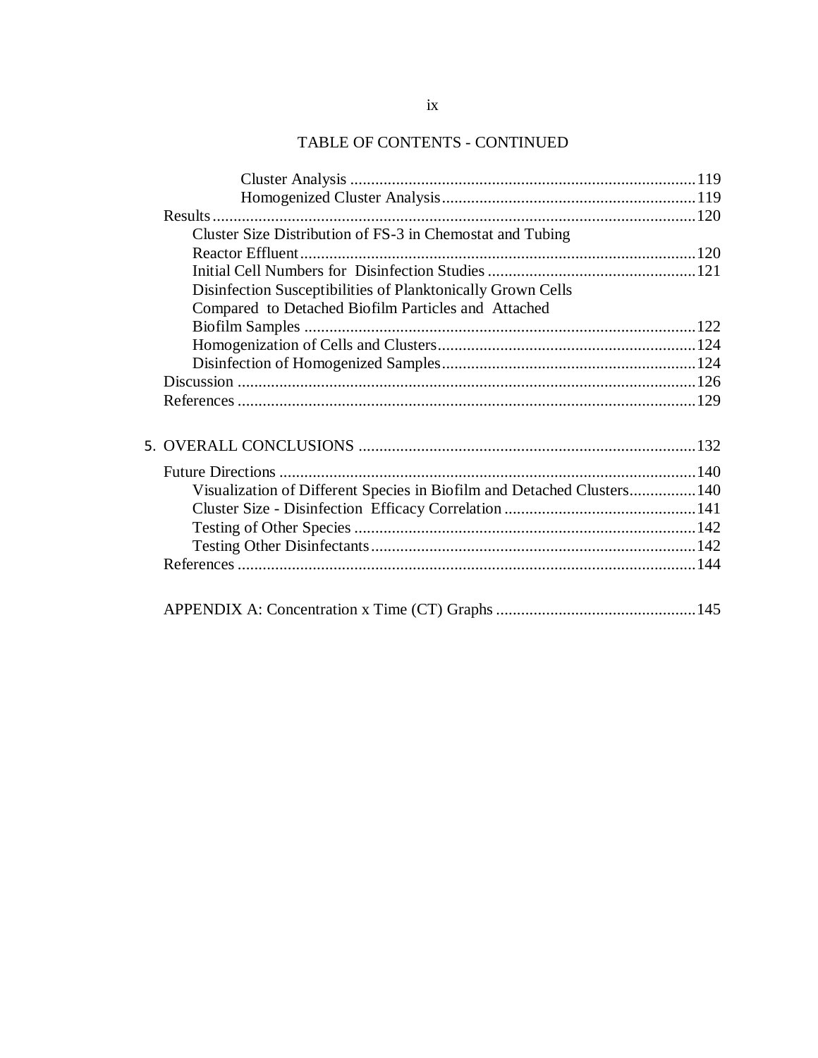## TABLE OF CONTENTS - CONTINUED

- Cluster Analysis ....................................................................................119
- Homogenized Cluster Analysis..............................................................119
- Results......................................................................................................120
  - Cluster Size Distribution of FS-3 in Chemostat and Tubing Reactor Effluent......................................................................................120
  - Initial Cell Numbers for Disinfection Studies ......................................121
  - Disinfection Susceptibilities of Planktonically Grown Cells Compared to Detached Biofilm Particles and Attached Biofilm Samples ..............................................................................122
  - Homogenization of Cells and Clusters...................................................124
  - Disinfection of Homogenized Samples..................................................124
- Discussion ................................................................................................126
- References ................................................................................................129

5. OVERALL CONCLUSIONS ...................................................................132

- Future Directions ......................................................................................140
  - Visualization of Different Species in Biofilm and Detached Clusters................140
  - Cluster Size - Disinfection Efficacy Correlation ....................................141
  - Testing of Other Species .......................................................................142
  - Testing Other Disinfectants...................................................................142
- References ................................................................................................144

APPENDIX A: Concentration x Time (CT) Graphs .......................................145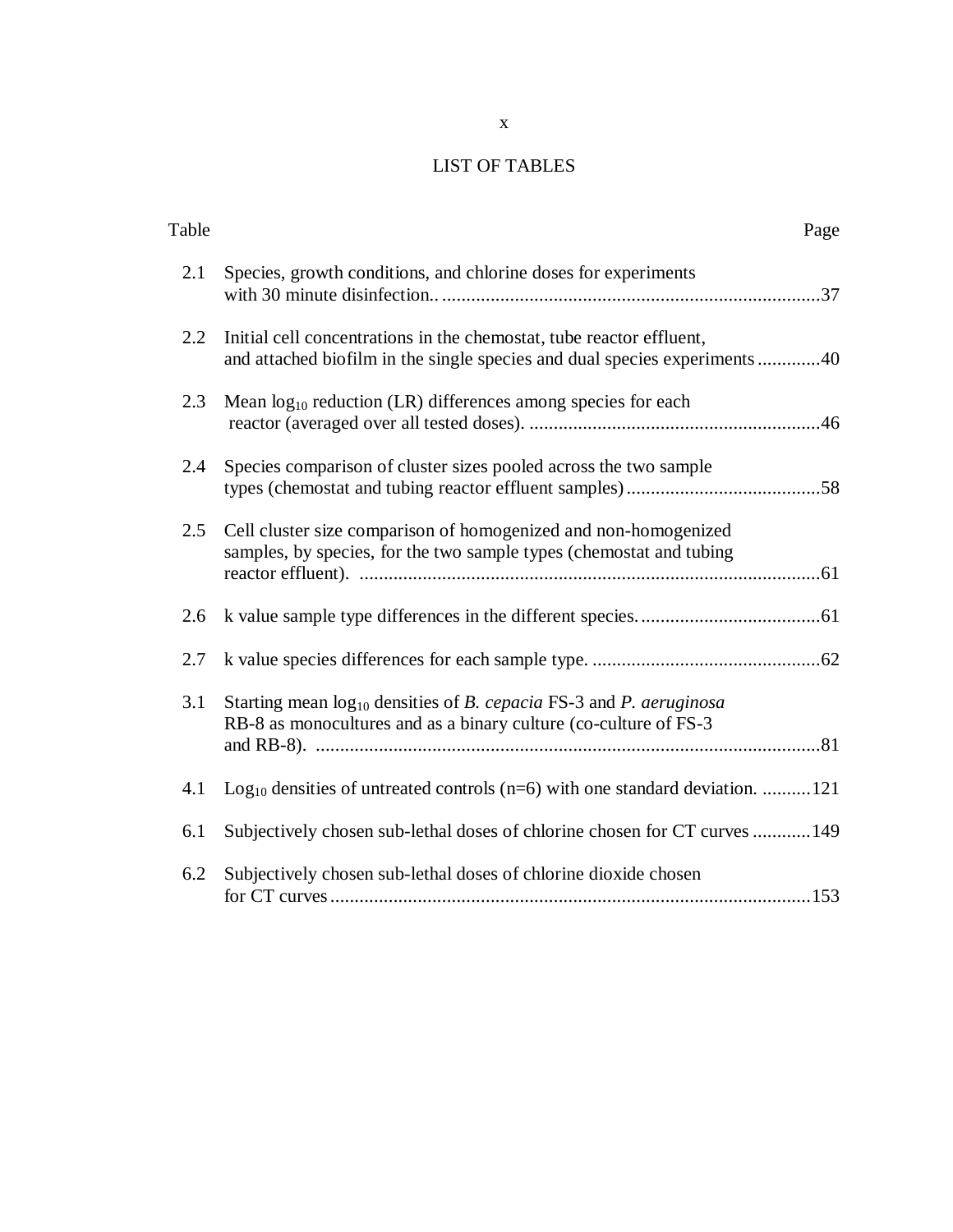# LIST OF TABLES

| Table | | Page |
|---|---|---|
| 2.1 | Species, growth conditions, and chlorine doses for experiments with 30 minute disinfection.. | 37 |
| 2.2 | Initial cell concentrations in the chemostat, tube reactor effluent, and attached biofilm in the single species and dual species experiments | 40 |
| 2.3 | Mean $\log_{10}$ reduction (LR) differences among species for each reactor (averaged over all tested doses). | 46 |
| 2.4 | Species comparison of cluster sizes pooled across the two sample types (chemostat and tubing reactor effluent samples) | 58 |
| 2.5 | Cell cluster size comparison of homogenized and non-homogenized samples, by species, for the two sample types (chemostat and tubing reactor effluent). | 61 |
| 2.6 | k value sample type differences in the different species. | 61 |
| 2.7 | k value species differences for each sample type. | 62 |
| 3.1 | Starting mean $\log_{10}$ densities of *B. cepacia* FS-3 and *P. aeruginosa* RB-8 as monocultures and as a binary culture (co-culture of FS-3 and RB-8). | 81 |
| 4.1 | $\text{Log}_{10}$ densities of untreated controls (n=6) with one standard deviation. | 121 |
| 6.1 | Subjectively chosen sub-lethal doses of chlorine chosen for CT curves | 149 |
| 6.2 | Subjectively chosen sub-lethal doses of chlorine dioxide chosen for CT curves | 153 |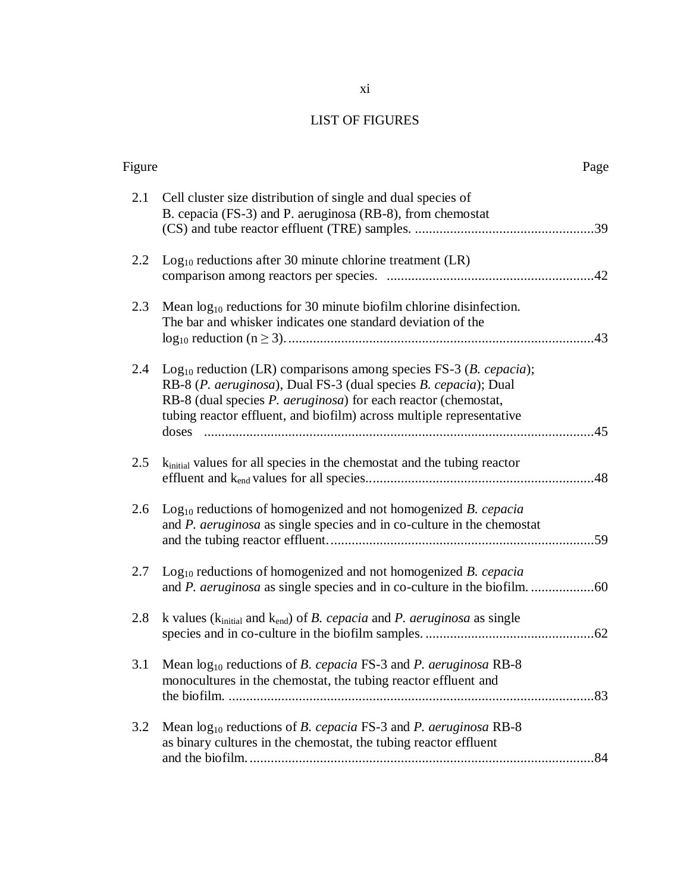## LIST OF FIGURES

| Figure | | Page |
|---|---|---|
| 2.1 | Cell cluster size distribution of single and dual species of B. cepacia (FS-3) and P. aeruginosa (RB-8), from chemostat (CS) and tube reactor effluent (TRE) samples. | 39 |
| 2.2 | $Log_{10}$ reductions after 30 minute chlorine treatment (LR) comparison among reactors per species. | 42 |
| 2.3 | Mean $log_{10}$ reductions for 30 minute biofilm chlorine disinfection. The bar and whisker indicates one standard deviation of the $log_{10}$ reduction ($n \geq 3$). | 43 |
| 2.4 | $Log_{10}$ reduction (LR) comparisons among species FS-3 (*B. cepacia*); RB-8 (*P. aeruginosa*), Dual FS-3 (dual species *B. cepacia*); Dual RB-8 (dual species *P. aeruginosa*) for each reactor (chemostat, tubing reactor effluent, and biofilm) across multiple representative doses | 45 |
| 2.5 | $k_{initial}$ values for all species in the chemostat and the tubing reactor effluent and $k_{end}$ values for all species. | 48 |
| 2.6 | $Log_{10}$ reductions of homogenized and not homogenized *B. cepacia* and *P. aeruginosa* as single species and in co-culture in the chemostat and the tubing reactor effluent. | 59 |
| 2.7 | $Log_{10}$ reductions of homogenized and not homogenized *B. cepacia* and *P. aeruginosa* as single species and in co-culture in the biofilm. | 60 |
| 2.8 | k values ($k_{initial}$ and $k_{end}$) of *B. cepacia* and *P. aeruginosa* as single species and in co-culture in the biofilm samples. | 62 |
| 3.1 | Mean $log_{10}$ reductions of *B. cepacia* FS-3 and *P. aeruginosa* RB-8 monocultures in the chemostat, the tubing reactor effluent and the biofilm. | 83 |
| 3.2 | Mean $log_{10}$ reductions of *B. cepacia* FS-3 and *P. aeruginosa* RB-8 as binary cultures in the chemostat, the tubing reactor effluent and the biofilm. | 84 |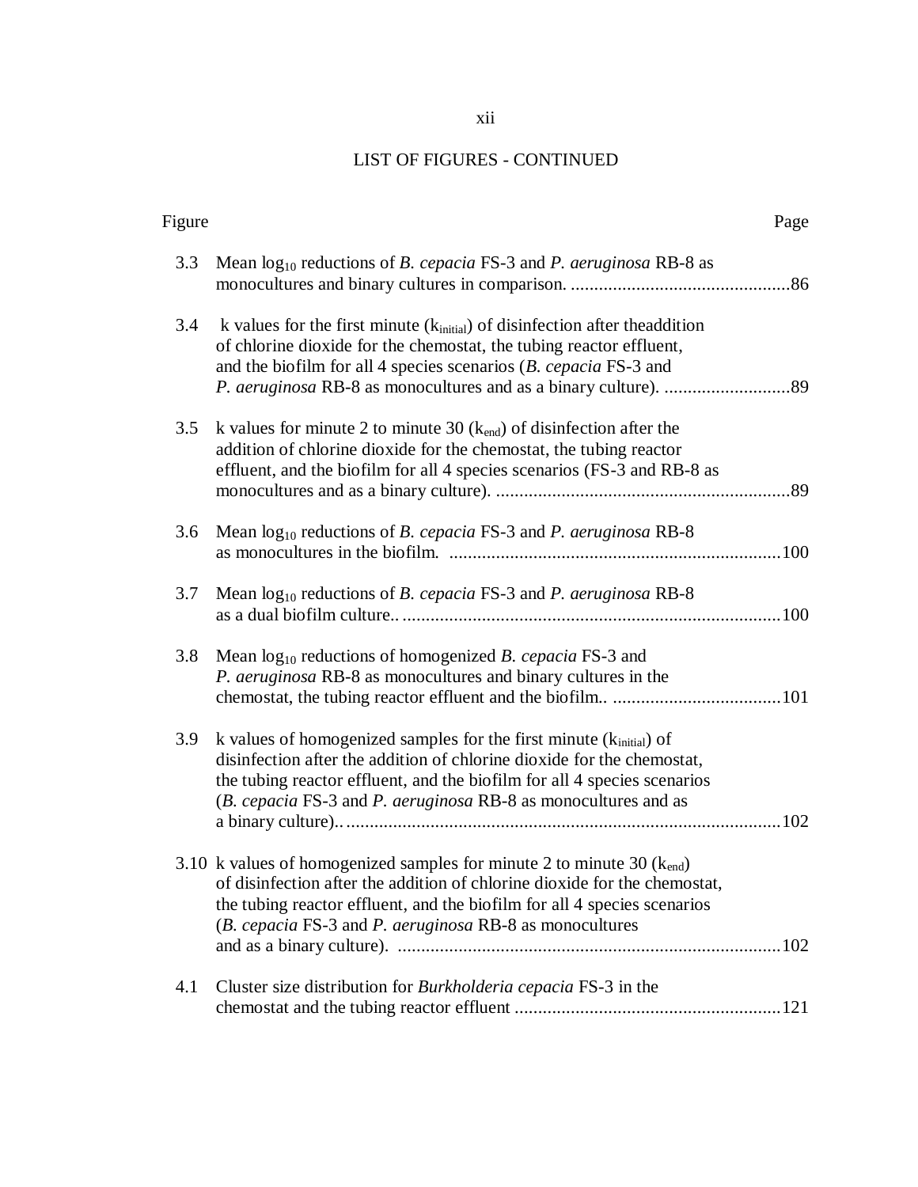## LIST OF FIGURES - CONTINUED

| Figure | | Page |
|---|---|---|
| 3.3 | Mean $\log_{10}$ reductions of *B. cepacia* FS-3 and *P. aeruginosa* RB-8 as monocultures and binary cultures in comparison. | 86 |
| 3.4 | k values for the first minute ($k_{initial}$) of disinfection after theaddition of chlorine dioxide for the chemostat, the tubing reactor effluent, and the biofilm for all 4 species scenarios (*B. cepacia* FS-3 and *P. aeruginosa* RB-8 as monocultures and as a binary culture). | 89 |
| 3.5 | k values for minute 2 to minute 30 ($k_{end}$) of disinfection after the addition of chlorine dioxide for the chemostat, the tubing reactor effluent, and the biofilm for all 4 species scenarios (FS-3 and RB-8 as monocultures and as a binary culture). | 89 |
| 3.6 | Mean $\log_{10}$ reductions of *B. cepacia* FS-3 and *P. aeruginosa* RB-8 as monocultures in the biofilm. | 100 |
| 3.7 | Mean $\log_{10}$ reductions of *B. cepacia* FS-3 and *P. aeruginosa* RB-8 as a dual biofilm culture.. | 100 |
| 3.8 | Mean $\log_{10}$ reductions of homogenized *B. cepacia* FS-3 and *P. aeruginosa* RB-8 as monocultures and binary cultures in the chemostat, the tubing reactor effluent and the biofilm.. | 101 |
| 3.9 | k values of homogenized samples for the first minute ($k_{initial}$) of disinfection after the addition of chlorine dioxide for the chemostat, the tubing reactor effluent, and the biofilm for all 4 species scenarios (*B. cepacia* FS-3 and *P. aeruginosa* RB-8 as monocultures and as a binary culture).. | 102 |
| 3.10 | k values of homogenized samples for minute 2 to minute 30 ($k_{end}$) of disinfection after the addition of chlorine dioxide for the chemostat, the tubing reactor effluent, and the biofilm for all 4 species scenarios (*B. cepacia* FS-3 and *P. aeruginosa* RB-8 as monocultures and as a binary culture). | 102 |
| 4.1 | Cluster size distribution for *Burkholderia cepacia* FS-3 in the chemostat and the tubing reactor effluent | 121 |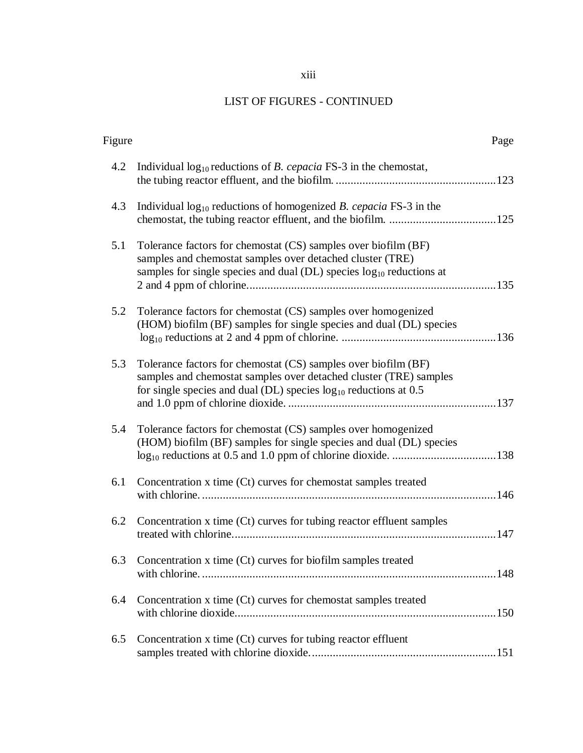## LIST OF FIGURES - CONTINUED

| Figure | | Page |
|---|---|---|
| 4.2 | Individual $\log_{10}$ reductions of *B. cepacia* FS-3 in the chemostat, the tubing reactor effluent, and the biofilm. | 123 |
| 4.3 | Individual $\log_{10}$ reductions of homogenized *B. cepacia* FS-3 in the chemostat, the tubing reactor effluent, and the biofilm. | 125 |
| 5.1 | Tolerance factors for chemostat (CS) samples over biofilm (BF) samples and chemostat samples over detached cluster (TRE) samples for single species and dual (DL) species $\log_{10}$ reductions at 2 and 4 ppm of chlorine. | 135 |
| 5.2 | Tolerance factors for chemostat (CS) samples over homogenized (HOM) biofilm (BF) samples for single species and dual (DL) species $\log_{10}$ reductions at 2 and 4 ppm of chlorine. | 136 |
| 5.3 | Tolerance factors for chemostat (CS) samples over biofilm (BF) samples and chemostat samples over detached cluster (TRE) samples for single species and dual (DL) species $\log_{10}$ reductions at 0.5 and 1.0 ppm of chlorine dioxide. | 137 |
| 5.4 | Tolerance factors for chemostat (CS) samples over homogenized (HOM) biofilm (BF) samples for single species and dual (DL) species $\log_{10}$ reductions at 0.5 and 1.0 ppm of chlorine dioxide. | 138 |
| 6.1 | Concentration x time (Ct) curves for chemostat samples treated with chlorine. | 146 |
| 6.2 | Concentration x time (Ct) curves for tubing reactor effluent samples treated with chlorine. | 147 |
| 6.3 | Concentration x time (Ct) curves for biofilm samples treated with chlorine. | 148 |
| 6.4 | Concentration x time (Ct) curves for chemostat samples treated with chlorine dioxide. | 150 |
| 6.5 | Concentration x time (Ct) curves for tubing reactor effluent samples treated with chlorine dioxide. | 151 |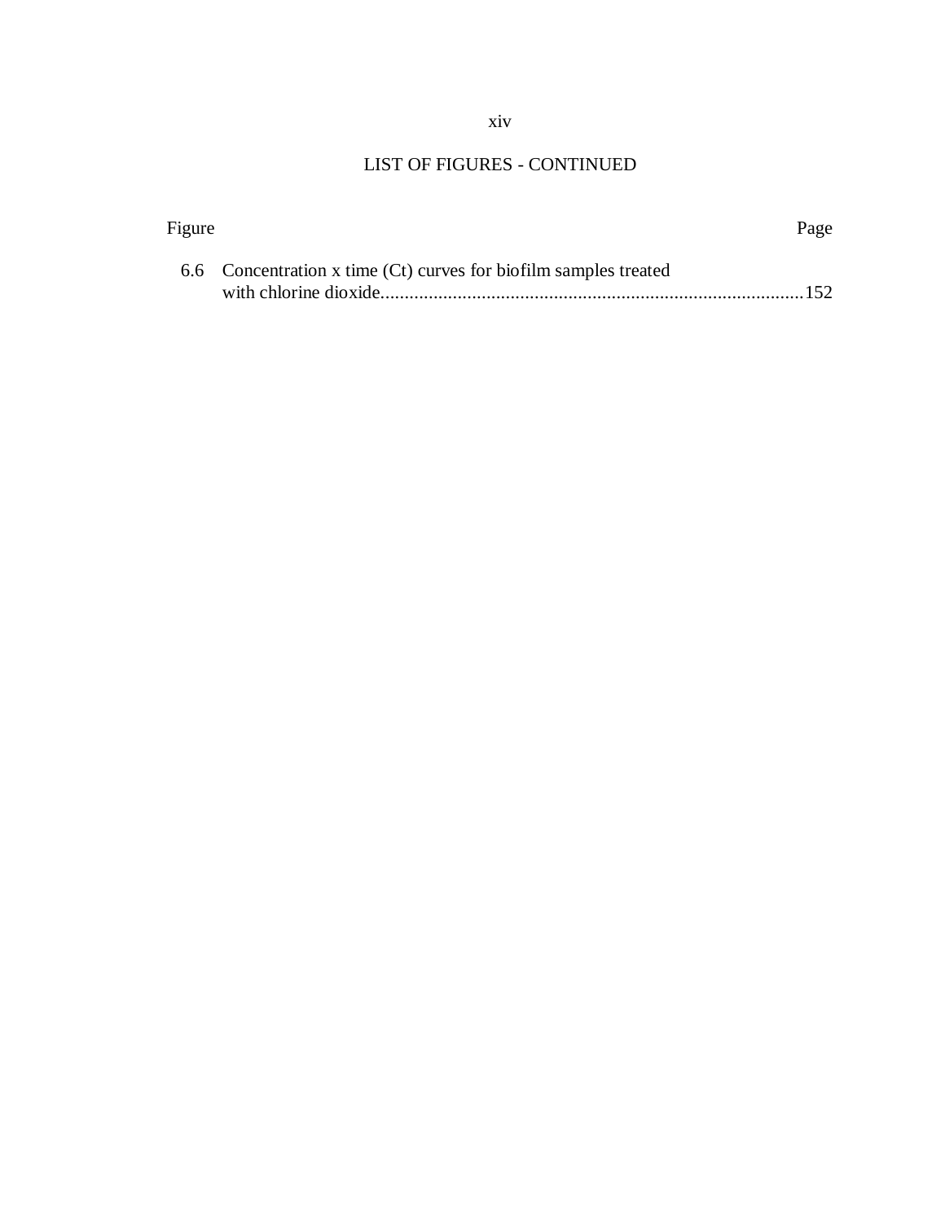## LIST OF FIGURES - CONTINUED

| Figure | | Page |
|---|---|---|
| 6.6 | Concentration x time (Ct) curves for biofilm samples treated with chlorine dioxide | 152 |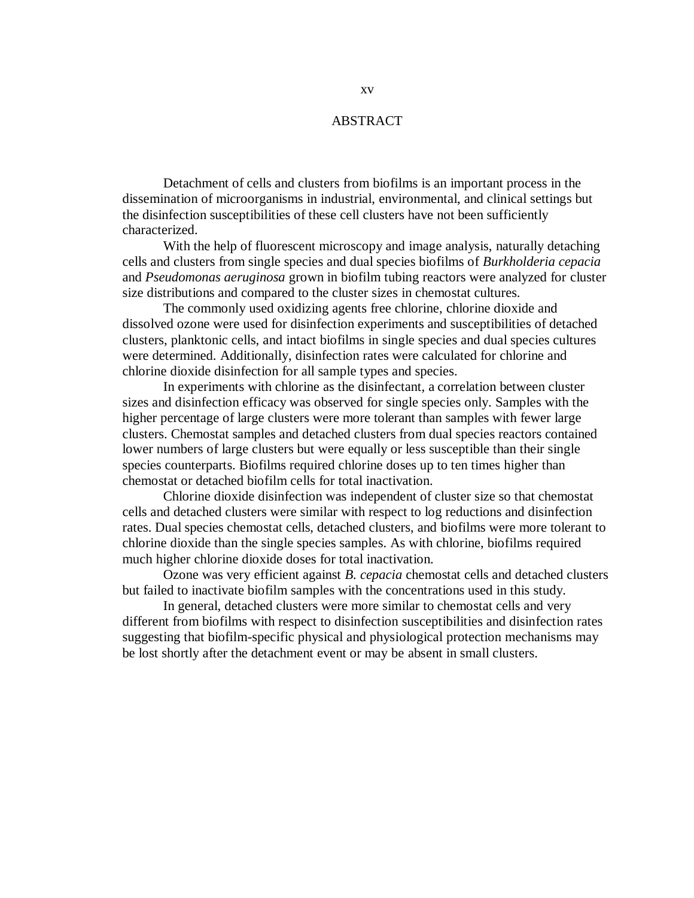# ABSTRACT

Detachment of cells and clusters from biofilms is an important process in the dissemination of microorganisms in industrial, environmental, and clinical settings but the disinfection susceptibilities of these cell clusters have not been sufficiently characterized.

With the help of fluorescent microscopy and image analysis, naturally detaching cells and clusters from single species and dual species biofilms of *Burkholderia cepacia* and *Pseudomonas aeruginosa* grown in biofilm tubing reactors were analyzed for cluster size distributions and compared to the cluster sizes in chemostat cultures.

The commonly used oxidizing agents free chlorine, chlorine dioxide and dissolved ozone were used for disinfection experiments and susceptibilities of detached clusters, planktonic cells, and intact biofilms in single species and dual species cultures were determined. Additionally, disinfection rates were calculated for chlorine and chlorine dioxide disinfection for all sample types and species.

In experiments with chlorine as the disinfectant, a correlation between cluster sizes and disinfection efficacy was observed for single species only. Samples with the higher percentage of large clusters were more tolerant than samples with fewer large clusters. Chemostat samples and detached clusters from dual species reactors contained lower numbers of large clusters but were equally or less susceptible than their single species counterparts. Biofilms required chlorine doses up to ten times higher than chemostat or detached biofilm cells for total inactivation.

Chlorine dioxide disinfection was independent of cluster size so that chemostat cells and detached clusters were similar with respect to log reductions and disinfection rates. Dual species chemostat cells, detached clusters, and biofilms were more tolerant to chlorine dioxide than the single species samples. As with chlorine, biofilms required much higher chlorine dioxide doses for total inactivation.

Ozone was very efficient against *B. cepacia* chemostat cells and detached clusters but failed to inactivate biofilm samples with the concentrations used in this study.

In general, detached clusters were more similar to chemostat cells and very different from biofilms with respect to disinfection susceptibilities and disinfection rates suggesting that biofilm-specific physical and physiological protection mechanisms may be lost shortly after the detachment event or may be absent in small clusters.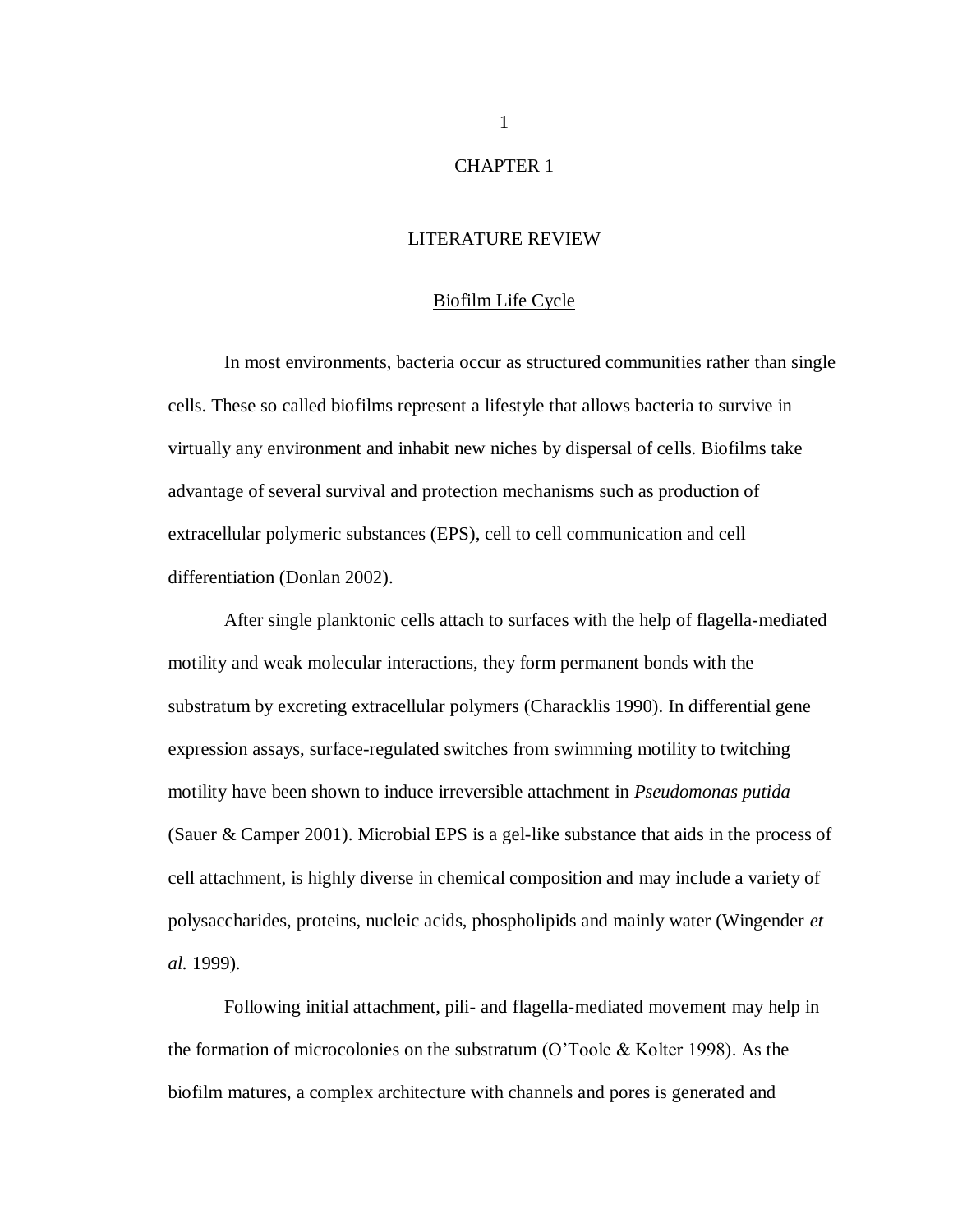# CHAPTER 1

## LITERATURE REVIEW

### Biofilm Life Cycle

In most environments, bacteria occur as structured communities rather than single cells. These so called biofilms represent a lifestyle that allows bacteria to survive in virtually any environment and inhabit new niches by dispersal of cells. Biofilms take advantage of several survival and protection mechanisms such as production of extracellular polymeric substances (EPS), cell to cell communication and cell differentiation (Donlan 2002).

After single planktonic cells attach to surfaces with the help of flagella-mediated motility and weak molecular interactions, they form permanent bonds with the substratum by excreting extracellular polymers (Characklis 1990). In differential gene expression assays, surface-regulated switches from swimming motility to twitching motility have been shown to induce irreversible attachment in *Pseudomonas putida* (Sauer & Camper 2001). Microbial EPS is a gel-like substance that aids in the process of cell attachment, is highly diverse in chemical composition and may include a variety of polysaccharides, proteins, nucleic acids, phospholipids and mainly water (Wingender *et al.* 1999).

Following initial attachment, pili- and flagella-mediated movement may help in the formation of microcolonies on the substratum (O'Toole & Kolter 1998). As the biofilm matures, a complex architecture with channels and pores is generated and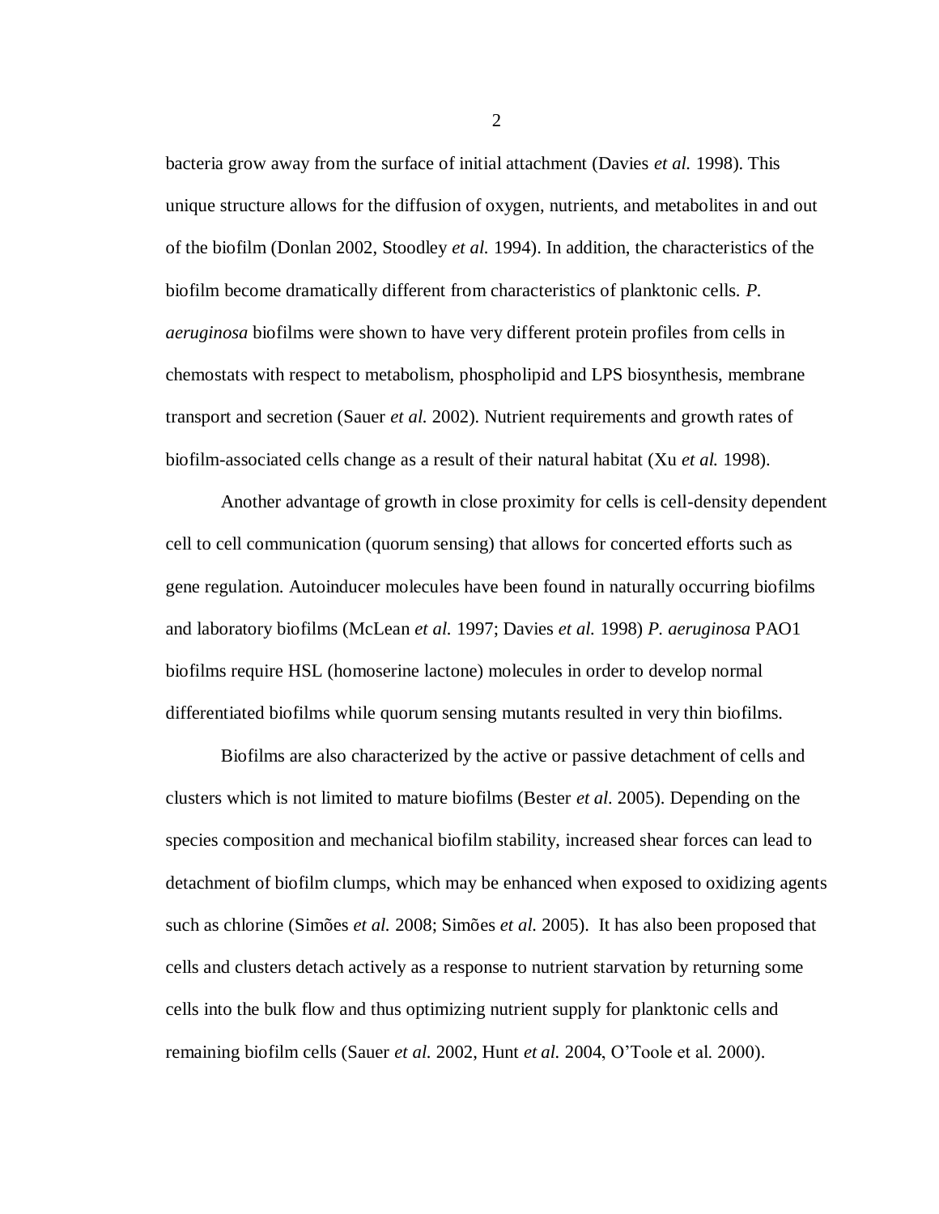bacteria grow away from the surface of initial attachment (Davies *et al.* 1998). This unique structure allows for the diffusion of oxygen, nutrients, and metabolites in and out of the biofilm (Donlan 2002, Stoodley *et al.* 1994). In addition, the characteristics of the biofilm become dramatically different from characteristics of planktonic cells. *P. aeruginosa* biofilms were shown to have very different protein profiles from cells in chemostats with respect to metabolism, phospholipid and LPS biosynthesis, membrane transport and secretion (Sauer *et al.* 2002). Nutrient requirements and growth rates of biofilm-associated cells change as a result of their natural habitat (Xu *et al.* 1998).

Another advantage of growth in close proximity for cells is cell-density dependent cell to cell communication (quorum sensing) that allows for concerted efforts such as gene regulation. Autoinducer molecules have been found in naturally occurring biofilms and laboratory biofilms (McLean *et al.* 1997; Davies *et al.* 1998) *P. aeruginosa* PAO1 biofilms require HSL (homoserine lactone) molecules in order to develop normal differentiated biofilms while quorum sensing mutants resulted in very thin biofilms.

Biofilms are also characterized by the active or passive detachment of cells and clusters which is not limited to mature biofilms (Bester *et al.* 2005). Depending on the species composition and mechanical biofilm stability, increased shear forces can lead to detachment of biofilm clumps, which may be enhanced when exposed to oxidizing agents such as chlorine (Simões *et al.* 2008; Simões *et al.* 2005). It has also been proposed that cells and clusters detach actively as a response to nutrient starvation by returning some cells into the bulk flow and thus optimizing nutrient supply for planktonic cells and remaining biofilm cells (Sauer *et al.* 2002, Hunt *et al.* 2004, O'Toole et al. 2000).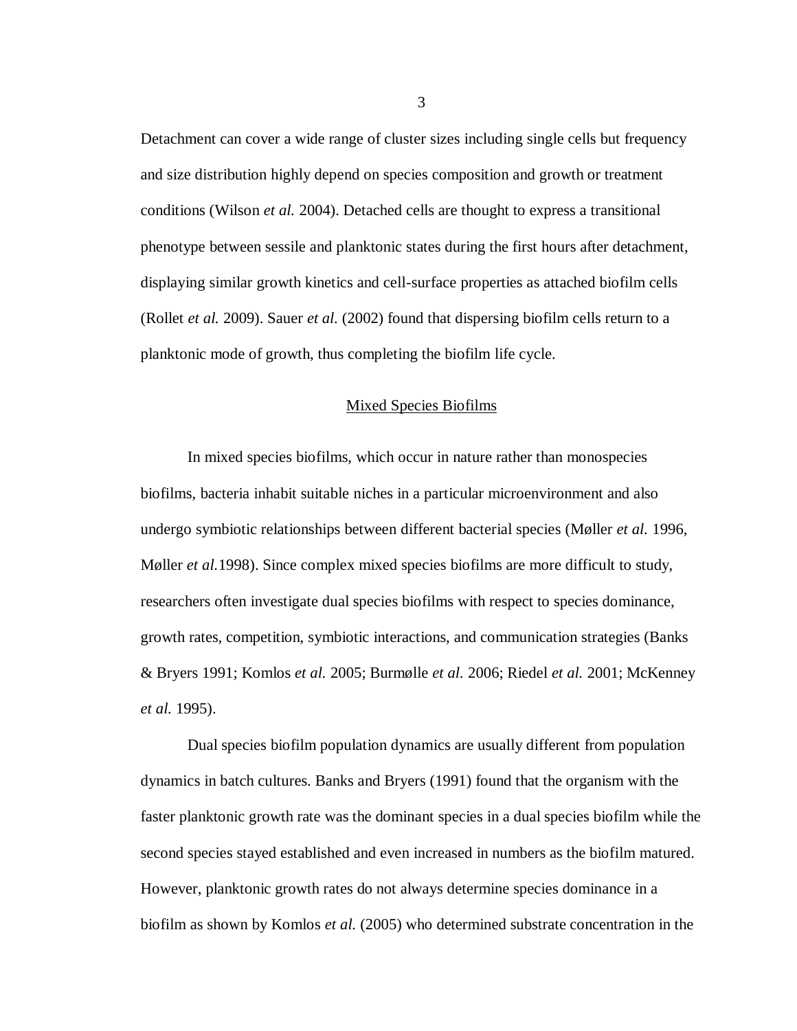Detachment can cover a wide range of cluster sizes including single cells but frequency and size distribution highly depend on species composition and growth or treatment conditions (Wilson *et al.* 2004). Detached cells are thought to express a transitional phenotype between sessile and planktonic states during the first hours after detachment, displaying similar growth kinetics and cell-surface properties as attached biofilm cells (Rollet *et al.* 2009). Sauer *et al.* (2002) found that dispersing biofilm cells return to a planktonic mode of growth, thus completing the biofilm life cycle.

## Mixed Species Biofilms

In mixed species biofilms, which occur in nature rather than monospecies biofilms, bacteria inhabit suitable niches in a particular microenvironment and also undergo symbiotic relationships between different bacterial species (Møller *et al.* 1996, Møller *et al.*1998). Since complex mixed species biofilms are more difficult to study, researchers often investigate dual species biofilms with respect to species dominance, growth rates, competition, symbiotic interactions, and communication strategies (Banks & Bryers 1991; Komlos *et al.* 2005; Burmølle *et al.* 2006; Riedel *et al.* 2001; McKenney *et al.* 1995).

Dual species biofilm population dynamics are usually different from population dynamics in batch cultures. Banks and Bryers (1991) found that the organism with the faster planktonic growth rate was the dominant species in a dual species biofilm while the second species stayed established and even increased in numbers as the biofilm matured. However, planktonic growth rates do not always determine species dominance in a biofilm as shown by Komlos *et al.* (2005) who determined substrate concentration in the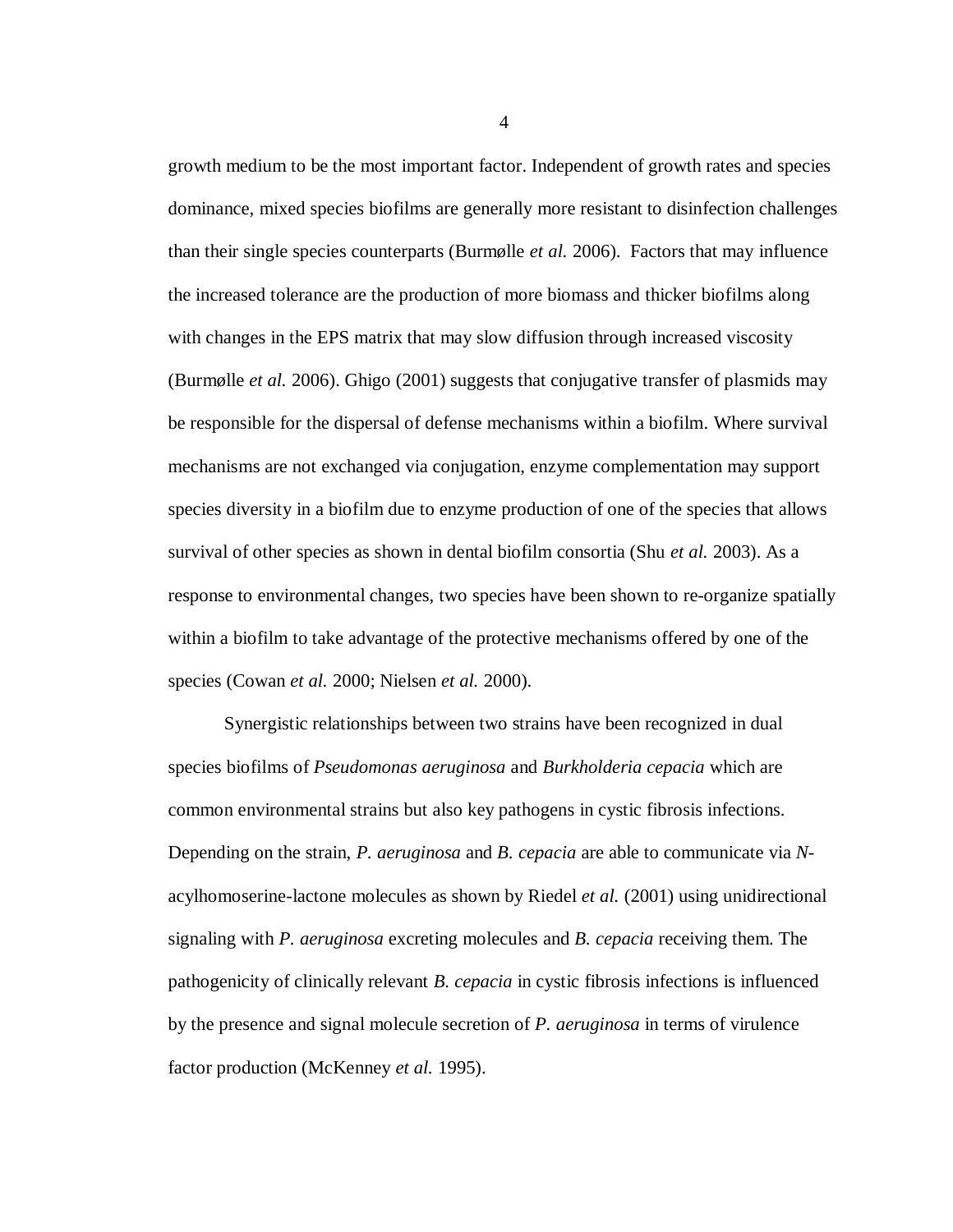growth medium to be the most important factor. Independent of growth rates and species dominance, mixed species biofilms are generally more resistant to disinfection challenges than their single species counterparts (Burmølle *et al.* 2006). Factors that may influence the increased tolerance are the production of more biomass and thicker biofilms along with changes in the EPS matrix that may slow diffusion through increased viscosity (Burmølle *et al.* 2006). Ghigo (2001) suggests that conjugative transfer of plasmids may be responsible for the dispersal of defense mechanisms within a biofilm. Where survival mechanisms are not exchanged via conjugation, enzyme complementation may support species diversity in a biofilm due to enzyme production of one of the species that allows survival of other species as shown in dental biofilm consortia (Shu *et al.* 2003). As a response to environmental changes, two species have been shown to re-organize spatially within a biofilm to take advantage of the protective mechanisms offered by one of the species (Cowan *et al.* 2000; Nielsen *et al.* 2000).

Synergistic relationships between two strains have been recognized in dual species biofilms of *Pseudomonas aeruginosa* and *Burkholderia cepacia* which are common environmental strains but also key pathogens in cystic fibrosis infections. Depending on the strain, *P. aeruginosa* and *B. cepacia* are able to communicate via *N*-acylhomoserine-lactone molecules as shown by Riedel *et al.* (2001) using unidirectional signaling with *P. aeruginosa* excreting molecules and *B. cepacia* receiving them. The pathogenicity of clinically relevant *B. cepacia* in cystic fibrosis infections is influenced by the presence and signal molecule secretion of *P. aeruginosa* in terms of virulence factor production (McKenney *et al.* 1995).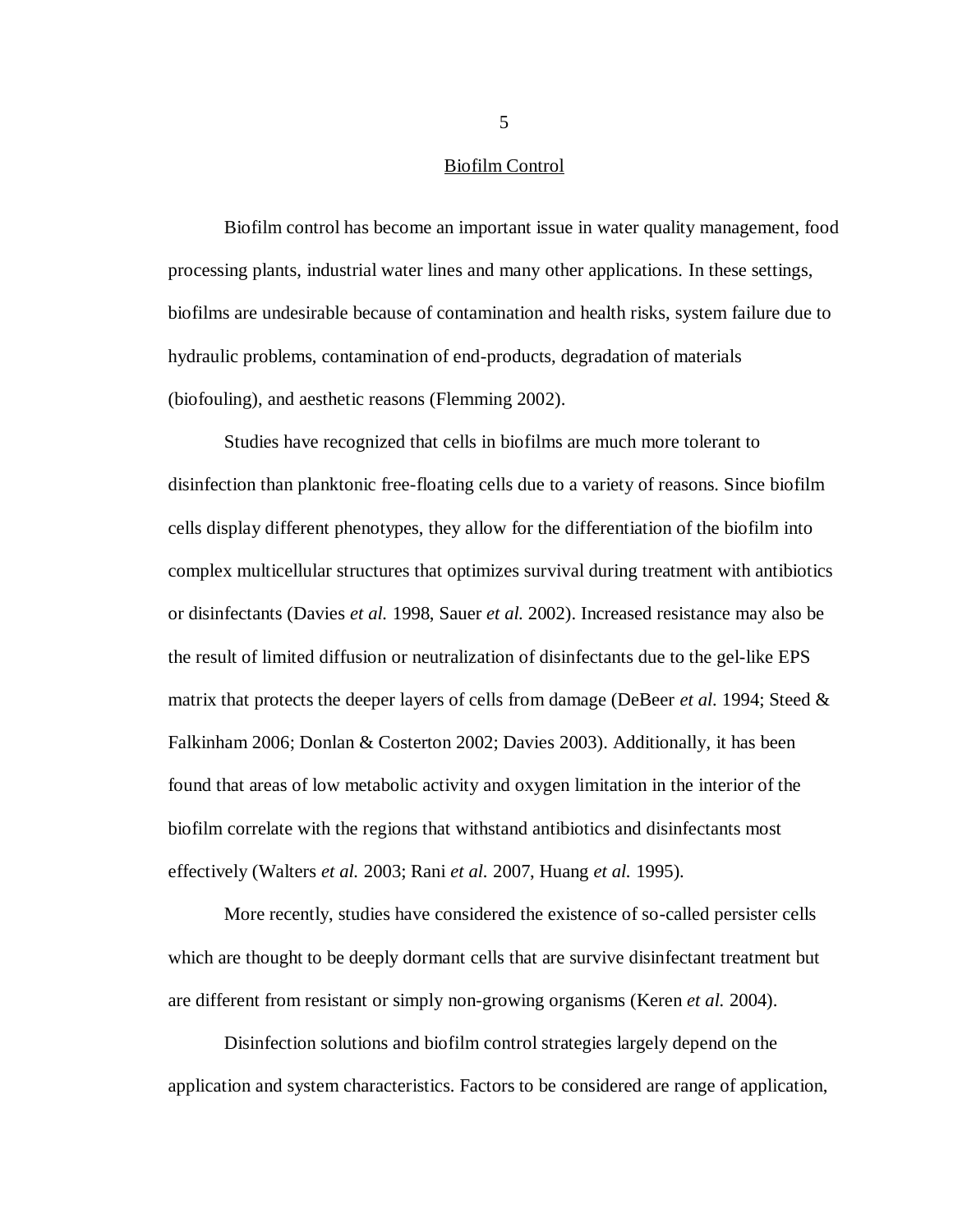## Biofilm Control

Biofilm control has become an important issue in water quality management, food processing plants, industrial water lines and many other applications. In these settings, biofilms are undesirable because of contamination and health risks, system failure due to hydraulic problems, contamination of end-products, degradation of materials (biofouling), and aesthetic reasons (Flemming 2002).

Studies have recognized that cells in biofilms are much more tolerant to disinfection than planktonic free-floating cells due to a variety of reasons. Since biofilm cells display different phenotypes, they allow for the differentiation of the biofilm into complex multicellular structures that optimizes survival during treatment with antibiotics or disinfectants (Davies *et al.* 1998, Sauer *et al.* 2002). Increased resistance may also be the result of limited diffusion or neutralization of disinfectants due to the gel-like EPS matrix that protects the deeper layers of cells from damage (DeBeer *et al.* 1994; Steed & Falkinham 2006; Donlan & Costerton 2002; Davies 2003). Additionally, it has been found that areas of low metabolic activity and oxygen limitation in the interior of the biofilm correlate with the regions that withstand antibiotics and disinfectants most effectively (Walters *et al.* 2003; Rani *et al.* 2007, Huang *et al.* 1995).

More recently, studies have considered the existence of so-called persister cells which are thought to be deeply dormant cells that are survive disinfectant treatment but are different from resistant or simply non-growing organisms (Keren *et al.* 2004).

Disinfection solutions and biofilm control strategies largely depend on the application and system characteristics. Factors to be considered are range of application,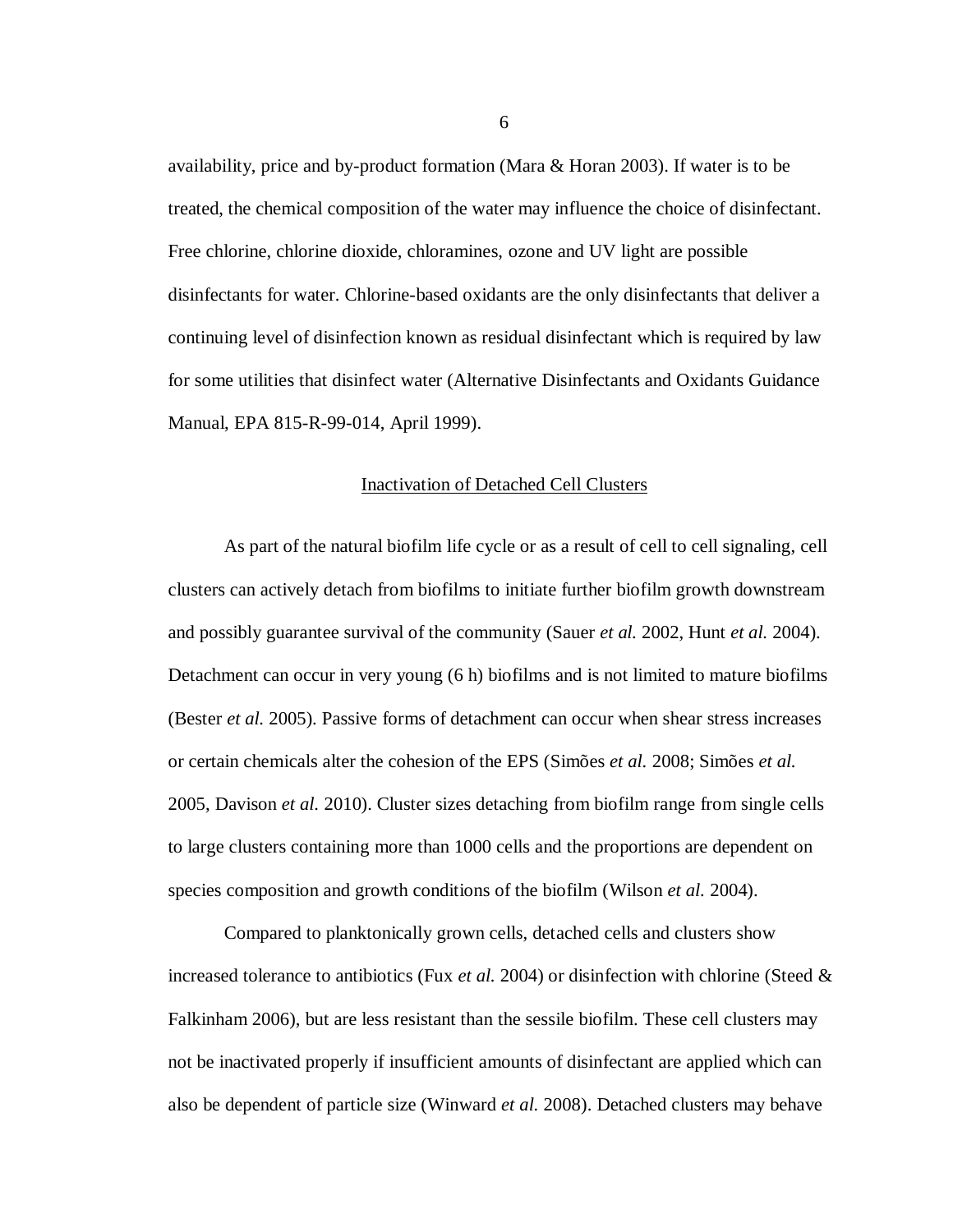availability, price and by-product formation (Mara & Horan 2003). If water is to be treated, the chemical composition of the water may influence the choice of disinfectant. Free chlorine, chlorine dioxide, chloramines, ozone and UV light are possible disinfectants for water. Chlorine-based oxidants are the only disinfectants that deliver a continuing level of disinfection known as residual disinfectant which is required by law for some utilities that disinfect water (Alternative Disinfectants and Oxidants Guidance Manual, EPA 815-R-99-014, April 1999).

## Inactivation of Detached Cell Clusters

As part of the natural biofilm life cycle or as a result of cell to cell signaling, cell clusters can actively detach from biofilms to initiate further biofilm growth downstream and possibly guarantee survival of the community (Sauer *et al.* 2002, Hunt *et al.* 2004). Detachment can occur in very young (6 h) biofilms and is not limited to mature biofilms (Bester *et al.* 2005). Passive forms of detachment can occur when shear stress increases or certain chemicals alter the cohesion of the EPS (Simões *et al.* 2008; Simões *et al.* 2005, Davison *et al.* 2010). Cluster sizes detaching from biofilm range from single cells to large clusters containing more than 1000 cells and the proportions are dependent on species composition and growth conditions of the biofilm (Wilson *et al.* 2004).

Compared to planktonically grown cells, detached cells and clusters show increased tolerance to antibiotics (Fux *et al.* 2004) or disinfection with chlorine (Steed & Falkinham 2006), but are less resistant than the sessile biofilm. These cell clusters may not be inactivated properly if insufficient amounts of disinfectant are applied which can also be dependent of particle size (Winward *et al.* 2008). Detached clusters may behave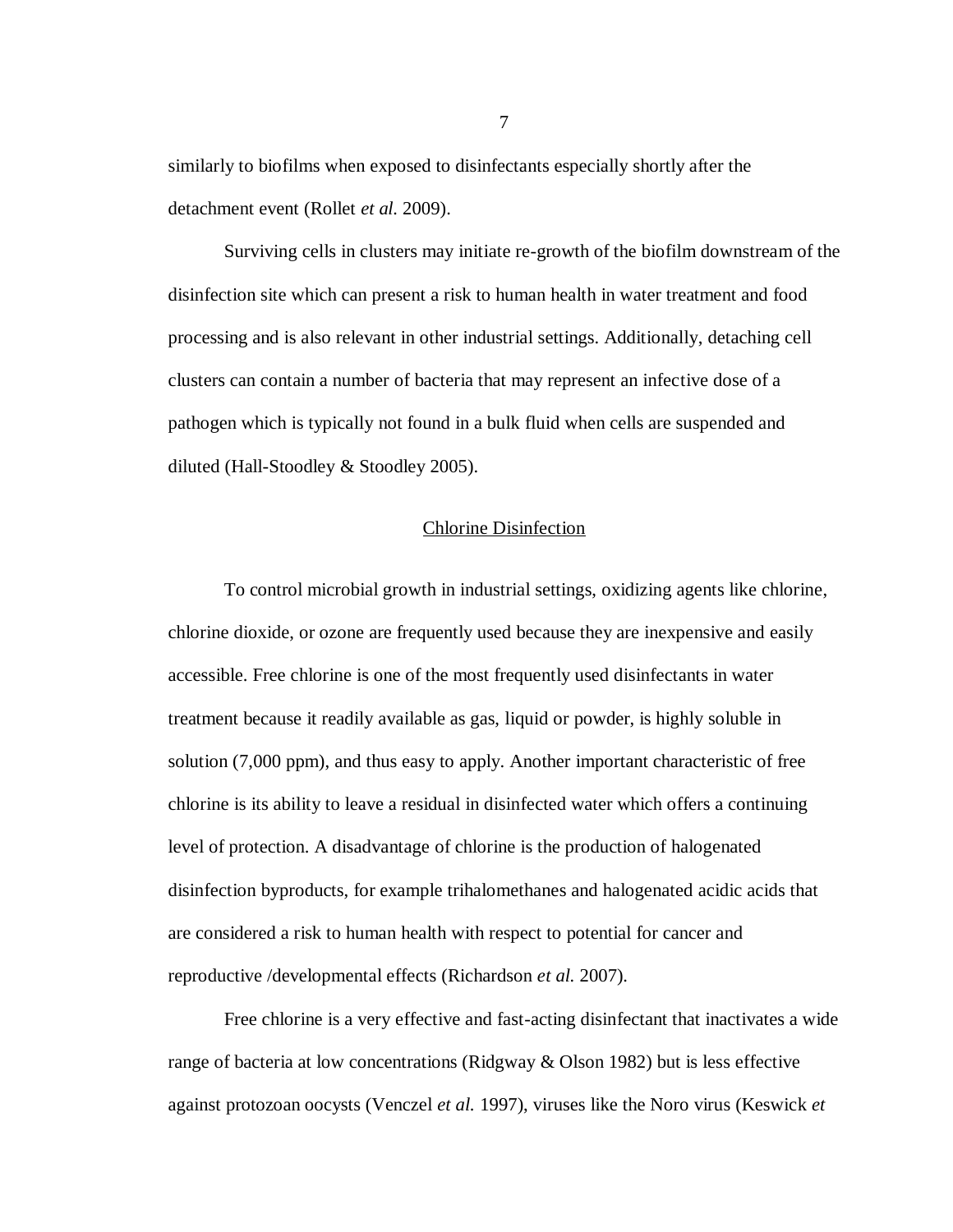similarly to biofilms when exposed to disinfectants especially shortly after the detachment event (Rollet *et al.* 2009).

Surviving cells in clusters may initiate re-growth of the biofilm downstream of the disinfection site which can present a risk to human health in water treatment and food processing and is also relevant in other industrial settings. Additionally, detaching cell clusters can contain a number of bacteria that may represent an infective dose of a pathogen which is typically not found in a bulk fluid when cells are suspended and diluted (Hall-Stoodley & Stoodley 2005).

## Chlorine Disinfection

To control microbial growth in industrial settings, oxidizing agents like chlorine, chlorine dioxide, or ozone are frequently used because they are inexpensive and easily accessible. Free chlorine is one of the most frequently used disinfectants in water treatment because it readily available as gas, liquid or powder, is highly soluble in solution (7,000 ppm), and thus easy to apply. Another important characteristic of free chlorine is its ability to leave a residual in disinfected water which offers a continuing level of protection. A disadvantage of chlorine is the production of halogenated disinfection byproducts, for example trihalomethanes and halogenated acidic acids that are considered a risk to human health with respect to potential for cancer and reproductive /developmental effects (Richardson *et al.* 2007).

Free chlorine is a very effective and fast-acting disinfectant that inactivates a wide range of bacteria at low concentrations (Ridgway & Olson 1982) but is less effective against protozoan oocysts (Venczel *et al.* 1997), viruses like the Noro virus (Keswick *et*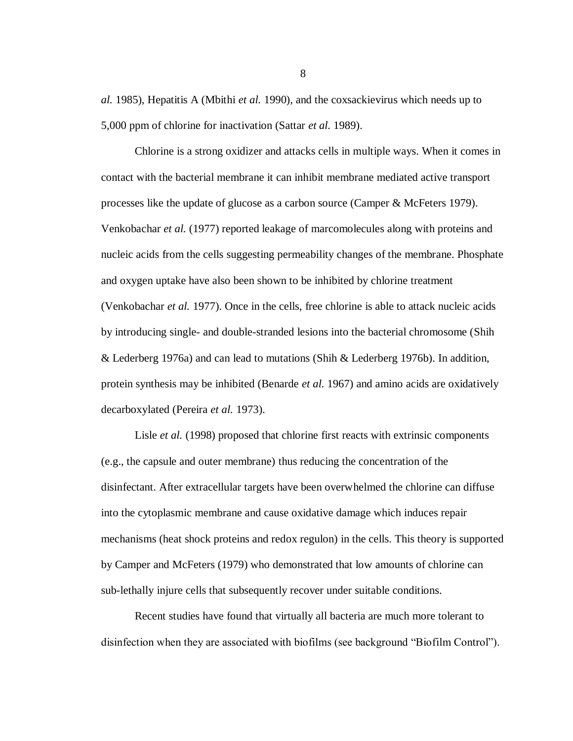*al.* 1985), Hepatitis A (Mbithi *et al.* 1990), and the coxsackievirus which needs up to 5,000 ppm of chlorine for inactivation (Sattar *et al.* 1989).

Chlorine is a strong oxidizer and attacks cells in multiple ways. When it comes in contact with the bacterial membrane it can inhibit membrane mediated active transport processes like the update of glucose as a carbon source (Camper & McFeters 1979). Venkobachar *et al.* (1977) reported leakage of marcomolecules along with proteins and nucleic acids from the cells suggesting permeability changes of the membrane. Phosphate and oxygen uptake have also been shown to be inhibited by chlorine treatment (Venkobachar *et al.* 1977). Once in the cells, free chlorine is able to attack nucleic acids by introducing single- and double-stranded lesions into the bacterial chromosome (Shih & Lederberg 1976a) and can lead to mutations (Shih & Lederberg 1976b). In addition, protein synthesis may be inhibited (Benarde *et al.* 1967) and amino acids are oxidatively decarboxylated (Pereira *et al.* 1973).

Lisle *et al.* (1998) proposed that chlorine first reacts with extrinsic components (e.g., the capsule and outer membrane) thus reducing the concentration of the disinfectant. After extracellular targets have been overwhelmed the chlorine can diffuse into the cytoplasmic membrane and cause oxidative damage which induces repair mechanisms (heat shock proteins and redox regulon) in the cells. This theory is supported by Camper and McFeters (1979) who demonstrated that low amounts of chlorine can sub-lethally injure cells that subsequently recover under suitable conditions.

Recent studies have found that virtually all bacteria are much more tolerant to disinfection when they are associated with biofilms (see background "Biofilm Control").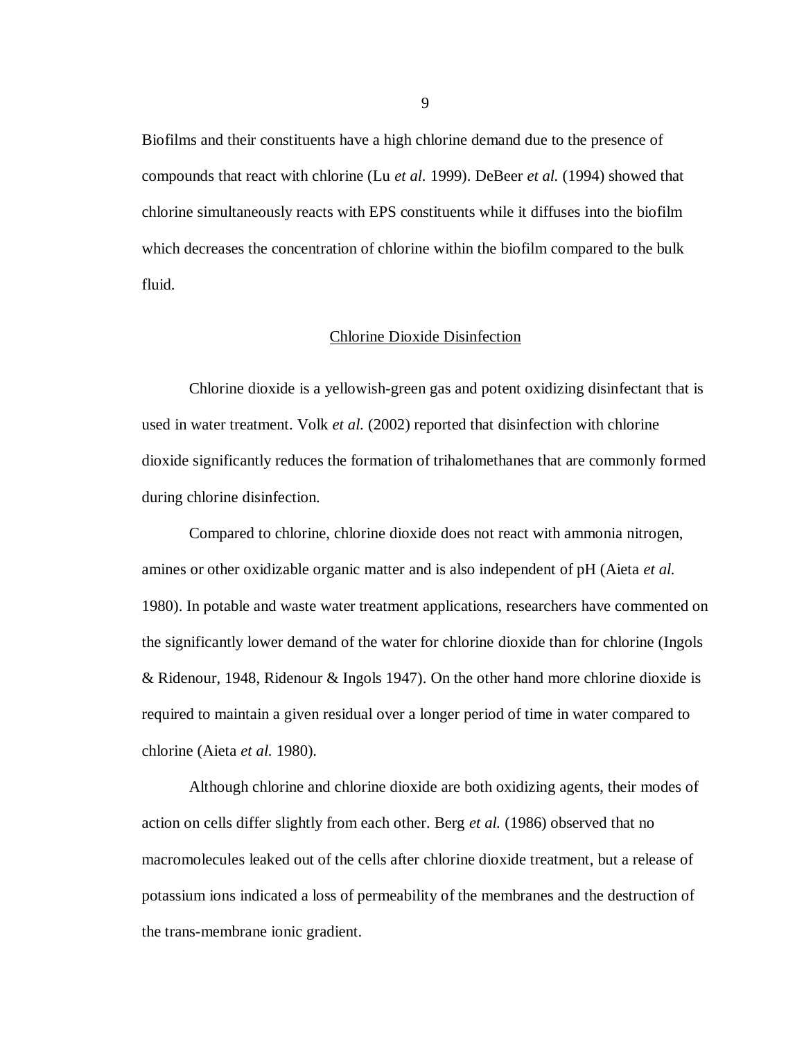Biofilms and their constituents have a high chlorine demand due to the presence of compounds that react with chlorine (Lu *et al.* 1999). DeBeer *et al.* (1994) showed that chlorine simultaneously reacts with EPS constituents while it diffuses into the biofilm which decreases the concentration of chlorine within the biofilm compared to the bulk fluid.

## Chlorine Dioxide Disinfection

Chlorine dioxide is a yellowish-green gas and potent oxidizing disinfectant that is used in water treatment. Volk *et al.* (2002) reported that disinfection with chlorine dioxide significantly reduces the formation of trihalomethanes that are commonly formed during chlorine disinfection.

Compared to chlorine, chlorine dioxide does not react with ammonia nitrogen, amines or other oxidizable organic matter and is also independent of pH (Aieta *et al.* 1980). In potable and waste water treatment applications, researchers have commented on the significantly lower demand of the water for chlorine dioxide than for chlorine (Ingols & Ridenour, 1948, Ridenour & Ingols 1947). On the other hand more chlorine dioxide is required to maintain a given residual over a longer period of time in water compared to chlorine (Aieta *et al.* 1980).

Although chlorine and chlorine dioxide are both oxidizing agents, their modes of action on cells differ slightly from each other. Berg *et al.* (1986) observed that no macromolecules leaked out of the cells after chlorine dioxide treatment, but a release of potassium ions indicated a loss of permeability of the membranes and the destruction of the trans-membrane ionic gradient.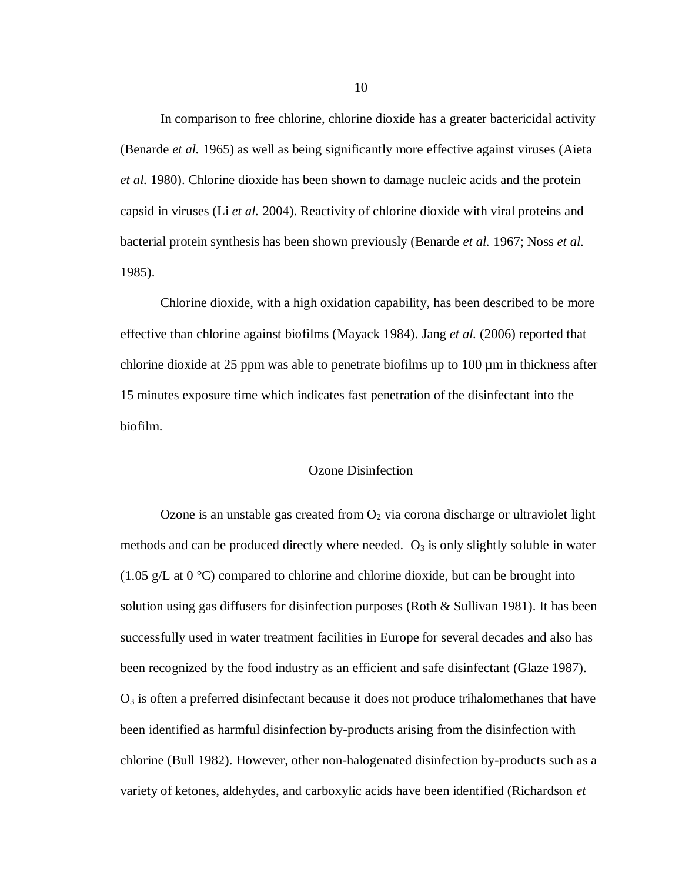In comparison to free chlorine, chlorine dioxide has a greater bactericidal activity (Benarde *et al.* 1965) as well as being significantly more effective against viruses (Aieta *et al.* 1980). Chlorine dioxide has been shown to damage nucleic acids and the protein capsid in viruses (Li *et al.* 2004). Reactivity of chlorine dioxide with viral proteins and bacterial protein synthesis has been shown previously (Benarde *et al.* 1967; Noss *et al.* 1985).

Chlorine dioxide, with a high oxidation capability, has been described to be more effective than chlorine against biofilms (Mayack 1984). Jang *et al.* (2006) reported that chlorine dioxide at 25 ppm was able to penetrate biofilms up to 100 µm in thickness after 15 minutes exposure time which indicates fast penetration of the disinfectant into the biofilm.

## Ozone Disinfection

Ozone is an unstable gas created from $O_2$ via corona discharge or ultraviolet light methods and can be produced directly where needed. $O_3$ is only slightly soluble in water (1.05 g/L at 0 °C) compared to chlorine and chlorine dioxide, but can be brought into solution using gas diffusers for disinfection purposes (Roth & Sullivan 1981). It has been successfully used in water treatment facilities in Europe for several decades and also has been recognized by the food industry as an efficient and safe disinfectant (Glaze 1987). $O_3$ is often a preferred disinfectant because it does not produce trihalomethanes that have been identified as harmful disinfection by-products arising from the disinfection with chlorine (Bull 1982). However, other non-halogenated disinfection by-products such as a variety of ketones, aldehydes, and carboxylic acids have been identified (Richardson *et*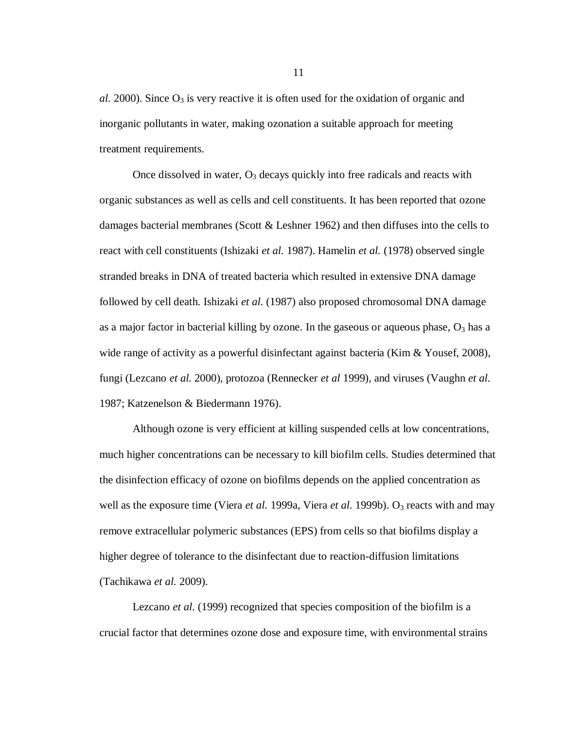*al.* 2000). Since $O_3$ is very reactive it is often used for the oxidation of organic and inorganic pollutants in water, making ozonation a suitable approach for meeting treatment requirements.

Once dissolved in water, $O_3$ decays quickly into free radicals and reacts with organic substances as well as cells and cell constituents. It has been reported that ozone damages bacterial membranes (Scott & Leshner 1962) and then diffuses into the cells to react with cell constituents (Ishizaki *et al.* 1987). Hamelin *et al.* (1978) observed single stranded breaks in DNA of treated bacteria which resulted in extensive DNA damage followed by cell death. Ishizaki *et al.* (1987) also proposed chromosomal DNA damage as a major factor in bacterial killing by ozone. In the gaseous or aqueous phase, $O_3$ has a wide range of activity as a powerful disinfectant against bacteria (Kim & Yousef, 2008), fungi (Lezcano *et al.* 2000), protozoa (Rennecker *et al* 1999), and viruses (Vaughn *et al.* 1987; Katzenelson & Biedermann 1976).

Although ozone is very efficient at killing suspended cells at low concentrations, much higher concentrations can be necessary to kill biofilm cells. Studies determined that the disinfection efficacy of ozone on biofilms depends on the applied concentration as well as the exposure time (Viera *et al.* 1999a, Viera *et al.* 1999b). $O_3$ reacts with and may remove extracellular polymeric substances (EPS) from cells so that biofilms display a higher degree of tolerance to the disinfectant due to reaction-diffusion limitations (Tachikawa *et al.* 2009).

Lezcano *et al.* (1999) recognized that species composition of the biofilm is a crucial factor that determines ozone dose and exposure time, with environmental strains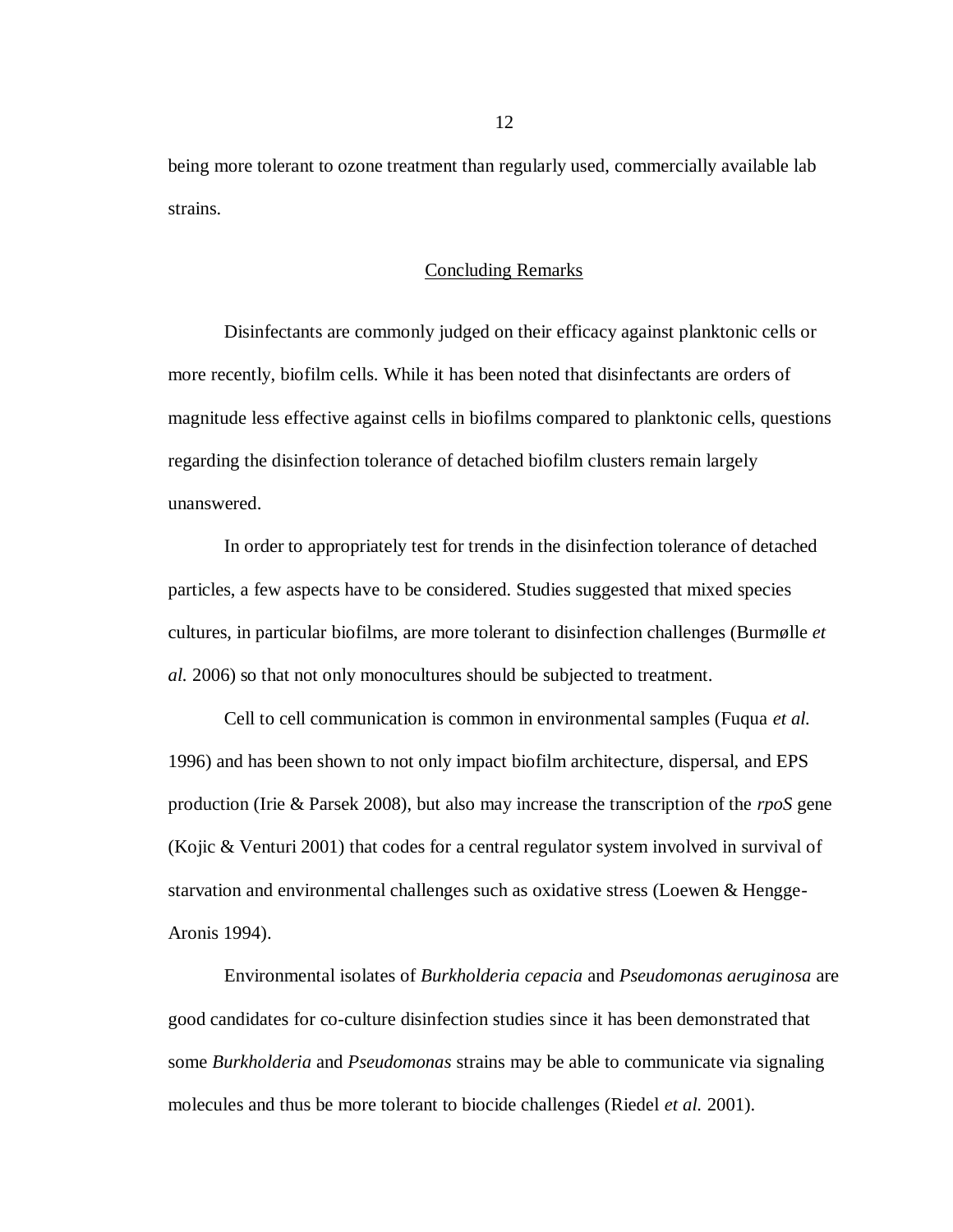being more tolerant to ozone treatment than regularly used, commercially available lab strains.

## Concluding Remarks

Disinfectants are commonly judged on their efficacy against planktonic cells or more recently, biofilm cells. While it has been noted that disinfectants are orders of magnitude less effective against cells in biofilms compared to planktonic cells, questions regarding the disinfection tolerance of detached biofilm clusters remain largely unanswered.

In order to appropriately test for trends in the disinfection tolerance of detached particles, a few aspects have to be considered. Studies suggested that mixed species cultures, in particular biofilms, are more tolerant to disinfection challenges (Burmølle *et al.* 2006) so that not only monocultures should be subjected to treatment.

Cell to cell communication is common in environmental samples (Fuqua *et al.* 1996) and has been shown to not only impact biofilm architecture, dispersal, and EPS production (Irie & Parsek 2008), but also may increase the transcription of the *rpoS* gene (Kojic & Venturi 2001) that codes for a central regulator system involved in survival of starvation and environmental challenges such as oxidative stress (Loewen & Hengge-Aronis 1994).

Environmental isolates of *Burkholderia cepacia* and *Pseudomonas aeruginosa* are good candidates for co-culture disinfection studies since it has been demonstrated that some *Burkholderia* and *Pseudomonas* strains may be able to communicate via signaling molecules and thus be more tolerant to biocide challenges (Riedel *et al.* 2001).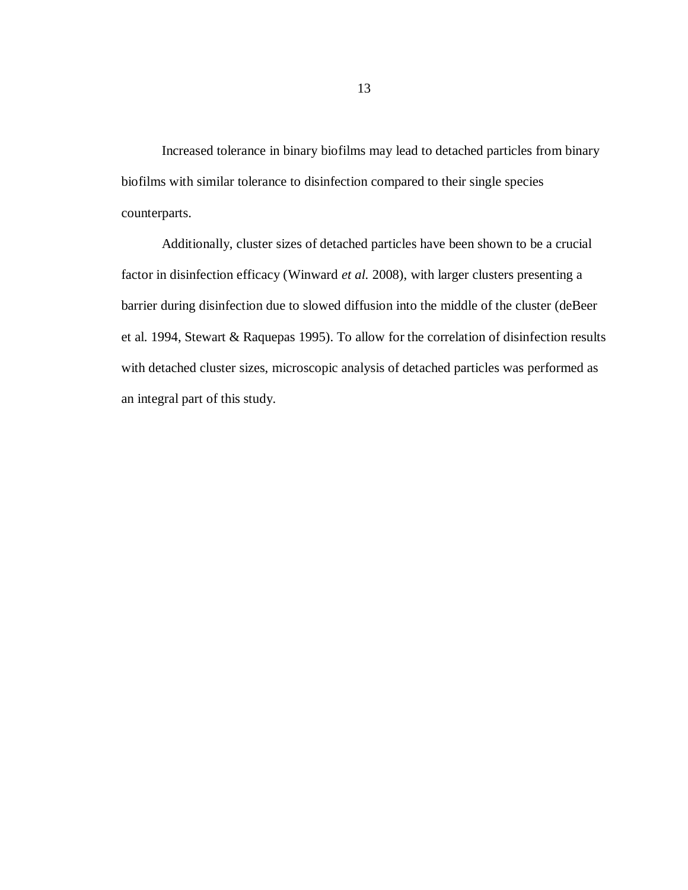Increased tolerance in binary biofilms may lead to detached particles from binary biofilms with similar tolerance to disinfection compared to their single species counterparts.

Additionally, cluster sizes of detached particles have been shown to be a crucial factor in disinfection efficacy (Winward *et al.* 2008), with larger clusters presenting a barrier during disinfection due to slowed diffusion into the middle of the cluster (deBeer et al. 1994, Stewart & Raquepas 1995). To allow for the correlation of disinfection results with detached cluster sizes, microscopic analysis of detached particles was performed as an integral part of this study.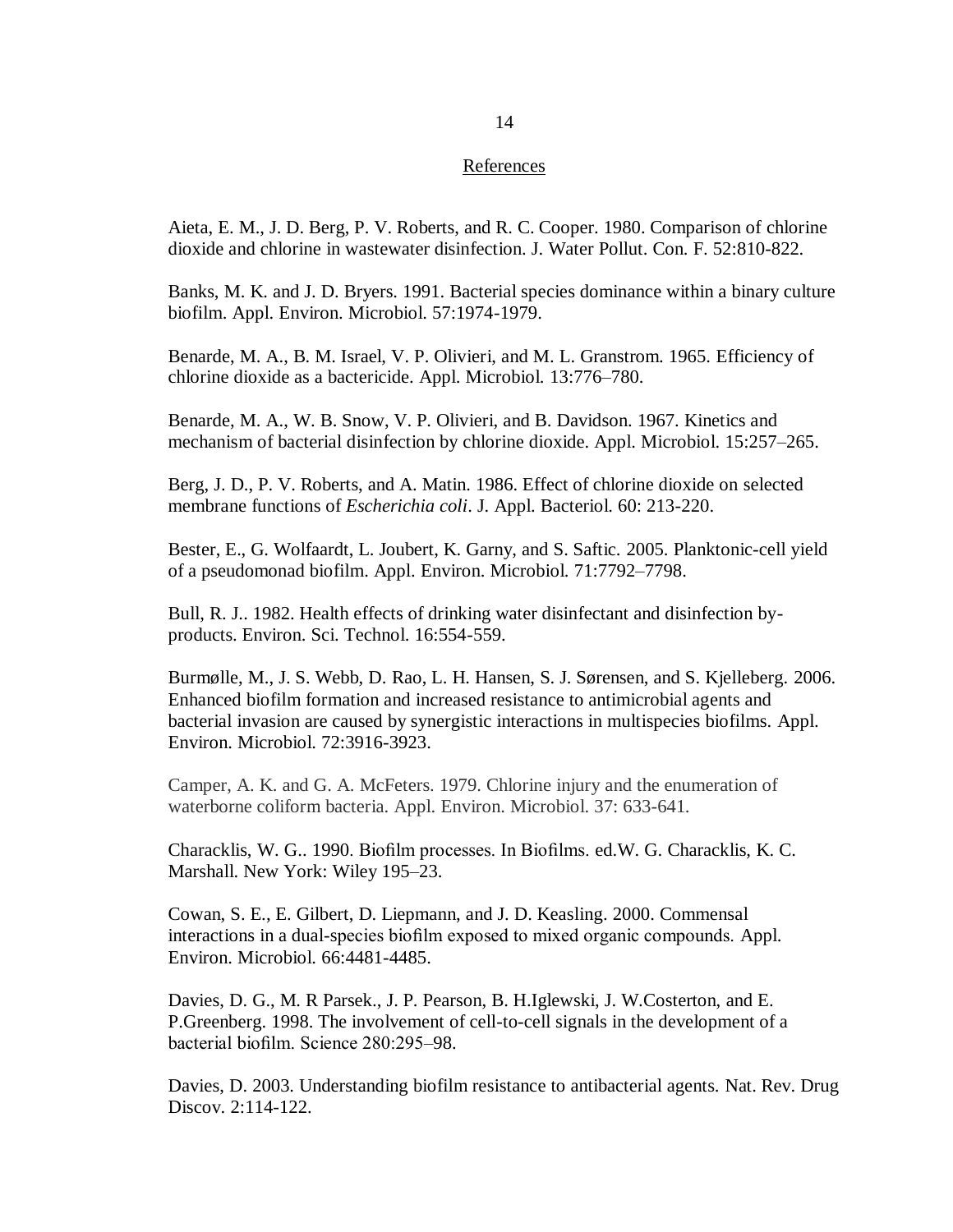## References

Aieta, E. M., J. D. Berg, P. V. Roberts, and R. C. Cooper. 1980. Comparison of chlorine dioxide and chlorine in wastewater disinfection. J. Water Pollut. Con. F. 52:810-822.

Banks, M. K. and J. D. Bryers. 1991. Bacterial species dominance within a binary culture biofilm. Appl. Environ. Microbiol. 57:1974-1979.

Benarde, M. A., B. M. Israel, V. P. Olivieri, and M. L. Granstrom. 1965. Efficiency of chlorine dioxide as a bactericide. Appl. Microbiol. 13:776–780.

Benarde, M. A., W. B. Snow, V. P. Olivieri, and B. Davidson. 1967. Kinetics and mechanism of bacterial disinfection by chlorine dioxide. Appl. Microbiol. 15:257–265.

Berg, J. D., P. V. Roberts, and A. Matin. 1986. Effect of chlorine dioxide on selected membrane functions of *Escherichia coli*. J. Appl. Bacteriol. 60: 213-220.

Bester, E., G. Wolfaardt, L. Joubert, K. Garny, and S. Saftic. 2005. Planktonic-cell yield of a pseudomonad biofilm. Appl. Environ. Microbiol. 71:7792–7798.

Bull, R. J.. 1982. Health effects of drinking water disinfectant and disinfection by-products. Environ. Sci. Technol. 16:554-559.

Burmølle, M., J. S. Webb, D. Rao, L. H. Hansen, S. J. Sørensen, and S. Kjelleberg. 2006. Enhanced biofilm formation and increased resistance to antimicrobial agents and bacterial invasion are caused by synergistic interactions in multispecies biofilms. Appl. Environ. Microbiol. 72:3916-3923.

Camper, A. K. and G. A. McFeters. 1979. Chlorine injury and the enumeration of waterborne coliform bacteria. Appl. Environ. Microbiol. 37: 633-641.

Characklis, W. G.. 1990. Biofilm processes. In Biofilms. ed.W. G. Characklis, K. C. Marshall. New York: Wiley 195–23.

Cowan, S. E., E. Gilbert, D. Liepmann, and J. D. Keasling. 2000. Commensal interactions in a dual-species biofilm exposed to mixed organic compounds. Appl. Environ. Microbiol. 66:4481-4485.

Davies, D. G., M. R Parsek., J. P. Pearson, B. H.Iglewski, J. W.Costerton, and E. P.Greenberg. 1998. The involvement of cell-to-cell signals in the development of a bacterial biofilm. Science 280:295–98.

Davies, D. 2003. Understanding biofilm resistance to antibacterial agents. Nat. Rev. Drug Discov. 2:114-122.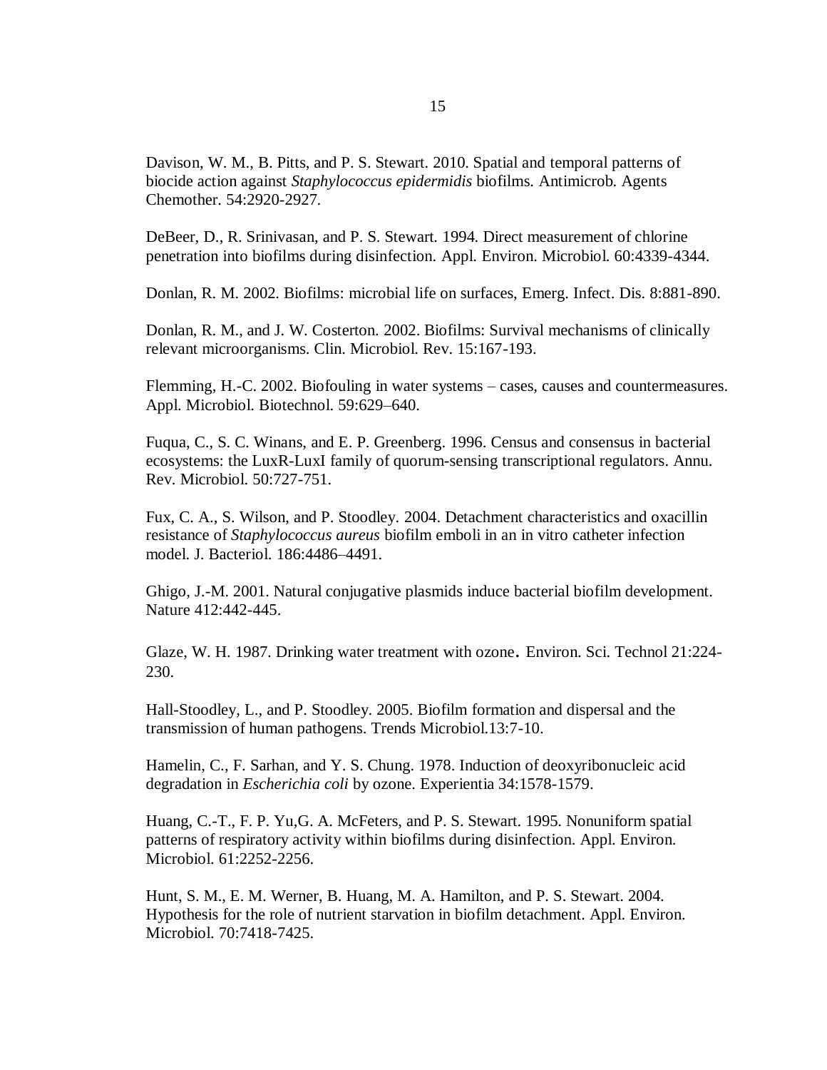Davison, W. M., B. Pitts, and P. S. Stewart. 2010. Spatial and temporal patterns of biocide action against *Staphylococcus epidermidis* biofilms. Antimicrob. Agents Chemother. 54:2920-2927.

DeBeer, D., R. Srinivasan, and P. S. Stewart. 1994. Direct measurement of chlorine penetration into biofilms during disinfection. Appl. Environ. Microbiol. 60:4339-4344.

Donlan, R. M. 2002. Biofilms: microbial life on surfaces, Emerg. Infect. Dis. 8:881-890.

Donlan, R. M., and J. W. Costerton. 2002. Biofilms: Survival mechanisms of clinically relevant microorganisms. Clin. Microbiol. Rev. 15:167-193.

Flemming, H.-C. 2002. Biofouling in water systems – cases, causes and countermeasures. Appl. Microbiol. Biotechnol. 59:629–640.

Fuqua, C., S. C. Winans, and E. P. Greenberg. 1996. Census and consensus in bacterial ecosystems: the LuxR-LuxI family of quorum-sensing transcriptional regulators. Annu. Rev. Microbiol. 50:727-751.

Fux, C. A., S. Wilson, and P. Stoodley. 2004. Detachment characteristics and oxacillin resistance of *Staphylococcus aureus* biofilm emboli in an in vitro catheter infection model. J. Bacteriol. 186:4486–4491.

Ghigo, J.-M. 2001. Natural conjugative plasmids induce bacterial biofilm development. Nature 412:442-445.

Glaze, W. H. 1987. Drinking water treatment with ozone**.** Environ. Sci. Technol 21:224-230.

Hall-Stoodley, L., and P. Stoodley. 2005. Biofilm formation and dispersal and the transmission of human pathogens. Trends Microbiol.13:7-10.

Hamelin, C., F. Sarhan, and Y. S. Chung. 1978. Induction of deoxyribonucleic acid degradation in *Escherichia coli* by ozone. Experientia 34:1578-1579.

Huang, C.-T., F. P. Yu,G. A. McFeters, and P. S. Stewart. 1995. Nonuniform spatial patterns of respiratory activity within biofilms during disinfection. Appl. Environ. Microbiol. 61:2252-2256.

Hunt, S. M., E. M. Werner, B. Huang, M. A. Hamilton, and P. S. Stewart. 2004. Hypothesis for the role of nutrient starvation in biofilm detachment. Appl. Environ. Microbiol. 70:7418-7425.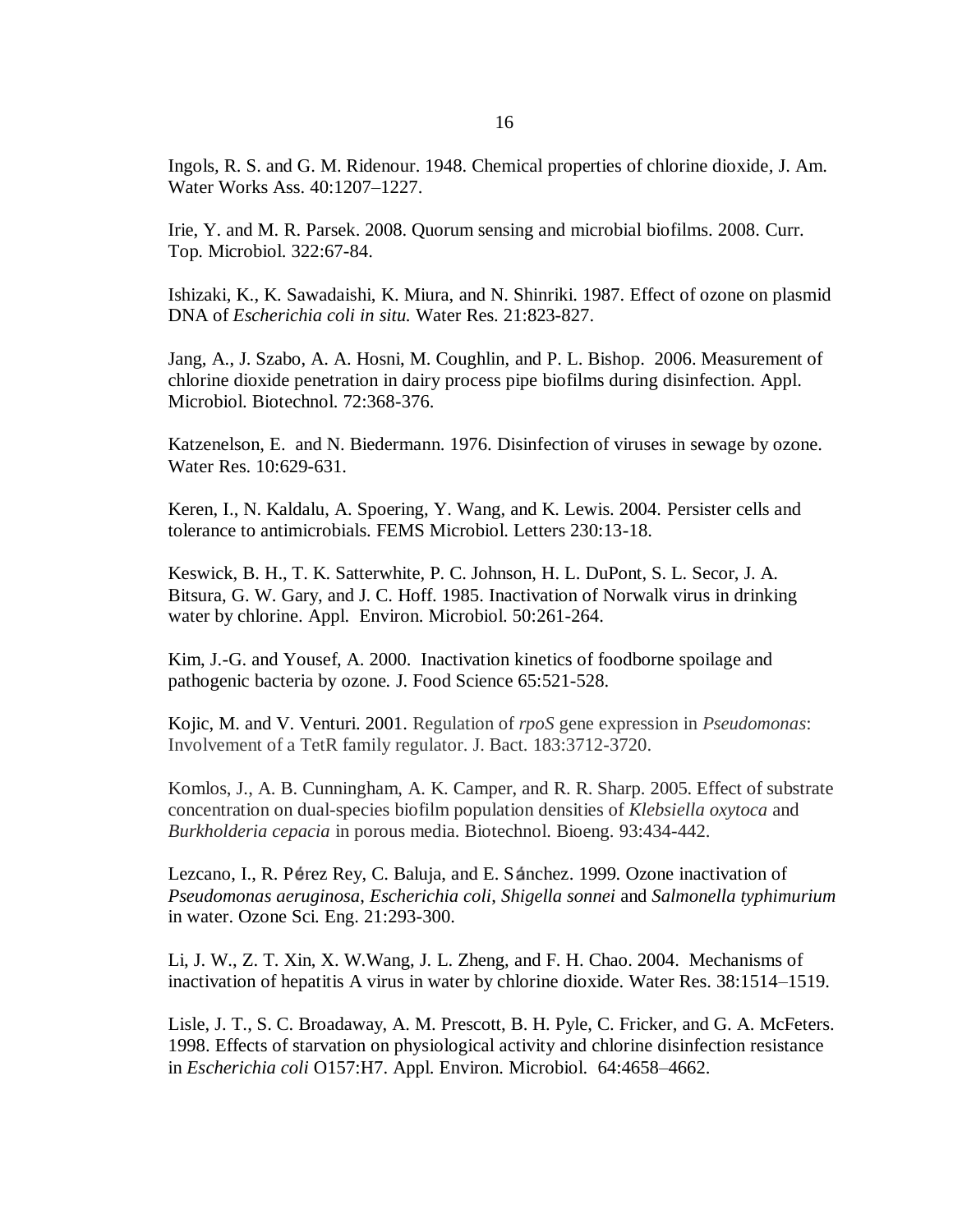Ingols, R. S. and G. M. Ridenour. 1948. Chemical properties of chlorine dioxide, J. Am. Water Works Ass. 40:1207–1227.

Irie, Y. and M. R. Parsek. 2008. Quorum sensing and microbial biofilms. 2008. Curr. Top. Microbiol. 322:67-84.

Ishizaki, K., K. Sawadaishi, K. Miura, and N. Shinriki. 1987. Effect of ozone on plasmid DNA of *Escherichia coli in situ.* Water Res. 21:823-827.

Jang, A., J. Szabo, A. A. Hosni, M. Coughlin, and P. L. Bishop. 2006. Measurement of chlorine dioxide penetration in dairy process pipe biofilms during disinfection. Appl. Microbiol. Biotechnol. 72:368-376.

Katzenelson, E. and N. Biedermann. 1976. Disinfection of viruses in sewage by ozone. Water Res. 10:629-631.

Keren, I., N. Kaldalu, A. Spoering, Y. Wang, and K. Lewis. 2004. Persister cells and tolerance to antimicrobials. FEMS Microbiol. Letters 230:13-18.

Keswick, B. H., T. K. Satterwhite, P. C. Johnson, H. L. DuPont, S. L. Secor, J. A. Bitsura, G. W. Gary, and J. C. Hoff. 1985. Inactivation of Norwalk virus in drinking water by chlorine. Appl. Environ. Microbiol. 50:261-264.

Kim, J.-G. and Yousef, A. 2000. Inactivation kinetics of foodborne spoilage and pathogenic bacteria by ozone. J. Food Science 65:521-528.

Kojic, M. and V. Venturi. 2001. Regulation of *rpoS* gene expression in *Pseudomonas*: Involvement of a TetR family regulator. J. Bact. 183:3712-3720.

Komlos, J., A. B. Cunningham, A. K. Camper, and R. R. Sharp. 2005. Effect of substrate concentration on dual-species biofilm population densities of *Klebsiella oxytoca* and *Burkholderia cepacia* in porous media. Biotechnol. Bioeng. 93:434-442.

Lezcano, I., R. Pérez Rey, C. Baluja, and E. Sánchez. 1999. Ozone inactivation of *Pseudomonas aeruginosa*, *Escherichia coli*, *Shigella sonnei* and *Salmonella typhimurium* in water. Ozone Sci. Eng. 21:293-300.

Li, J. W., Z. T. Xin, X. W.Wang, J. L. Zheng, and F. H. Chao. 2004. Mechanisms of inactivation of hepatitis A virus in water by chlorine dioxide. Water Res. 38:1514–1519.

Lisle, J. T., S. C. Broadaway, A. M. Prescott, B. H. Pyle, C. Fricker, and G. A. McFeters. 1998. Effects of starvation on physiological activity and chlorine disinfection resistance in *Escherichia coli* O157:H7. Appl. Environ. Microbiol. 64:4658–4662.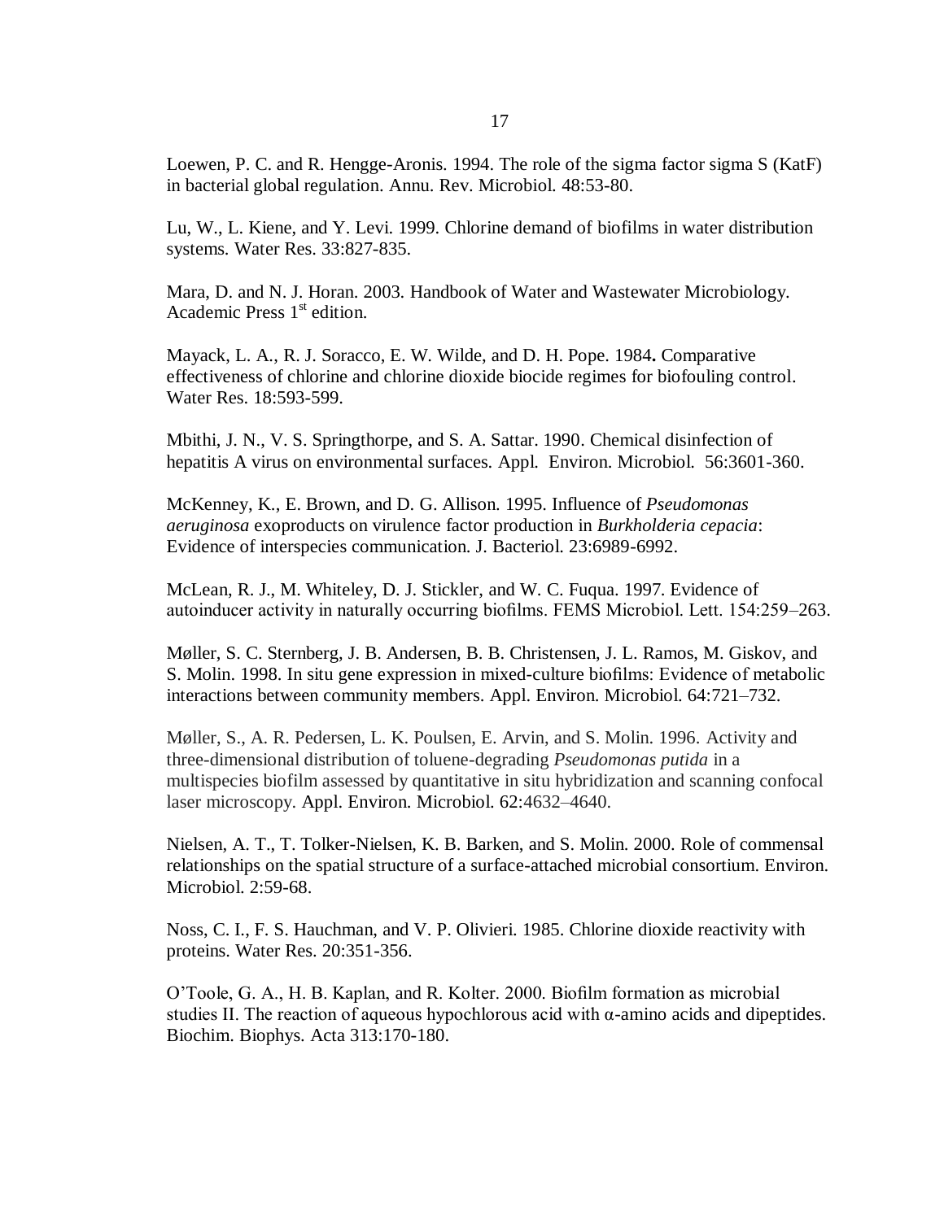Loewen, P. C. and R. Hengge-Aronis. 1994. The role of the sigma factor sigma S (KatF) in bacterial global regulation. Annu. Rev. Microbiol. 48:53-80.

Lu, W., L. Kiene, and Y. Levi. 1999. Chlorine demand of biofilms in water distribution systems. Water Res. 33:827-835.

Mara, D. and N. J. Horan. 2003. Handbook of Water and Wastewater Microbiology. Academic Press 1st edition.

Mayack, L. A., R. J. Soracco, E. W. Wilde, and D. H. Pope. 1984**.** Comparative effectiveness of chlorine and chlorine dioxide biocide regimes for biofouling control. Water Res. 18:593-599.

Mbithi, J. N., V. S. Springthorpe, and S. A. Sattar. 1990. Chemical disinfection of hepatitis A virus on environmental surfaces. Appl. Environ. Microbiol. 56:3601-360.

McKenney, K., E. Brown, and D. G. Allison. 1995. Influence of *Pseudomonas aeruginosa* exoproducts on virulence factor production in *Burkholderia cepacia*: Evidence of interspecies communication. J. Bacteriol. 23:6989-6992.

McLean, R. J., M. Whiteley, D. J. Stickler, and W. C. Fuqua. 1997. Evidence of autoinducer activity in naturally occurring biofilms. FEMS Microbiol. Lett. 154:259–263.

Møller, S. C. Sternberg, J. B. Andersen, B. B. Christensen, J. L. Ramos, M. Giskov, and S. Molin. 1998. In situ gene expression in mixed-culture biofilms: Evidence of metabolic interactions between community members. Appl. Environ. Microbiol. 64:721–732.

Møller, S., A. R. Pedersen, L. K. Poulsen, E. Arvin, and S. Molin. 1996. Activity and three-dimensional distribution of toluene-degrading *Pseudomonas putida* in a multispecies biofilm assessed by quantitative in situ hybridization and scanning confocal laser microscopy. Appl. Environ. Microbiol. 62:4632–4640.

Nielsen, A. T., T. Tolker-Nielsen, K. B. Barken, and S. Molin. 2000. Role of commensal relationships on the spatial structure of a surface-attached microbial consortium. Environ. Microbiol. 2:59-68.

Noss, C. I., F. S. Hauchman, and V. P. Olivieri. 1985. Chlorine dioxide reactivity with proteins. Water Res. 20:351-356.

O'Toole, G. A., H. B. Kaplan, and R. Kolter. 2000. Biofilm formation as microbial studies II. The reaction of aqueous hypochlorous acid with α-amino acids and dipeptides. Biochim. Biophys. Acta 313:170-180.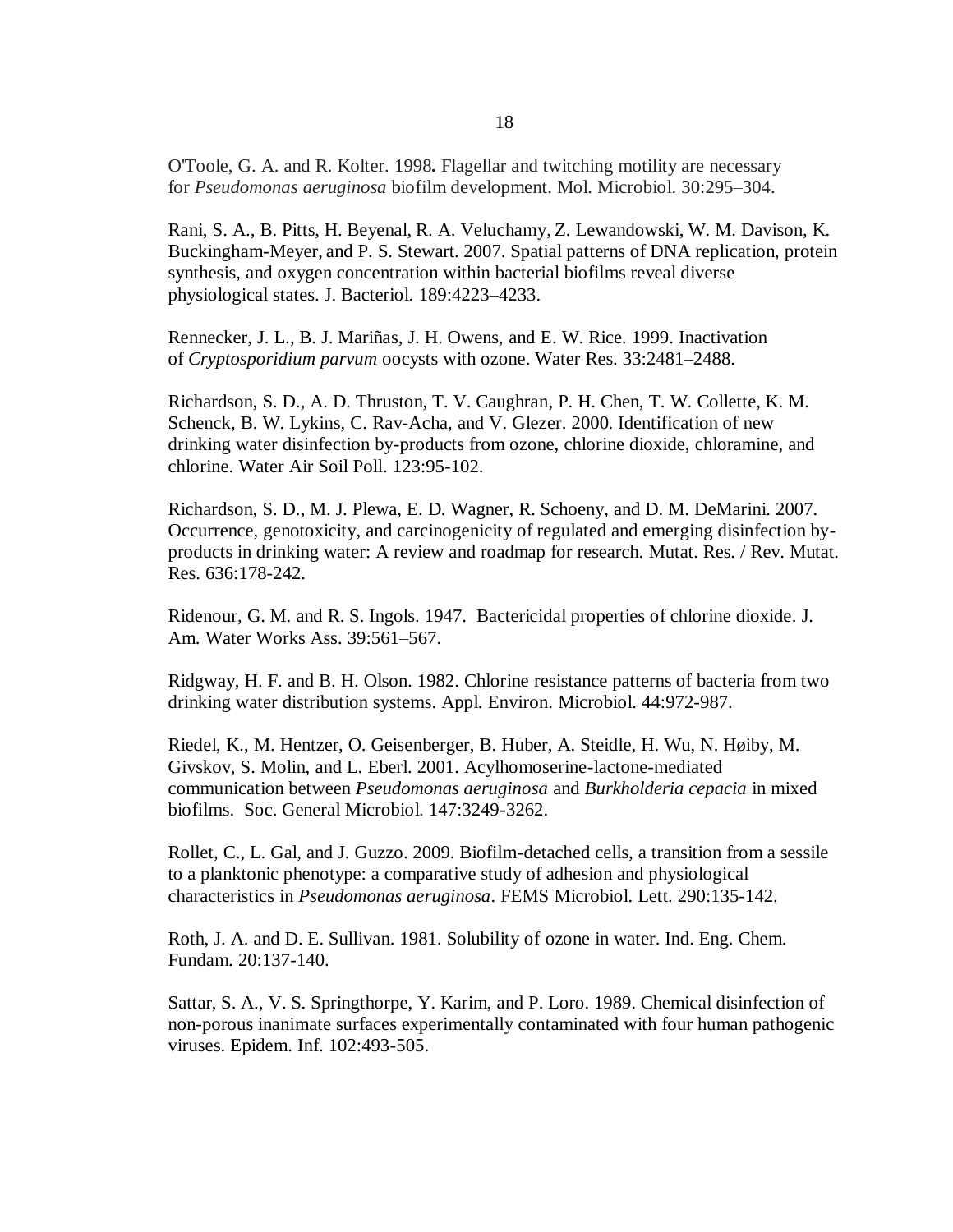O'Toole, G. A. and R. Kolter. 1998**.** Flagellar and twitching motility are necessary for *Pseudomonas aeruginosa* biofilm development. Mol. Microbiol. 30:295–304.

Rani, S. A., B. Pitts, H. Beyenal, R. A. Veluchamy, Z. Lewandowski, W. M. Davison, K. Buckingham-Meyer, and P. S. Stewart. 2007. Spatial patterns of DNA replication, protein synthesis, and oxygen concentration within bacterial biofilms reveal diverse physiological states. J. Bacteriol. 189:4223–4233.

Rennecker, J. L., B. J. Mariñas, J. H. Owens, and E. W. Rice. 1999. Inactivation of *Cryptosporidium parvum* oocysts with ozone. Water Res. 33:2481–2488.

Richardson, S. D., A. D. Thruston, T. V. Caughran, P. H. Chen, T. W. Collette, K. M. Schenck, B. W. Lykins, C. Rav-Acha, and V. Glezer. 2000. Identification of new drinking water disinfection by-products from ozone, chlorine dioxide, chloramine, and chlorine. Water Air Soil Poll. 123:95-102.

Richardson, S. D., M. J. Plewa, E. D. Wagner, R. Schoeny, and D. M. DeMarini. 2007. Occurrence, genotoxicity, and carcinogenicity of regulated and emerging disinfection by-products in drinking water: A review and roadmap for research. Mutat. Res. / Rev. Mutat. Res. 636:178-242.

Ridenour, G. M. and R. S. Ingols. 1947. Bactericidal properties of chlorine dioxide. J. Am. Water Works Ass. 39:561–567.

Ridgway, H. F. and B. H. Olson. 1982. Chlorine resistance patterns of bacteria from two drinking water distribution systems. Appl. Environ. Microbiol. 44:972-987.

Riedel, K., M. Hentzer, O. Geisenberger, B. Huber, A. Steidle, H. Wu, N. Høiby, M. Givskov, S. Molin, and L. Eberl. 2001. Acylhomoserine-lactone-mediated communication between *Pseudomonas aeruginosa* and *Burkholderia cepacia* in mixed biofilms. Soc. General Microbiol. 147:3249-3262.

Rollet, C., L. Gal, and J. Guzzo. 2009. Biofilm-detached cells, a transition from a sessile to a planktonic phenotype: a comparative study of adhesion and physiological characteristics in *Pseudomonas aeruginosa*. FEMS Microbiol. Lett. 290:135-142.

Roth, J. A. and D. E. Sullivan. 1981. Solubility of ozone in water. Ind. Eng. Chem. Fundam. 20:137-140.

Sattar, S. A., V. S. Springthorpe, Y. Karim, and P. Loro. 1989. Chemical disinfection of non-porous inanimate surfaces experimentally contaminated with four human pathogenic viruses. Epidem. Inf. 102:493-505.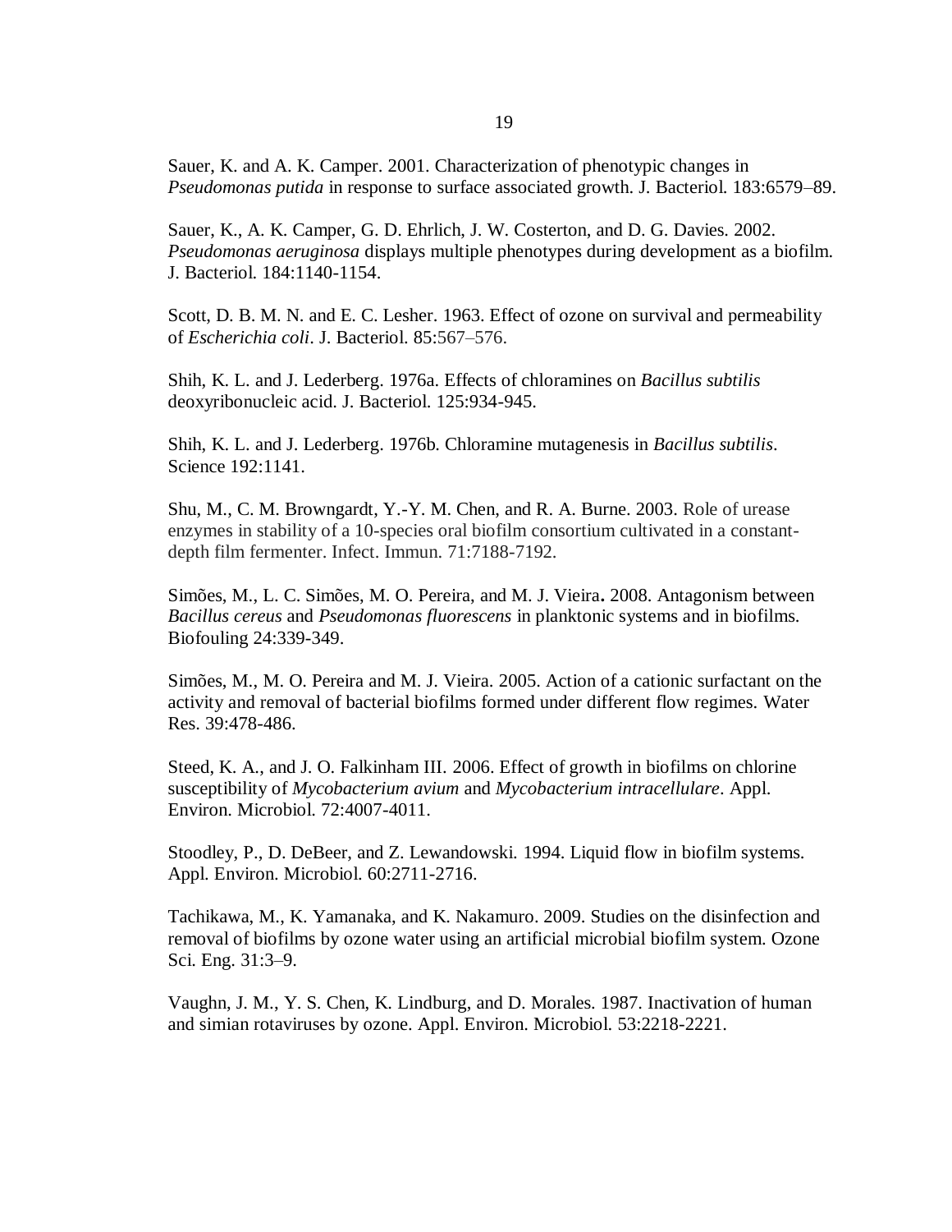Sauer, K. and A. K. Camper. 2001. Characterization of phenotypic changes in *Pseudomonas putida* in response to surface associated growth. J. Bacteriol. 183:6579–89.

Sauer, K., A. K. Camper, G. D. Ehrlich, J. W. Costerton, and D. G. Davies. 2002. *Pseudomonas aeruginosa* displays multiple phenotypes during development as a biofilm. J. Bacteriol. 184:1140-1154.

Scott, D. B. M. N. and E. C. Lesher. 1963. Effect of ozone on survival and permeability of *Escherichia coli*. J. Bacteriol. 85:567–576.

Shih, K. L. and J. Lederberg. 1976a. Effects of chloramines on *Bacillus subtilis* deoxyribonucleic acid. J. Bacteriol. 125:934-945.

Shih, K. L. and J. Lederberg. 1976b. Chloramine mutagenesis in *Bacillus subtilis*. Science 192:1141.

Shu, M., C. M. Browngardt, Y.-Y. M. Chen, and R. A. Burne. 2003. Role of urease enzymes in stability of a 10-species oral biofilm consortium cultivated in a constant-depth film fermenter. Infect. Immun. 71:7188-7192.

Simões, M., L. C. Simões, M. O. Pereira, and M. J. Vieira**.** 2008. Antagonism between *Bacillus cereus* and *Pseudomonas fluorescens* in planktonic systems and in biofilms. Biofouling 24:339-349.

Simões, M., M. O. Pereira and M. J. Vieira. 2005. Action of a cationic surfactant on the activity and removal of bacterial biofilms formed under different flow regimes. Water Res. 39:478-486.

Steed, K. A., and J. O. Falkinham III. 2006. Effect of growth in biofilms on chlorine susceptibility of *Mycobacterium avium* and *Mycobacterium intracellulare*. Appl. Environ. Microbiol. 72:4007-4011.

Stoodley, P., D. DeBeer, and Z. Lewandowski. 1994. Liquid flow in biofilm systems. Appl. Environ. Microbiol. 60:2711-2716.

Tachikawa, M., K. Yamanaka, and K. Nakamuro. 2009. Studies on the disinfection and removal of biofilms by ozone water using an artificial microbial biofilm system. Ozone Sci. Eng. 31:3–9.

Vaughn, J. M., Y. S. Chen, K. Lindburg, and D. Morales. 1987. Inactivation of human and simian rotaviruses by ozone. Appl. Environ. Microbiol. 53:2218-2221.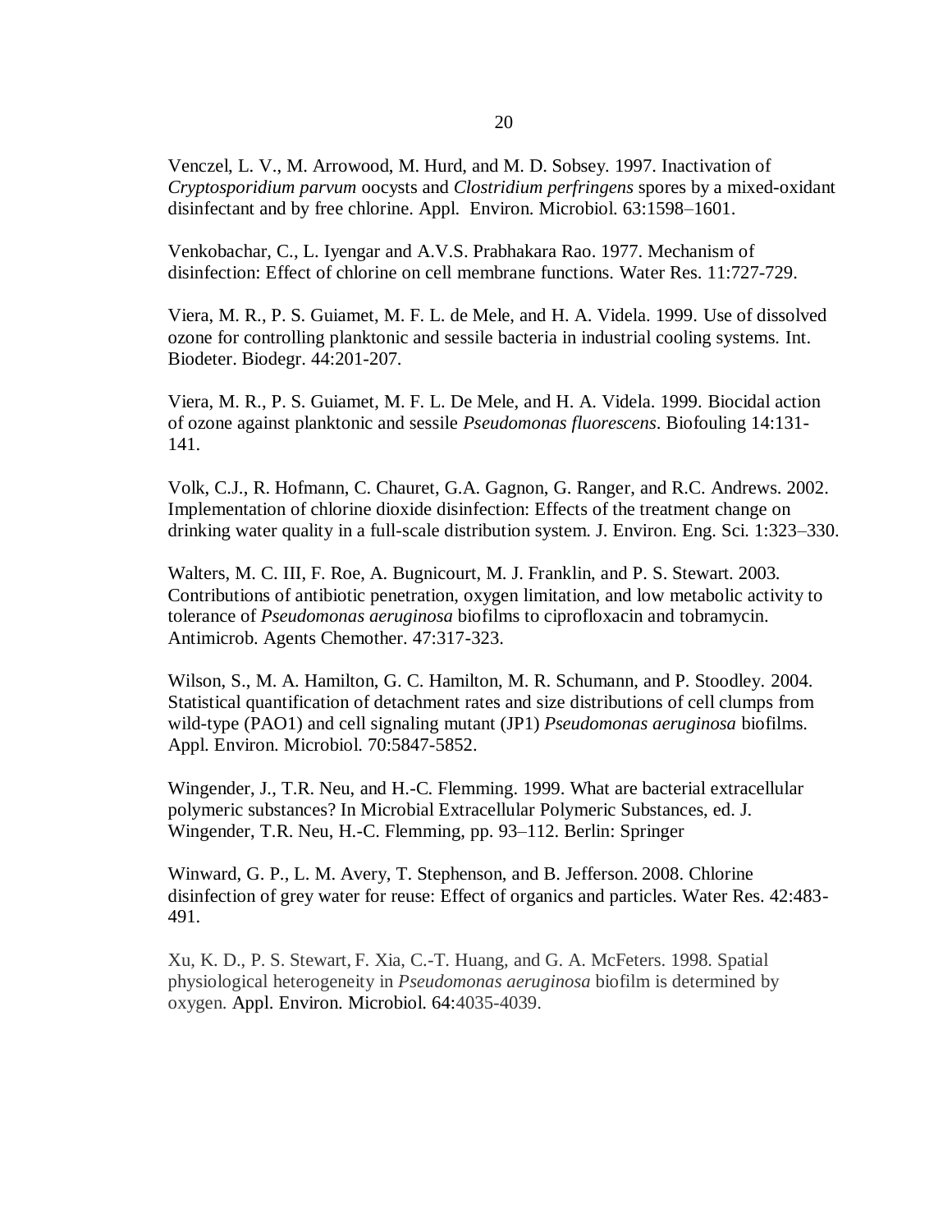Venczel, L. V., M. Arrowood, M. Hurd, and M. D. Sobsey. 1997. Inactivation of *Cryptosporidium parvum* oocysts and *Clostridium perfringens* spores by a mixed-oxidant disinfectant and by free chlorine. Appl. Environ. Microbiol. 63:1598–1601.

Venkobachar, C., L. Iyengar and A.V.S. Prabhakara Rao. 1977. Mechanism of disinfection: Effect of chlorine on cell membrane functions. Water Res. 11:727-729.

Viera, M. R., P. S. Guiamet, M. F. L. de Mele, and H. A. Videla. 1999. Use of dissolved ozone for controlling planktonic and sessile bacteria in industrial cooling systems. Int. Biodeter. Biodegr. 44:201-207.

Viera, M. R., P. S. Guiamet, M. F. L. De Mele, and H. A. Videla. 1999. Biocidal action of ozone against planktonic and sessile *Pseudomonas fluorescens*. Biofouling 14:131-141.

Volk, C.J., R. Hofmann, C. Chauret, G.A. Gagnon, G. Ranger, and R.C. Andrews. 2002. Implementation of chlorine dioxide disinfection: Effects of the treatment change on drinking water quality in a full-scale distribution system. J. Environ. Eng. Sci. 1:323–330.

Walters, M. C. III, F. Roe, A. Bugnicourt, M. J. Franklin, and P. S. Stewart. 2003. Contributions of antibiotic penetration, oxygen limitation, and low metabolic activity to tolerance of *Pseudomonas aeruginosa* biofilms to ciprofloxacin and tobramycin. Antimicrob. Agents Chemother. 47:317-323.

Wilson, S., M. A. Hamilton, G. C. Hamilton, M. R. Schumann, and P. Stoodley. 2004. Statistical quantification of detachment rates and size distributions of cell clumps from wild-type (PAO1) and cell signaling mutant (JP1) *Pseudomonas aeruginosa* biofilms. Appl. Environ. Microbiol. 70:5847-5852.

Wingender, J., T.R. Neu, and H.-C. Flemming. 1999. What are bacterial extracellular polymeric substances? In Microbial Extracellular Polymeric Substances, ed. J. Wingender, T.R. Neu, H.-C. Flemming, pp. 93–112. Berlin: Springer

Winward, G. P., L. M. Avery, T. Stephenson, and B. Jefferson. 2008. Chlorine disinfection of grey water for reuse: Effect of organics and particles. Water Res. 42:483-491.

Xu, K. D., P. S. Stewart, F. Xia, C.-T. Huang, and G. A. McFeters. 1998. Spatial physiological heterogeneity in *Pseudomonas aeruginosa* biofilm is determined by oxygen. Appl. Environ. Microbiol. 64:4035-4039.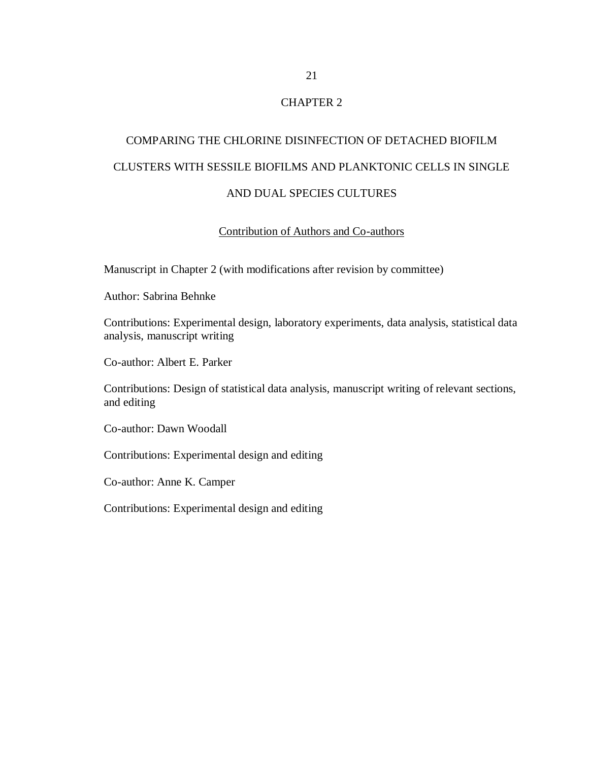# CHAPTER 2

## COMPARING THE CHLORINE DISINFECTION OF DETACHED BIOFILM CLUSTERS WITH SESSILE BIOFILMS AND PLANKTONIC CELLS IN SINGLE AND DUAL SPECIES CULTURES

### Contribution of Authors and Co-authors

Manuscript in Chapter 2 (with modifications after revision by committee)

Author: Sabrina Behnke

Contributions: Experimental design, laboratory experiments, data analysis, statistical data analysis, manuscript writing

Co-author: Albert E. Parker

Contributions: Design of statistical data analysis, manuscript writing of relevant sections, and editing

Co-author: Dawn Woodall

Contributions: Experimental design and editing

Co-author: Anne K. Camper

Contributions: Experimental design and editing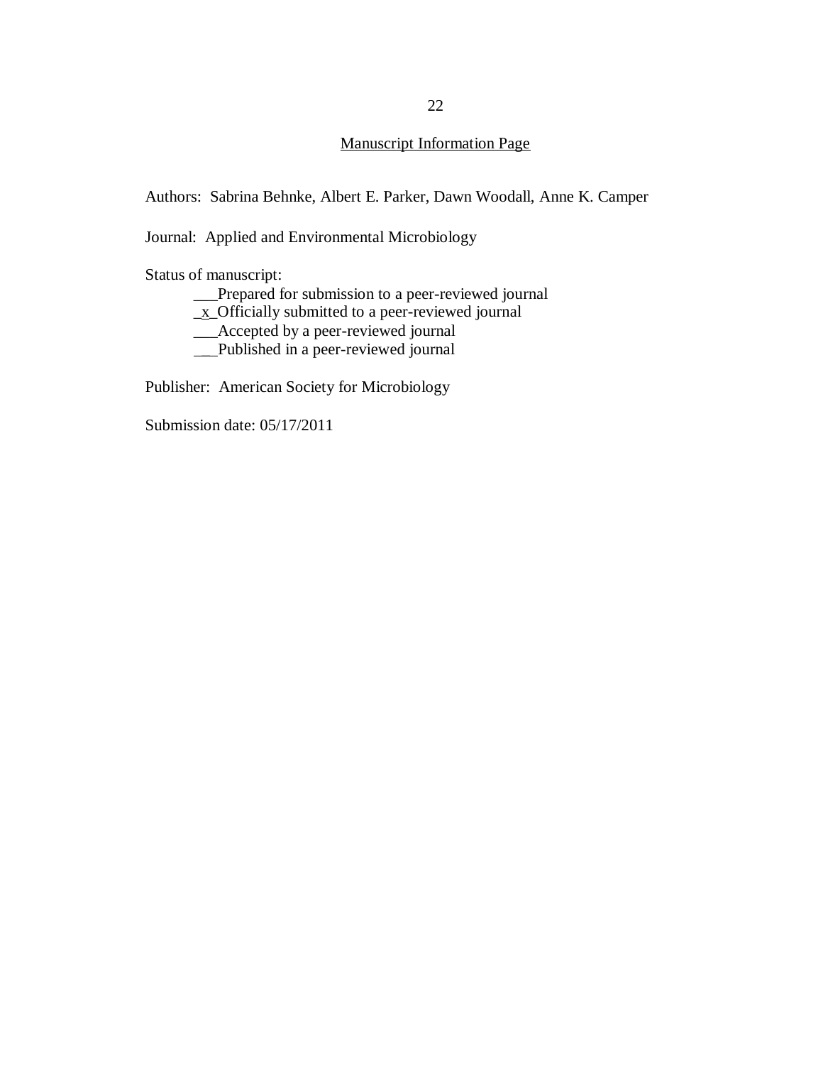## Manuscript Information Page

Authors: Sabrina Behnke, Albert E. Parker, Dawn Woodall, Anne K. Camper

Journal: Applied and Environmental Microbiology

Status of manuscript:

___Prepared for submission to a peer-reviewed journal

_x_Officially submitted to a peer-reviewed journal

___Accepted by a peer-reviewed journal

___Published in a peer-reviewed journal

Publisher: American Society for Microbiology

Submission date: 05/17/2011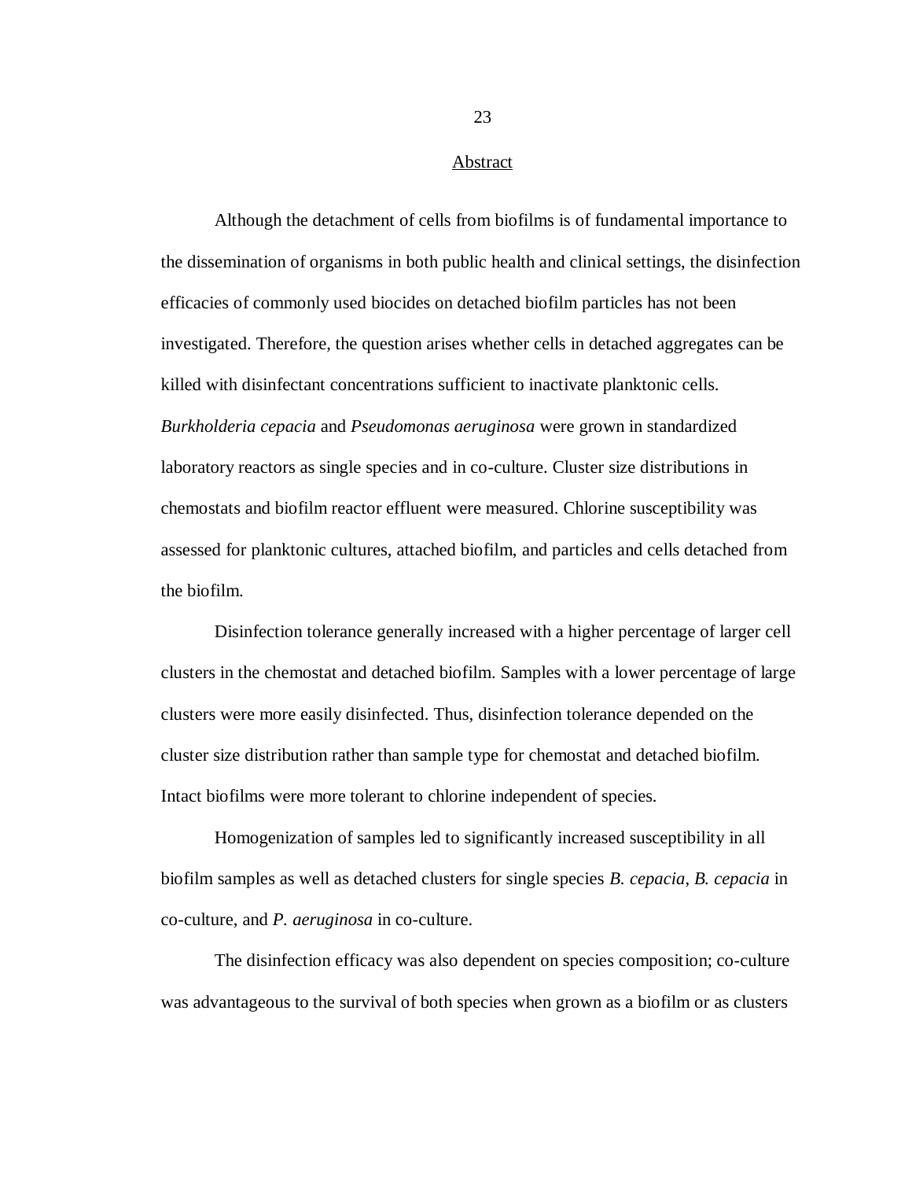## Abstract

Although the detachment of cells from biofilms is of fundamental importance to the dissemination of organisms in both public health and clinical settings, the disinfection efficacies of commonly used biocides on detached biofilm particles has not been investigated. Therefore, the question arises whether cells in detached aggregates can be killed with disinfectant concentrations sufficient to inactivate planktonic cells. *Burkholderia cepacia* and *Pseudomonas aeruginosa* were grown in standardized laboratory reactors as single species and in co-culture. Cluster size distributions in chemostats and biofilm reactor effluent were measured. Chlorine susceptibility was assessed for planktonic cultures, attached biofilm, and particles and cells detached from the biofilm.

Disinfection tolerance generally increased with a higher percentage of larger cell clusters in the chemostat and detached biofilm. Samples with a lower percentage of large clusters were more easily disinfected. Thus, disinfection tolerance depended on the cluster size distribution rather than sample type for chemostat and detached biofilm. Intact biofilms were more tolerant to chlorine independent of species.

Homogenization of samples led to significantly increased susceptibility in all biofilm samples as well as detached clusters for single species *B. cepacia*, *B. cepacia* in co-culture, and *P. aeruginosa* in co-culture.

The disinfection efficacy was also dependent on species composition; co-culture was advantageous to the survival of both species when grown as a biofilm or as clusters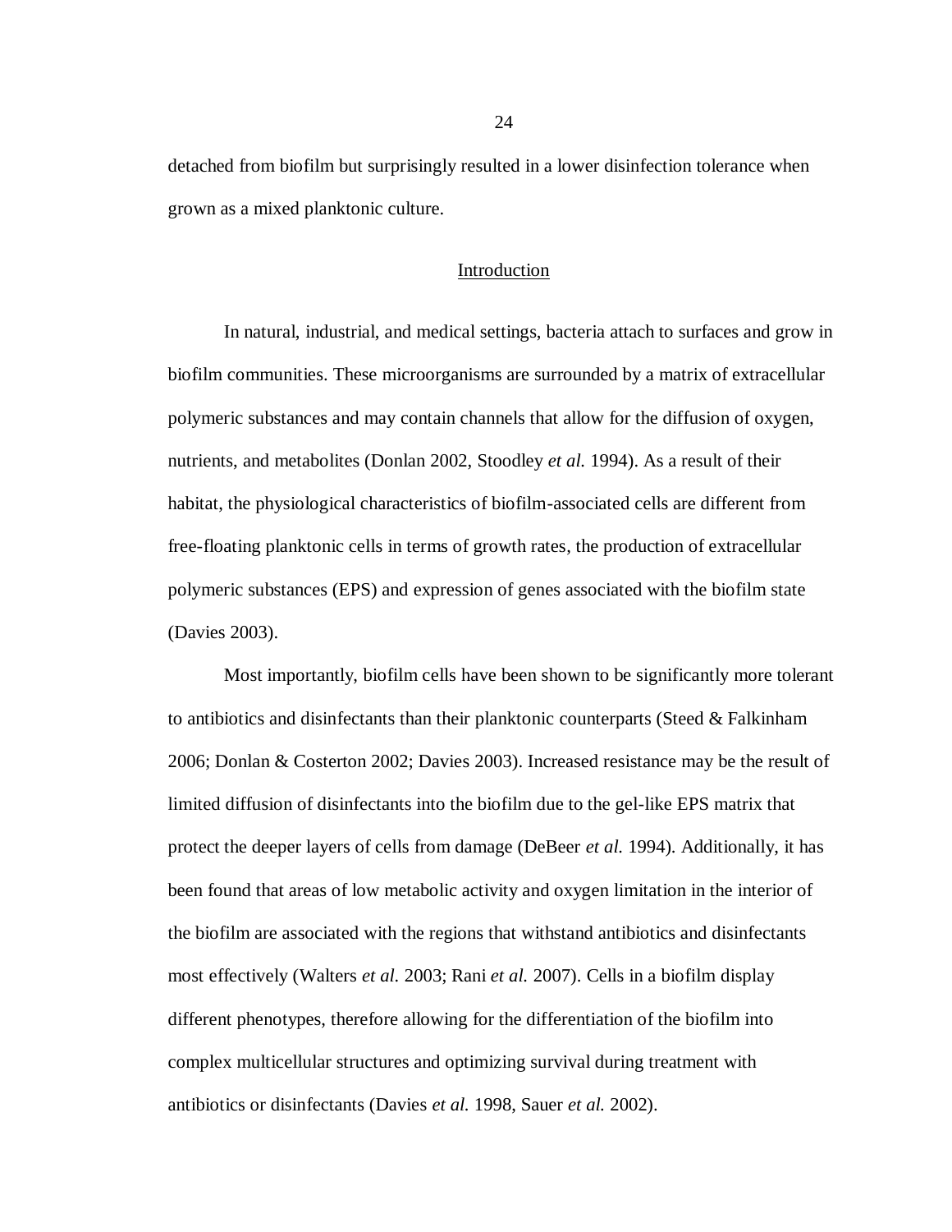detached from biofilm but surprisingly resulted in a lower disinfection tolerance when grown as a mixed planktonic culture.

## Introduction

In natural, industrial, and medical settings, bacteria attach to surfaces and grow in biofilm communities. These microorganisms are surrounded by a matrix of extracellular polymeric substances and may contain channels that allow for the diffusion of oxygen, nutrients, and metabolites (Donlan 2002, Stoodley *et al.* 1994). As a result of their habitat, the physiological characteristics of biofilm-associated cells are different from free-floating planktonic cells in terms of growth rates, the production of extracellular polymeric substances (EPS) and expression of genes associated with the biofilm state (Davies 2003).

Most importantly, biofilm cells have been shown to be significantly more tolerant to antibiotics and disinfectants than their planktonic counterparts (Steed & Falkinham 2006; Donlan & Costerton 2002; Davies 2003). Increased resistance may be the result of limited diffusion of disinfectants into the biofilm due to the gel-like EPS matrix that protect the deeper layers of cells from damage (DeBeer *et al.* 1994). Additionally, it has been found that areas of low metabolic activity and oxygen limitation in the interior of the biofilm are associated with the regions that withstand antibiotics and disinfectants most effectively (Walters *et al.* 2003; Rani *et al.* 2007). Cells in a biofilm display different phenotypes, therefore allowing for the differentiation of the biofilm into complex multicellular structures and optimizing survival during treatment with antibiotics or disinfectants (Davies *et al.* 1998, Sauer *et al.* 2002).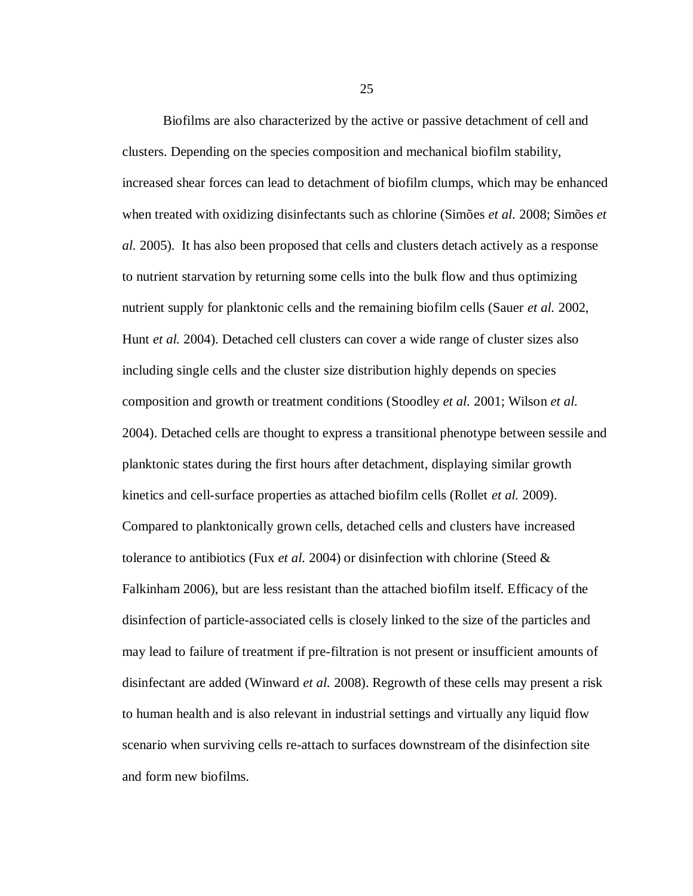Biofilms are also characterized by the active or passive detachment of cell and clusters. Depending on the species composition and mechanical biofilm stability, increased shear forces can lead to detachment of biofilm clumps, which may be enhanced when treated with oxidizing disinfectants such as chlorine (Simões *et al.* 2008; Simões *et al.* 2005). It has also been proposed that cells and clusters detach actively as a response to nutrient starvation by returning some cells into the bulk flow and thus optimizing nutrient supply for planktonic cells and the remaining biofilm cells (Sauer *et al.* 2002, Hunt *et al.* 2004). Detached cell clusters can cover a wide range of cluster sizes also including single cells and the cluster size distribution highly depends on species composition and growth or treatment conditions (Stoodley *et al.* 2001; Wilson *et al.* 2004). Detached cells are thought to express a transitional phenotype between sessile and planktonic states during the first hours after detachment, displaying similar growth kinetics and cell-surface properties as attached biofilm cells (Rollet *et al.* 2009). Compared to planktonically grown cells, detached cells and clusters have increased tolerance to antibiotics (Fux *et al.* 2004) or disinfection with chlorine (Steed & Falkinham 2006), but are less resistant than the attached biofilm itself. Efficacy of the disinfection of particle-associated cells is closely linked to the size of the particles and may lead to failure of treatment if pre-filtration is not present or insufficient amounts of disinfectant are added (Winward *et al.* 2008). Regrowth of these cells may present a risk to human health and is also relevant in industrial settings and virtually any liquid flow scenario when surviving cells re-attach to surfaces downstream of the disinfection site and form new biofilms.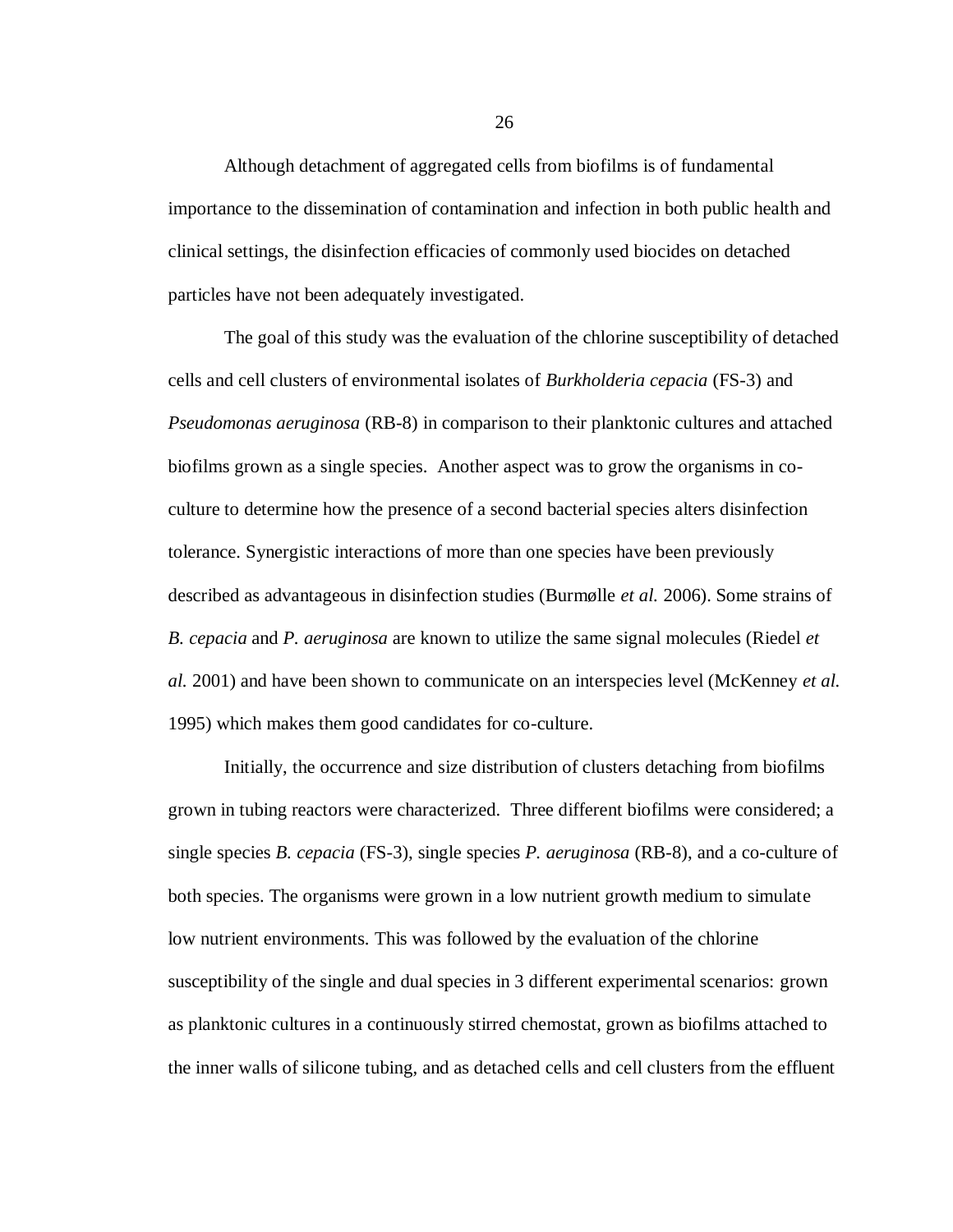Although detachment of aggregated cells from biofilms is of fundamental importance to the dissemination of contamination and infection in both public health and clinical settings, the disinfection efficacies of commonly used biocides on detached particles have not been adequately investigated.

The goal of this study was the evaluation of the chlorine susceptibility of detached cells and cell clusters of environmental isolates of *Burkholderia cepacia* (FS-3) and *Pseudomonas aeruginosa* (RB-8) in comparison to their planktonic cultures and attached biofilms grown as a single species. Another aspect was to grow the organisms in co-culture to determine how the presence of a second bacterial species alters disinfection tolerance. Synergistic interactions of more than one species have been previously described as advantageous in disinfection studies (Burmølle *et al.* 2006). Some strains of *B. cepacia* and *P. aeruginosa* are known to utilize the same signal molecules (Riedel *et al.* 2001) and have been shown to communicate on an interspecies level (McKenney *et al.* 1995) which makes them good candidates for co-culture.

Initially, the occurrence and size distribution of clusters detaching from biofilms grown in tubing reactors were characterized. Three different biofilms were considered; a single species *B. cepacia* (FS-3), single species *P. aeruginosa* (RB-8), and a co-culture of both species. The organisms were grown in a low nutrient growth medium to simulate low nutrient environments. This was followed by the evaluation of the chlorine susceptibility of the single and dual species in 3 different experimental scenarios: grown as planktonic cultures in a continuously stirred chemostat, grown as biofilms attached to the inner walls of silicone tubing, and as detached cells and cell clusters from the effluent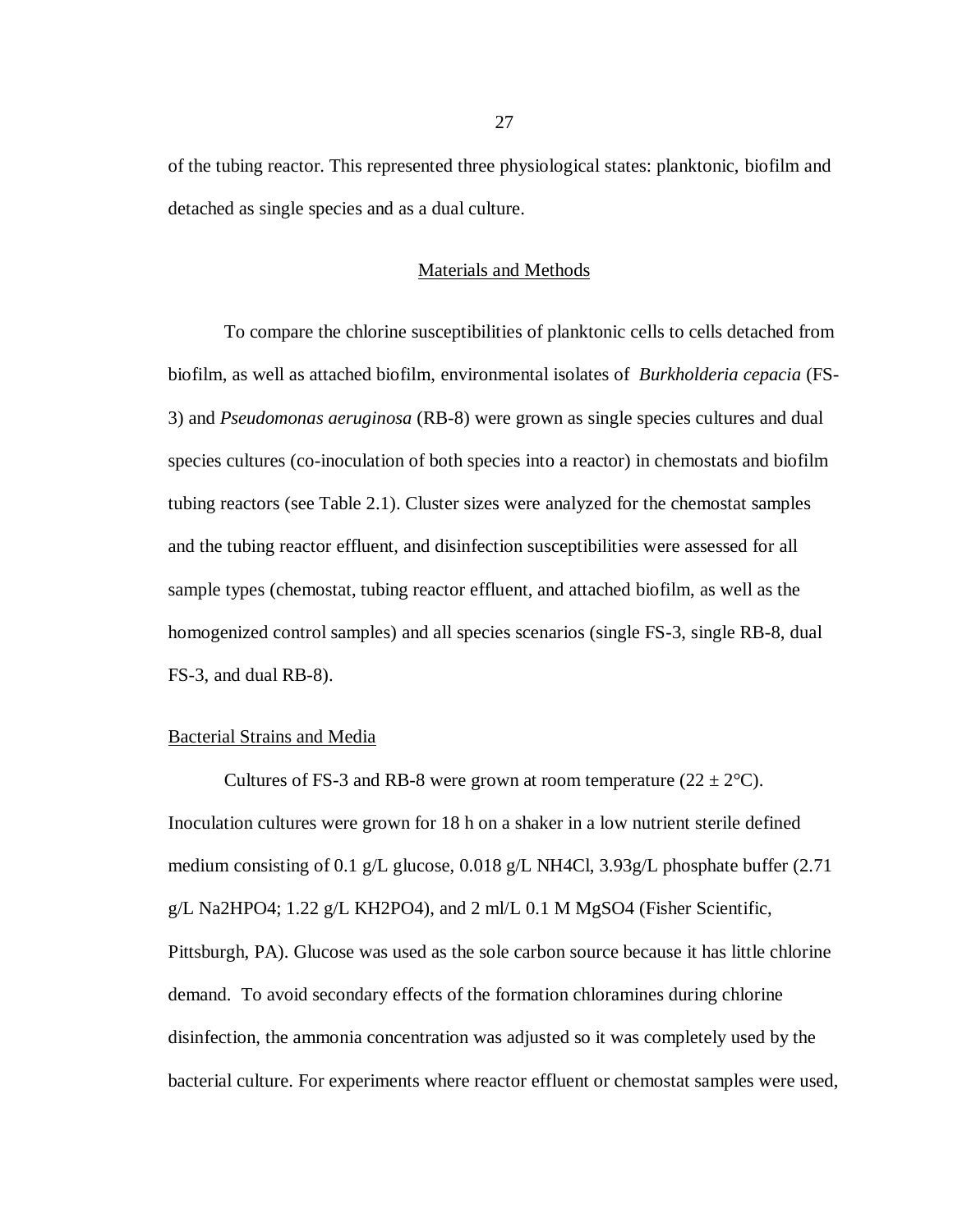of the tubing reactor. This represented three physiological states: planktonic, biofilm and detached as single species and as a dual culture.

## Materials and Methods

To compare the chlorine susceptibilities of planktonic cells to cells detached from biofilm, as well as attached biofilm, environmental isolates of *Burkholderia cepacia* (FS-3) and *Pseudomonas aeruginosa* (RB-8) were grown as single species cultures and dual species cultures (co-inoculation of both species into a reactor) in chemostats and biofilm tubing reactors (see Table 2.1). Cluster sizes were analyzed for the chemostat samples and the tubing reactor effluent, and disinfection susceptibilities were assessed for all sample types (chemostat, tubing reactor effluent, and attached biofilm, as well as the homogenized control samples) and all species scenarios (single FS-3, single RB-8, dual FS-3, and dual RB-8).

### Bacterial Strains and Media

Cultures of FS-3 and RB-8 were grown at room temperature ($22 \pm 2$°C). Inoculation cultures were grown for 18 h on a shaker in a low nutrient sterile defined medium consisting of 0.1 g/L glucose, 0.018 g/L $NH_4Cl$, 3.93g/L phosphate buffer (2.71 g/L $Na_2HPO_4$; 1.22 g/L $KH_2PO_4$), and 2 ml/L 0.1 M $MgSO_4$ (Fisher Scientific, Pittsburgh, PA). Glucose was used as the sole carbon source because it has little chlorine demand. To avoid secondary effects of the formation chloramines during chlorine disinfection, the ammonia concentration was adjusted so it was completely used by the bacterial culture. For experiments where reactor effluent or chemostat samples were used,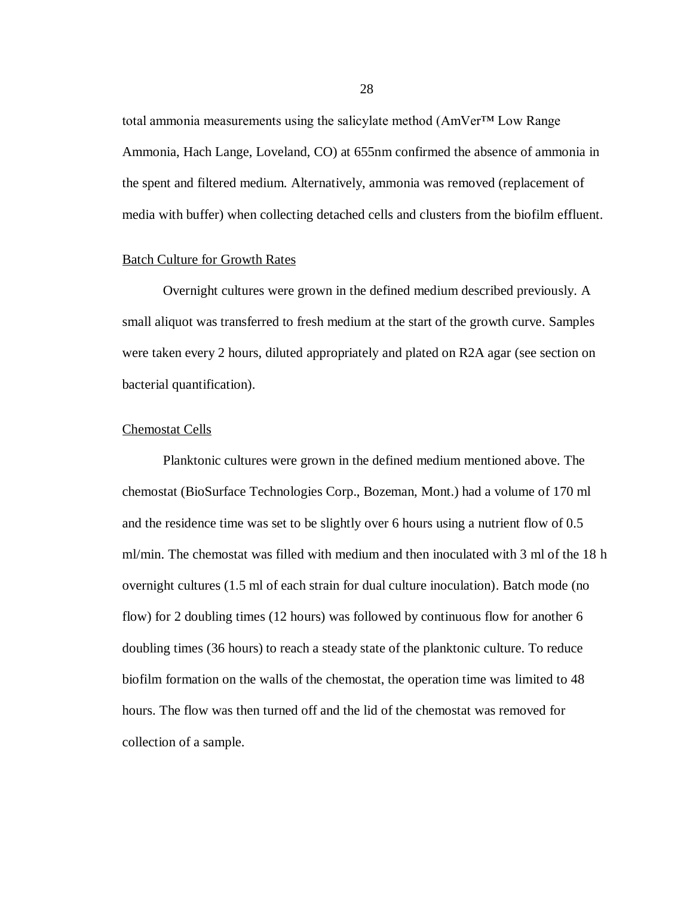total ammonia measurements using the salicylate method (AmVer™ Low Range Ammonia, Hach Lange, Loveland, CO) at 655nm confirmed the absence of ammonia in the spent and filtered medium. Alternatively, ammonia was removed (replacement of media with buffer) when collecting detached cells and clusters from the biofilm effluent.

### Batch Culture for Growth Rates

Overnight cultures were grown in the defined medium described previously. A small aliquot was transferred to fresh medium at the start of the growth curve. Samples were taken every 2 hours, diluted appropriately and plated on R2A agar (see section on bacterial quantification).

### Chemostat Cells

Planktonic cultures were grown in the defined medium mentioned above. The chemostat (BioSurface Technologies Corp., Bozeman, Mont.) had a volume of 170 ml and the residence time was set to be slightly over 6 hours using a nutrient flow of 0.5 ml/min. The chemostat was filled with medium and then inoculated with 3 ml of the 18 h overnight cultures (1.5 ml of each strain for dual culture inoculation). Batch mode (no flow) for 2 doubling times (12 hours) was followed by continuous flow for another 6 doubling times (36 hours) to reach a steady state of the planktonic culture. To reduce biofilm formation on the walls of the chemostat, the operation time was limited to 48 hours. The flow was then turned off and the lid of the chemostat was removed for collection of a sample.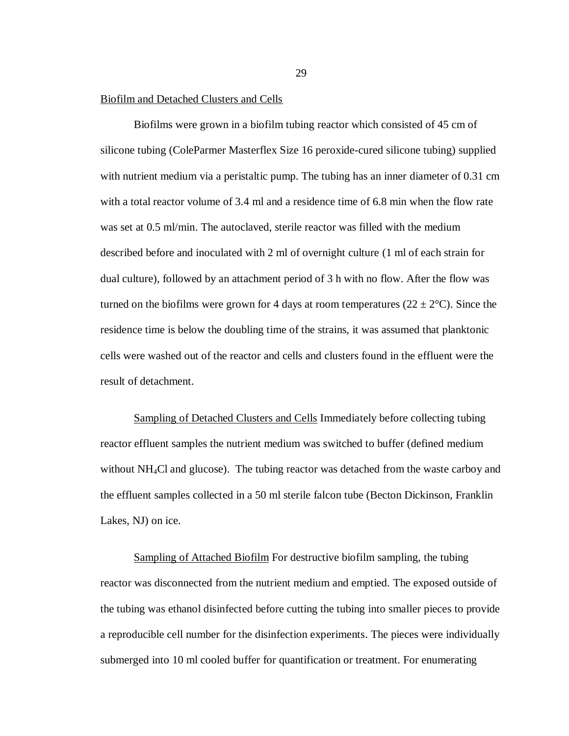Biofilm and Detached Clusters and Cells

Biofilms were grown in a biofilm tubing reactor which consisted of 45 cm of silicone tubing (ColeParmer Masterflex Size 16 peroxide-cured silicone tubing) supplied with nutrient medium via a peristaltic pump. The tubing has an inner diameter of 0.31 cm with a total reactor volume of 3.4 ml and a residence time of 6.8 min when the flow rate was set at 0.5 ml/min. The autoclaved, sterile reactor was filled with the medium described before and inoculated with 2 ml of overnight culture (1 ml of each strain for dual culture), followed by an attachment period of 3 h with no flow. After the flow was turned on the biofilms were grown for 4 days at room temperatures ($22 \pm 2$°C). Since the residence time is below the doubling time of the strains, it was assumed that planktonic cells were washed out of the reactor and cells and clusters found in the effluent were the result of detachment.

Sampling of Detached Clusters and Cells Immediately before collecting tubing reactor effluent samples the nutrient medium was switched to buffer (defined medium without $NH_4Cl$ and glucose). The tubing reactor was detached from the waste carboy and the effluent samples collected in a 50 ml sterile falcon tube (Becton Dickinson, Franklin Lakes, NJ) on ice.

Sampling of Attached Biofilm For destructive biofilm sampling, the tubing reactor was disconnected from the nutrient medium and emptied. The exposed outside of the tubing was ethanol disinfected before cutting the tubing into smaller pieces to provide a reproducible cell number for the disinfection experiments. The pieces were individually submerged into 10 ml cooled buffer for quantification or treatment. For enumerating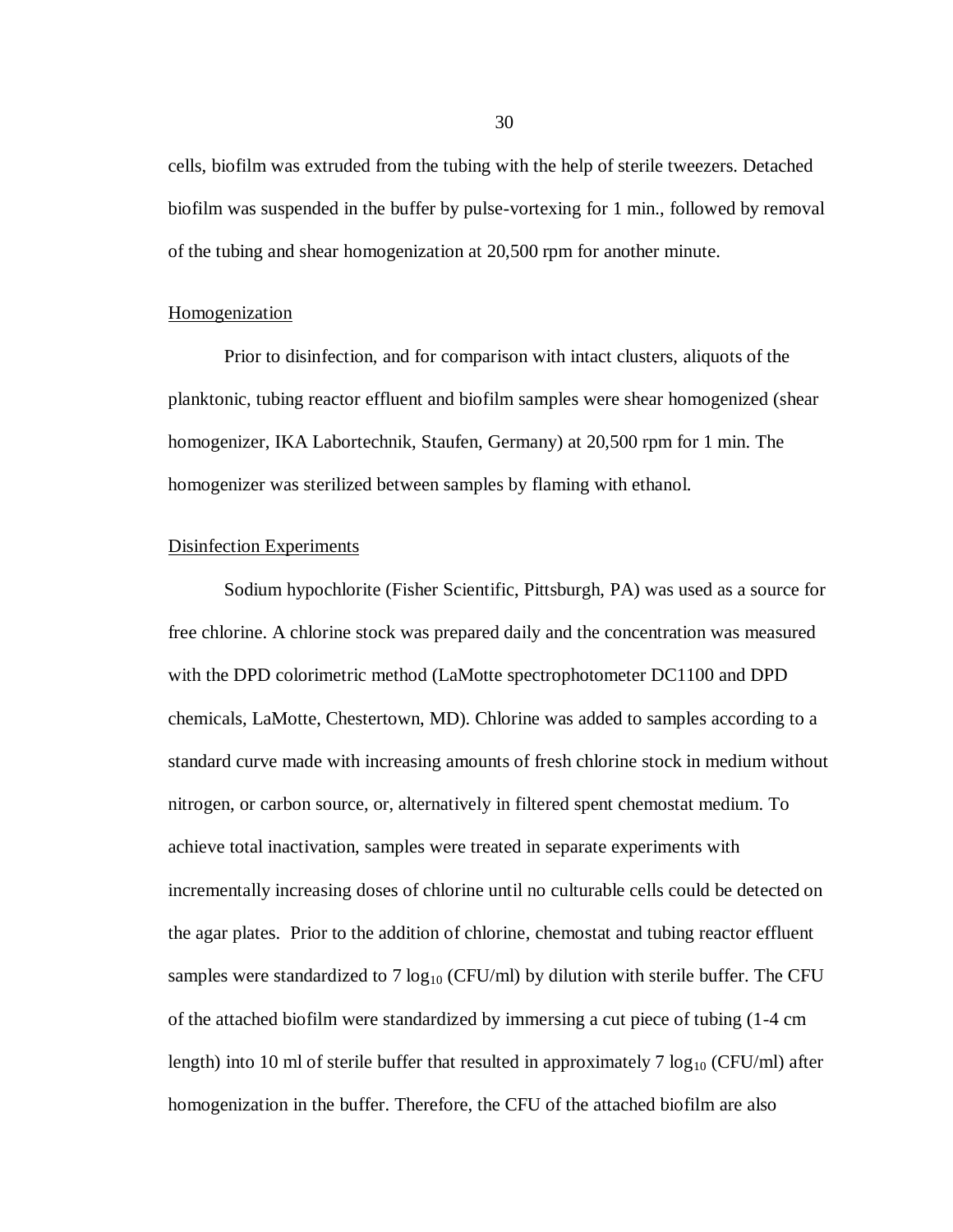cells, biofilm was extruded from the tubing with the help of sterile tweezers. Detached biofilm was suspended in the buffer by pulse-vortexing for 1 min., followed by removal of the tubing and shear homogenization at 20,500 rpm for another minute.

### Homogenization

Prior to disinfection, and for comparison with intact clusters, aliquots of the planktonic, tubing reactor effluent and biofilm samples were shear homogenized (shear homogenizer, IKA Labortechnik, Staufen, Germany) at 20,500 rpm for 1 min. The homogenizer was sterilized between samples by flaming with ethanol.

### Disinfection Experiments

Sodium hypochlorite (Fisher Scientific, Pittsburgh, PA) was used as a source for free chlorine. A chlorine stock was prepared daily and the concentration was measured with the DPD colorimetric method (LaMotte spectrophotometer DC1100 and DPD chemicals, LaMotte, Chestertown, MD). Chlorine was added to samples according to a standard curve made with increasing amounts of fresh chlorine stock in medium without nitrogen, or carbon source, or, alternatively in filtered spent chemostat medium. To achieve total inactivation, samples were treated in separate experiments with incrementally increasing doses of chlorine until no culturable cells could be detected on the agar plates. Prior to the addition of chlorine, chemostat and tubing reactor effluent samples were standardized to 7 $\log_{10}$ (CFU/ml) by dilution with sterile buffer. The CFU of the attached biofilm were standardized by immersing a cut piece of tubing (1-4 cm length) into 10 ml of sterile buffer that resulted in approximately 7 $\log_{10}$ (CFU/ml) after homogenization in the buffer. Therefore, the CFU of the attached biofilm are also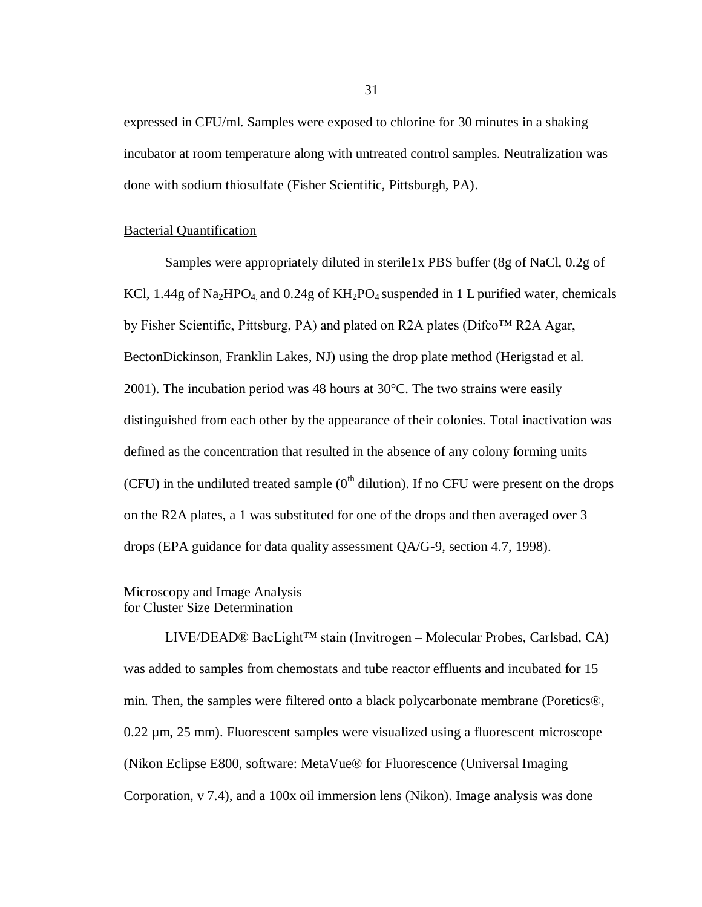expressed in CFU/ml. Samples were exposed to chlorine for 30 minutes in a shaking incubator at room temperature along with untreated control samples. Neutralization was done with sodium thiosulfate (Fisher Scientific, Pittsburgh, PA).

## Bacterial Quantification

Samples were appropriately diluted in sterile1x PBS buffer (8g of NaCl, 0.2g of KCl, 1.44g of $Na_2HPO_4$, and 0.24g of $KH_2PO_4$ suspended in 1 L purified water, chemicals by Fisher Scientific, Pittsburg, PA) and plated on R2A plates (Difco™ R2A Agar, BectonDickinson, Franklin Lakes, NJ) using the drop plate method (Herigstad et al. 2001). The incubation period was 48 hours at 30°C. The two strains were easily distinguished from each other by the appearance of their colonies. Total inactivation was defined as the concentration that resulted in the absence of any colony forming units (CFU) in the undiluted treated sample ($0^{th}$ dilution). If no CFU were present on the drops on the R2A plates, a 1 was substituted for one of the drops and then averaged over 3 drops (EPA guidance for data quality assessment QA/G-9, section 4.7, 1998).

## Microscopy and Image Analysis for Cluster Size Determination

LIVE/DEAD® BacLight™ stain (Invitrogen – Molecular Probes, Carlsbad, CA) was added to samples from chemostats and tube reactor effluents and incubated for 15 min. Then, the samples were filtered onto a black polycarbonate membrane (Poretics®, 0.22 µm, 25 mm). Fluorescent samples were visualized using a fluorescent microscope (Nikon Eclipse E800, software: MetaVue® for Fluorescence (Universal Imaging Corporation, v 7.4), and a 100x oil immersion lens (Nikon). Image analysis was done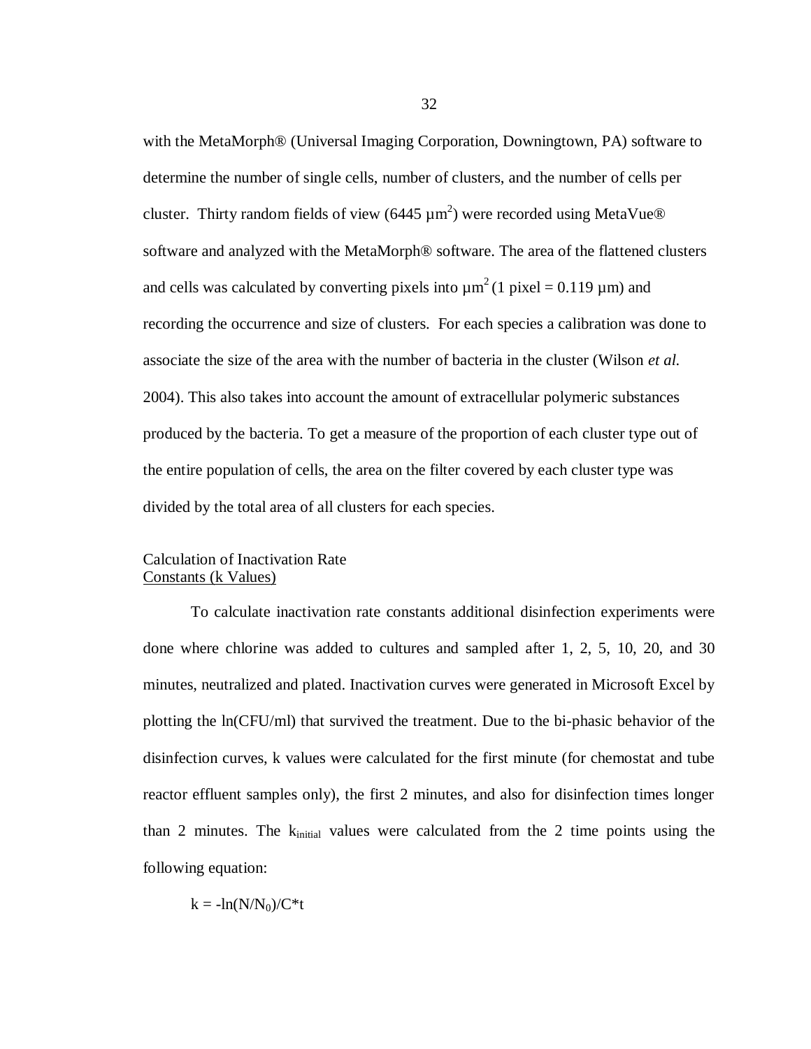with the MetaMorph® (Universal Imaging Corporation, Downingtown, PA) software to determine the number of single cells, number of clusters, and the number of cells per cluster. Thirty random fields of view (6445 $\mu m^2$) were recorded using MetaVue® software and analyzed with the MetaMorph® software. The area of the flattened clusters and cells was calculated by converting pixels into $\mu m^2$ (1 pixel = 0.119 µm) and recording the occurrence and size of clusters. For each species a calibration was done to associate the size of the area with the number of bacteria in the cluster (Wilson *et al.* 2004). This also takes into account the amount of extracellular polymeric substances produced by the bacteria. To get a measure of the proportion of each cluster type out of the entire population of cells, the area on the filter covered by each cluster type was divided by the total area of all clusters for each species.

## Calculation of Inactivation Rate Constants (k Values)

To calculate inactivation rate constants additional disinfection experiments were done where chlorine was added to cultures and sampled after 1, 2, 5, 10, 20, and 30 minutes, neutralized and plated. Inactivation curves were generated in Microsoft Excel by plotting the ln(CFU/ml) that survived the treatment. Due to the bi-phasic behavior of the disinfection curves, k values were calculated for the first minute (for chemostat and tube reactor effluent samples only), the first 2 minutes, and also for disinfection times longer than 2 minutes. The $k_{initial}$ values were calculated from the 2 time points using the following equation:

$$k = -\ln(N/N_0)/C*t$$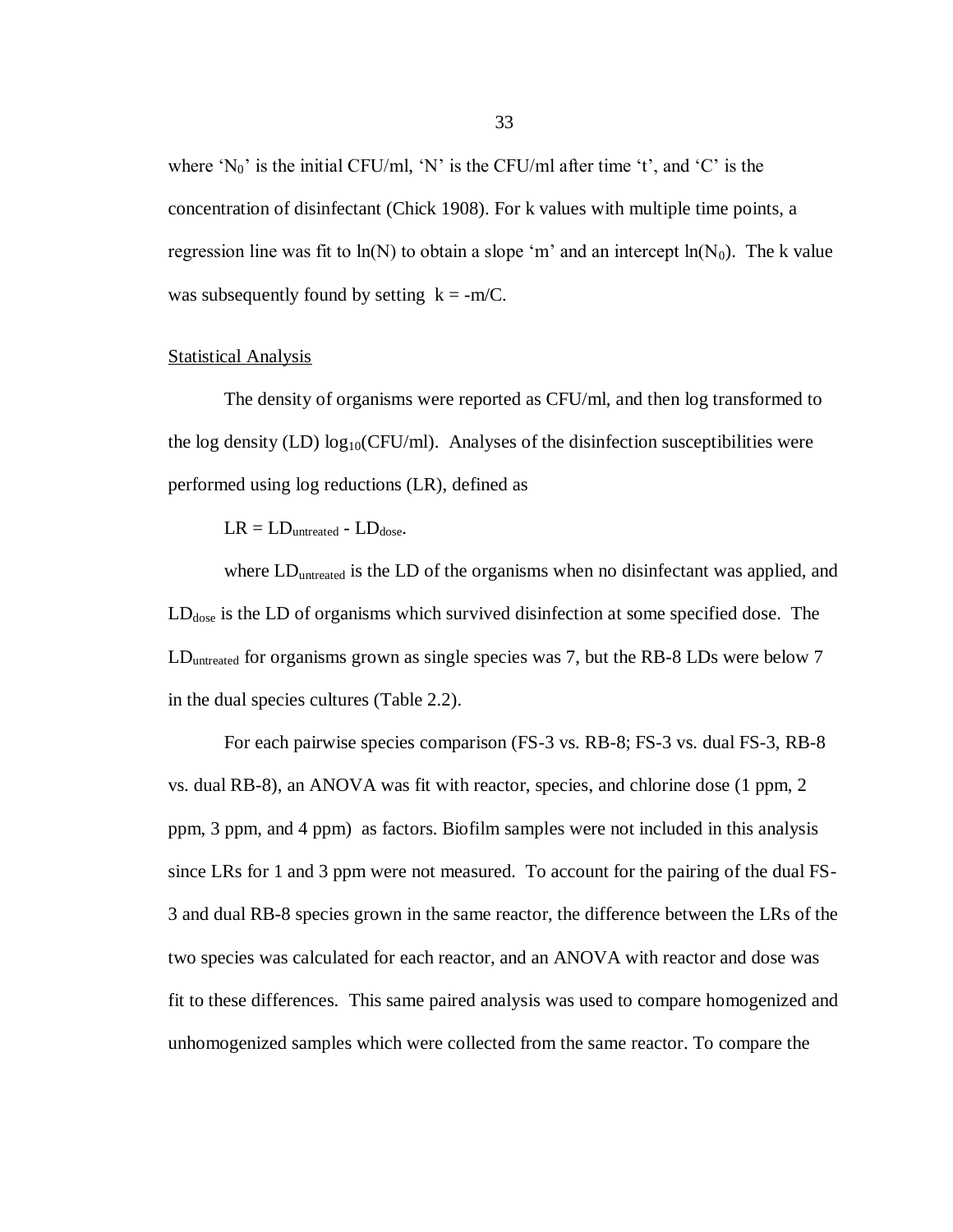where '$N_0$' is the initial CFU/ml, 'N' is the CFU/ml after time 't', and 'C' is the concentration of disinfectant (Chick 1908). For k values with multiple time points, a regression line was fit to $\ln(N)$ to obtain a slope 'm' and an intercept $\ln(N_0)$. The k value was subsequently found by setting $k = -m/C$.

## Statistical Analysis

The density of organisms were reported as CFU/ml, and then log transformed to the log density (LD) $\log_{10}$(CFU/ml). Analyses of the disinfection susceptibilities were performed using log reductions (LR), defined as

$$LR = LD_{untreated} - LD_{dose}.$$

where $LD_{untreated}$ is the LD of the organisms when no disinfectant was applied, and $LD_{dose}$ is the LD of organisms which survived disinfection at some specified dose. The $LD_{untreated}$ for organisms grown as single species was 7, but the RB-8 LDs were below 7 in the dual species cultures (Table 2.2).

For each pairwise species comparison (FS-3 vs. RB-8; FS-3 vs. dual FS-3, RB-8 vs. dual RB-8), an ANOVA was fit with reactor, species, and chlorine dose (1 ppm, 2 ppm, 3 ppm, and 4 ppm) as factors. Biofilm samples were not included in this analysis since LRs for 1 and 3 ppm were not measured. To account for the pairing of the dual FS-3 and dual RB-8 species grown in the same reactor, the difference between the LRs of the two species was calculated for each reactor, and an ANOVA with reactor and dose was fit to these differences. This same paired analysis was used to compare homogenized and unhomogenized samples which were collected from the same reactor. To compare the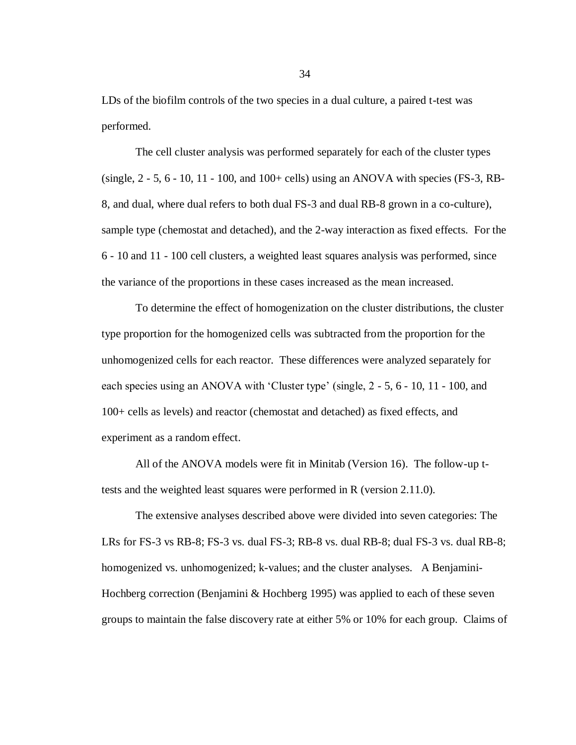LDs of the biofilm controls of the two species in a dual culture, a paired t-test was performed.

The cell cluster analysis was performed separately for each of the cluster types (single, 2 - 5, 6 - 10, 11 - 100, and 100+ cells) using an ANOVA with species (FS-3, RB-8, and dual, where dual refers to both dual FS-3 and dual RB-8 grown in a co-culture), sample type (chemostat and detached), and the 2-way interaction as fixed effects. For the 6 - 10 and 11 - 100 cell clusters, a weighted least squares analysis was performed, since the variance of the proportions in these cases increased as the mean increased.

To determine the effect of homogenization on the cluster distributions, the cluster type proportion for the homogenized cells was subtracted from the proportion for the unhomogenized cells for each reactor. These differences were analyzed separately for each species using an ANOVA with 'Cluster type' (single, 2 - 5, 6 - 10, 11 - 100, and 100+ cells as levels) and reactor (chemostat and detached) as fixed effects, and experiment as a random effect.

All of the ANOVA models were fit in Minitab (Version 16). The follow-up t-tests and the weighted least squares were performed in R (version 2.11.0).

The extensive analyses described above were divided into seven categories: The LRs for FS-3 vs RB-8; FS-3 vs. dual FS-3; RB-8 vs. dual RB-8; dual FS-3 vs. dual RB-8; homogenized vs. unhomogenized; k-values; and the cluster analyses. A Benjamini-Hochberg correction (Benjamini & Hochberg 1995) was applied to each of these seven groups to maintain the false discovery rate at either 5% or 10% for each group. Claims of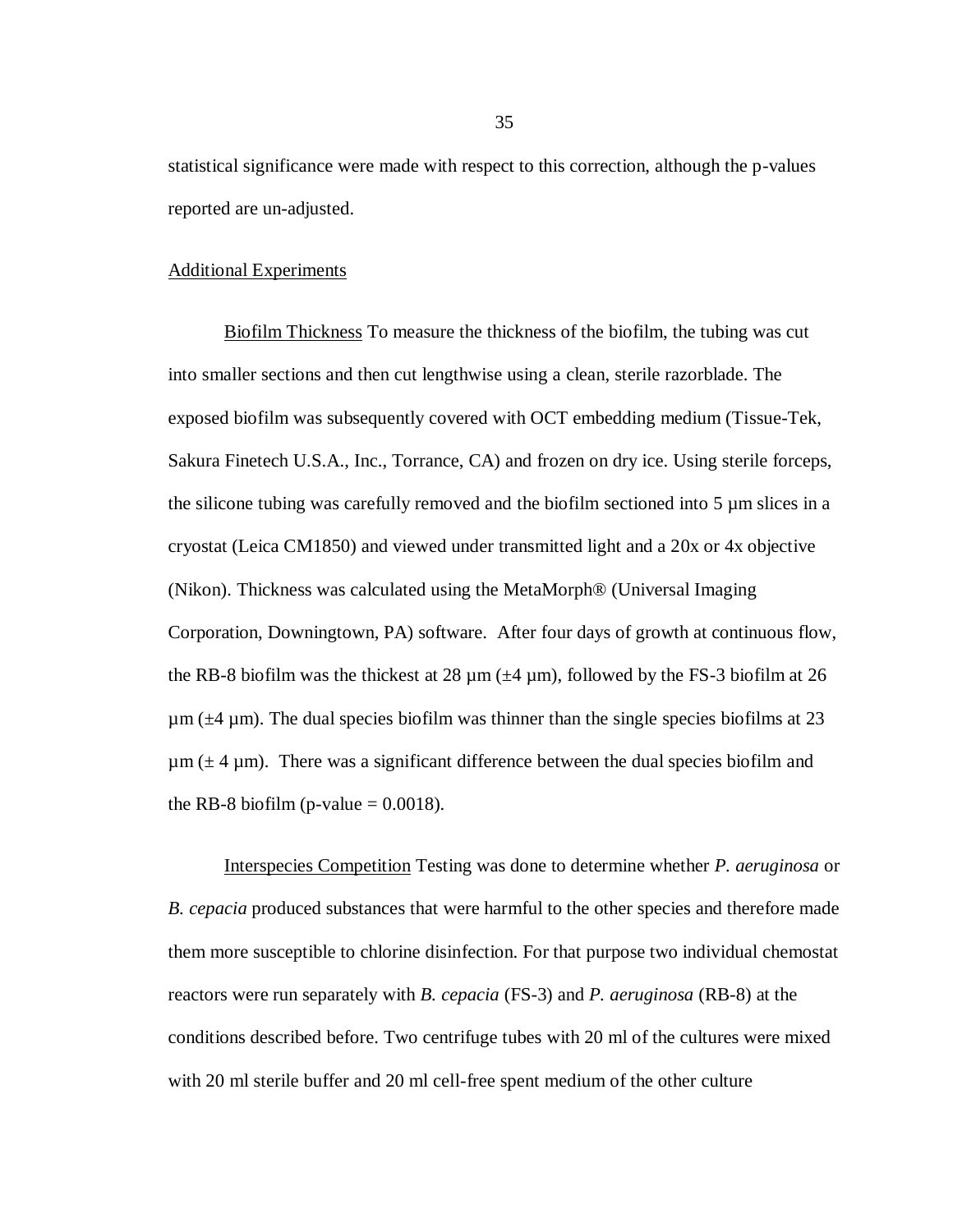statistical significance were made with respect to this correction, although the p-values reported are un-adjusted.

## Additional Experiments

Biofilm Thickness To measure the thickness of the biofilm, the tubing was cut into smaller sections and then cut lengthwise using a clean, sterile razorblade. The exposed biofilm was subsequently covered with OCT embedding medium (Tissue-Tek, Sakura Finetech U.S.A., Inc., Torrance, CA) and frozen on dry ice. Using sterile forceps, the silicone tubing was carefully removed and the biofilm sectioned into 5 µm slices in a cryostat (Leica CM1850) and viewed under transmitted light and a 20x or 4x objective (Nikon). Thickness was calculated using the MetaMorph® (Universal Imaging Corporation, Downingtown, PA) software. After four days of growth at continuous flow, the RB-8 biofilm was the thickest at 28 µm (±4 µm), followed by the FS-3 biofilm at 26 µm (±4 µm). The dual species biofilm was thinner than the single species biofilms at 23 µm (± 4 µm). There was a significant difference between the dual species biofilm and the RB-8 biofilm (p-value = 0.0018).

Interspecies Competition Testing was done to determine whether *P. aeruginosa* or *B. cepacia* produced substances that were harmful to the other species and therefore made them more susceptible to chlorine disinfection. For that purpose two individual chemostat reactors were run separately with *B. cepacia* (FS-3) and *P. aeruginosa* (RB-8) at the conditions described before. Two centrifuge tubes with 20 ml of the cultures were mixed with 20 ml sterile buffer and 20 ml cell-free spent medium of the other culture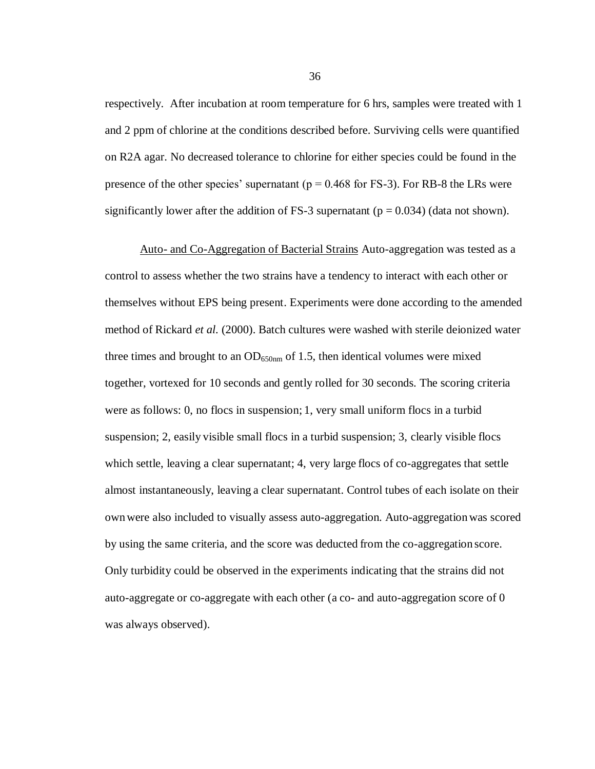respectively. After incubation at room temperature for 6 hrs, samples were treated with 1 and 2 ppm of chlorine at the conditions described before. Surviving cells were quantified on R2A agar. No decreased tolerance to chlorine for either species could be found in the presence of the other species' supernatant ($p = 0.468$ for FS-3). For RB-8 the LRs were significantly lower after the addition of FS-3 supernatant ($p = 0.034$) (data not shown).

Auto- and Co-Aggregation of Bacterial Strains Auto-aggregation was tested as a control to assess whether the two strains have a tendency to interact with each other or themselves without EPS being present. Experiments were done according to the amended method of Rickard *et al.* (2000). Batch cultures were washed with sterile deionized water three times and brought to an $OD_{650nm}$ of 1.5, then identical volumes were mixed together, vortexed for 10 seconds and gently rolled for 30 seconds. The scoring criteria were as follows: 0, no flocs in suspension; 1, very small uniform flocs in a turbid suspension; 2, easily visible small flocs in a turbid suspension; 3, clearly visible flocs which settle, leaving a clear supernatant; 4, very large flocs of co-aggregates that settle almost instantaneously, leaving a clear supernatant. Control tubes of each isolate on their own were also included to visually assess auto-aggregation. Auto-aggregation was scored by using the same criteria, and the score was deducted from the co-aggregation score. Only turbidity could be observed in the experiments indicating that the strains did not auto-aggregate or co-aggregate with each other (a co- and auto-aggregation score of 0 was always observed).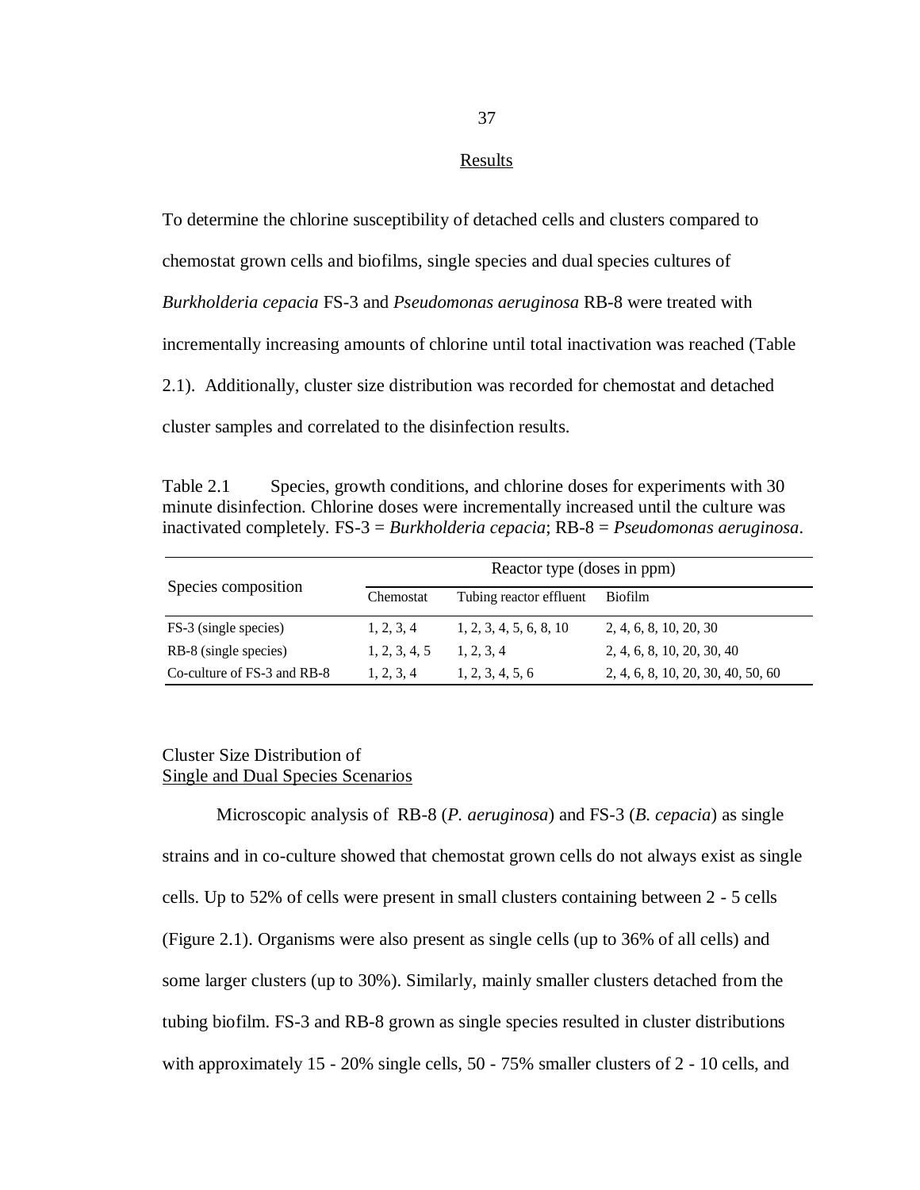## Results

To determine the chlorine susceptibility of detached cells and clusters compared to chemostat grown cells and biofilms, single species and dual species cultures of *Burkholderia cepacia* FS-3 and *Pseudomonas aeruginosa* RB-8 were treated with incrementally increasing amounts of chlorine until total inactivation was reached (Table 2.1). Additionally, cluster size distribution was recorded for chemostat and detached cluster samples and correlated to the disinfection results.

Table 2.1 Species, growth conditions, and chlorine doses for experiments with 30 minute disinfection. Chlorine doses were incrementally increased until the culture was inactivated completely. FS-3 = *Burkholderia cepacia*; RB-8 = *Pseudomonas aeruginosa*.

| Species composition | Reactor type (doses in ppm) | | |
|---|---|---|---|
| | Chemostat | Tubing reactor effluent | Biofilm |
| FS-3 (single species) | 1, 2, 3, 4 | 1, 2, 3, 4, 5, 6, 8, 10 | 2, 4, 6, 8, 10, 20, 30 |
| RB-8 (single species) | 1, 2, 3, 4, 5 | 1, 2, 3, 4 | 2, 4, 6, 8, 10, 20, 30, 40 |
| Co-culture of FS-3 and RB-8 | 1, 2, 3, 4 | 1, 2, 3, 4, 5, 6 | 2, 4, 6, 8, 10, 20, 30, 40, 50, 60 |

### Cluster Size Distribution of Single and Dual Species Scenarios

Microscopic analysis of RB-8 (*P. aeruginosa*) and FS-3 (*B. cepacia*) as single strains and in co-culture showed that chemostat grown cells do not always exist as single cells. Up to 52% of cells were present in small clusters containing between 2 - 5 cells (Figure 2.1). Organisms were also present as single cells (up to 36% of all cells) and some larger clusters (up to 30%). Similarly, mainly smaller clusters detached from the tubing biofilm. FS-3 and RB-8 grown as single species resulted in cluster distributions with approximately 15 - 20% single cells, 50 - 75% smaller clusters of 2 - 10 cells, and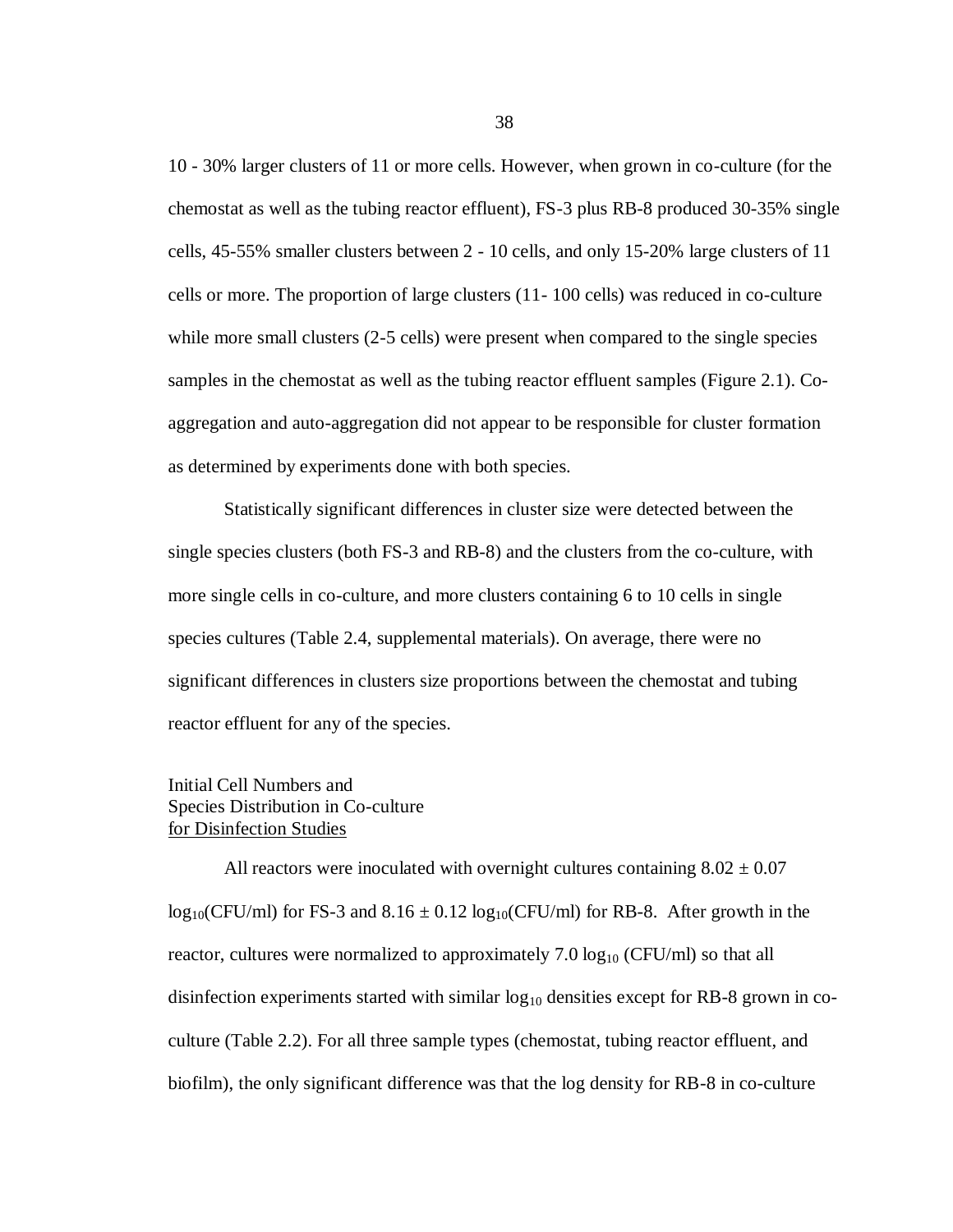10 - 30% larger clusters of 11 or more cells. However, when grown in co-culture (for the chemostat as well as the tubing reactor effluent), FS-3 plus RB-8 produced 30-35% single cells, 45-55% smaller clusters between 2 - 10 cells, and only 15-20% large clusters of 11 cells or more. The proportion of large clusters (11- 100 cells) was reduced in co-culture while more small clusters (2-5 cells) were present when compared to the single species samples in the chemostat as well as the tubing reactor effluent samples (Figure 2.1). Co-aggregation and auto-aggregation did not appear to be responsible for cluster formation as determined by experiments done with both species.

Statistically significant differences in cluster size were detected between the single species clusters (both FS-3 and RB-8) and the clusters from the co-culture, with more single cells in co-culture, and more clusters containing 6 to 10 cells in single species cultures (Table 2.4, supplemental materials). On average, there were no significant differences in clusters size proportions between the chemostat and tubing reactor effluent for any of the species.

### Initial Cell Numbers and Species Distribution in Co-culture for Disinfection Studies

All reactors were inoculated with overnight cultures containing $8.02 \pm 0.07$ $\log_{10}$(CFU/ml) for FS-3 and $8.16 \pm 0.12$ $\log_{10}$(CFU/ml) for RB-8. After growth in the reactor, cultures were normalized to approximately 7.0 $\log_{10}$ (CFU/ml) so that all disinfection experiments started with similar $\log_{10}$ densities except for RB-8 grown in co-culture (Table 2.2). For all three sample types (chemostat, tubing reactor effluent, and biofilm), the only significant difference was that the log density for RB-8 in co-culture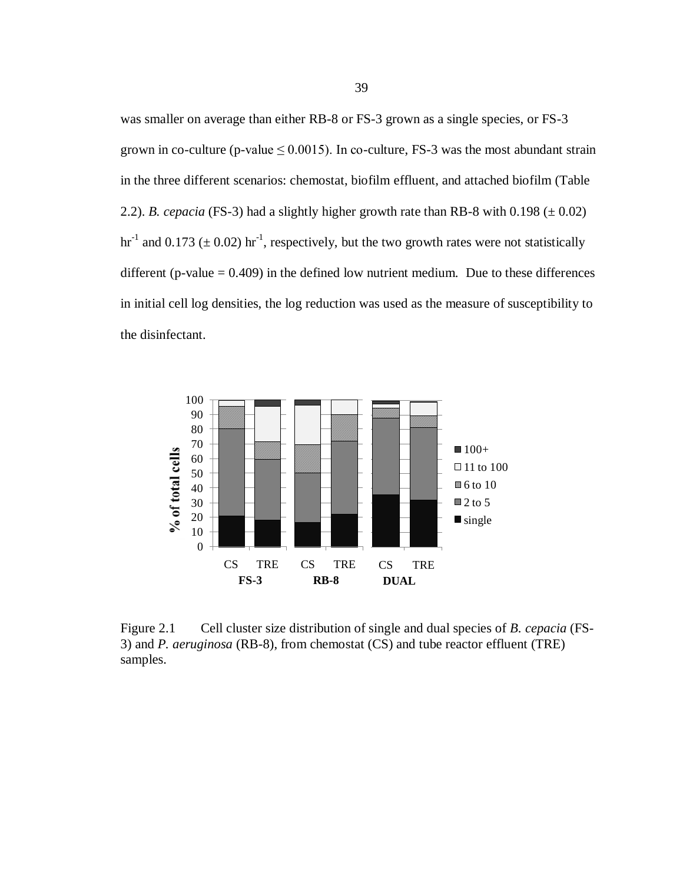was smaller on average than either RB-8 or FS-3 grown as a single species, or FS-3 grown in co-culture ($p$-value $\leq 0.0015$). In co-culture, FS-3 was the most abundant strain in the three different scenarios: chemostat, biofilm effluent, and attached biofilm (Table 2.2). *B. cepacia* (FS-3) had a slightly higher growth rate than RB-8 with 0.198 ($\pm$ 0.02) $hr^{-1}$ and 0.173 ($\pm$ 0.02) $hr^{-1}$, respectively, but the two growth rates were not statistically different ($p$-value = 0.409) in the defined low nutrient medium. Due to these differences in initial cell log densities, the log reduction was used as the measure of susceptibility to the disinfectant.

Figure 2.1 Cell cluster size distribution of single and dual species of *B. cepacia* (FS-3) and *P. aeruginosa* (RB-8), from chemostat (CS) and tube reactor effluent (TRE) samples.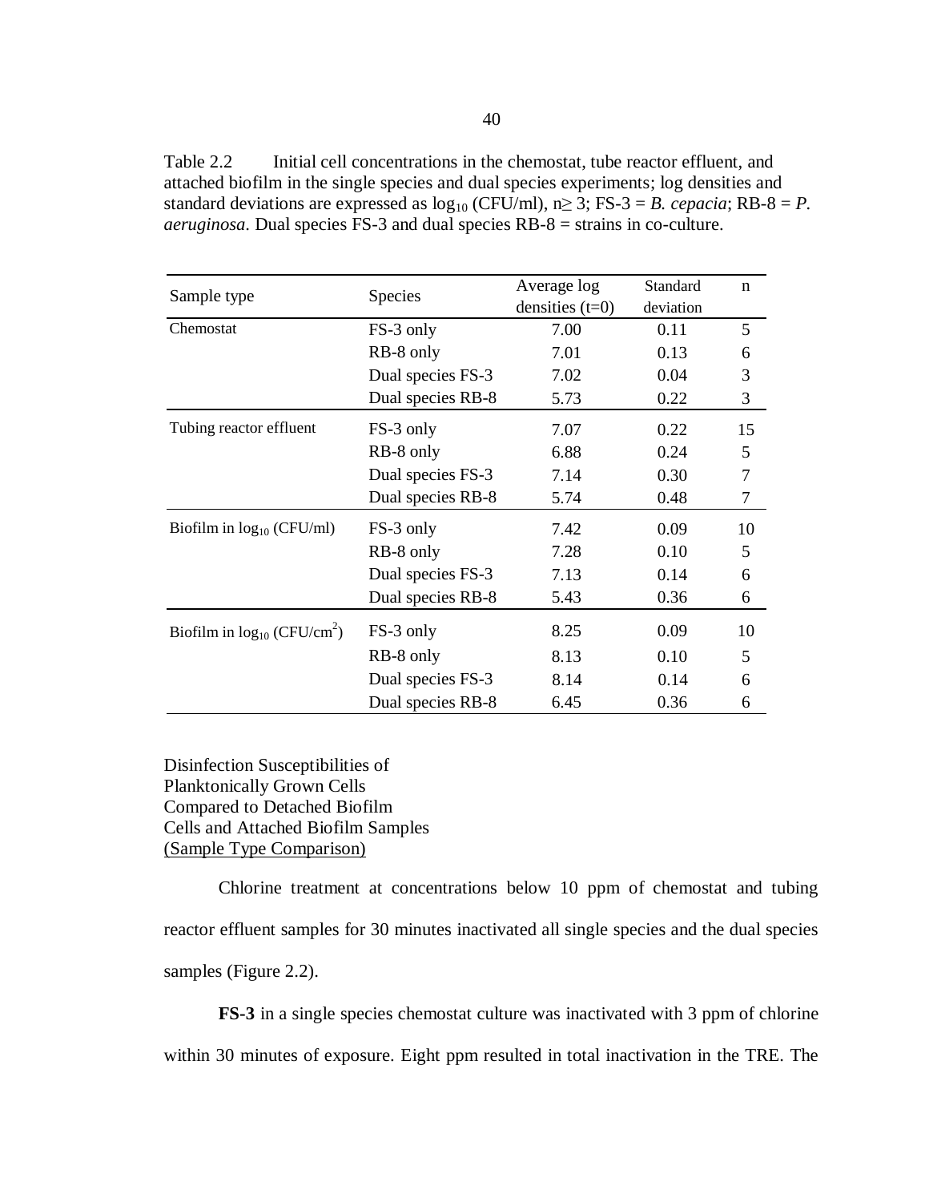Table 2.2 Initial cell concentrations in the chemostat, tube reactor effluent, and attached biofilm in the single species and dual species experiments; log densities and standard deviations are expressed as $\log_{10}$ (CFU/ml), $n \geq 3$; FS-3 = *B. cepacia*; RB-8 = *P. aeruginosa*. Dual species FS-3 and dual species RB-8 = strains in co-culture.

| Sample type | Species | Average log densities (t=0) | Standard deviation | n |
|---|---|---|---|---|
| Chemostat | FS-3 only | 7.00 | 0.11 | 5 |
| | RB-8 only | 7.01 | 0.13 | 6 |
| | Dual species FS-3 | 7.02 | 0.04 | 3 |
| | Dual species RB-8 | 5.73 | 0.22 | 3 |
| Tubing reactor effluent | FS-3 only | 7.07 | 0.22 | 15 |
| | RB-8 only | 6.88 | 0.24 | 5 |
| | Dual species FS-3 | 7.14 | 0.30 | 7 |
| | Dual species RB-8 | 5.74 | 0.48 | 7 |
| Biofilm in $\log_{10}$ (CFU/ml) | FS-3 only | 7.42 | 0.09 | 10 |
| | RB-8 only | 7.28 | 0.10 | 5 |
| | Dual species FS-3 | 7.13 | 0.14 | 6 |
| | Dual species RB-8 | 5.43 | 0.36 | 6 |
| Biofilm in $\log_{10}$ (CFU/cm$^2$) | FS-3 only | 8.25 | 0.09 | 10 |
| | RB-8 only | 8.13 | 0.10 | 5 |
| | Dual species FS-3 | 8.14 | 0.14 | 6 |
| | Dual species RB-8 | 6.45 | 0.36 | 6 |

Disinfection Susceptibilities of Planktonically Grown Cells Compared to Detached Biofilm Cells and Attached Biofilm Samples
(Sample Type Comparison)

Chlorine treatment at concentrations below 10 ppm of chemostat and tubing reactor effluent samples for 30 minutes inactivated all single species and the dual species samples (Figure 2.2).

**FS-3** in a single species chemostat culture was inactivated with 3 ppm of chlorine within 30 minutes of exposure. Eight ppm resulted in total inactivation in the TRE. The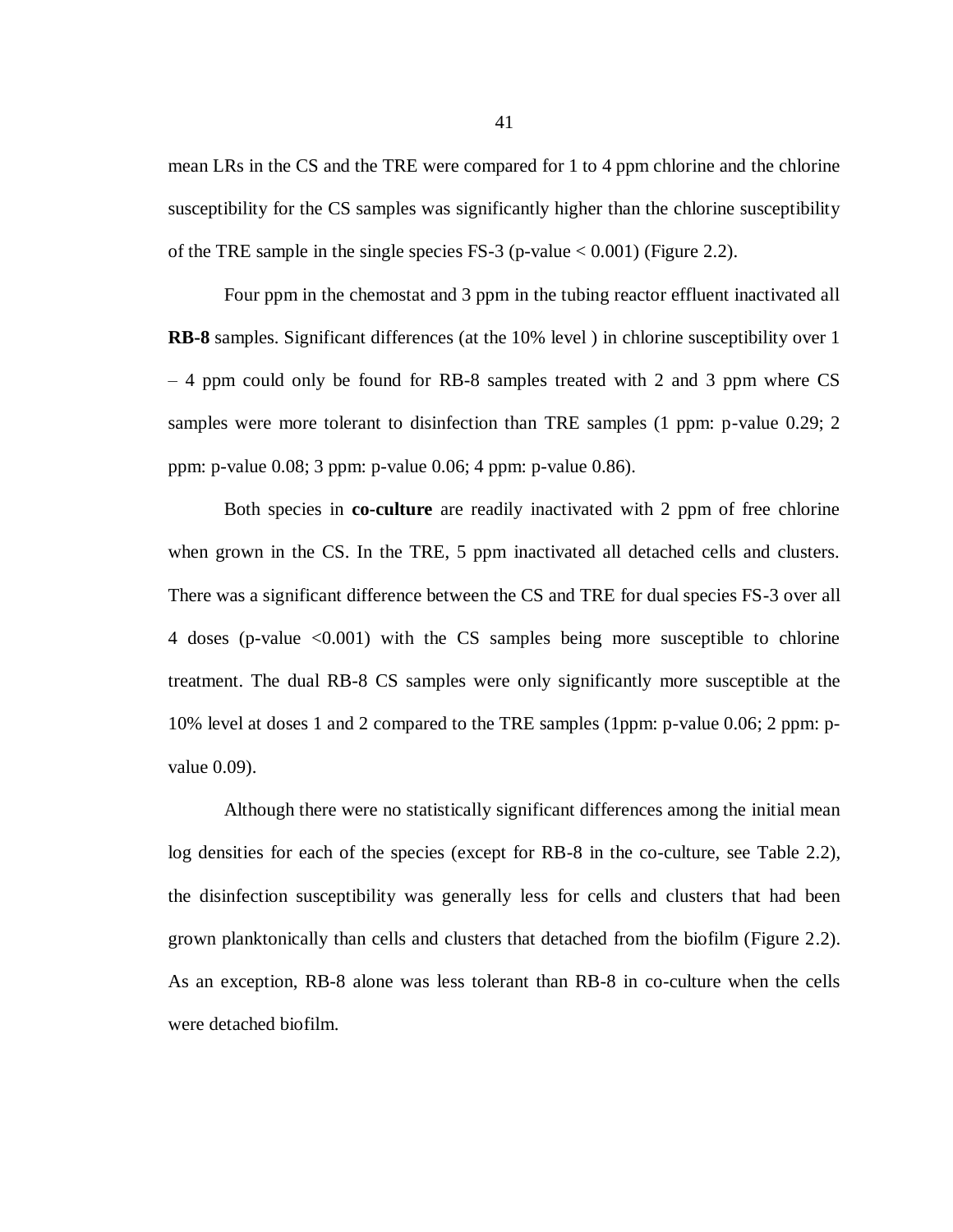mean LRs in the CS and the TRE were compared for 1 to 4 ppm chlorine and the chlorine susceptibility for the CS samples was significantly higher than the chlorine susceptibility of the TRE sample in the single species FS-3 (p-value $< 0.001$) (Figure 2.2).

Four ppm in the chemostat and 3 ppm in the tubing reactor effluent inactivated all **RB-8** samples. Significant differences (at the 10% level ) in chlorine susceptibility over 1 – 4 ppm could only be found for RB-8 samples treated with 2 and 3 ppm where CS samples were more tolerant to disinfection than TRE samples (1 ppm: p-value 0.29; 2 ppm: p-value 0.08; 3 ppm: p-value 0.06; 4 ppm: p-value 0.86).

Both species in **co-culture** are readily inactivated with 2 ppm of free chlorine when grown in the CS. In the TRE, 5 ppm inactivated all detached cells and clusters. There was a significant difference between the CS and TRE for dual species FS-3 over all 4 doses (p-value $<0.001$) with the CS samples being more susceptible to chlorine treatment. The dual RB-8 CS samples were only significantly more susceptible at the 10% level at doses 1 and 2 compared to the TRE samples (1ppm: p-value 0.06; 2 ppm: p-value 0.09).

Although there were no statistically significant differences among the initial mean log densities for each of the species (except for RB-8 in the co-culture, see Table 2.2), the disinfection susceptibility was generally less for cells and clusters that had been grown planktonically than cells and clusters that detached from the biofilm (Figure 2.2). As an exception, RB-8 alone was less tolerant than RB-8 in co-culture when the cells were detached biofilm.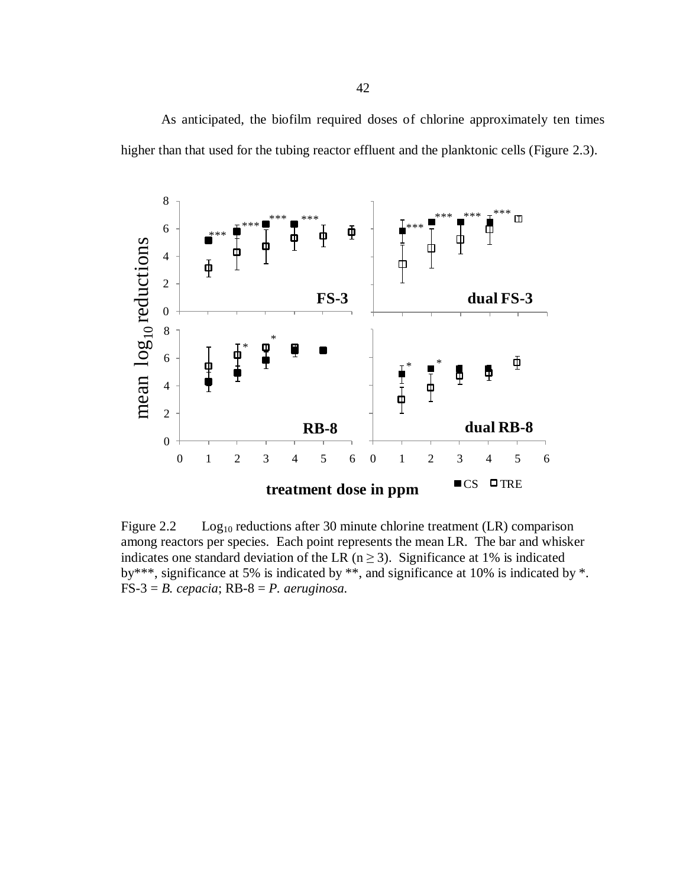As anticipated, the biofilm required doses of chlorine approximately ten times higher than that used for the tubing reactor effluent and the planktonic cells (Figure 2.3).

Figure 2.2 $Log_{10}$ reductions after 30 minute chlorine treatment (LR) comparison among reactors per species. Each point represents the mean LR. The bar and whisker indicates one standard deviation of the LR ($n \geq 3$). Significance at 1% is indicated by***, significance at 5% is indicated by **, and significance at 10% is indicated by *. FS-3 = *B. cepacia*; RB-8 = *P. aeruginosa*.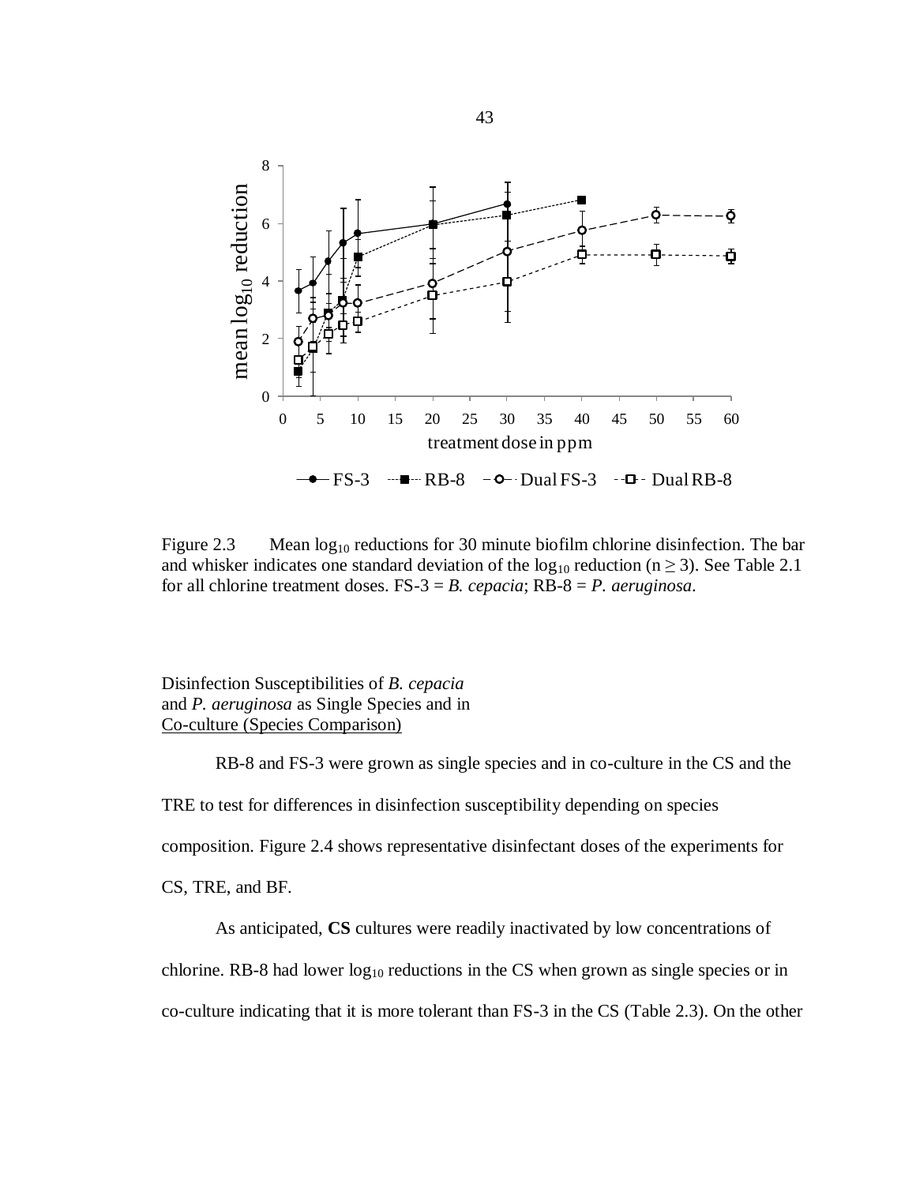Figure 2.3 Mean $\log_{10}$ reductions for 30 minute biofilm chlorine disinfection. The bar and whisker indicates one standard deviation of the $\log_{10}$ reduction ($n \geq 3$). See Table 2.1 for all chlorine treatment doses. FS-3 = *B. cepacia*; RB-8 = *P. aeruginosa*.

Disinfection Susceptibilities of *B. cepacia* and *P. aeruginosa* as Single Species and in Co-culture (Species Comparison)

RB-8 and FS-3 were grown as single species and in co-culture in the CS and the TRE to test for differences in disinfection susceptibility depending on species composition. Figure 2.4 shows representative disinfectant doses of the experiments for CS, TRE, and BF.

As anticipated, **CS** cultures were readily inactivated by low concentrations of chlorine. RB-8 had lower $\log_{10}$ reductions in the CS when grown as single species or in co-culture indicating that it is more tolerant than FS-3 in the CS (Table 2.3). On the other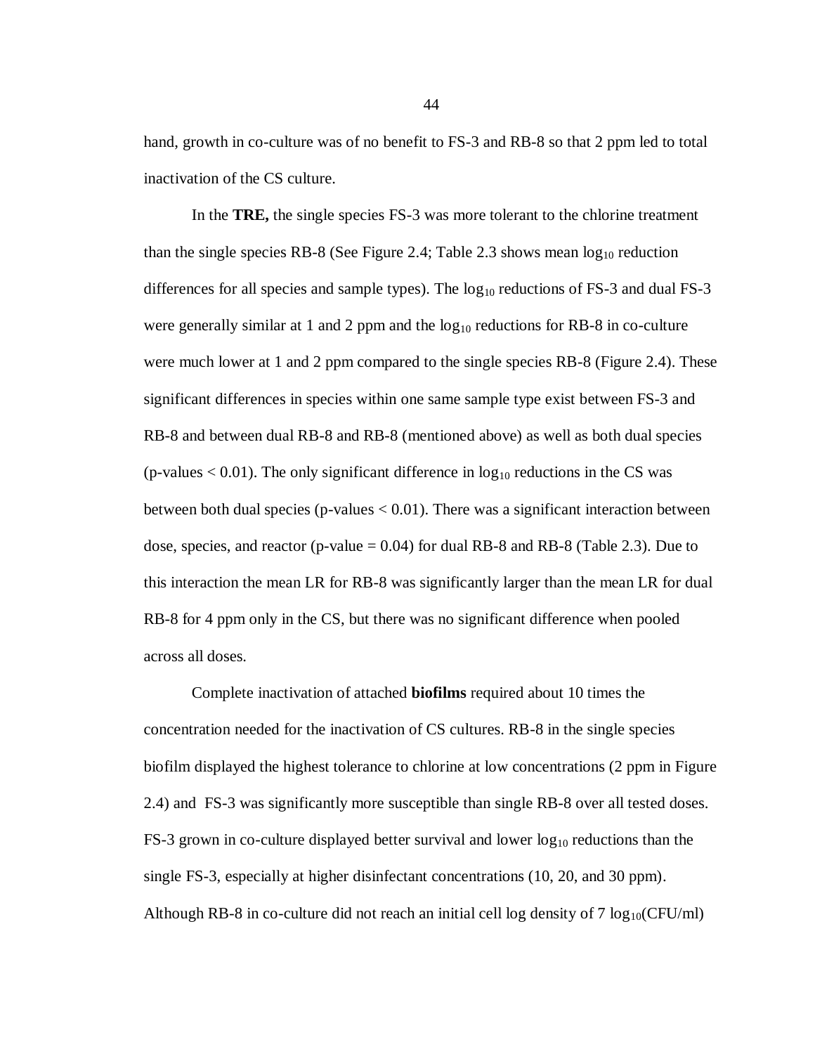hand, growth in co-culture was of no benefit to FS-3 and RB-8 so that 2 ppm led to total inactivation of the CS culture.

In the **TRE,** the single species FS-3 was more tolerant to the chlorine treatment than the single species RB-8 (See Figure 2.4; Table 2.3 shows mean $\log_{10}$ reduction differences for all species and sample types). The $\log_{10}$ reductions of FS-3 and dual FS-3 were generally similar at 1 and 2 ppm and the $\log_{10}$ reductions for RB-8 in co-culture were much lower at 1 and 2 ppm compared to the single species RB-8 (Figure 2.4). These significant differences in species within one same sample type exist between FS-3 and RB-8 and between dual RB-8 and RB-8 (mentioned above) as well as both dual species (p-values $< 0.01$). The only significant difference in $\log_{10}$ reductions in the CS was between both dual species (p-values $< 0.01$). There was a significant interaction between dose, species, and reactor (p-value $= 0.04$) for dual RB-8 and RB-8 (Table 2.3). Due to this interaction the mean LR for RB-8 was significantly larger than the mean LR for dual RB-8 for 4 ppm only in the CS, but there was no significant difference when pooled across all doses.

Complete inactivation of attached **biofilms** required about 10 times the concentration needed for the inactivation of CS cultures. RB-8 in the single species biofilm displayed the highest tolerance to chlorine at low concentrations (2 ppm in Figure 2.4) and FS-3 was significantly more susceptible than single RB-8 over all tested doses. FS-3 grown in co-culture displayed better survival and lower $\log_{10}$ reductions than the single FS-3, especially at higher disinfectant concentrations (10, 20, and 30 ppm). Although RB-8 in co-culture did not reach an initial cell log density of 7 $\log_{10}$(CFU/ml)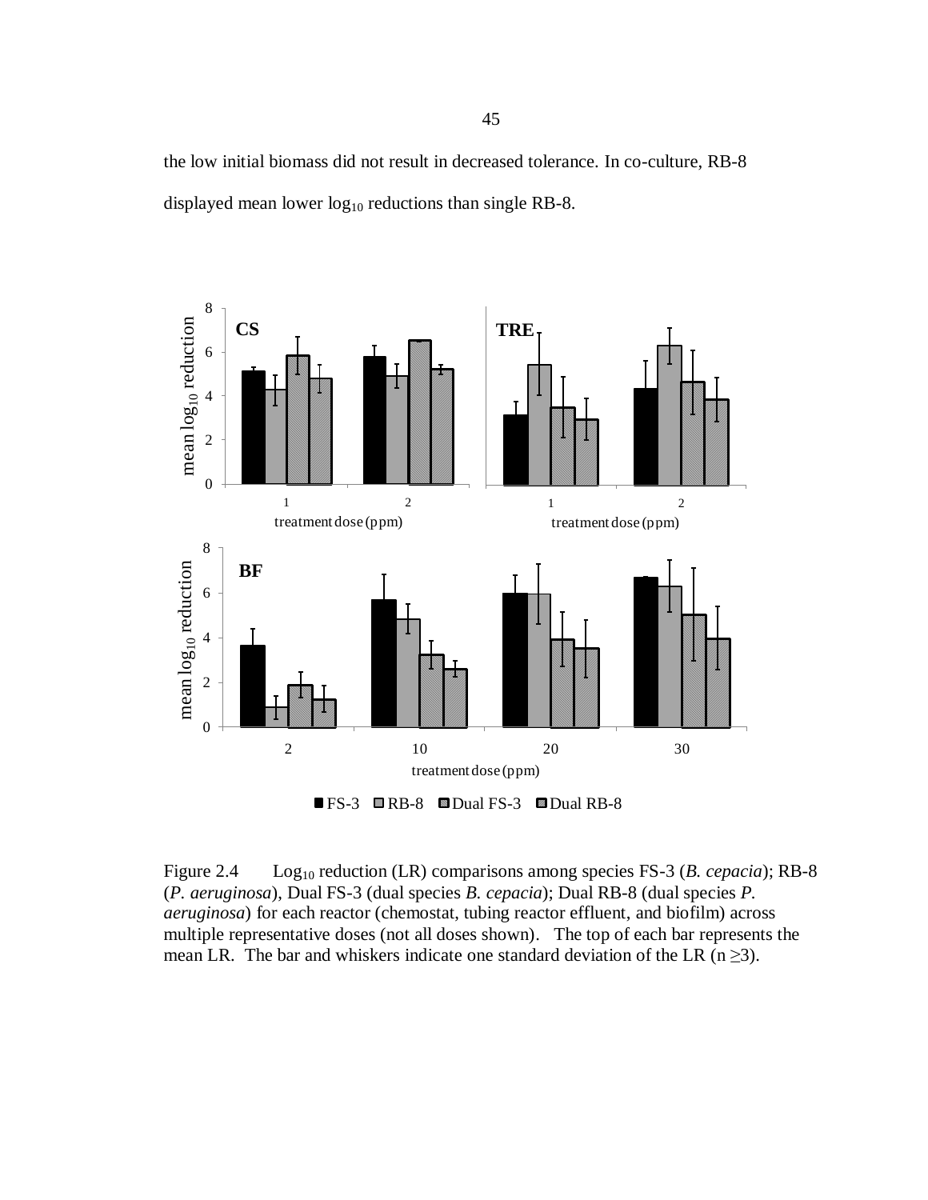the low initial biomass did not result in decreased tolerance. In co-culture, RB-8 displayed mean lower $\log_{10}$ reductions than single RB-8.

Figure 2.4 $\quad$ $\text{Log}_{10}$ reduction (LR) comparisons among species FS-3 (*B. cepacia*); RB-8 (*P. aeruginosa*), Dual FS-3 (dual species *B. cepacia*); Dual RB-8 (dual species *P. aeruginosa*) for each reactor (chemostat, tubing reactor effluent, and biofilm) across multiple representative doses (not all doses shown). The top of each bar represents the mean LR. The bar and whiskers indicate one standard deviation of the LR (n ≥3).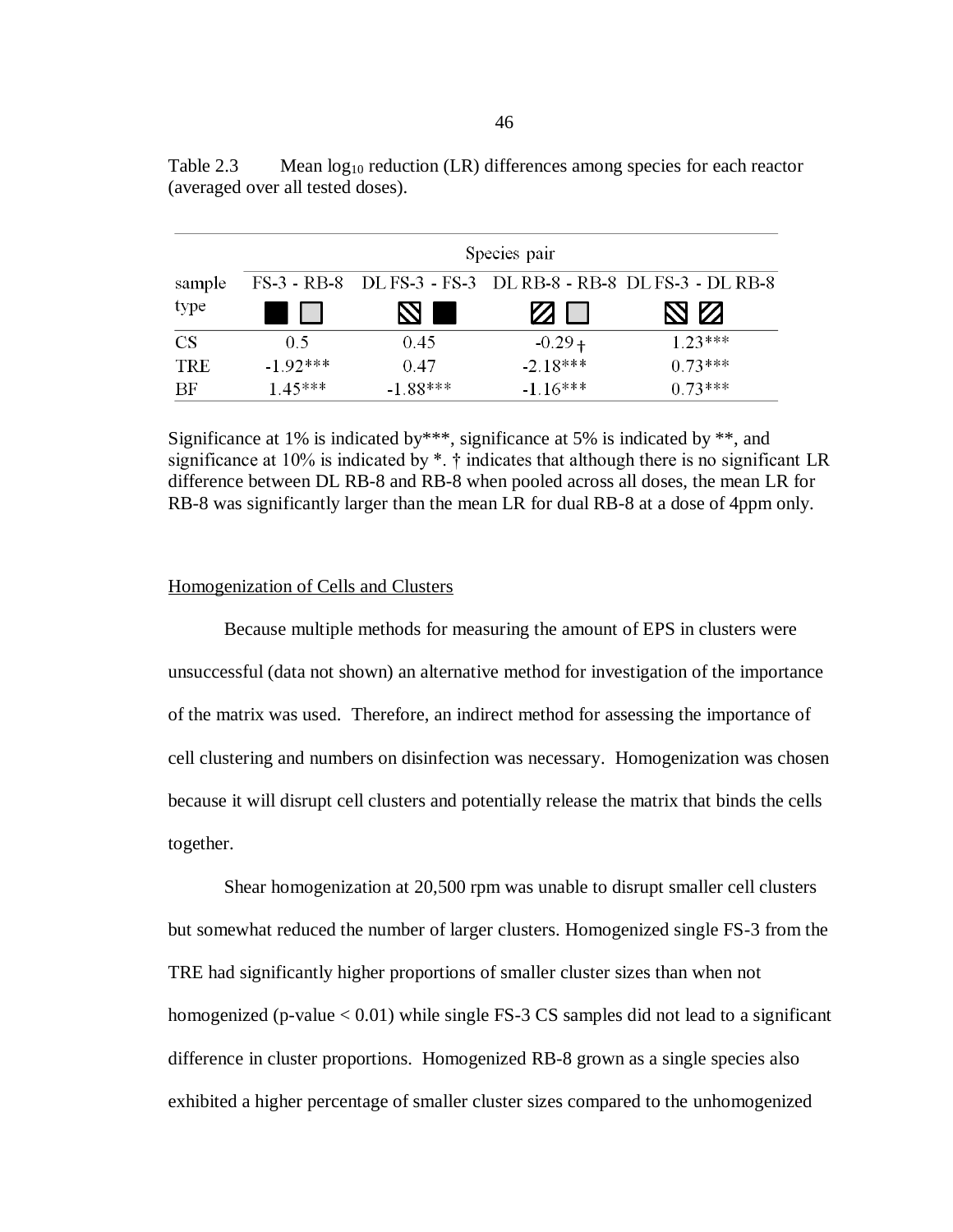Table 2.3 Mean $\log_{10}$ reduction (LR) differences among species for each reactor (averaged over all tested doses).

| sample type | Species pair | | | |
|---|---|---|---|---|
| | FS-3 - RB-8 | DL FS-3 - FS-3 | DL RB-8 - RB-8 | DL FS-3 - DL RB-8 |
| CS | 0.5 | 0.45 | -0.29 † | 1.23*** |
| TRE | -1.92*** | 0.47 | -2.18*** | 0.73*** |
| BF | 1.45*** | -1.88*** | -1.16*** | 0.73*** |

Significance at 1% is indicated by***, significance at 5% is indicated by **, and significance at 10% is indicated by *. † indicates that although there is no significant LR difference between DL RB-8 and RB-8 when pooled across all doses, the mean LR for RB-8 was significantly larger than the mean LR for dual RB-8 at a dose of 4ppm only.

Homogenization of Cells and Clusters

Because multiple methods for measuring the amount of EPS in clusters were unsuccessful (data not shown) an alternative method for investigation of the importance of the matrix was used. Therefore, an indirect method for assessing the importance of cell clustering and numbers on disinfection was necessary. Homogenization was chosen because it will disrupt cell clusters and potentially release the matrix that binds the cells together.

Shear homogenization at 20,500 rpm was unable to disrupt smaller cell clusters but somewhat reduced the number of larger clusters. Homogenized single FS-3 from the TRE had significantly higher proportions of smaller cluster sizes than when not homogenized (p-value $< 0.01$) while single FS-3 CS samples did not lead to a significant difference in cluster proportions. Homogenized RB-8 grown as a single species also exhibited a higher percentage of smaller cluster sizes compared to the unhomogenized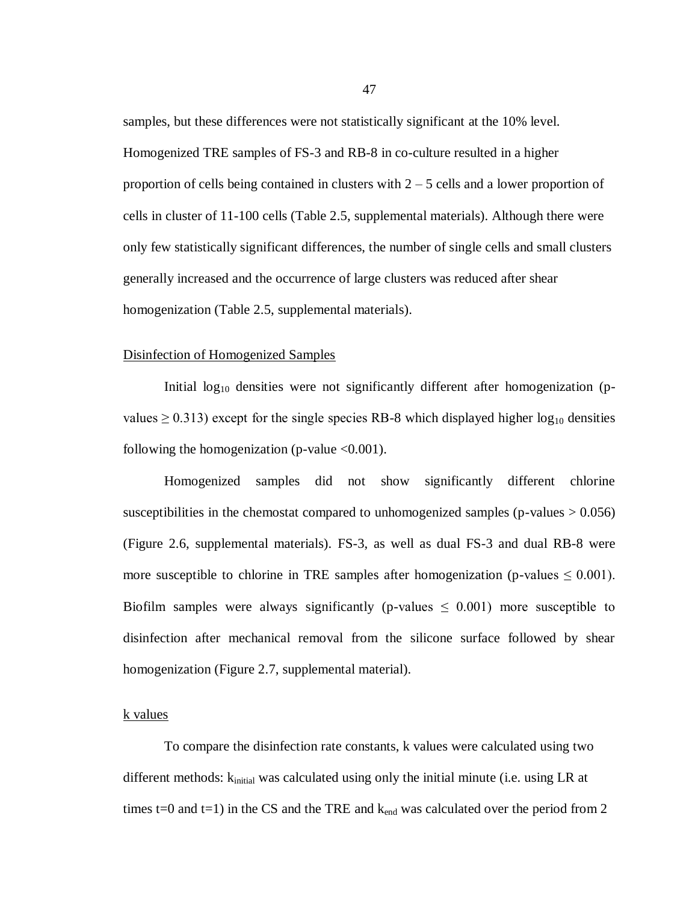samples, but these differences were not statistically significant at the 10% level. Homogenized TRE samples of FS-3 and RB-8 in co-culture resulted in a higher proportion of cells being contained in clusters with 2 – 5 cells and a lower proportion of cells in cluster of 11-100 cells (Table 2.5, supplemental materials). Although there were only few statistically significant differences, the number of single cells and small clusters generally increased and the occurrence of large clusters was reduced after shear homogenization (Table 2.5, supplemental materials).

### Disinfection of Homogenized Samples

Initial $\log_{10}$ densities were not significantly different after homogenization (p-values $\geq 0.313$) except for the single species RB-8 which displayed higher $\log_{10}$ densities following the homogenization (p-value $<0.001$).

Homogenized samples did not show significantly different chlorine susceptibilities in the chemostat compared to unhomogenized samples (p-values $> 0.056$) (Figure 2.6, supplemental materials). FS-3, as well as dual FS-3 and dual RB-8 were more susceptible to chlorine in TRE samples after homogenization (p-values $\leq 0.001$). Biofilm samples were always significantly (p-values $\leq 0.001$) more susceptible to disinfection after mechanical removal from the silicone surface followed by shear homogenization (Figure 2.7, supplemental material).

### k values

To compare the disinfection rate constants, k values were calculated using two different methods: $k_{initial}$ was calculated using only the initial minute (i.e. using LR at times t=0 and t=1) in the CS and the TRE and $k_{end}$ was calculated over the period from 2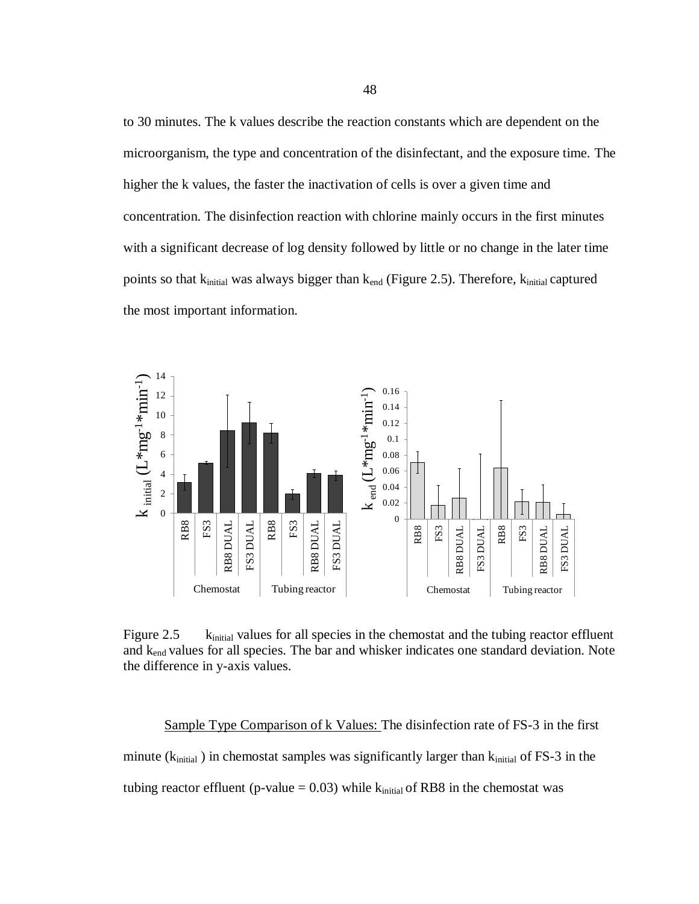to 30 minutes. The k values describe the reaction constants which are dependent on the microorganism, the type and concentration of the disinfectant, and the exposure time. The higher the k values, the faster the inactivation of cells is over a given time and concentration. The disinfection reaction with chlorine mainly occurs in the first minutes with a significant decrease of log density followed by little or no change in the later time points so that $k_{initial}$ was always bigger than $k_{end}$ (Figure 2.5). Therefore, $k_{initial}$ captured the most important information.

Figure 2.5 $k_{initial}$ values for all species in the chemostat and the tubing reactor effluent and $k_{end}$ values for all species. The bar and whisker indicates one standard deviation. Note the difference in y-axis values.

<u>Sample Type Comparison of k Values:</u> The disinfection rate of FS-3 in the first minute ($k_{initial}$ ) in chemostat samples was significantly larger than $k_{initial}$ of FS-3 in the tubing reactor effluent (p-value = 0.03) while $k_{initial}$ of RB8 in the chemostat was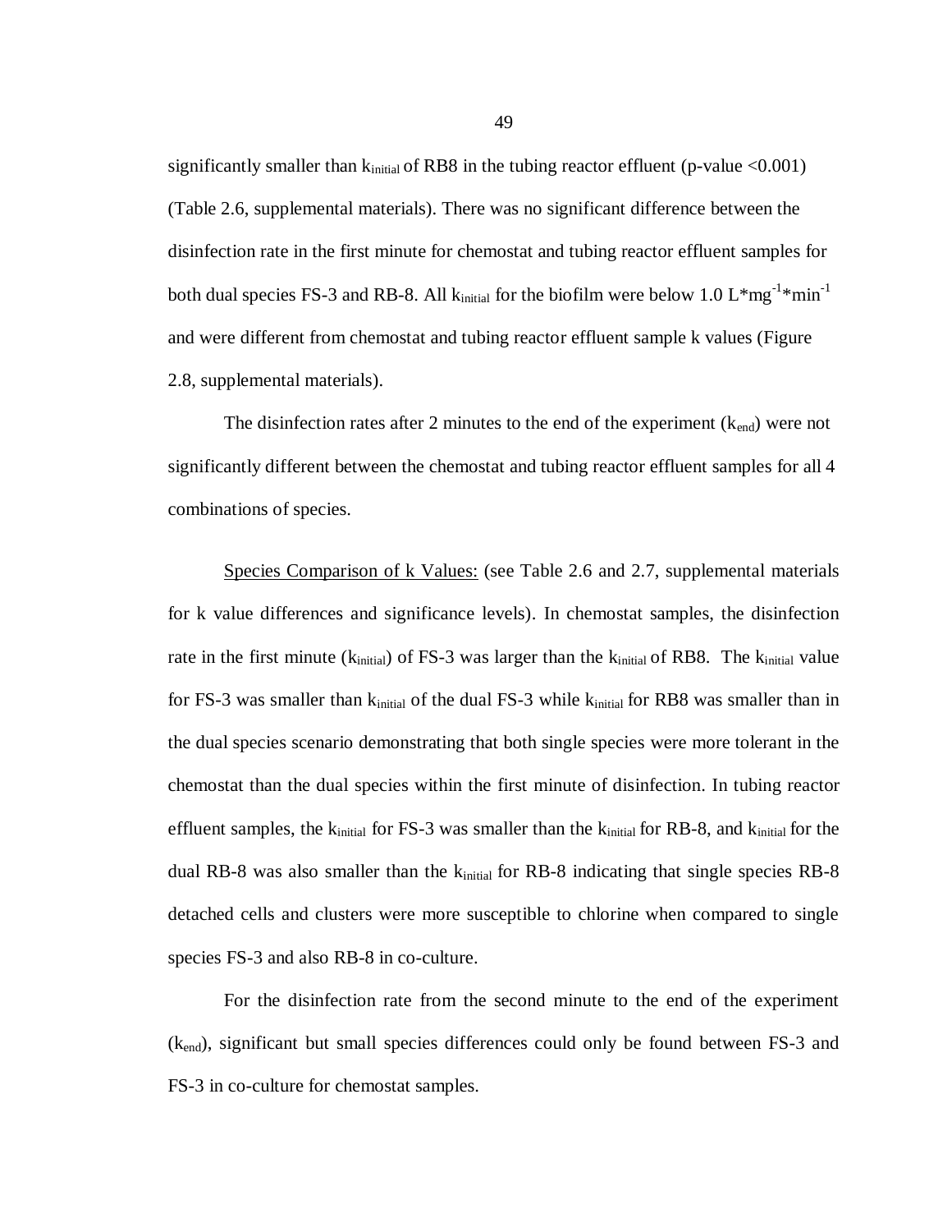significantly smaller than $k_{initial}$ of RB8 in the tubing reactor effluent (p-value <0.001) (Table 2.6, supplemental materials). There was no significant difference between the disinfection rate in the first minute for chemostat and tubing reactor effluent samples for both dual species FS-3 and RB-8. All $k_{initial}$ for the biofilm were below 1.0 $L*mg^{-1}*min^{-1}$ and were different from chemostat and tubing reactor effluent sample k values (Figure 2.8, supplemental materials).

The disinfection rates after 2 minutes to the end of the experiment ($k_{end}$) were not significantly different between the chemostat and tubing reactor effluent samples for all 4 combinations of species.

Species Comparison of k Values: (see Table 2.6 and 2.7, supplemental materials for k value differences and significance levels). In chemostat samples, the disinfection rate in the first minute ($k_{initial}$) of FS-3 was larger than the $k_{initial}$ of RB8. The $k_{initial}$ value for FS-3 was smaller than $k_{initial}$ of the dual FS-3 while $k_{initial}$ for RB8 was smaller than in the dual species scenario demonstrating that both single species were more tolerant in the chemostat than the dual species within the first minute of disinfection. In tubing reactor effluent samples, the $k_{initial}$ for FS-3 was smaller than the $k_{initial}$ for RB-8, and $k_{initial}$ for the dual RB-8 was also smaller than the $k_{initial}$ for RB-8 indicating that single species RB-8 detached cells and clusters were more susceptible to chlorine when compared to single species FS-3 and also RB-8 in co-culture.

For the disinfection rate from the second minute to the end of the experiment ($k_{end}$), significant but small species differences could only be found between FS-3 and FS-3 in co-culture for chemostat samples.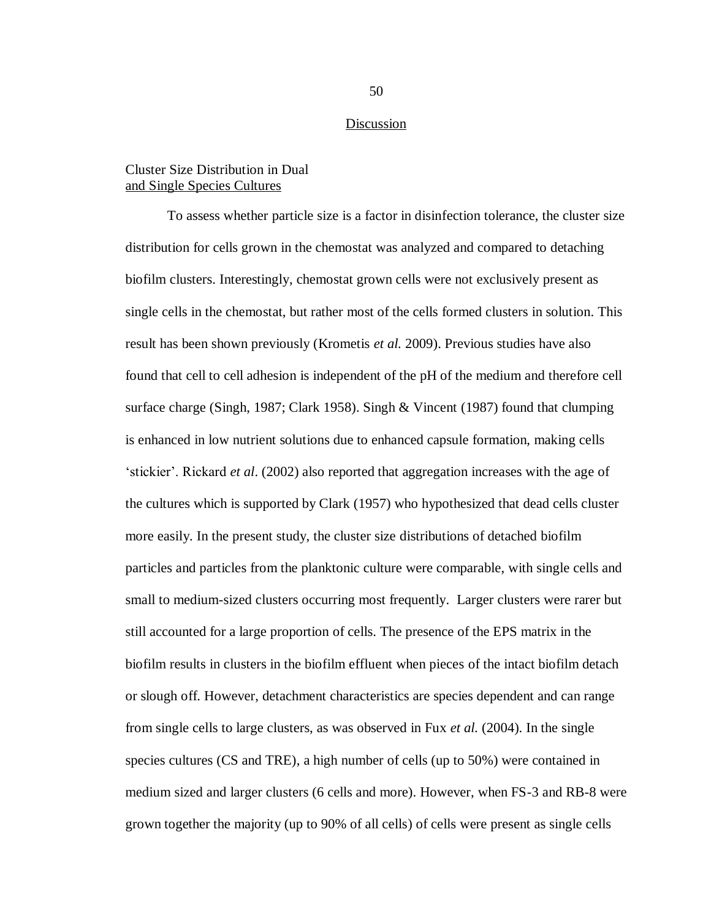## Discussion

### Cluster Size Distribution in Dual and Single Species Cultures

To assess whether particle size is a factor in disinfection tolerance, the cluster size distribution for cells grown in the chemostat was analyzed and compared to detaching biofilm clusters. Interestingly, chemostat grown cells were not exclusively present as single cells in the chemostat, but rather most of the cells formed clusters in solution. This result has been shown previously (Krometis *et al.* 2009). Previous studies have also found that cell to cell adhesion is independent of the pH of the medium and therefore cell surface charge (Singh, 1987; Clark 1958). Singh & Vincent (1987) found that clumping is enhanced in low nutrient solutions due to enhanced capsule formation, making cells 'stickier'. Rickard *et al*. (2002) also reported that aggregation increases with the age of the cultures which is supported by Clark (1957) who hypothesized that dead cells cluster more easily. In the present study, the cluster size distributions of detached biofilm particles and particles from the planktonic culture were comparable, with single cells and small to medium-sized clusters occurring most frequently. Larger clusters were rarer but still accounted for a large proportion of cells. The presence of the EPS matrix in the biofilm results in clusters in the biofilm effluent when pieces of the intact biofilm detach or slough off. However, detachment characteristics are species dependent and can range from single cells to large clusters, as was observed in Fux *et al.* (2004). In the single species cultures (CS and TRE), a high number of cells (up to 50%) were contained in medium sized and larger clusters (6 cells and more). However, when FS-3 and RB-8 were grown together the majority (up to 90% of all cells) of cells were present as single cells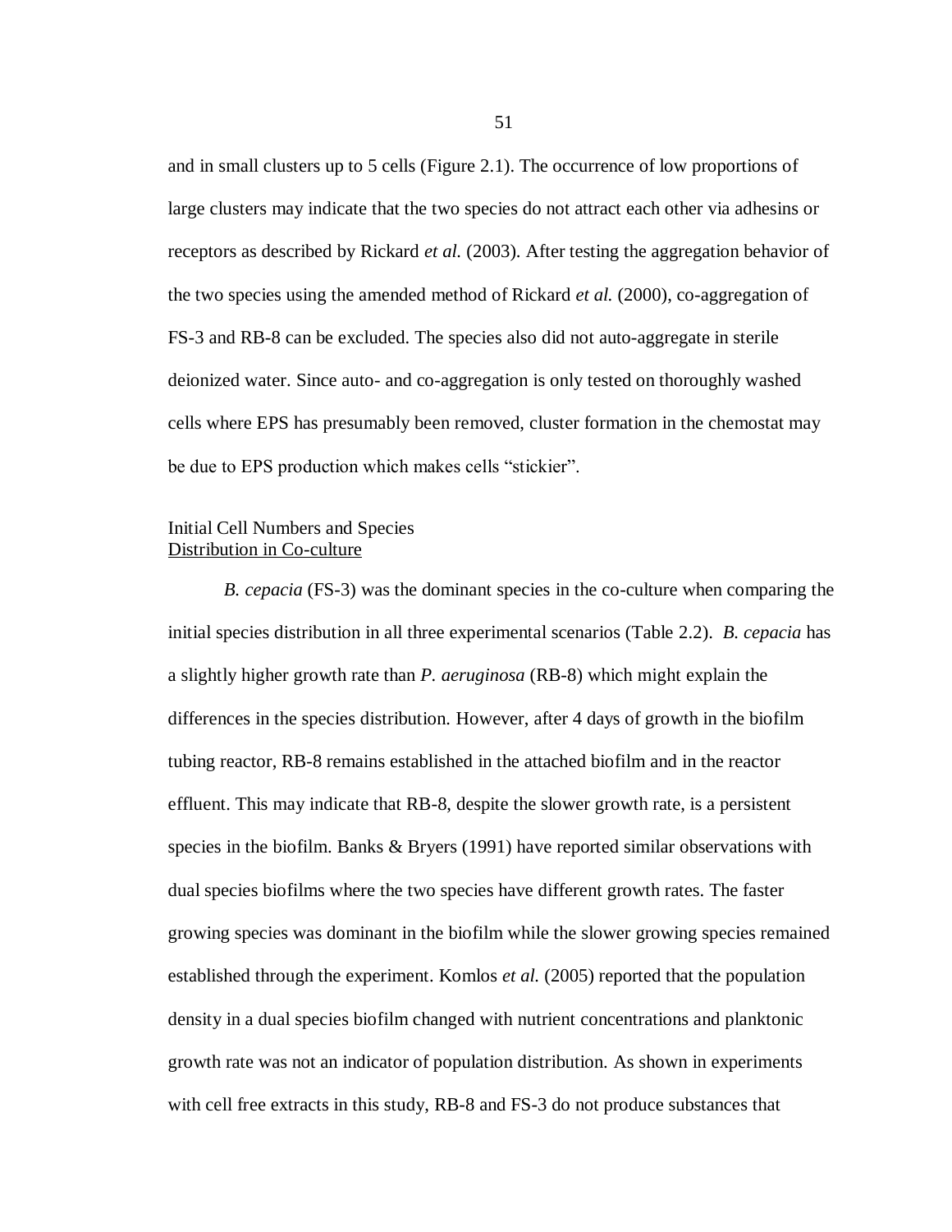and in small clusters up to 5 cells (Figure 2.1). The occurrence of low proportions of large clusters may indicate that the two species do not attract each other via adhesins or receptors as described by Rickard *et al.* (2003). After testing the aggregation behavior of the two species using the amended method of Rickard *et al.* (2000), co-aggregation of FS-3 and RB-8 can be excluded. The species also did not auto-aggregate in sterile deionized water. Since auto- and co-aggregation is only tested on thoroughly washed cells where EPS has presumably been removed, cluster formation in the chemostat may be due to EPS production which makes cells "stickier".

### Initial Cell Numbers and Species Distribution in Co-culture

*B. cepacia* (FS-3) was the dominant species in the co-culture when comparing the initial species distribution in all three experimental scenarios (Table 2.2). *B. cepacia* has a slightly higher growth rate than *P. aeruginosa* (RB-8) which might explain the differences in the species distribution. However, after 4 days of growth in the biofilm tubing reactor, RB-8 remains established in the attached biofilm and in the reactor effluent. This may indicate that RB-8, despite the slower growth rate, is a persistent species in the biofilm. Banks & Bryers (1991) have reported similar observations with dual species biofilms where the two species have different growth rates. The faster growing species was dominant in the biofilm while the slower growing species remained established through the experiment. Komlos *et al.* (2005) reported that the population density in a dual species biofilm changed with nutrient concentrations and planktonic growth rate was not an indicator of population distribution. As shown in experiments with cell free extracts in this study, RB-8 and FS-3 do not produce substances that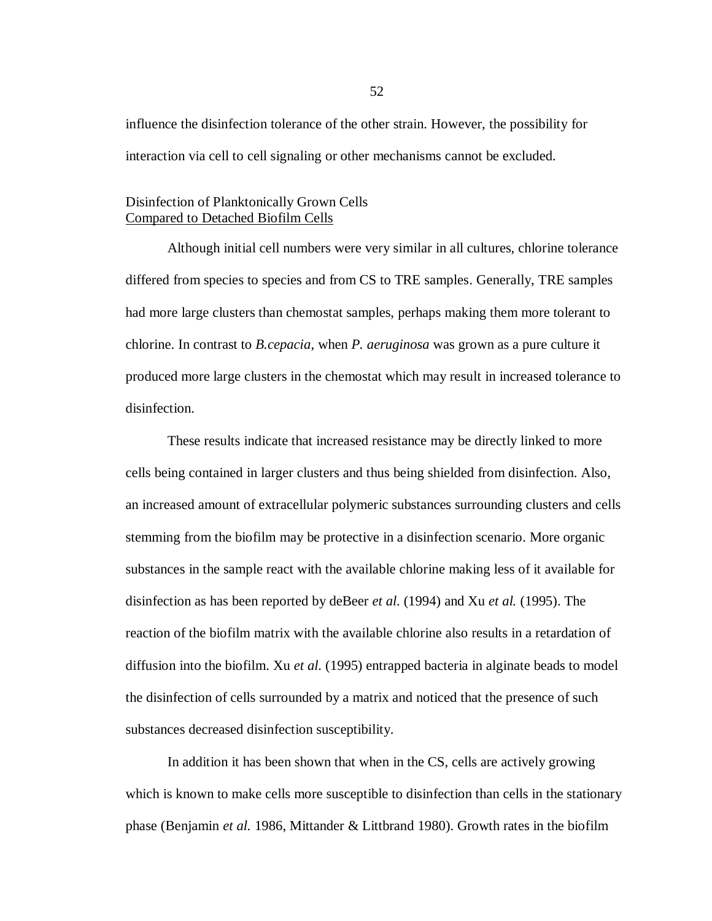influence the disinfection tolerance of the other strain. However, the possibility for interaction via cell to cell signaling or other mechanisms cannot be excluded.

## Disinfection of Planktonically Grown Cells Compared to Detached Biofilm Cells

Although initial cell numbers were very similar in all cultures, chlorine tolerance differed from species to species and from CS to TRE samples. Generally, TRE samples had more large clusters than chemostat samples, perhaps making them more tolerant to chlorine. In contrast to *B.cepacia*, when *P. aeruginosa* was grown as a pure culture it produced more large clusters in the chemostat which may result in increased tolerance to disinfection.

These results indicate that increased resistance may be directly linked to more cells being contained in larger clusters and thus being shielded from disinfection. Also, an increased amount of extracellular polymeric substances surrounding clusters and cells stemming from the biofilm may be protective in a disinfection scenario. More organic substances in the sample react with the available chlorine making less of it available for disinfection as has been reported by deBeer *et al.* (1994) and Xu *et al.* (1995). The reaction of the biofilm matrix with the available chlorine also results in a retardation of diffusion into the biofilm. Xu *et al.* (1995) entrapped bacteria in alginate beads to model the disinfection of cells surrounded by a matrix and noticed that the presence of such substances decreased disinfection susceptibility.

In addition it has been shown that when in the CS, cells are actively growing which is known to make cells more susceptible to disinfection than cells in the stationary phase (Benjamin *et al.* 1986, Mittander & Littbrand 1980). Growth rates in the biofilm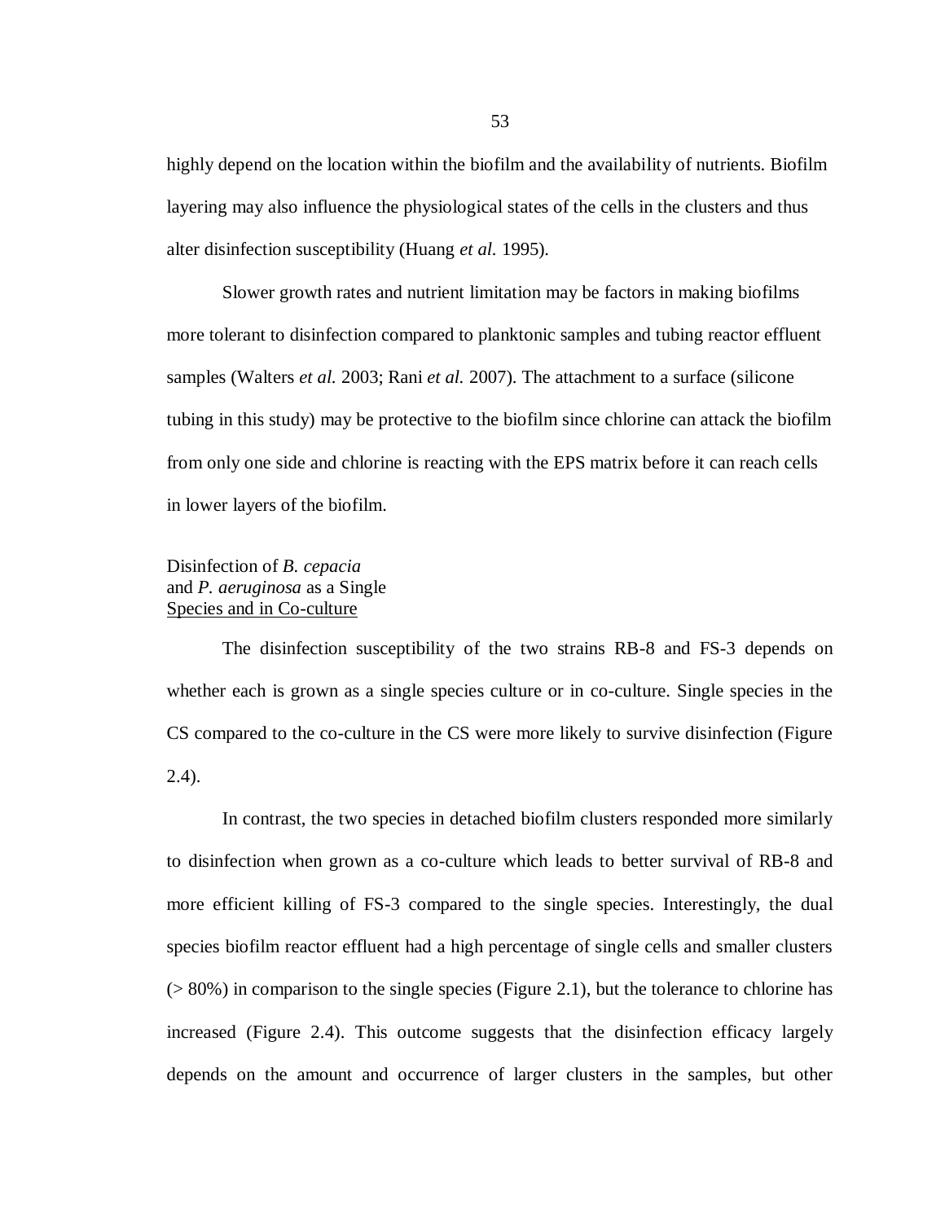highly depend on the location within the biofilm and the availability of nutrients. Biofilm layering may also influence the physiological states of the cells in the clusters and thus alter disinfection susceptibility (Huang *et al.* 1995).

Slower growth rates and nutrient limitation may be factors in making biofilms more tolerant to disinfection compared to planktonic samples and tubing reactor effluent samples (Walters *et al.* 2003; Rani *et al.* 2007). The attachment to a surface (silicone tubing in this study) may be protective to the biofilm since chlorine can attack the biofilm from only one side and chlorine is reacting with the EPS matrix before it can reach cells in lower layers of the biofilm.

### Disinfection of *B. cepacia* and *P. aeruginosa* as a Single Species and in Co-culture

The disinfection susceptibility of the two strains RB-8 and FS-3 depends on whether each is grown as a single species culture or in co-culture. Single species in the CS compared to the co-culture in the CS were more likely to survive disinfection (Figure 2.4).

In contrast, the two species in detached biofilm clusters responded more similarly to disinfection when grown as a co-culture which leads to better survival of RB-8 and more efficient killing of FS-3 compared to the single species. Interestingly, the dual species biofilm reactor effluent had a high percentage of single cells and smaller clusters (> 80%) in comparison to the single species (Figure 2.1), but the tolerance to chlorine has increased (Figure 2.4). This outcome suggests that the disinfection efficacy largely depends on the amount and occurrence of larger clusters in the samples, but other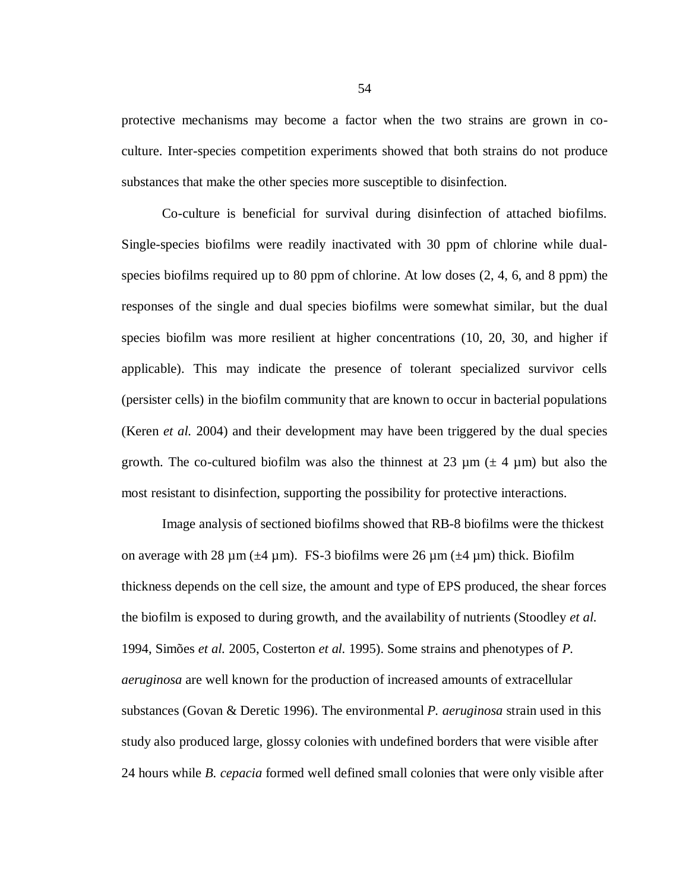protective mechanisms may become a factor when the two strains are grown in co-culture. Inter-species competition experiments showed that both strains do not produce substances that make the other species more susceptible to disinfection.

Co-culture is beneficial for survival during disinfection of attached biofilms. Single-species biofilms were readily inactivated with 30 ppm of chlorine while dual-species biofilms required up to 80 ppm of chlorine. At low doses (2, 4, 6, and 8 ppm) the responses of the single and dual species biofilms were somewhat similar, but the dual species biofilm was more resilient at higher concentrations (10, 20, 30, and higher if applicable). This may indicate the presence of tolerant specialized survivor cells (persister cells) in the biofilm community that are known to occur in bacterial populations (Keren *et al.* 2004) and their development may have been triggered by the dual species growth. The co-cultured biofilm was also the thinnest at 23 µm (± 4 µm) but also the most resistant to disinfection, supporting the possibility for protective interactions.

Image analysis of sectioned biofilms showed that RB-8 biofilms were the thickest on average with 28 µm (±4 µm). FS-3 biofilms were 26 µm (±4 µm) thick. Biofilm thickness depends on the cell size, the amount and type of EPS produced, the shear forces the biofilm is exposed to during growth, and the availability of nutrients (Stoodley *et al.* 1994, Simões *et al.* 2005, Costerton *et al.* 1995). Some strains and phenotypes of *P. aeruginosa* are well known for the production of increased amounts of extracellular substances (Govan & Deretic 1996). The environmental *P. aeruginosa* strain used in this study also produced large, glossy colonies with undefined borders that were visible after 24 hours while *B. cepacia* formed well defined small colonies that were only visible after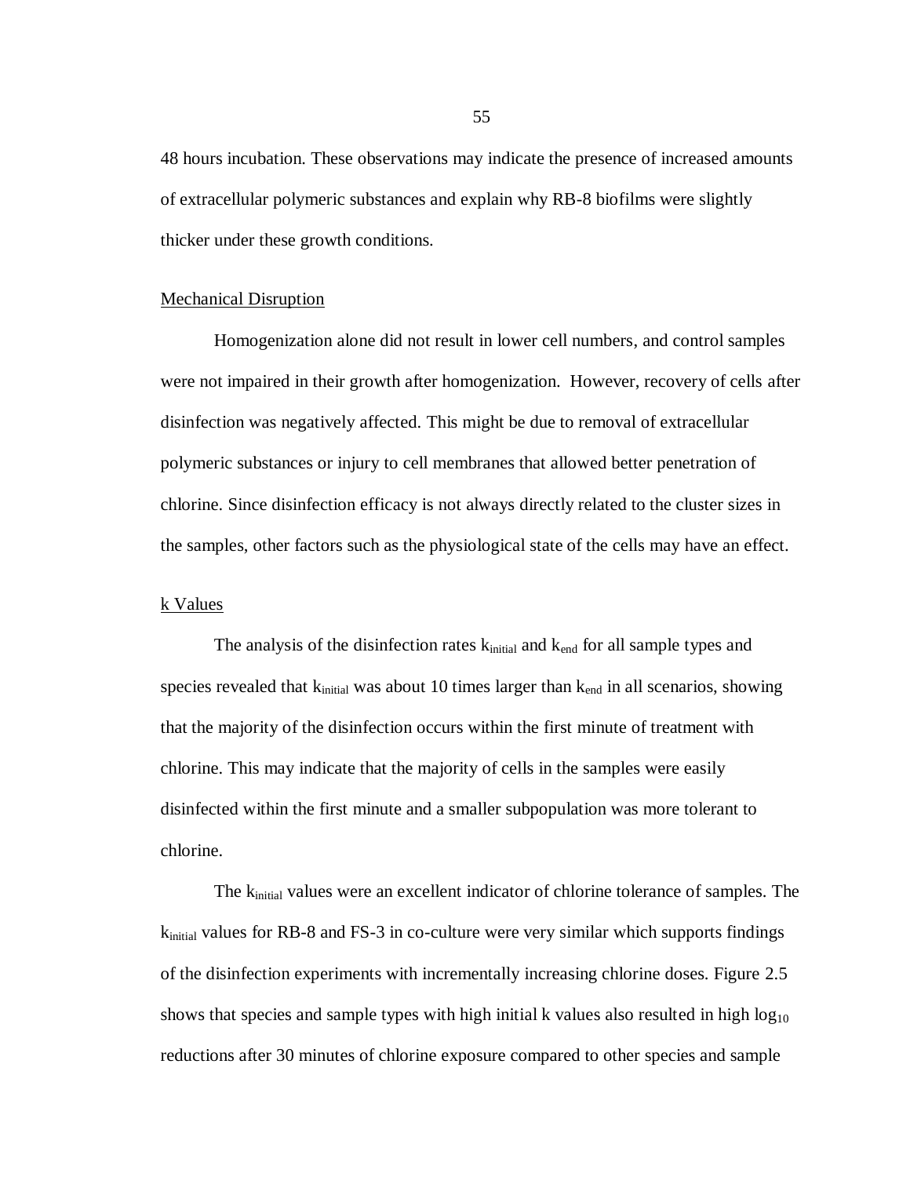48 hours incubation. These observations may indicate the presence of increased amounts of extracellular polymeric substances and explain why RB-8 biofilms were slightly thicker under these growth conditions.

### Mechanical Disruption

Homogenization alone did not result in lower cell numbers, and control samples were not impaired in their growth after homogenization. However, recovery of cells after disinfection was negatively affected. This might be due to removal of extracellular polymeric substances or injury to cell membranes that allowed better penetration of chlorine. Since disinfection efficacy is not always directly related to the cluster sizes in the samples, other factors such as the physiological state of the cells may have an effect.

### k Values

The analysis of the disinfection rates $k_{initial}$ and $k_{end}$ for all sample types and species revealed that $k_{initial}$ was about 10 times larger than $k_{end}$ in all scenarios, showing that the majority of the disinfection occurs within the first minute of treatment with chlorine. This may indicate that the majority of cells in the samples were easily disinfected within the first minute and a smaller subpopulation was more tolerant to chlorine.

The $k_{initial}$ values were an excellent indicator of chlorine tolerance of samples. The $k_{initial}$ values for RB-8 and FS-3 in co-culture were very similar which supports findings of the disinfection experiments with incrementally increasing chlorine doses. Figure 2.5 shows that species and sample types with high initial k values also resulted in high $\log_{10}$ reductions after 30 minutes of chlorine exposure compared to other species and sample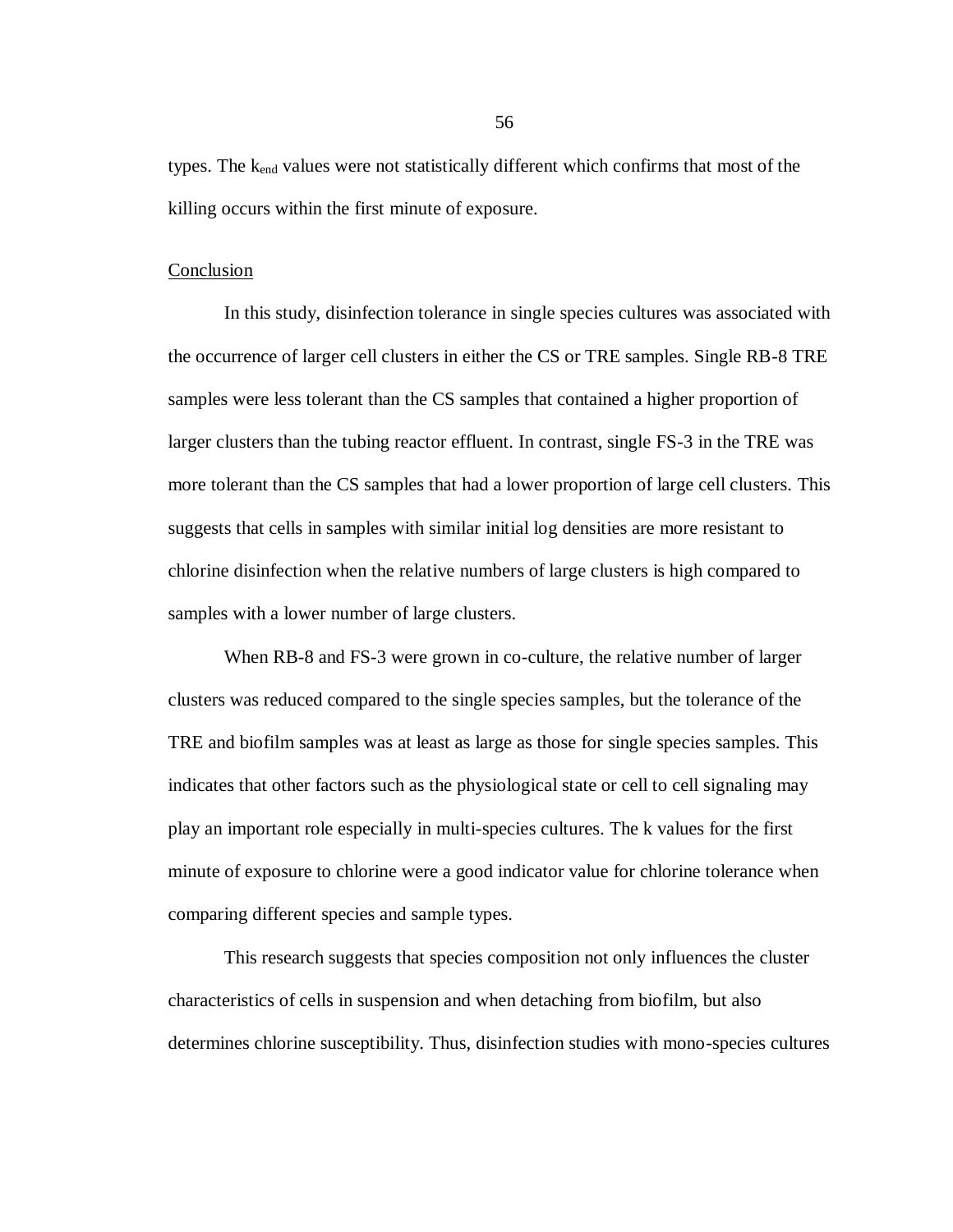types. The $k_{end}$ values were not statistically different which confirms that most of the killing occurs within the first minute of exposure.

## Conclusion

In this study, disinfection tolerance in single species cultures was associated with the occurrence of larger cell clusters in either the CS or TRE samples. Single RB-8 TRE samples were less tolerant than the CS samples that contained a higher proportion of larger clusters than the tubing reactor effluent. In contrast, single FS-3 in the TRE was more tolerant than the CS samples that had a lower proportion of large cell clusters. This suggests that cells in samples with similar initial log densities are more resistant to chlorine disinfection when the relative numbers of large clusters is high compared to samples with a lower number of large clusters.

When RB-8 and FS-3 were grown in co-culture, the relative number of larger clusters was reduced compared to the single species samples, but the tolerance of the TRE and biofilm samples was at least as large as those for single species samples. This indicates that other factors such as the physiological state or cell to cell signaling may play an important role especially in multi-species cultures. The k values for the first minute of exposure to chlorine were a good indicator value for chlorine tolerance when comparing different species and sample types.

This research suggests that species composition not only influences the cluster characteristics of cells in suspension and when detaching from biofilm, but also determines chlorine susceptibility. Thus, disinfection studies with mono-species cultures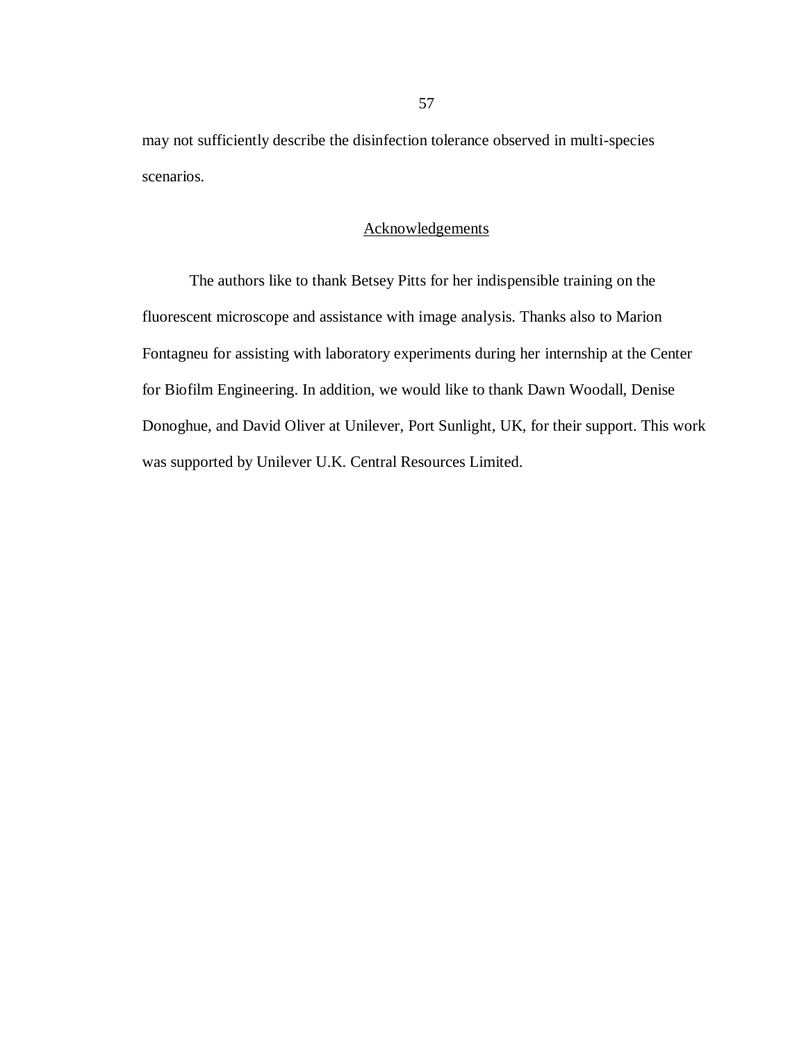may not sufficiently describe the disinfection tolerance observed in multi-species scenarios.

## Acknowledgements

The authors like to thank Betsey Pitts for her indispensible training on the fluorescent microscope and assistance with image analysis. Thanks also to Marion Fontagneu for assisting with laboratory experiments during her internship at the Center for Biofilm Engineering. In addition, we would like to thank Dawn Woodall, Denise Donoghue, and David Oliver at Unilever, Port Sunlight, UK, for their support. This work was supported by Unilever U.K. Central Resources Limited.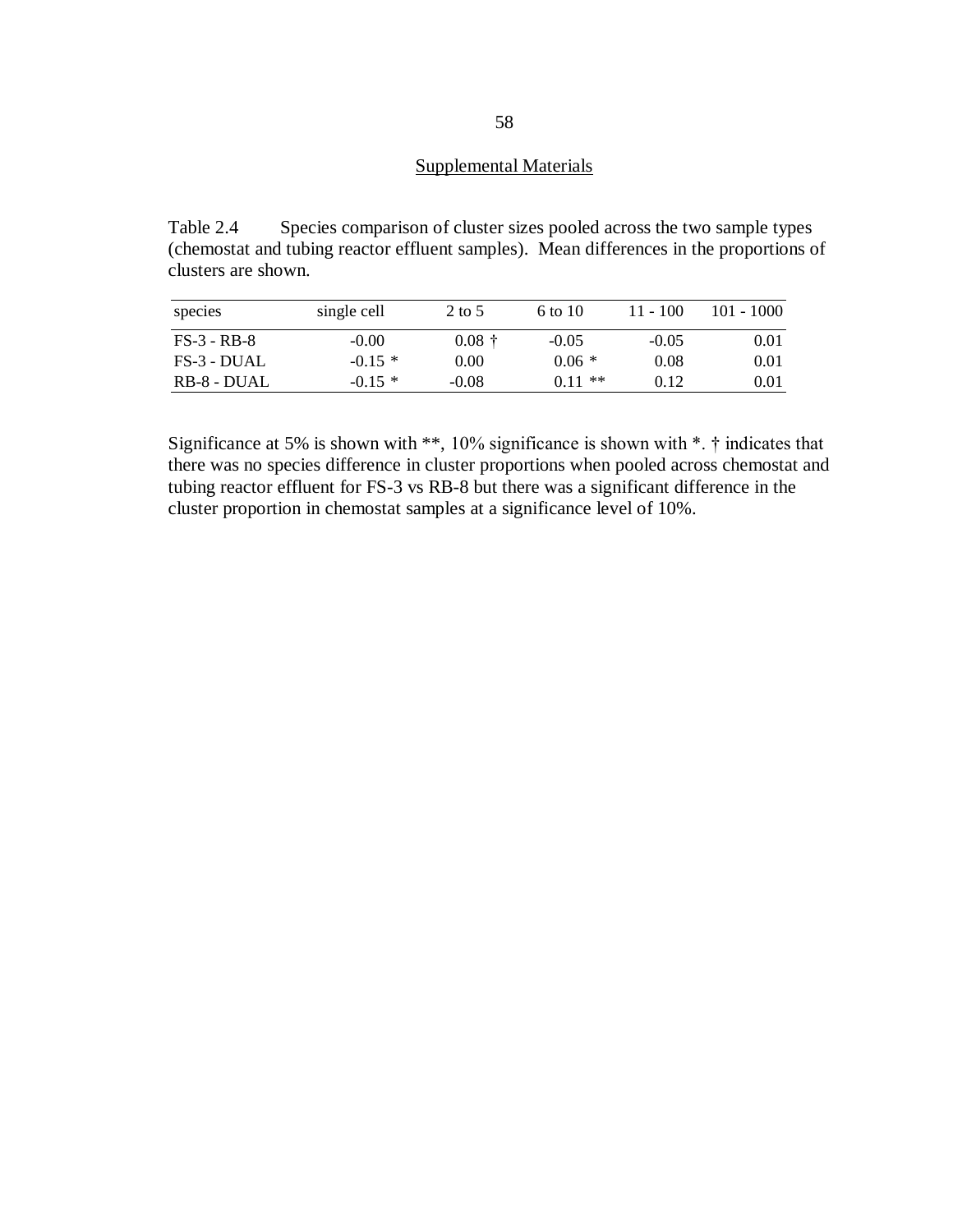## Supplemental Materials

Table 2.4 Species comparison of cluster sizes pooled across the two sample types (chemostat and tubing reactor effluent samples). Mean differences in the proportions of clusters are shown.

| species | single cell | 2 to 5 | 6 to 10 | 11 - 100 | 101 - 1000 |
|---|---|---|---|---|---|
| FS-3 - RB-8 | -0.00 | 0.08 † | -0.05 | -0.05 | 0.01 |
| FS-3 - DUAL | -0.15 * | 0.00 | 0.06 * | 0.08 | 0.01 |
| RB-8 - DUAL | -0.15 * | -0.08 | 0.11 ** | 0.12 | 0.01 |

Significance at 5% is shown with **, 10% significance is shown with *. † indicates that there was no species difference in cluster proportions when pooled across chemostat and tubing reactor effluent for FS-3 vs RB-8 but there was a significant difference in the cluster proportion in chemostat samples at a significance level of 10%.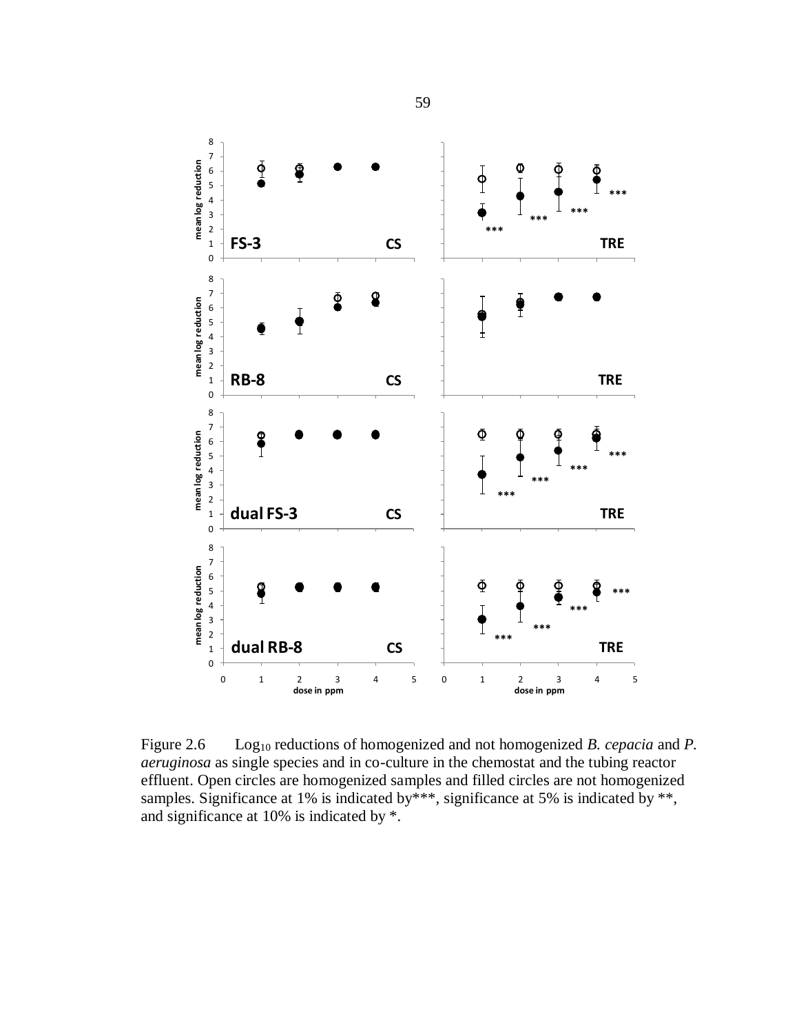Figure 2.6 $Log_{10}$ reductions of homogenized and not homogenized *B. cepacia* and *P. aeruginosa* as single species and in co-culture in the chemostat and the tubing reactor effluent. Open circles are homogenized samples and filled circles are not homogenized samples. Significance at 1% is indicated by***, significance at 5% is indicated by **, and significance at 10% is indicated by *.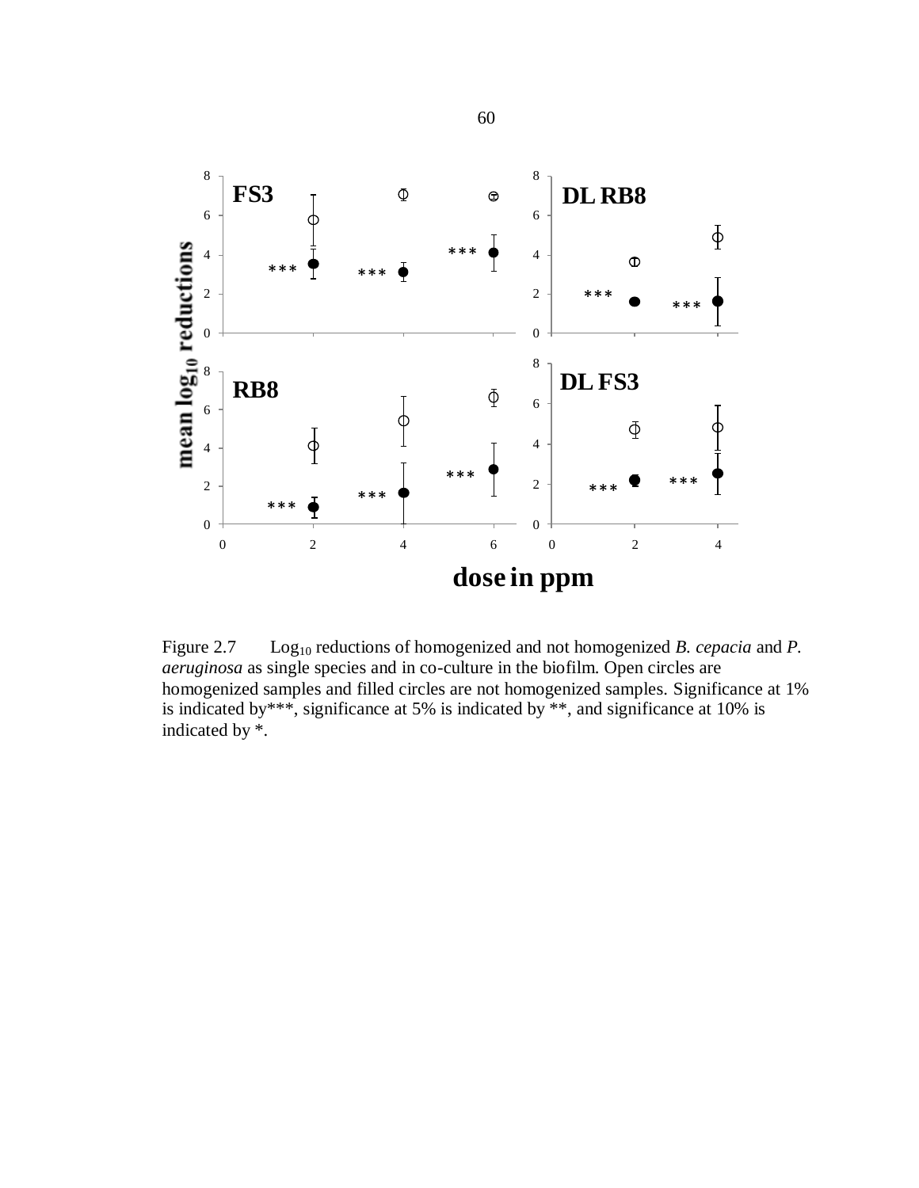Figure 2.7 $Log_{10}$ reductions of homogenized and not homogenized *B. cepacia* and *P. aeruginosa* as single species and in co-culture in the biofilm. Open circles are homogenized samples and filled circles are not homogenized samples. Significance at 1% is indicated by***, significance at 5% is indicated by **, and significance at 10% is indicated by *.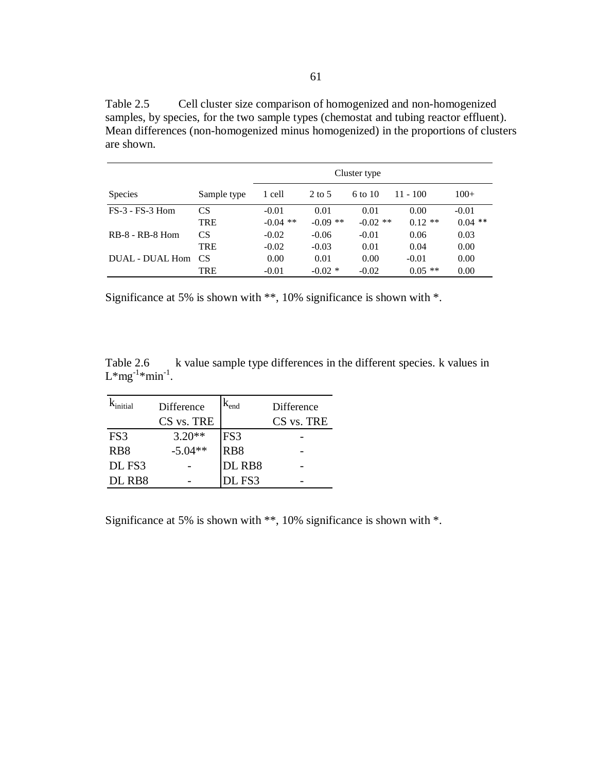Table 2.5 Cell cluster size comparison of homogenized and non-homogenized samples, by species, for the two sample types (chemostat and tubing reactor effluent). Mean differences (non-homogenized minus homogenized) in the proportions of clusters are shown.

| | | Cluster type | | | | |
|---|---|---|---|---|---|---|
| Species | Sample type | 1 cell | 2 to 5 | 6 to 10 | 11 - 100 | 100+ |
| FS-3 - FS-3 Hom | CS | -0.01 | 0.01 | 0.01 | 0.00 | -0.01 |
| | TRE | -0.04 ** | -0.09 ** | -0.02 ** | 0.12 ** | 0.04 ** |
| RB-8 - RB-8 Hom | CS | -0.02 | -0.06 | -0.01 | 0.06 | 0.03 |
| | TRE | -0.02 | -0.03 | 0.01 | 0.04 | 0.00 |
| DUAL - DUAL Hom | CS | 0.00 | 0.01 | 0.00 | -0.01 | 0.00 |
| | TRE | -0.01 | -0.02 * | -0.02 | 0.05 ** | 0.00 |

Significance at 5% is shown with **, 10% significance is shown with *.

Table 2.6 k value sample type differences in the different species. k values in $L*mg^{-1}*min^{-1}$.

| $k_{initial}$ | Difference CS vs. TRE | $k_{end}$ | Difference CS vs. TRE |
|---|---|---|---|
| FS3 | 3.20** | FS3 | - |
| RB8 | -5.04** | RB8 | - |
| DL FS3 | - | DL RB8 | - |
| DL RB8 | - | DL FS3 | - |

Significance at 5% is shown with **, 10% significance is shown with *.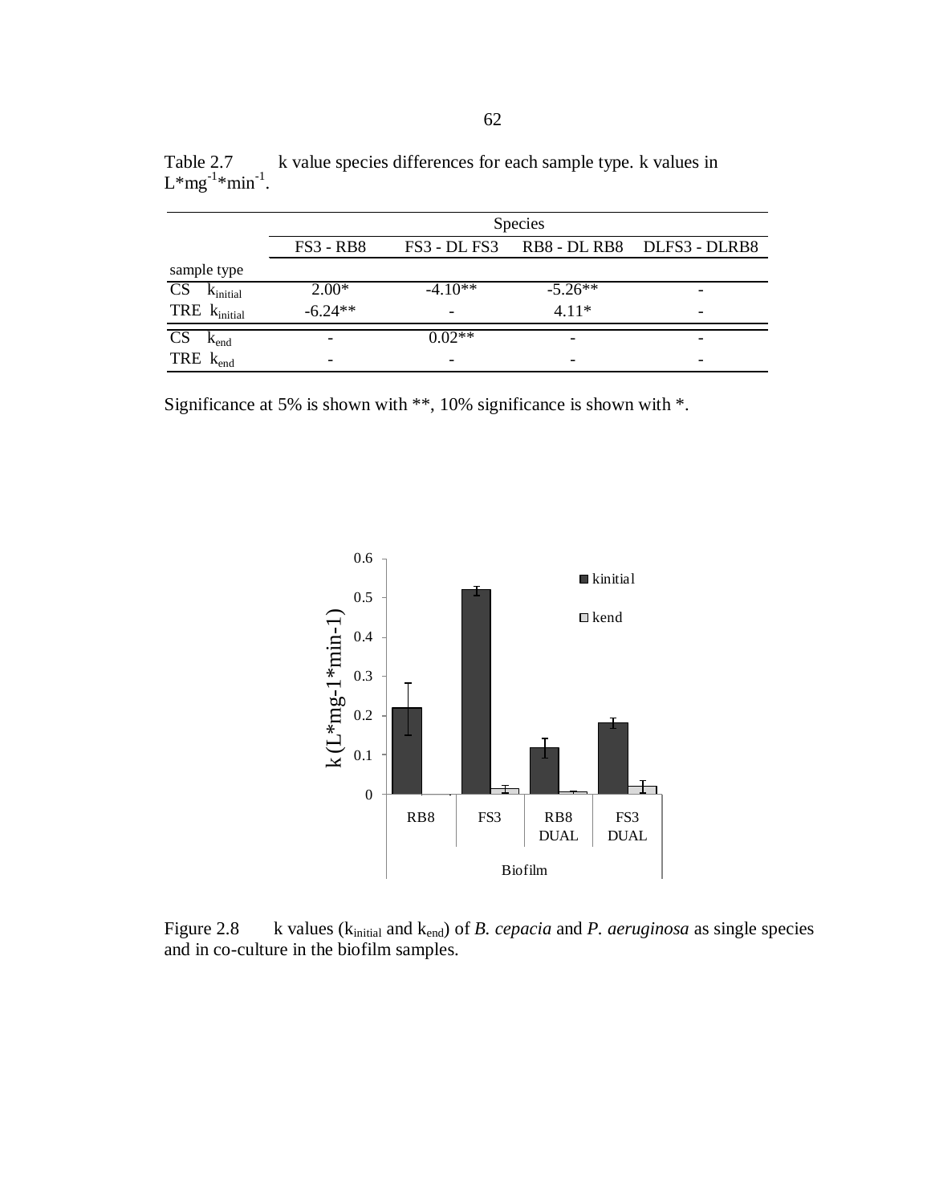Table 2.7 k value species differences for each sample type. k values in $L*mg^{-1}*min^{-1}$.

| | Species | | | |
|---|---|---|---|---|
| | FS3 - RB8 | FS3 - DL FS3 | RB8 - DL RB8 | DLFS3 - DLRB8 |
| sample type | | | | |
| CS $k_{initial}$ | 2.00* | -4.10** | -5.26** | - |
| TRE $k_{initial}$ | -6.24** | - | 4.11* | - |
| CS $k_{end}$ | - | 0.02** | - | - |
| TRE $k_{end}$ | - | - | - | - |

Significance at 5% is shown with **, 10% significance is shown with *.

Figure 2.8 k values ($k_{initial}$ and $k_{end}$) of *B. cepacia* and *P. aeruginosa* as single species and in co-culture in the biofilm samples.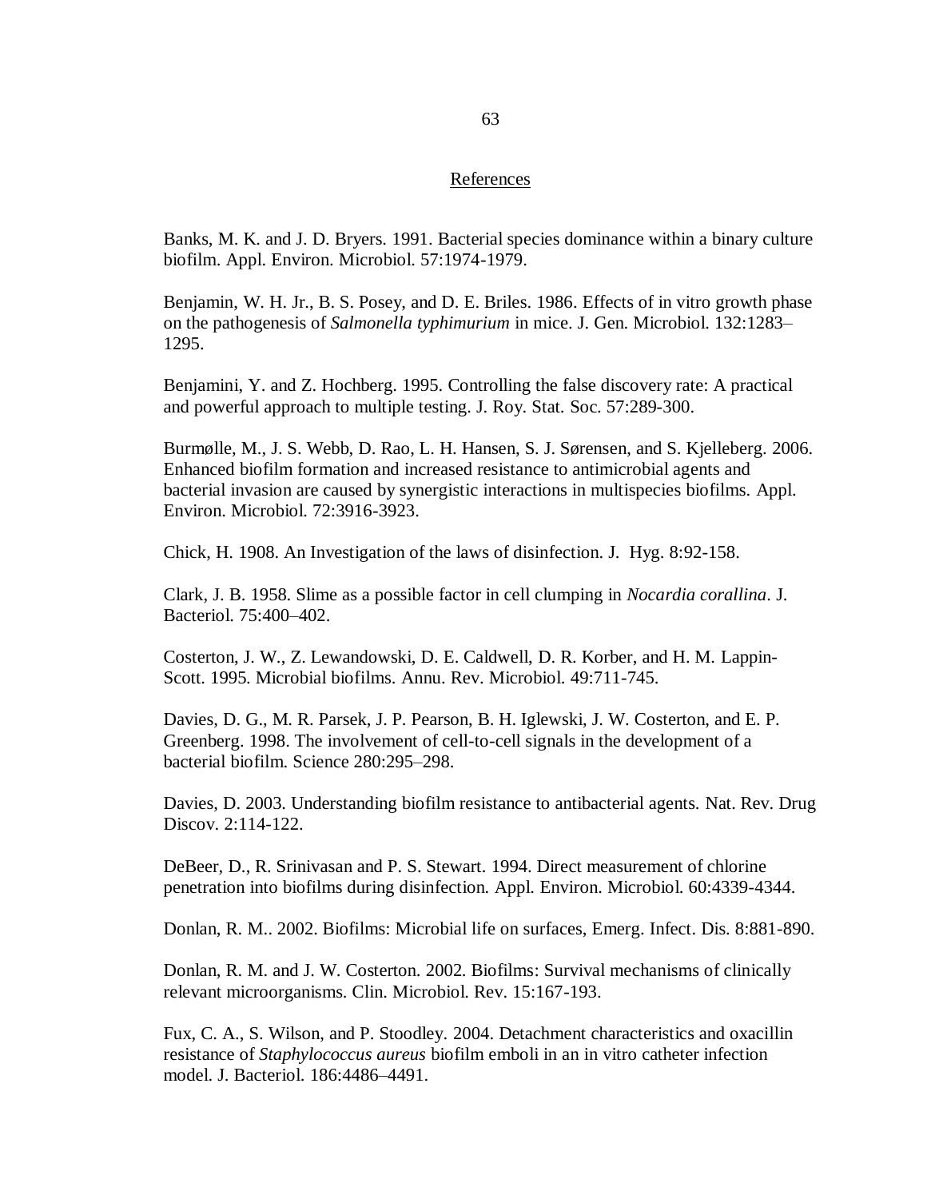## References

Banks, M. K. and J. D. Bryers. 1991. Bacterial species dominance within a binary culture biofilm. Appl. Environ. Microbiol. 57:1974-1979.

Benjamin, W. H. Jr., B. S. Posey, and D. E. Briles. 1986. Effects of in vitro growth phase on the pathogenesis of *Salmonella typhimurium* in mice. J. Gen. Microbiol. 132:1283–1295.

Benjamini, Y. and Z. Hochberg. 1995. Controlling the false discovery rate: A practical and powerful approach to multiple testing. J. Roy. Stat. Soc. 57:289-300.

Burmølle, M., J. S. Webb, D. Rao, L. H. Hansen, S. J. Sørensen, and S. Kjelleberg. 2006. Enhanced biofilm formation and increased resistance to antimicrobial agents and bacterial invasion are caused by synergistic interactions in multispecies biofilms. Appl. Environ. Microbiol. 72:3916-3923.

Chick, H. 1908. An Investigation of the laws of disinfection. J. Hyg. 8:92-158.

Clark, J. B. 1958. Slime as a possible factor in cell clumping in *Nocardia corallina*. J. Bacteriol. 75:400–402.

Costerton, J. W., Z. Lewandowski, D. E. Caldwell, D. R. Korber, and H. M. Lappin-Scott. 1995. Microbial biofilms. Annu. Rev. Microbiol. 49:711-745.

Davies, D. G., M. R. Parsek, J. P. Pearson, B. H. Iglewski, J. W. Costerton, and E. P. Greenberg. 1998. The involvement of cell-to-cell signals in the development of a bacterial biofilm. Science 280:295–298.

Davies, D. 2003. Understanding biofilm resistance to antibacterial agents. Nat. Rev. Drug Discov. 2:114-122.

DeBeer, D., R. Srinivasan and P. S. Stewart. 1994. Direct measurement of chlorine penetration into biofilms during disinfection. Appl. Environ. Microbiol. 60:4339-4344.

Donlan, R. M.. 2002. Biofilms: Microbial life on surfaces, Emerg. Infect. Dis. 8:881-890.

Donlan, R. M. and J. W. Costerton. 2002. Biofilms: Survival mechanisms of clinically relevant microorganisms. Clin. Microbiol. Rev. 15:167-193.

Fux, C. A., S. Wilson, and P. Stoodley. 2004. Detachment characteristics and oxacillin resistance of *Staphylococcus aureus* biofilm emboli in an in vitro catheter infection model. J. Bacteriol. 186:4486–4491.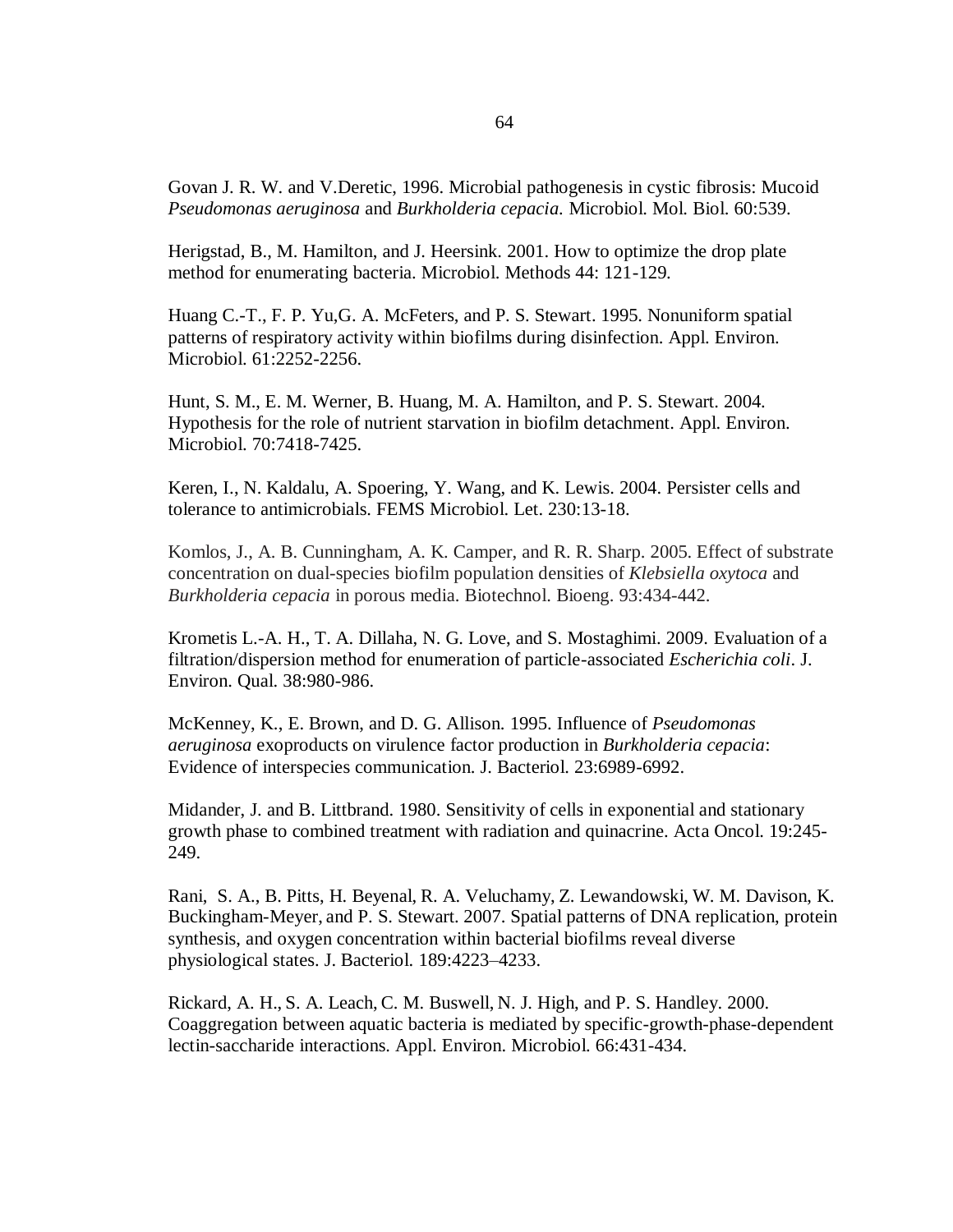Govan J. R. W. and V.Deretic, 1996. Microbial pathogenesis in cystic fibrosis: Mucoid *Pseudomonas aeruginosa* and *Burkholderia cepacia.* Microbiol. Mol. Biol. 60:539.

Herigstad, B., M. Hamilton, and J. Heersink. 2001. How to optimize the drop plate method for enumerating bacteria. Microbiol. Methods 44: 121-129.

Huang C.-T., F. P. Yu,G. A. McFeters, and P. S. Stewart. 1995. Nonuniform spatial patterns of respiratory activity within biofilms during disinfection. Appl. Environ. Microbiol. 61:2252-2256.

Hunt, S. M., E. M. Werner, B. Huang, M. A. Hamilton, and P. S. Stewart. 2004. Hypothesis for the role of nutrient starvation in biofilm detachment. Appl. Environ. Microbiol. 70:7418-7425.

Keren, I., N. Kaldalu, A. Spoering, Y. Wang, and K. Lewis. 2004. Persister cells and tolerance to antimicrobials. FEMS Microbiol. Let. 230:13-18.

Komlos, J., A. B. Cunningham, A. K. Camper, and R. R. Sharp. 2005. Effect of substrate concentration on dual-species biofilm population densities of *Klebsiella oxytoca* and *Burkholderia cepacia* in porous media. Biotechnol. Bioeng. 93:434-442.

Krometis L.-A. H., T. A. Dillaha, N. G. Love, and S. Mostaghimi. 2009. Evaluation of a filtration/dispersion method for enumeration of particle-associated *Escherichia coli*. J. Environ. Qual. 38:980-986.

McKenney, K., E. Brown, and D. G. Allison. 1995. Influence of *Pseudomonas aeruginosa* exoproducts on virulence factor production in *Burkholderia cepacia*: Evidence of interspecies communication. J. Bacteriol. 23:6989-6992.

Midander, J. and B. Littbrand. 1980. Sensitivity of cells in exponential and stationary growth phase to combined treatment with radiation and quinacrine. Acta Oncol. 19:245-249.

Rani, S. A., B. Pitts, H. Beyenal, R. A. Veluchamy, Z. Lewandowski, W. M. Davison, K. Buckingham-Meyer, and P. S. Stewart. 2007. Spatial patterns of DNA replication, protein synthesis, and oxygen concentration within bacterial biofilms reveal diverse physiological states. J. Bacteriol. 189:4223–4233.

Rickard, A. H., S. A. Leach, C. M. Buswell, N. J. High, and P. S. Handley. 2000. Coaggregation between aquatic bacteria is mediated by specific-growth-phase-dependent lectin-saccharide interactions. Appl. Environ. Microbiol. 66:431-434.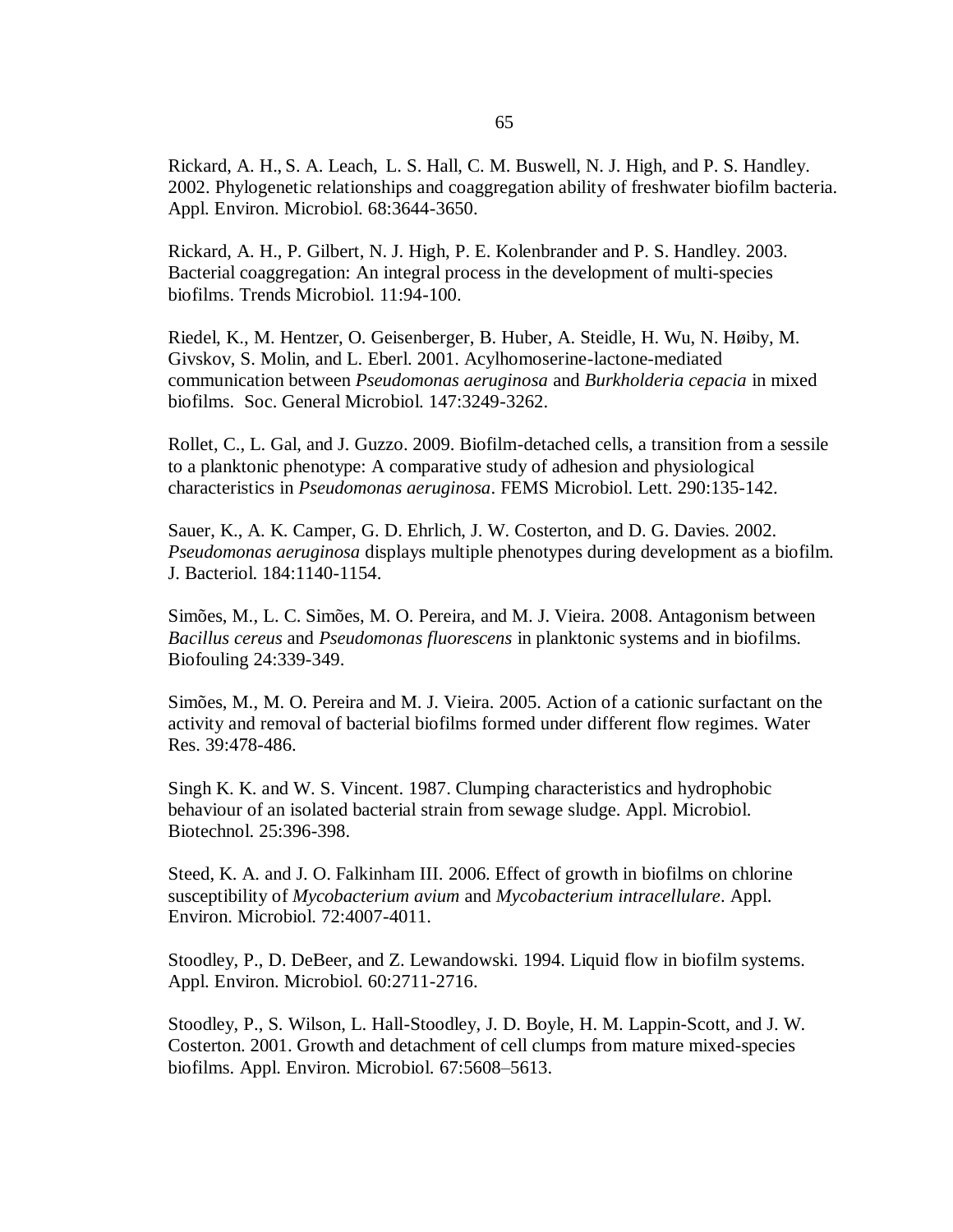Rickard, A. H., S. A. Leach, L. S. Hall, C. M. Buswell, N. J. High, and P. S. Handley. 2002. Phylogenetic relationships and coaggregation ability of freshwater biofilm bacteria. Appl. Environ. Microbiol. 68:3644-3650.

Rickard, A. H., P. Gilbert, N. J. High, P. E. Kolenbrander and P. S. Handley. 2003. Bacterial coaggregation: An integral process in the development of multi-species biofilms. Trends Microbiol. 11:94-100.

Riedel, K., M. Hentzer, O. Geisenberger, B. Huber, A. Steidle, H. Wu, N. Høiby, M. Givskov, S. Molin, and L. Eberl. 2001. Acylhomoserine-lactone-mediated communication between *Pseudomonas aeruginosa* and *Burkholderia cepacia* in mixed biofilms. Soc. General Microbiol. 147:3249-3262.

Rollet, C., L. Gal, and J. Guzzo. 2009. Biofilm-detached cells, a transition from a sessile to a planktonic phenotype: A comparative study of adhesion and physiological characteristics in *Pseudomonas aeruginosa*. FEMS Microbiol. Lett. 290:135-142.

Sauer, K., A. K. Camper, G. D. Ehrlich, J. W. Costerton, and D. G. Davies. 2002. *Pseudomonas aeruginosa* displays multiple phenotypes during development as a biofilm. J. Bacteriol. 184:1140-1154.

Simões, M., L. C. Simões, M. O. Pereira, and M. J. Vieira. 2008. Antagonism between *Bacillus cereus* and *Pseudomonas fluorescens* in planktonic systems and in biofilms. Biofouling 24:339-349.

Simões, M., M. O. Pereira and M. J. Vieira. 2005. Action of a cationic surfactant on the activity and removal of bacterial biofilms formed under different flow regimes. Water Res. 39:478-486.

Singh K. K. and W. S. Vincent. 1987. Clumping characteristics and hydrophobic behaviour of an isolated bacterial strain from sewage sludge. Appl. Microbiol. Biotechnol. 25:396-398.

Steed, K. A. and J. O. Falkinham III. 2006. Effect of growth in biofilms on chlorine susceptibility of *Mycobacterium avium* and *Mycobacterium intracellulare*. Appl. Environ. Microbiol. 72:4007-4011.

Stoodley, P., D. DeBeer, and Z. Lewandowski. 1994. Liquid flow in biofilm systems. Appl. Environ. Microbiol. 60:2711-2716.

Stoodley, P., S. Wilson, L. Hall-Stoodley, J. D. Boyle, H. M. Lappin-Scott, and J. W. Costerton. 2001. Growth and detachment of cell clumps from mature mixed-species biofilms. Appl. Environ. Microbiol. 67:5608–5613.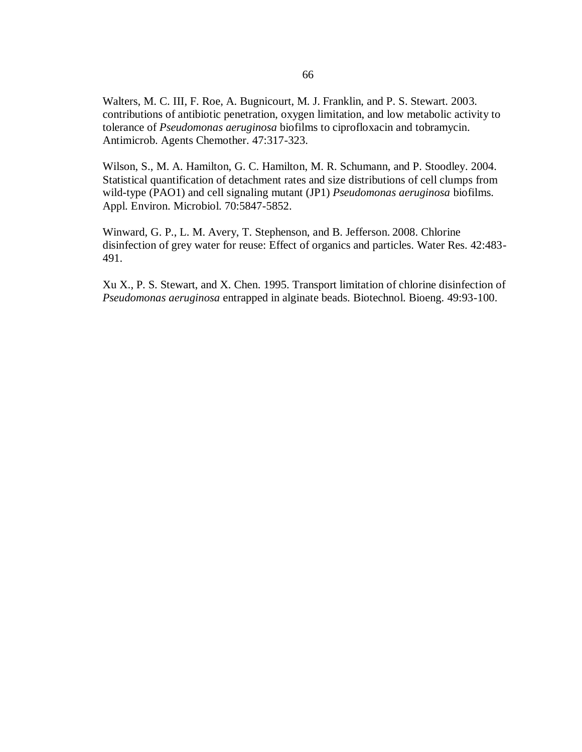Walters, M. C. III, F. Roe, A. Bugnicourt, M. J. Franklin, and P. S. Stewart. 2003. contributions of antibiotic penetration, oxygen limitation, and low metabolic activity to tolerance of *Pseudomonas aeruginosa* biofilms to ciprofloxacin and tobramycin. Antimicrob. Agents Chemother. 47:317-323.

Wilson, S., M. A. Hamilton, G. C. Hamilton, M. R. Schumann, and P. Stoodley. 2004. Statistical quantification of detachment rates and size distributions of cell clumps from wild-type (PAO1) and cell signaling mutant (JP1) *Pseudomonas aeruginosa* biofilms. Appl. Environ. Microbiol. 70:5847-5852.

Winward, G. P., L. M. Avery, T. Stephenson, and B. Jefferson. 2008. Chlorine disinfection of grey water for reuse: Effect of organics and particles. Water Res. 42:483-491.

Xu X., P. S. Stewart, and X. Chen. 1995. Transport limitation of chlorine disinfection of *Pseudomonas aeruginosa* entrapped in alginate beads. Biotechnol. Bioeng. 49:93-100.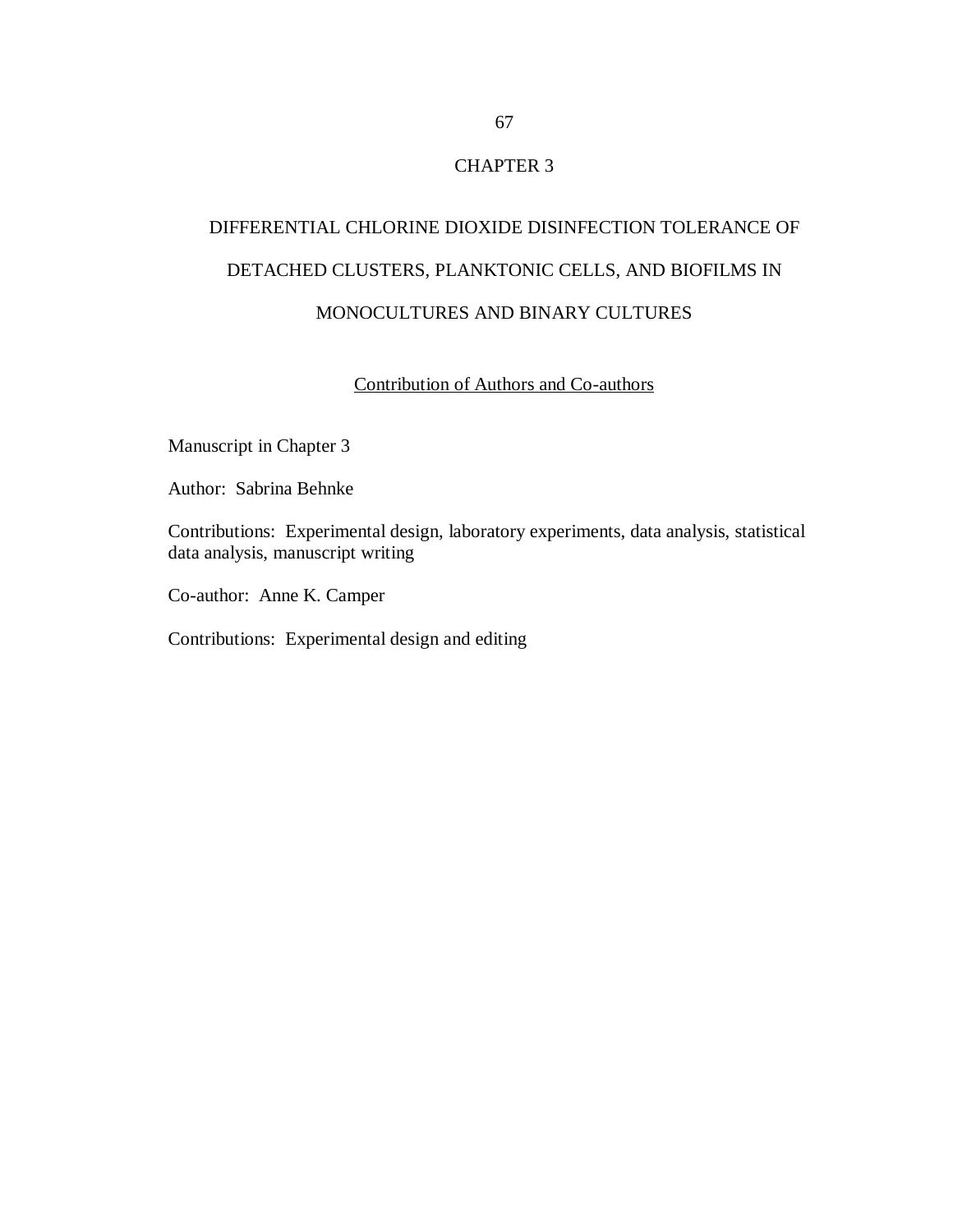# CHAPTER 3

## DIFFERENTIAL CHLORINE DIOXIDE DISINFECTION TOLERANCE OF DETACHED CLUSTERS, PLANKTONIC CELLS, AND BIOFILMS IN MONOCULTURES AND BINARY CULTURES

### Contribution of Authors and Co-authors

Manuscript in Chapter 3

Author: Sabrina Behnke

Contributions: Experimental design, laboratory experiments, data analysis, statistical data analysis, manuscript writing

Co-author: Anne K. Camper

Contributions: Experimental design and editing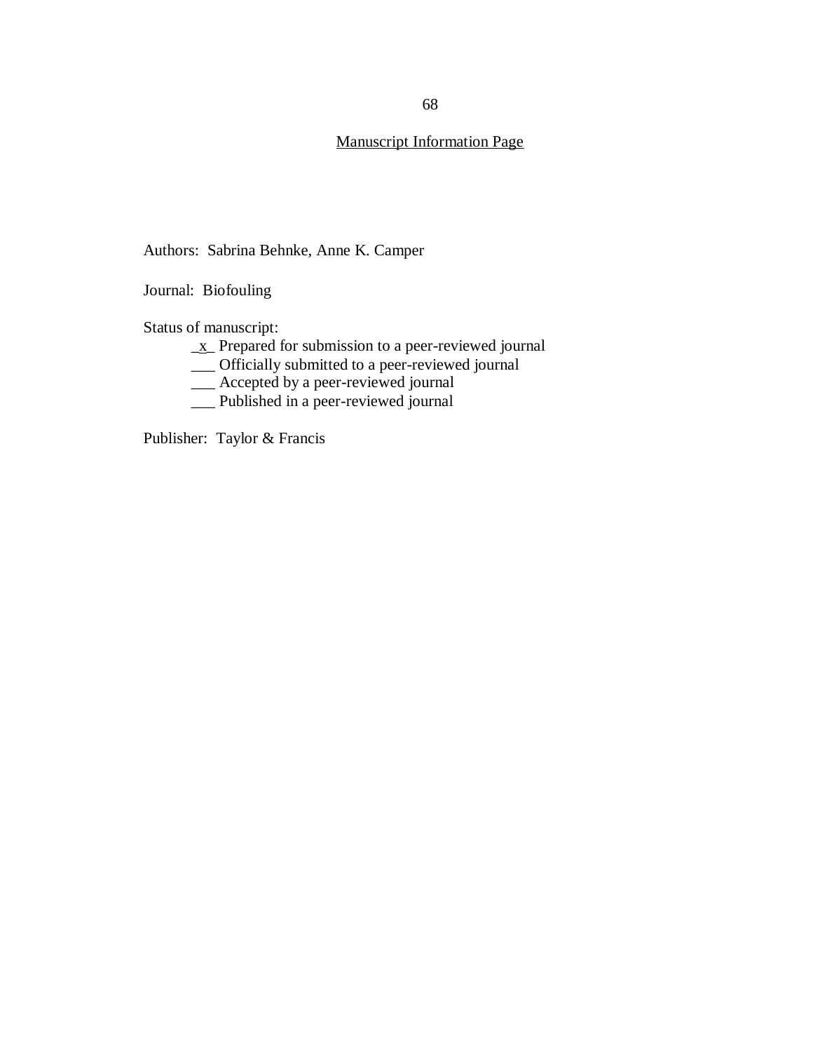## Manuscript Information Page

Authors: Sabrina Behnke, Anne K. Camper

Journal: Biofouling

Status of manuscript:

_x_ Prepared for submission to a peer-reviewed journal
___ Officially submitted to a peer-reviewed journal
___ Accepted by a peer-reviewed journal
___ Published in a peer-reviewed journal

Publisher: Taylor & Francis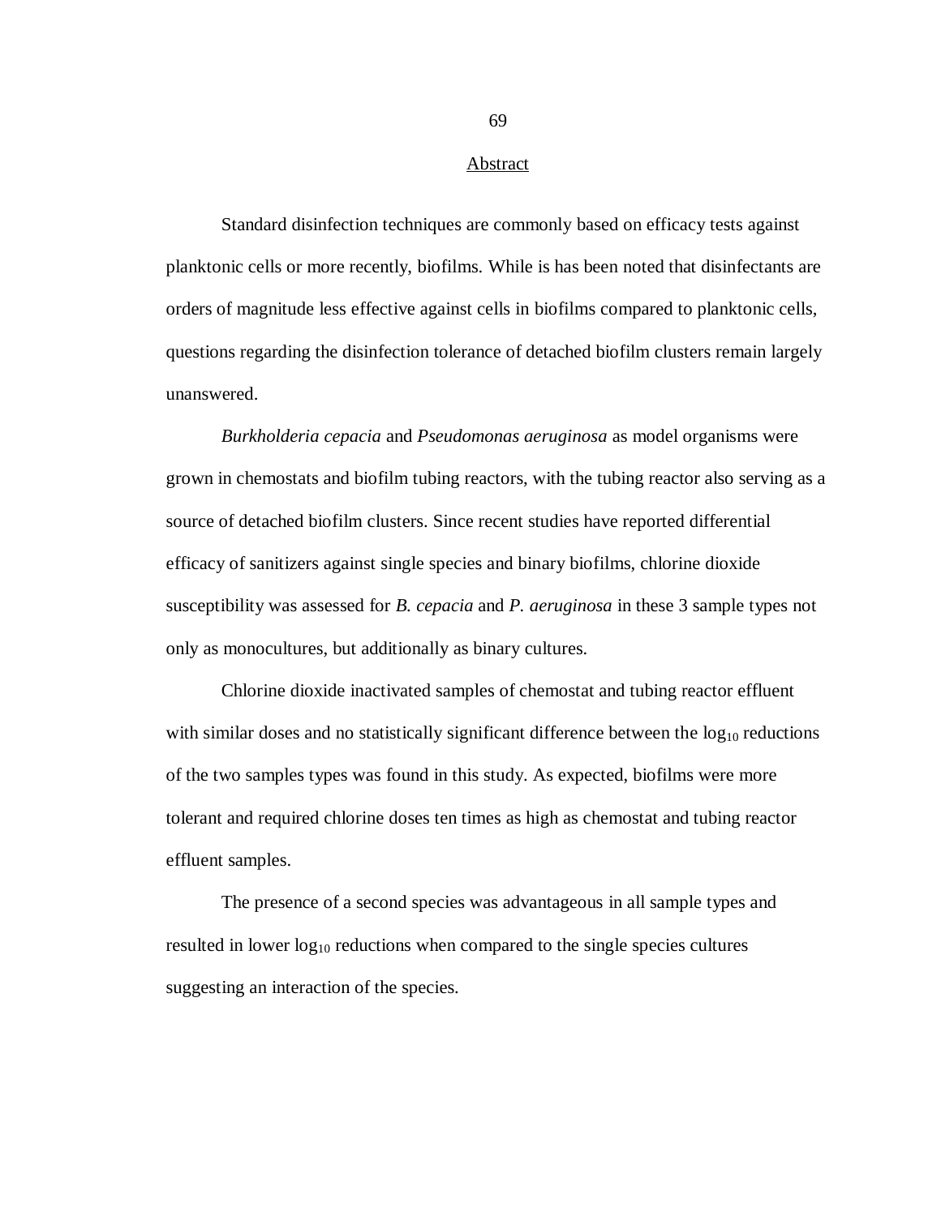## Abstract

Standard disinfection techniques are commonly based on efficacy tests against planktonic cells or more recently, biofilms. While is has been noted that disinfectants are orders of magnitude less effective against cells in biofilms compared to planktonic cells, questions regarding the disinfection tolerance of detached biofilm clusters remain largely unanswered.

*Burkholderia cepacia* and *Pseudomonas aeruginosa* as model organisms were grown in chemostats and biofilm tubing reactors, with the tubing reactor also serving as a source of detached biofilm clusters. Since recent studies have reported differential efficacy of sanitizers against single species and binary biofilms, chlorine dioxide susceptibility was assessed for *B. cepacia* and *P. aeruginosa* in these 3 sample types not only as monocultures, but additionally as binary cultures.

Chlorine dioxide inactivated samples of chemostat and tubing reactor effluent with similar doses and no statistically significant difference between the $\log_{10}$ reductions of the two samples types was found in this study. As expected, biofilms were more tolerant and required chlorine doses ten times as high as chemostat and tubing reactor effluent samples.

The presence of a second species was advantageous in all sample types and resulted in lower $\log_{10}$ reductions when compared to the single species cultures suggesting an interaction of the species.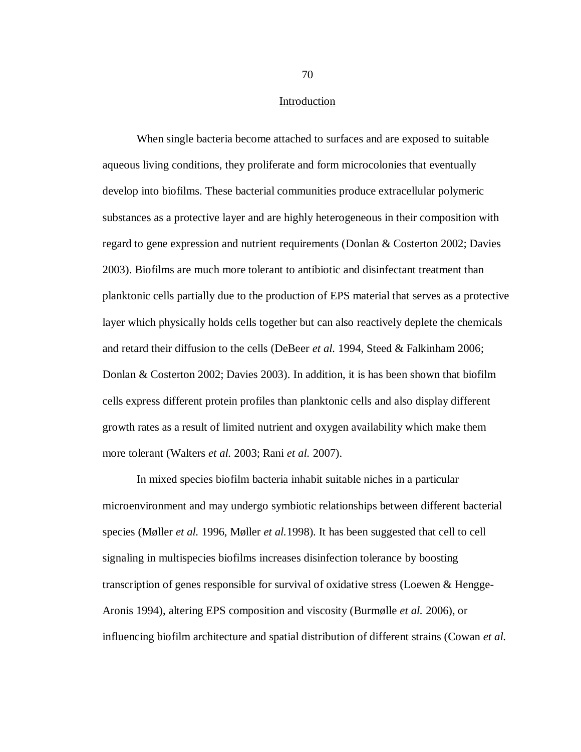## Introduction

When single bacteria become attached to surfaces and are exposed to suitable aqueous living conditions, they proliferate and form microcolonies that eventually develop into biofilms. These bacterial communities produce extracellular polymeric substances as a protective layer and are highly heterogeneous in their composition with regard to gene expression and nutrient requirements (Donlan & Costerton 2002; Davies 2003). Biofilms are much more tolerant to antibiotic and disinfectant treatment than planktonic cells partially due to the production of EPS material that serves as a protective layer which physically holds cells together but can also reactively deplete the chemicals and retard their diffusion to the cells (DeBeer *et al.* 1994, Steed & Falkinham 2006; Donlan & Costerton 2002; Davies 2003). In addition, it is has been shown that biofilm cells express different protein profiles than planktonic cells and also display different growth rates as a result of limited nutrient and oxygen availability which make them more tolerant (Walters *et al.* 2003; Rani *et al.* 2007).

In mixed species biofilm bacteria inhabit suitable niches in a particular microenvironment and may undergo symbiotic relationships between different bacterial species (Møller *et al.* 1996, Møller *et al.*1998). It has been suggested that cell to cell signaling in multispecies biofilms increases disinfection tolerance by boosting transcription of genes responsible for survival of oxidative stress (Loewen & Hengge-Aronis 1994), altering EPS composition and viscosity (Burmølle *et al.* 2006), or influencing biofilm architecture and spatial distribution of different strains (Cowan *et al.*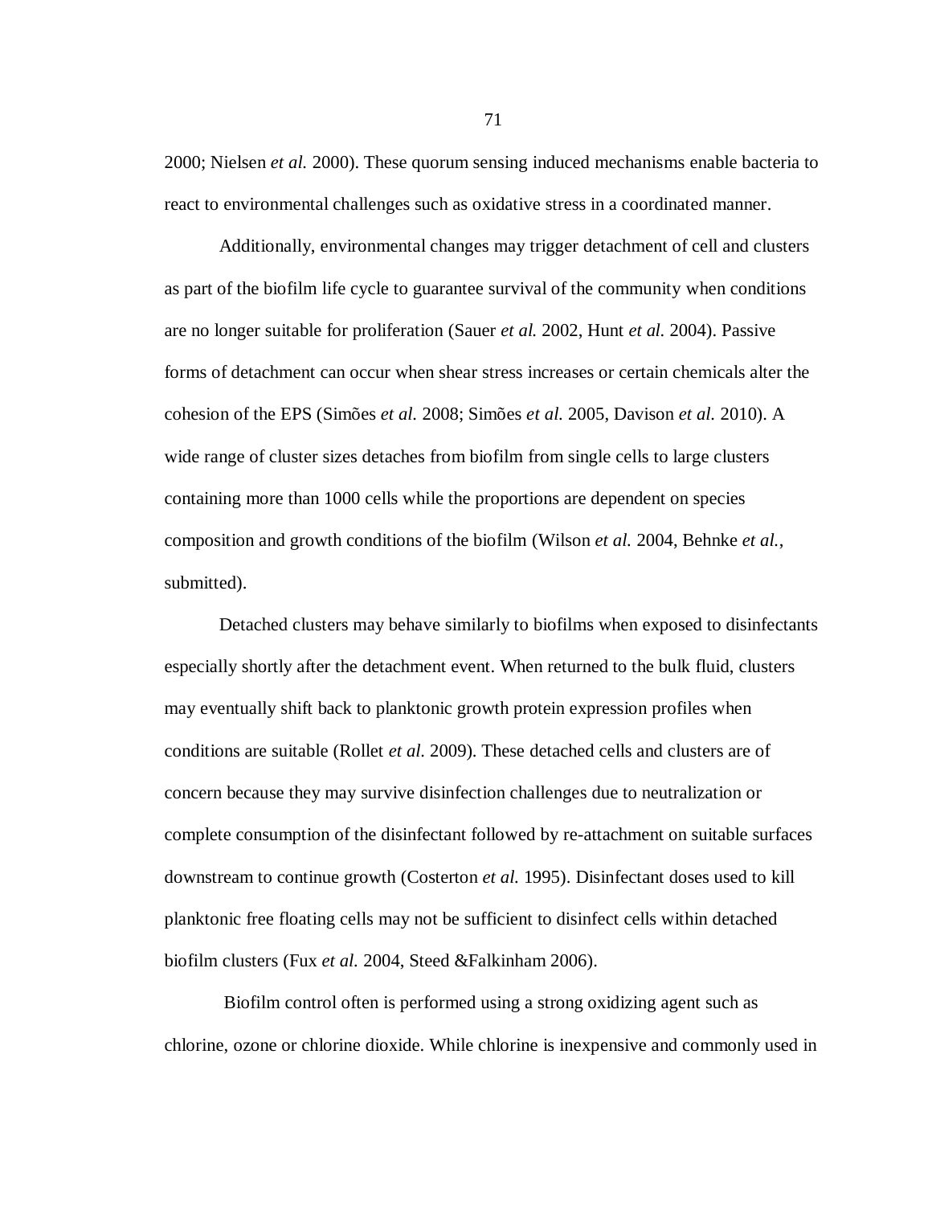2000; Nielsen *et al.* 2000). These quorum sensing induced mechanisms enable bacteria to react to environmental challenges such as oxidative stress in a coordinated manner.

Additionally, environmental changes may trigger detachment of cell and clusters as part of the biofilm life cycle to guarantee survival of the community when conditions are no longer suitable for proliferation (Sauer *et al.* 2002, Hunt *et al.* 2004). Passive forms of detachment can occur when shear stress increases or certain chemicals alter the cohesion of the EPS (Simões *et al.* 2008; Simões *et al.* 2005, Davison *et al.* 2010). A wide range of cluster sizes detaches from biofilm from single cells to large clusters containing more than 1000 cells while the proportions are dependent on species composition and growth conditions of the biofilm (Wilson *et al.* 2004, Behnke *et al.*, submitted).

Detached clusters may behave similarly to biofilms when exposed to disinfectants especially shortly after the detachment event. When returned to the bulk fluid, clusters may eventually shift back to planktonic growth protein expression profiles when conditions are suitable (Rollet *et al.* 2009). These detached cells and clusters are of concern because they may survive disinfection challenges due to neutralization or complete consumption of the disinfectant followed by re-attachment on suitable surfaces downstream to continue growth (Costerton *et al.* 1995). Disinfectant doses used to kill planktonic free floating cells may not be sufficient to disinfect cells within detached biofilm clusters (Fux *et al.* 2004, Steed &Falkinham 2006).

Biofilm control often is performed using a strong oxidizing agent such as chlorine, ozone or chlorine dioxide. While chlorine is inexpensive and commonly used in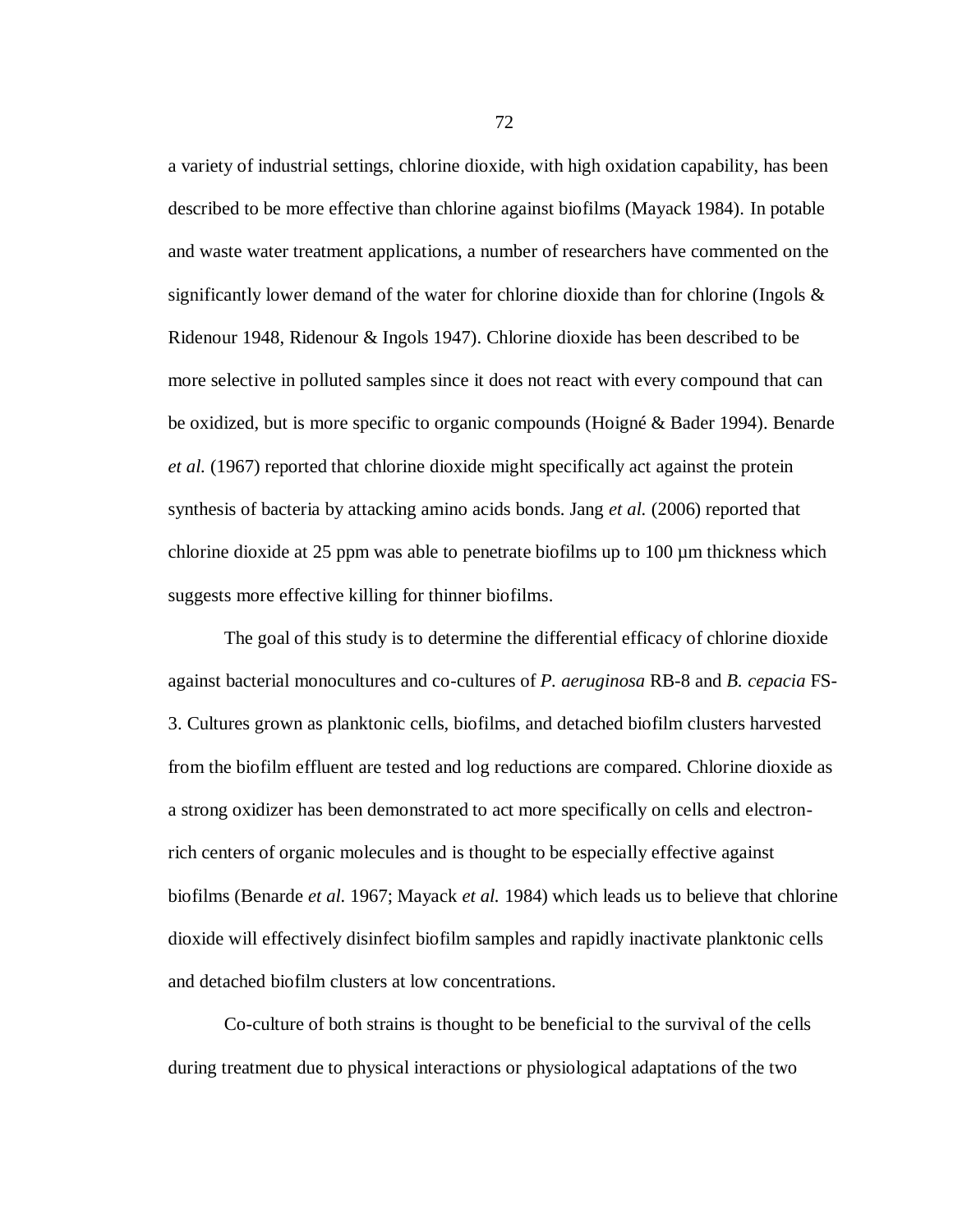a variety of industrial settings, chlorine dioxide, with high oxidation capability, has been described to be more effective than chlorine against biofilms (Mayack 1984). In potable and waste water treatment applications, a number of researchers have commented on the significantly lower demand of the water for chlorine dioxide than for chlorine (Ingols & Ridenour 1948, Ridenour & Ingols 1947). Chlorine dioxide has been described to be more selective in polluted samples since it does not react with every compound that can be oxidized, but is more specific to organic compounds (Hoigné & Bader 1994). Benarde *et al.* (1967) reported that chlorine dioxide might specifically act against the protein synthesis of bacteria by attacking amino acids bonds. Jang *et al.* (2006) reported that chlorine dioxide at 25 ppm was able to penetrate biofilms up to 100 µm thickness which suggests more effective killing for thinner biofilms.

The goal of this study is to determine the differential efficacy of chlorine dioxide against bacterial monocultures and co-cultures of *P. aeruginosa* RB-8 and *B. cepacia* FS-3. Cultures grown as planktonic cells, biofilms, and detached biofilm clusters harvested from the biofilm effluent are tested and log reductions are compared. Chlorine dioxide as a strong oxidizer has been demonstrated to act more specifically on cells and electron-rich centers of organic molecules and is thought to be especially effective against biofilms (Benarde *et al.* 1967; Mayack *et al.* 1984) which leads us to believe that chlorine dioxide will effectively disinfect biofilm samples and rapidly inactivate planktonic cells and detached biofilm clusters at low concentrations.

Co-culture of both strains is thought to be beneficial to the survival of the cells during treatment due to physical interactions or physiological adaptations of the two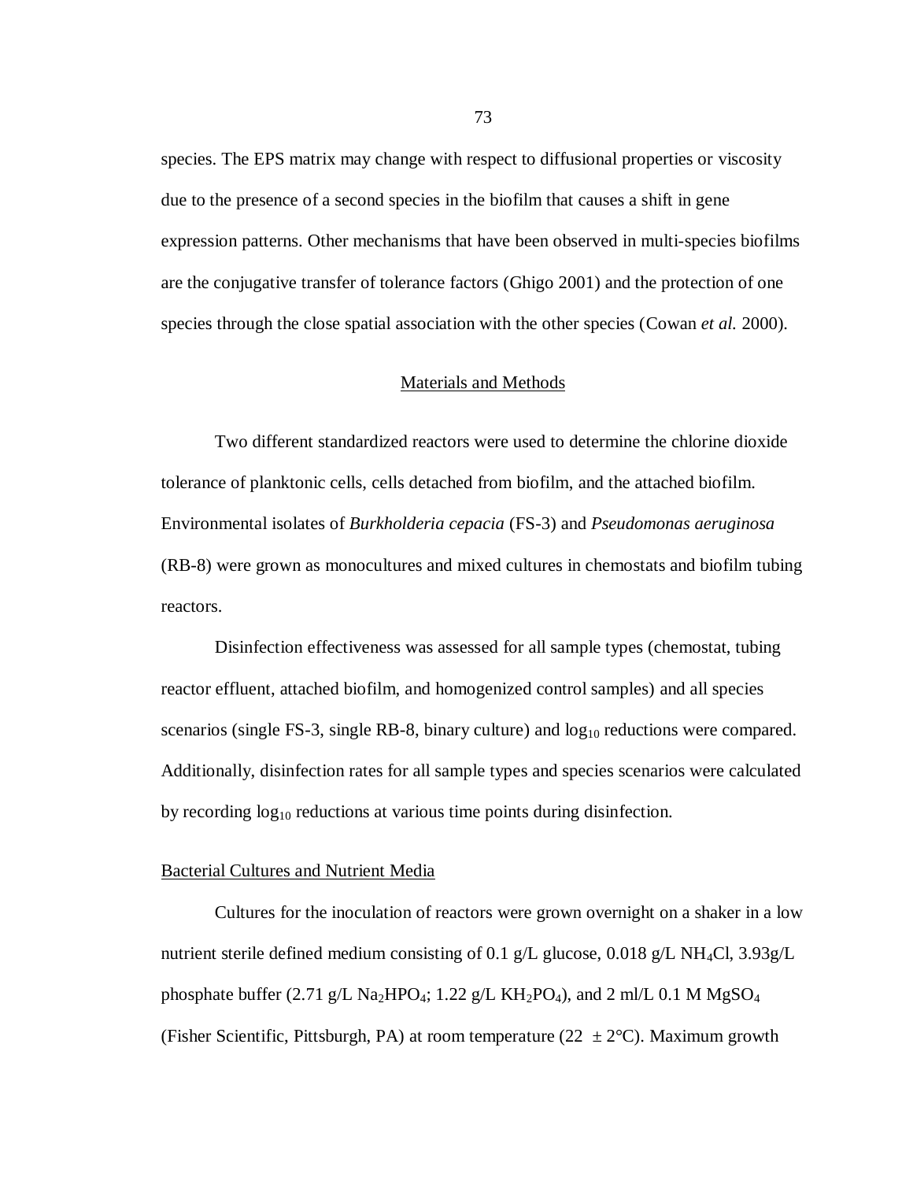species. The EPS matrix may change with respect to diffusional properties or viscosity due to the presence of a second species in the biofilm that causes a shift in gene expression patterns. Other mechanisms that have been observed in multi-species biofilms are the conjugative transfer of tolerance factors (Ghigo 2001) and the protection of one species through the close spatial association with the other species (Cowan *et al.* 2000).

## Materials and Methods

Two different standardized reactors were used to determine the chlorine dioxide tolerance of planktonic cells, cells detached from biofilm, and the attached biofilm. Environmental isolates of *Burkholderia cepacia* (FS-3) and *Pseudomonas aeruginosa* (RB-8) were grown as monocultures and mixed cultures in chemostats and biofilm tubing reactors.

Disinfection effectiveness was assessed for all sample types (chemostat, tubing reactor effluent, attached biofilm, and homogenized control samples) and all species scenarios (single FS-3, single RB-8, binary culture) and $\log_{10}$ reductions were compared. Additionally, disinfection rates for all sample types and species scenarios were calculated by recording $\log_{10}$ reductions at various time points during disinfection.

### Bacterial Cultures and Nutrient Media

Cultures for the inoculation of reactors were grown overnight on a shaker in a low nutrient sterile defined medium consisting of 0.1 g/L glucose, 0.018 g/L $NH_4Cl$, 3.93g/L phosphate buffer (2.71 g/L $Na_2HPO_4$; 1.22 g/L $KH_2PO_4$), and 2 ml/L 0.1 M $MgSO_4$ (Fisher Scientific, Pittsburgh, PA) at room temperature (22 ± 2°C). Maximum growth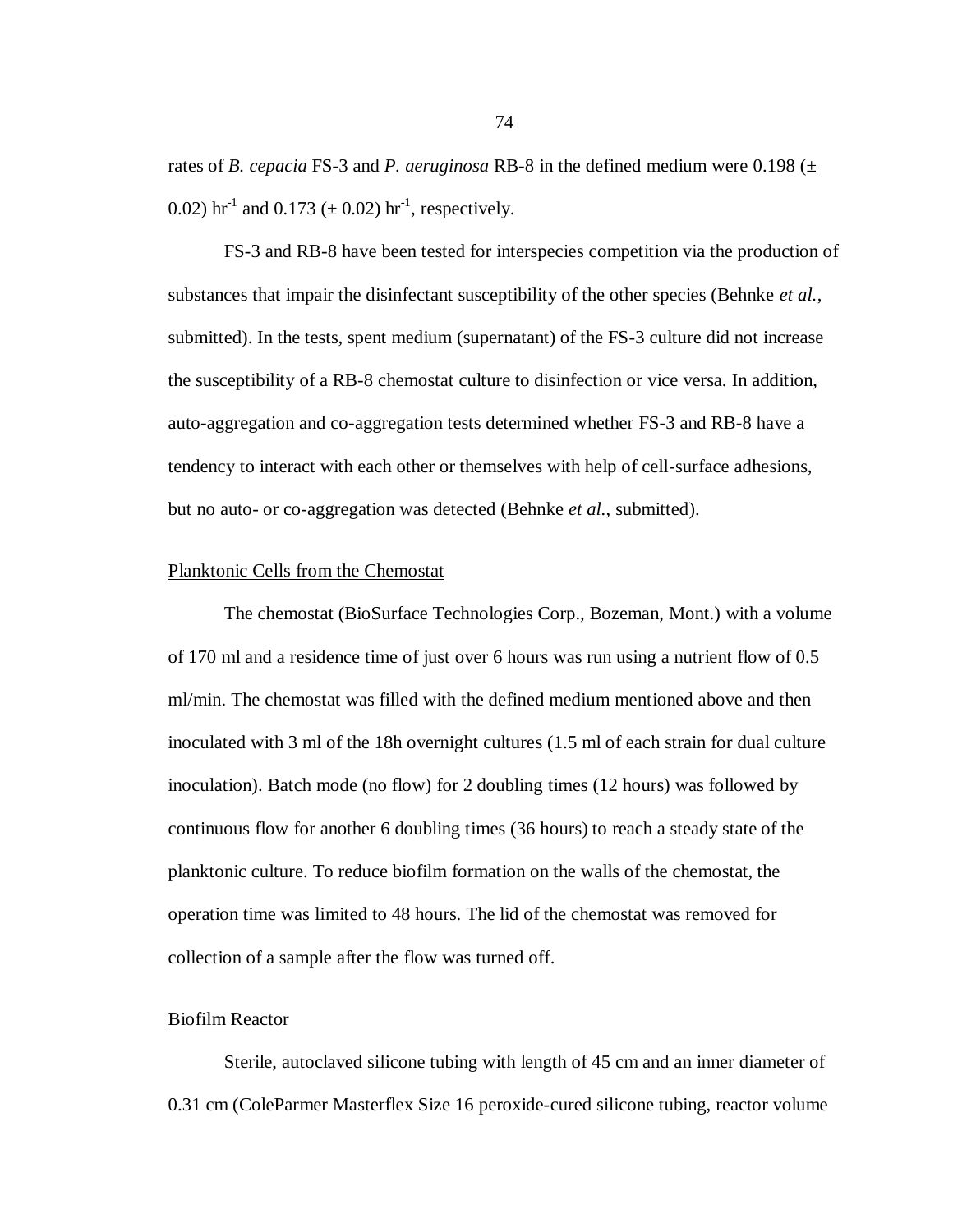rates of *B. cepacia* FS-3 and *P. aeruginosa* RB-8 in the defined medium were 0.198 (± 0.02) $hr^{-1}$ and 0.173 (± 0.02) $hr^{-1}$, respectively.

FS-3 and RB-8 have been tested for interspecies competition via the production of substances that impair the disinfectant susceptibility of the other species (Behnke *et al.*, submitted). In the tests, spent medium (supernatant) of the FS-3 culture did not increase the susceptibility of a RB-8 chemostat culture to disinfection or vice versa. In addition, auto-aggregation and co-aggregation tests determined whether FS-3 and RB-8 have a tendency to interact with each other or themselves with help of cell-surface adhesions, but no auto- or co-aggregation was detected (Behnke *et al.*, submitted).

### Planktonic Cells from the Chemostat

The chemostat (BioSurface Technologies Corp., Bozeman, Mont.) with a volume of 170 ml and a residence time of just over 6 hours was run using a nutrient flow of 0.5 ml/min. The chemostat was filled with the defined medium mentioned above and then inoculated with 3 ml of the 18h overnight cultures (1.5 ml of each strain for dual culture inoculation). Batch mode (no flow) for 2 doubling times (12 hours) was followed by continuous flow for another 6 doubling times (36 hours) to reach a steady state of the planktonic culture. To reduce biofilm formation on the walls of the chemostat, the operation time was limited to 48 hours. The lid of the chemostat was removed for collection of a sample after the flow was turned off.

### Biofilm Reactor

Sterile, autoclaved silicone tubing with length of 45 cm and an inner diameter of 0.31 cm (ColeParmer Masterflex Size 16 peroxide-cured silicone tubing, reactor volume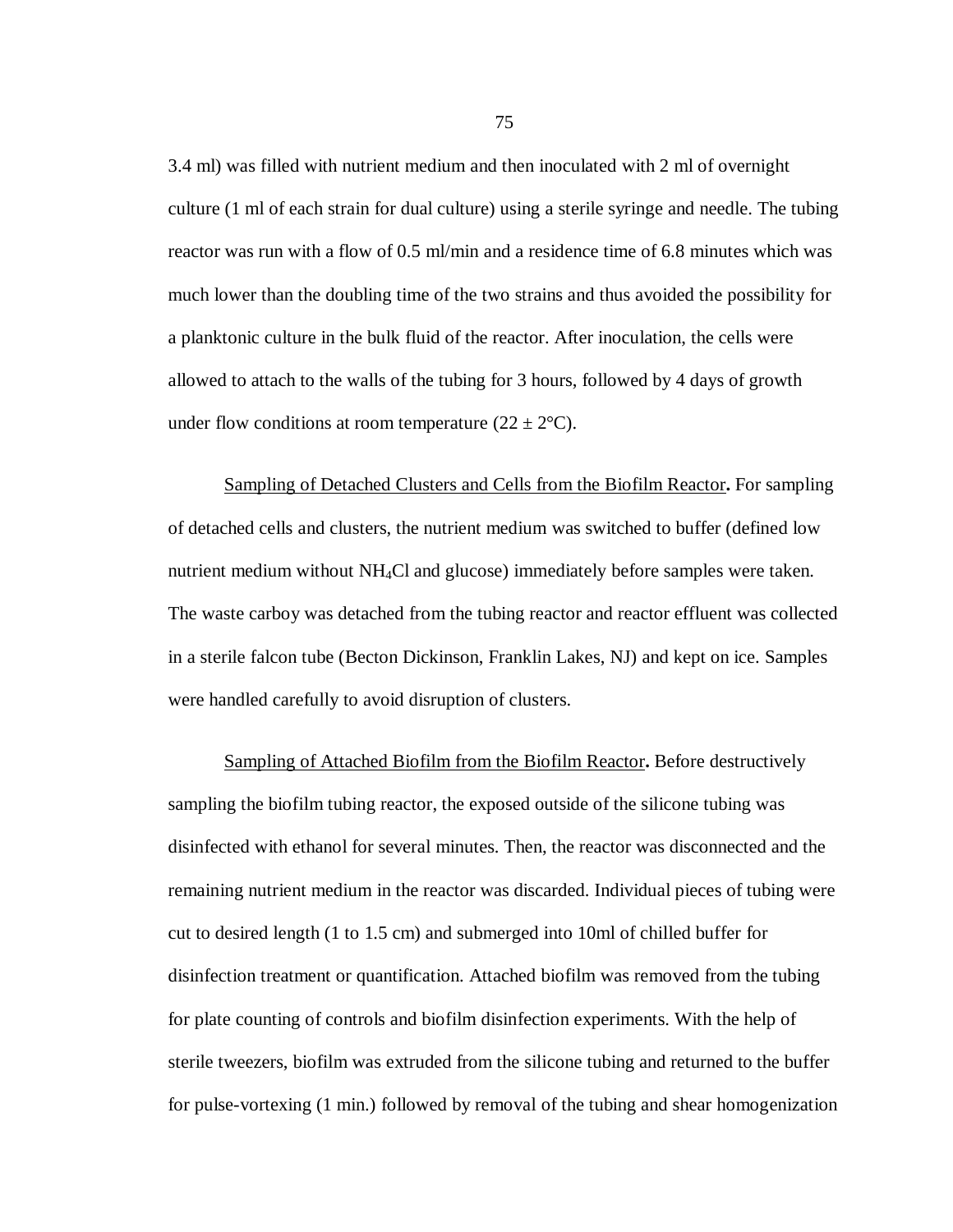3.4 ml) was filled with nutrient medium and then inoculated with 2 ml of overnight culture (1 ml of each strain for dual culture) using a sterile syringe and needle. The tubing reactor was run with a flow of 0.5 ml/min and a residence time of 6.8 minutes which was much lower than the doubling time of the two strains and thus avoided the possibility for a planktonic culture in the bulk fluid of the reactor. After inoculation, the cells were allowed to attach to the walls of the tubing for 3 hours, followed by 4 days of growth under flow conditions at room temperature (22 ± 2°C).

Sampling of Detached Clusters and Cells from the Biofilm Reactor**.** For sampling of detached cells and clusters, the nutrient medium was switched to buffer (defined low nutrient medium without $NH_4Cl$ and glucose) immediately before samples were taken. The waste carboy was detached from the tubing reactor and reactor effluent was collected in a sterile falcon tube (Becton Dickinson, Franklin Lakes, NJ) and kept on ice. Samples were handled carefully to avoid disruption of clusters.

Sampling of Attached Biofilm from the Biofilm Reactor**.** Before destructively sampling the biofilm tubing reactor, the exposed outside of the silicone tubing was disinfected with ethanol for several minutes. Then, the reactor was disconnected and the remaining nutrient medium in the reactor was discarded. Individual pieces of tubing were cut to desired length (1 to 1.5 cm) and submerged into 10ml of chilled buffer for disinfection treatment or quantification. Attached biofilm was removed from the tubing for plate counting of controls and biofilm disinfection experiments. With the help of sterile tweezers, biofilm was extruded from the silicone tubing and returned to the buffer for pulse-vortexing (1 min.) followed by removal of the tubing and shear homogenization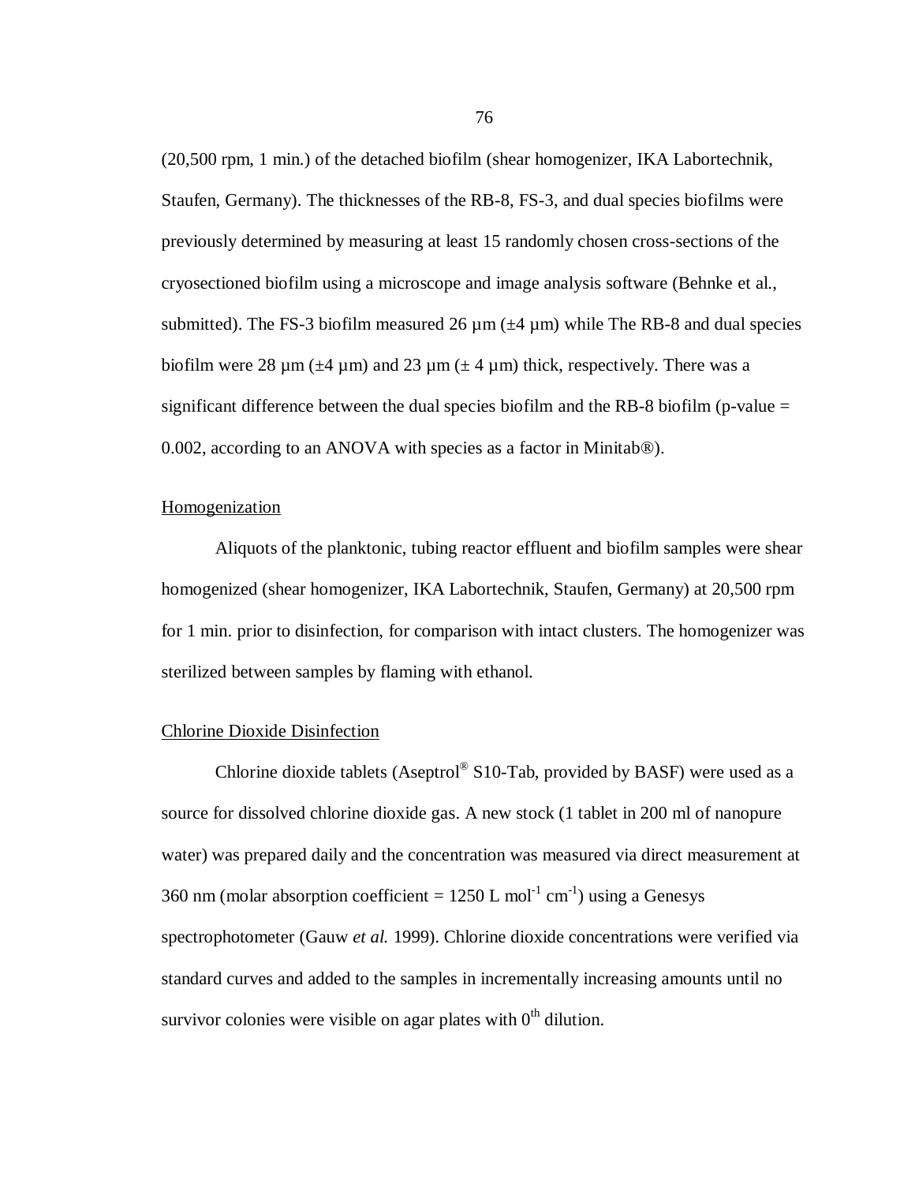(20,500 rpm, 1 min.) of the detached biofilm (shear homogenizer, IKA Labortechnik, Staufen, Germany). The thicknesses of the RB-8, FS-3, and dual species biofilms were previously determined by measuring at least 15 randomly chosen cross-sections of the cryosectioned biofilm using a microscope and image analysis software (Behnke et al., submitted). The FS-3 biofilm measured 26 µm (±4 µm) while The RB-8 and dual species biofilm were 28 µm (±4 µm) and 23 µm (± 4 µm) thick, respectively. There was a significant difference between the dual species biofilm and the RB-8 biofilm (p-value = 0.002, according to an ANOVA with species as a factor in Minitab®).

Homogenization

Aliquots of the planktonic, tubing reactor effluent and biofilm samples were shear homogenized (shear homogenizer, IKA Labortechnik, Staufen, Germany) at 20,500 rpm for 1 min. prior to disinfection, for comparison with intact clusters. The homogenizer was sterilized between samples by flaming with ethanol.

Chlorine Dioxide Disinfection

Chlorine dioxide tablets (Aseptrol® S10-Tab, provided by BASF) were used as a source for dissolved chlorine dioxide gas. A new stock (1 tablet in 200 ml of nanopure water) was prepared daily and the concentration was measured via direct measurement at 360 nm (molar absorption coefficient = 1250 L $mol^{-1}$ $cm^{-1}$) using a Genesys spectrophotometer (Gauw *et al.* 1999). Chlorine dioxide concentrations were verified via standard curves and added to the samples in incrementally increasing amounts until no survivor colonies were visible on agar plates with $0^{th}$ dilution.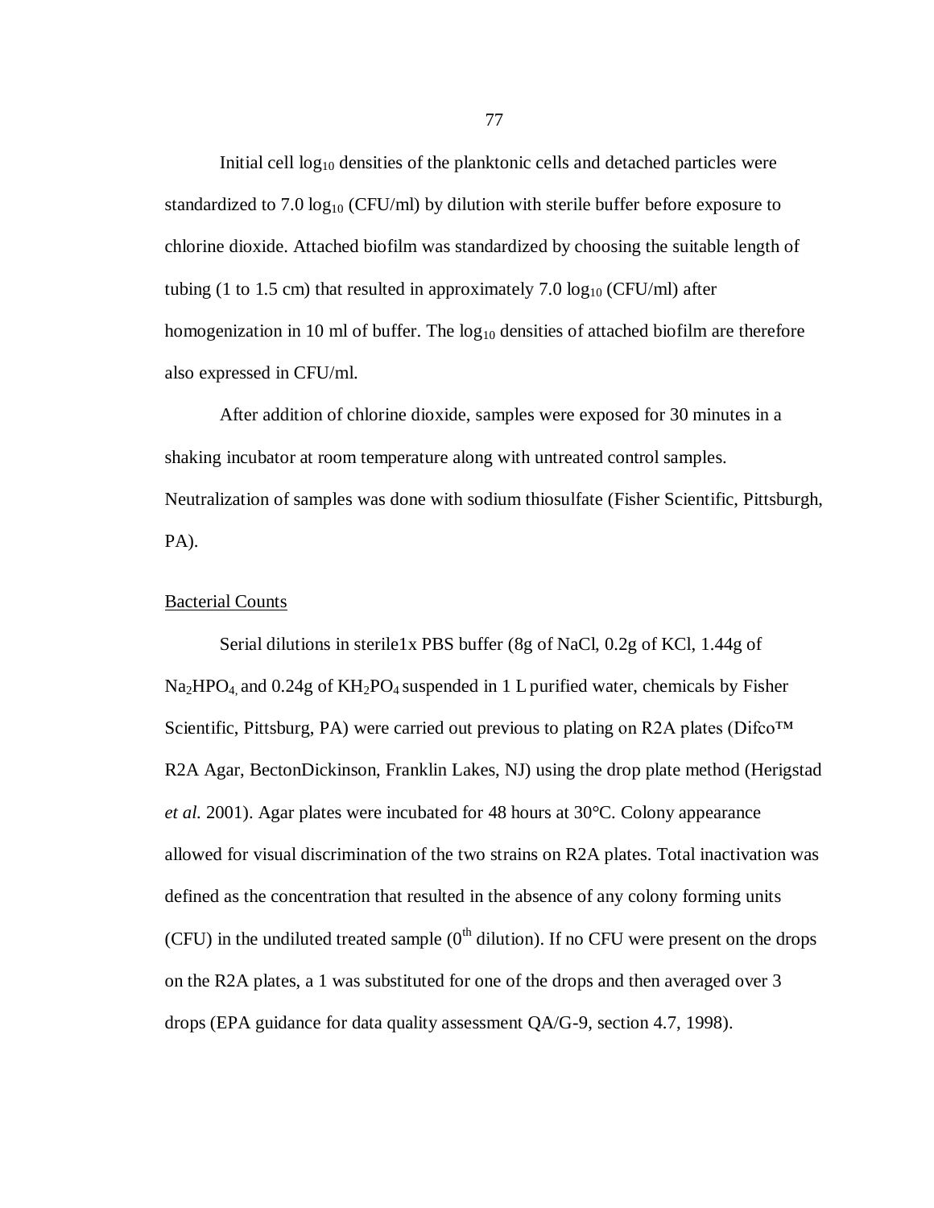Initial cell $\log_{10}$ densities of the planktonic cells and detached particles were standardized to 7.0 $\log_{10}$ (CFU/ml) by dilution with sterile buffer before exposure to chlorine dioxide. Attached biofilm was standardized by choosing the suitable length of tubing (1 to 1.5 cm) that resulted in approximately 7.0 $\log_{10}$ (CFU/ml) after homogenization in 10 ml of buffer. The $\log_{10}$ densities of attached biofilm are therefore also expressed in CFU/ml.

After addition of chlorine dioxide, samples were exposed for 30 minutes in a shaking incubator at room temperature along with untreated control samples. Neutralization of samples was done with sodium thiosulfate (Fisher Scientific, Pittsburgh, PA).

<u>Bacterial Counts</u>

Serial dilutions in sterile1x PBS buffer (8g of NaCl, 0.2g of KCl, 1.44g of $Na_2HPO_4$, and 0.24g of $KH_2PO_4$ suspended in 1 L purified water, chemicals by Fisher Scientific, Pittsburg, PA) were carried out previous to plating on R2A plates (Difco™ R2A Agar, BectonDickinson, Franklin Lakes, NJ) using the drop plate method (Herigstad *et al.* 2001). Agar plates were incubated for 48 hours at 30°C. Colony appearance allowed for visual discrimination of the two strains on R2A plates. Total inactivation was defined as the concentration that resulted in the absence of any colony forming units (CFU) in the undiluted treated sample ($0^{th}$ dilution). If no CFU were present on the drops on the R2A plates, a 1 was substituted for one of the drops and then averaged over 3 drops (EPA guidance for data quality assessment QA/G-9, section 4.7, 1998).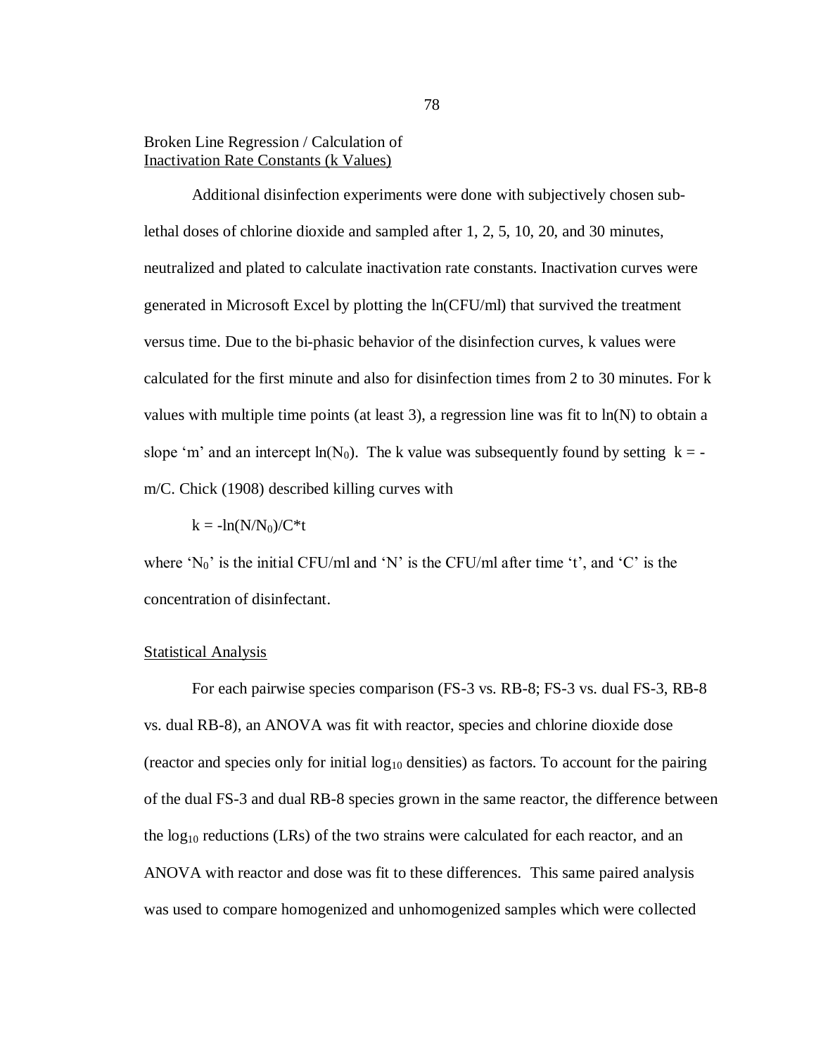## Broken Line Regression / Calculation of Inactivation Rate Constants (k Values)

Additional disinfection experiments were done with subjectively chosen sub-lethal doses of chlorine dioxide and sampled after 1, 2, 5, 10, 20, and 30 minutes, neutralized and plated to calculate inactivation rate constants. Inactivation curves were generated in Microsoft Excel by plotting the ln(CFU/ml) that survived the treatment versus time. Due to the bi-phasic behavior of the disinfection curves, k values were calculated for the first minute and also for disinfection times from 2 to 30 minutes. For k values with multiple time points (at least 3), a regression line was fit to ln(N) to obtain a slope 'm' and an intercept $\ln(N_0)$. The k value was subsequently found by setting $k = -m/C$. Chick (1908) described killing curves with

$$k = -\ln(N/N_0)/C*t$$

where '$N_0$' is the initial CFU/ml and 'N' is the CFU/ml after time 't', and 'C' is the concentration of disinfectant.

## Statistical Analysis

For each pairwise species comparison (FS-3 vs. RB-8; FS-3 vs. dual FS-3, RB-8 vs. dual RB-8), an ANOVA was fit with reactor, species and chlorine dioxide dose (reactor and species only for initial $\log_{10}$ densities) as factors. To account for the pairing of the dual FS-3 and dual RB-8 species grown in the same reactor, the difference between the $\log_{10}$ reductions (LRs) of the two strains were calculated for each reactor, and an ANOVA with reactor and dose was fit to these differences. This same paired analysis was used to compare homogenized and unhomogenized samples which were collected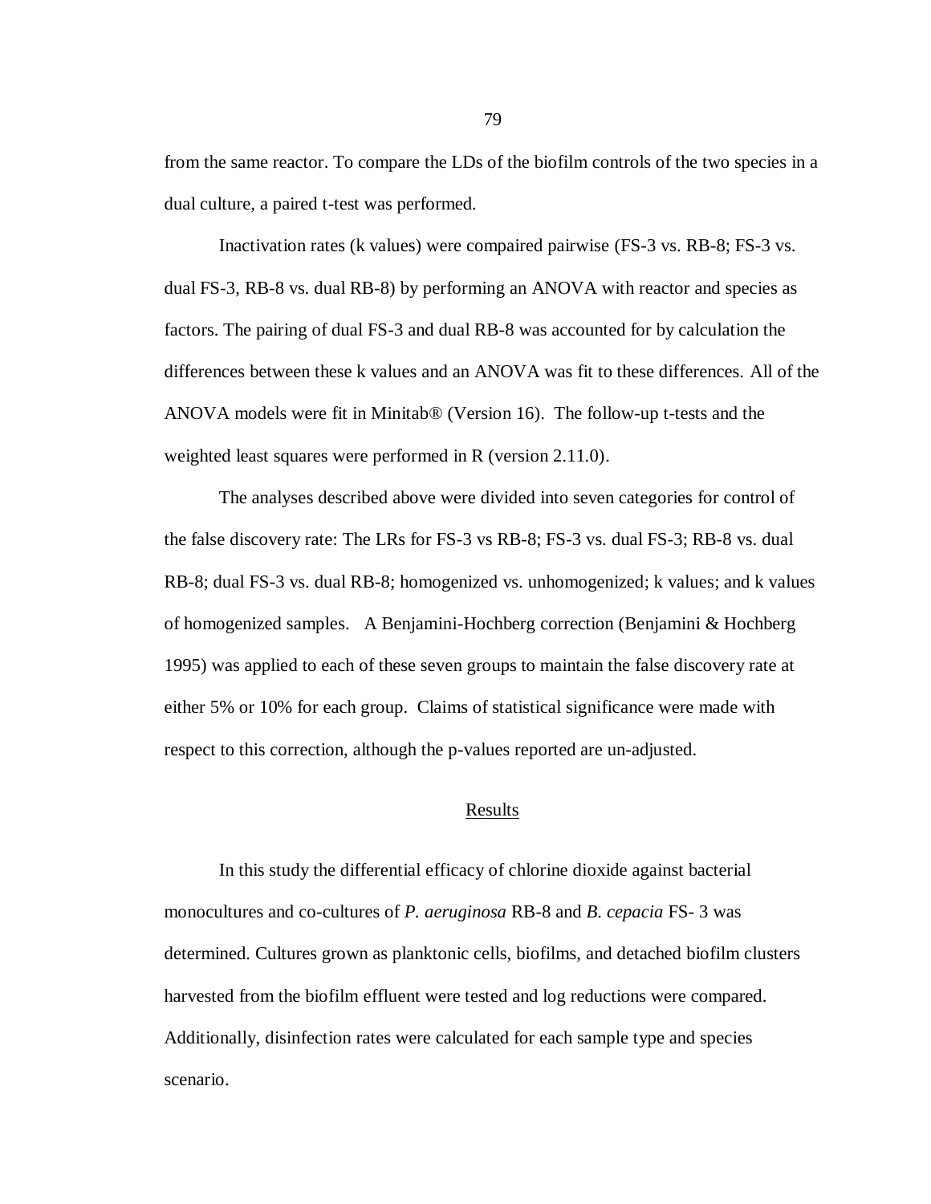from the same reactor. To compare the LDs of the biofilm controls of the two species in a dual culture, a paired t-test was performed.

Inactivation rates (k values) were compaired pairwise (FS-3 vs. RB-8; FS-3 vs. dual FS-3, RB-8 vs. dual RB-8) by performing an ANOVA with reactor and species as factors. The pairing of dual FS-3 and dual RB-8 was accounted for by calculation the differences between these k values and an ANOVA was fit to these differences. All of the ANOVA models were fit in Minitab® (Version 16). The follow-up t-tests and the weighted least squares were performed in R (version 2.11.0).

The analyses described above were divided into seven categories for control of the false discovery rate: The LRs for FS-3 vs RB-8; FS-3 vs. dual FS-3; RB-8 vs. dual RB-8; dual FS-3 vs. dual RB-8; homogenized vs. unhomogenized; k values; and k values of homogenized samples. A Benjamini-Hochberg correction (Benjamini & Hochberg 1995) was applied to each of these seven groups to maintain the false discovery rate at either 5% or 10% for each group. Claims of statistical significance were made with respect to this correction, although the p-values reported are un-adjusted.

## Results

In this study the differential efficacy of chlorine dioxide against bacterial monocultures and co-cultures of *P. aeruginosa* RB-8 and *B. cepacia* FS- 3 was determined. Cultures grown as planktonic cells, biofilms, and detached biofilm clusters harvested from the biofilm effluent were tested and log reductions were compared. Additionally, disinfection rates were calculated for each sample type and species scenario.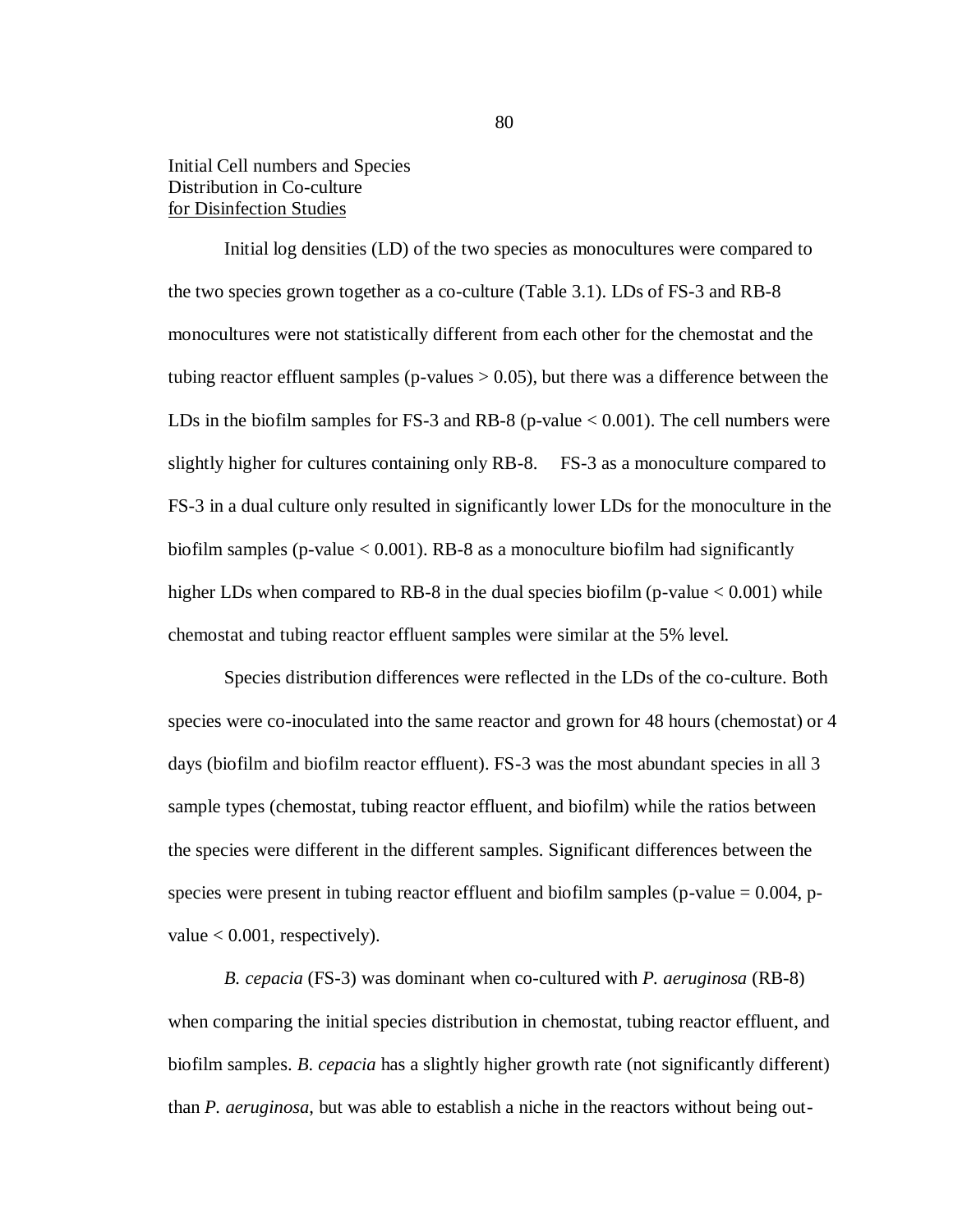### Initial Cell numbers and Species Distribution in Co-culture for Disinfection Studies

Initial log densities (LD) of the two species as monocultures were compared to the two species grown together as a co-culture (Table 3.1). LDs of FS-3 and RB-8 monocultures were not statistically different from each other for the chemostat and the tubing reactor effluent samples (p-values $> 0.05$), but there was a difference between the LDs in the biofilm samples for FS-3 and RB-8 (p-value $< 0.001$). The cell numbers were slightly higher for cultures containing only RB-8. FS-3 as a monoculture compared to FS-3 in a dual culture only resulted in significantly lower LDs for the monoculture in the biofilm samples (p-value $< 0.001$). RB-8 as a monoculture biofilm had significantly higher LDs when compared to RB-8 in the dual species biofilm (p-value $< 0.001$) while chemostat and tubing reactor effluent samples were similar at the 5% level.

Species distribution differences were reflected in the LDs of the co-culture. Both species were co-inoculated into the same reactor and grown for 48 hours (chemostat) or 4 days (biofilm and biofilm reactor effluent). FS-3 was the most abundant species in all 3 sample types (chemostat, tubing reactor effluent, and biofilm) while the ratios between the species were different in the different samples. Significant differences between the species were present in tubing reactor effluent and biofilm samples (p-value $= 0.004$, p-value $< 0.001$, respectively).

*B. cepacia* (FS-3) was dominant when co-cultured with *P. aeruginosa* (RB-8) when comparing the initial species distribution in chemostat, tubing reactor effluent, and biofilm samples. *B. cepacia* has a slightly higher growth rate (not significantly different) than *P. aeruginosa*, but was able to establish a niche in the reactors without being out-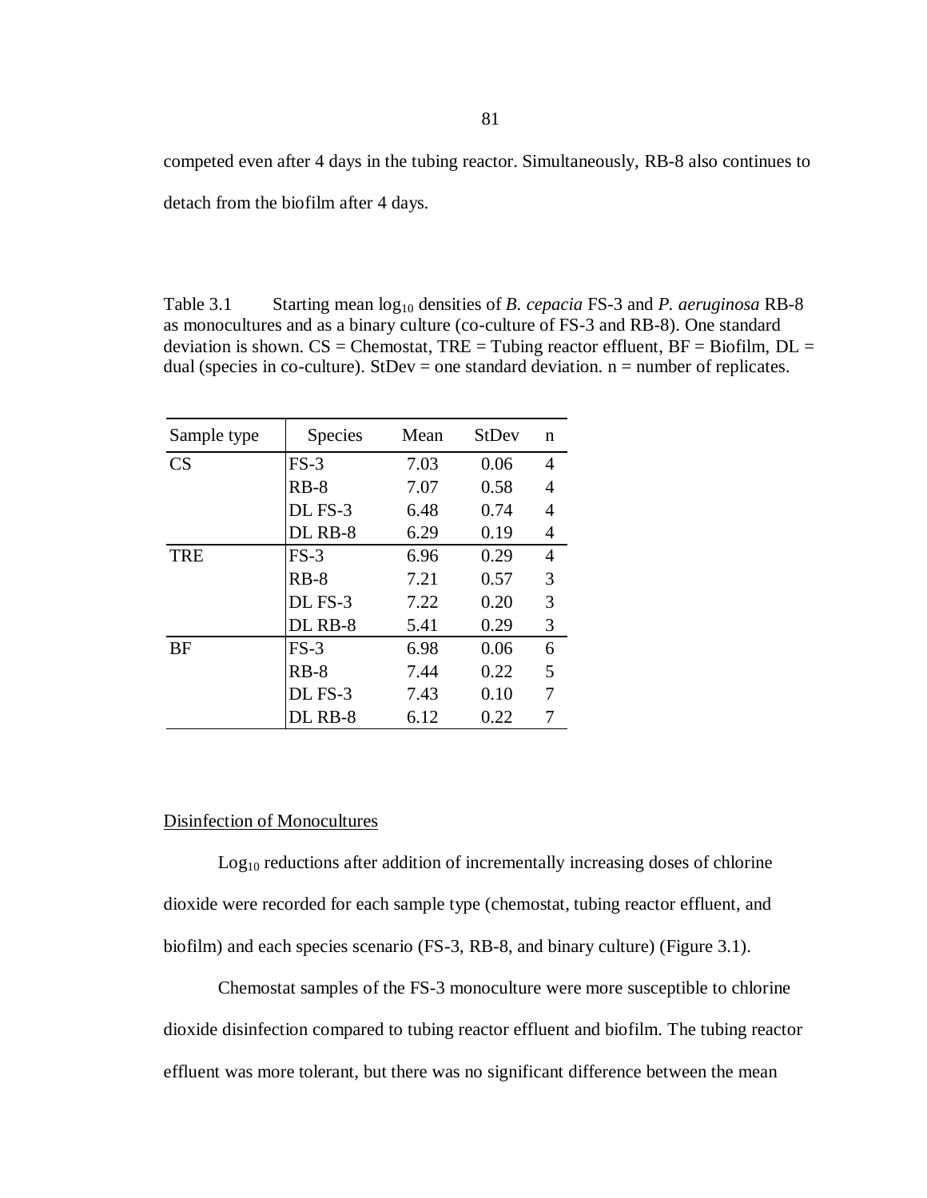competed even after 4 days in the tubing reactor. Simultaneously, RB-8 also continues to detach from the biofilm after 4 days.

Table 3.1 Starting mean $\log_{10}$ densities of *B. cepacia* FS-3 and *P. aeruginosa* RB-8 as monocultures and as a binary culture (co-culture of FS-3 and RB-8). One standard deviation is shown. CS = Chemostat, TRE = Tubing reactor effluent, BF = Biofilm, DL = dual (species in co-culture). StDev = one standard deviation. n = number of replicates.

| Sample type | Species | Mean | StDev | n |
|---|---|---|---|---|
| CS | FS-3 | 7.03 | 0.06 | 4 |
| | RB-8 | 7.07 | 0.58 | 4 |
| | DL FS-3 | 6.48 | 0.74 | 4 |
| | DL RB-8 | 6.29 | 0.19 | 4 |
| TRE | FS-3 | 6.96 | 0.29 | 4 |
| | RB-8 | 7.21 | 0.57 | 3 |
| | DL FS-3 | 7.22 | 0.20 | 3 |
| | DL RB-8 | 5.41 | 0.29 | 3 |
| BF | FS-3 | 6.98 | 0.06 | 6 |
| | RB-8 | 7.44 | 0.22 | 5 |
| | DL FS-3 | 7.43 | 0.10 | 7 |
| | DL RB-8 | 6.12 | 0.22 | 7 |

Disinfection of Monocultures

$\text{Log}_{10}$ reductions after addition of incrementally increasing doses of chlorine dioxide were recorded for each sample type (chemostat, tubing reactor effluent, and biofilm) and each species scenario (FS-3, RB-8, and binary culture) (Figure 3.1).

Chemostat samples of the FS-3 monoculture were more susceptible to chlorine dioxide disinfection compared to tubing reactor effluent and biofilm. The tubing reactor effluent was more tolerant, but there was no significant difference between the mean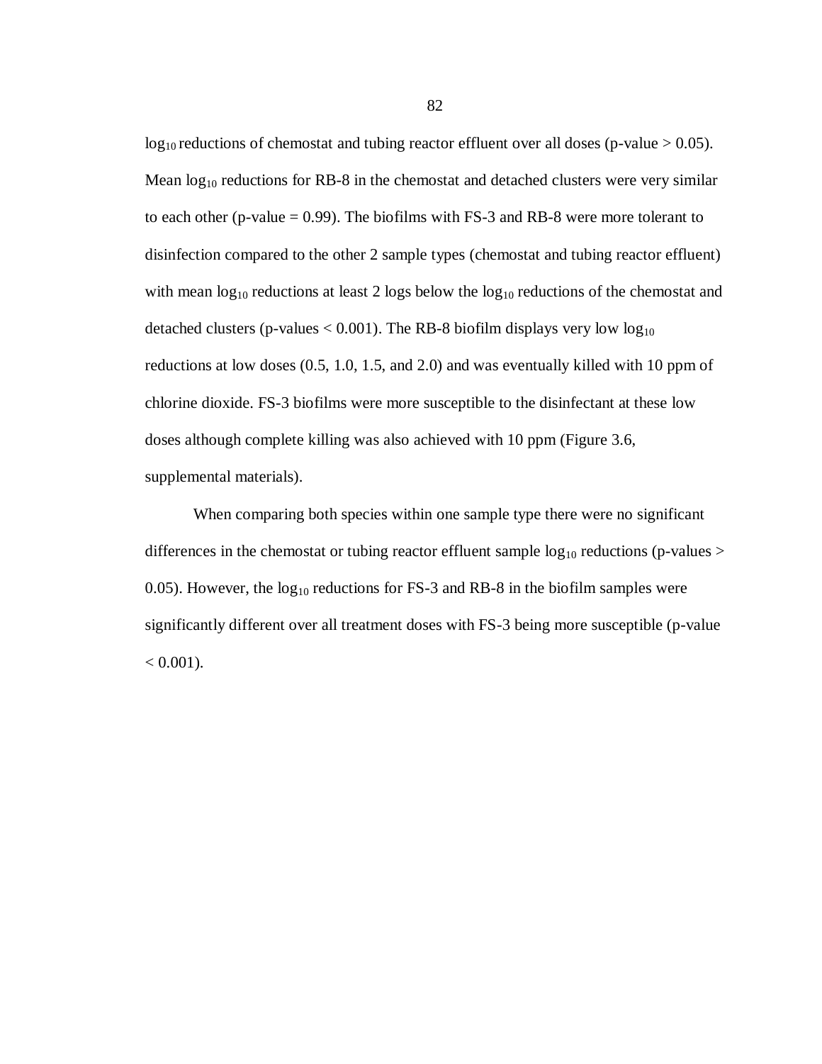$\log_{10}$ reductions of chemostat and tubing reactor effluent over all doses ($p$-value $> 0.05$). Mean $\log_{10}$ reductions for RB-8 in the chemostat and detached clusters were very similar to each other ($p$-value $= 0.99$). The biofilms with FS-3 and RB-8 were more tolerant to disinfection compared to the other 2 sample types (chemostat and tubing reactor effluent) with mean $\log_{10}$ reductions at least 2 logs below the $\log_{10}$ reductions of the chemostat and detached clusters ($p$-values $< 0.001$). The RB-8 biofilm displays very low $\log_{10}$ reductions at low doses (0.5, 1.0, 1.5, and 2.0) and was eventually killed with 10 ppm of chlorine dioxide. FS-3 biofilms were more susceptible to the disinfectant at these low doses although complete killing was also achieved with 10 ppm (Figure 3.6, supplemental materials).

When comparing both species within one sample type there were no significant differences in the chemostat or tubing reactor effluent sample $\log_{10}$ reductions ($p$-values $>$ 0.05). However, the $\log_{10}$ reductions for FS-3 and RB-8 in the biofilm samples were significantly different over all treatment doses with FS-3 being more susceptible ($p$-value $< 0.001$).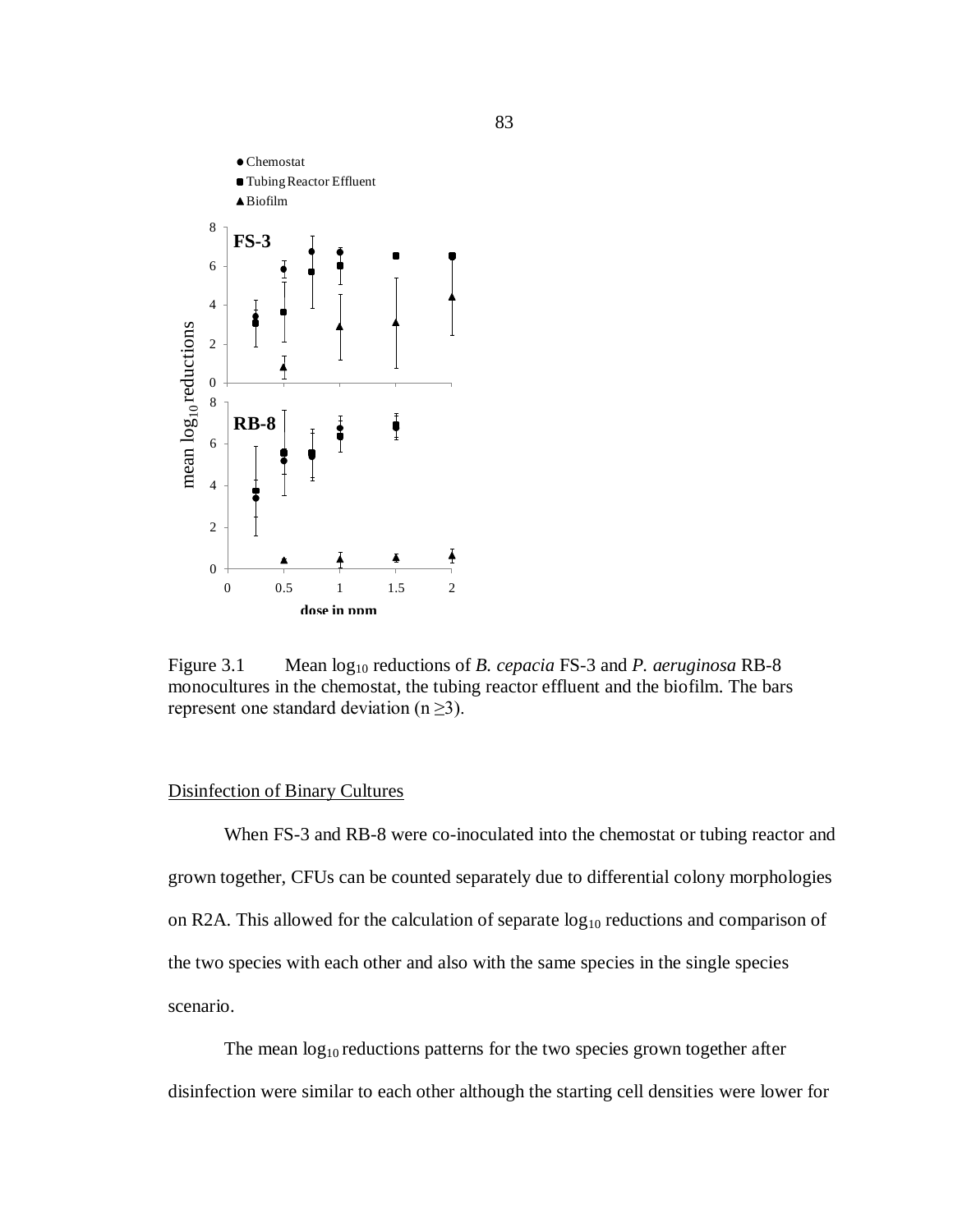Figure 3.1 Mean $\log_{10}$ reductions of *B. cepacia* FS-3 and *P. aeruginosa* RB-8 monocultures in the chemostat, the tubing reactor effluent and the biofilm. The bars represent one standard deviation ($n \geq 3$).

## Disinfection of Binary Cultures

When FS-3 and RB-8 were co-inoculated into the chemostat or tubing reactor and grown together, CFUs can be counted separately due to differential colony morphologies on R2A. This allowed for the calculation of separate $\log_{10}$ reductions and comparison of the two species with each other and also with the same species in the single species scenario.

The mean $\log_{10}$ reductions patterns for the two species grown together after disinfection were similar to each other although the starting cell densities were lower for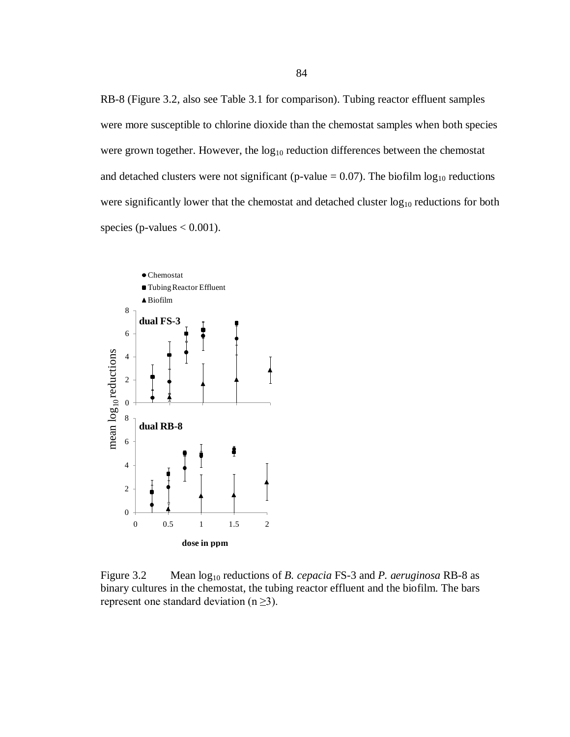RB-8 (Figure 3.2, also see Table 3.1 for comparison). Tubing reactor effluent samples were more susceptible to chlorine dioxide than the chemostat samples when both species were grown together. However, the $\log_{10}$ reduction differences between the chemostat and detached clusters were not significant (p-value = 0.07). The biofilm $\log_{10}$ reductions were significantly lower that the chemostat and detached cluster $\log_{10}$ reductions for both species (p-values < 0.001).

Figure 3.2 Mean $\log_{10}$ reductions of *B. cepacia* FS-3 and *P. aeruginosa* RB-8 as binary cultures in the chemostat, the tubing reactor effluent and the biofilm. The bars represent one standard deviation ($n \geq 3$).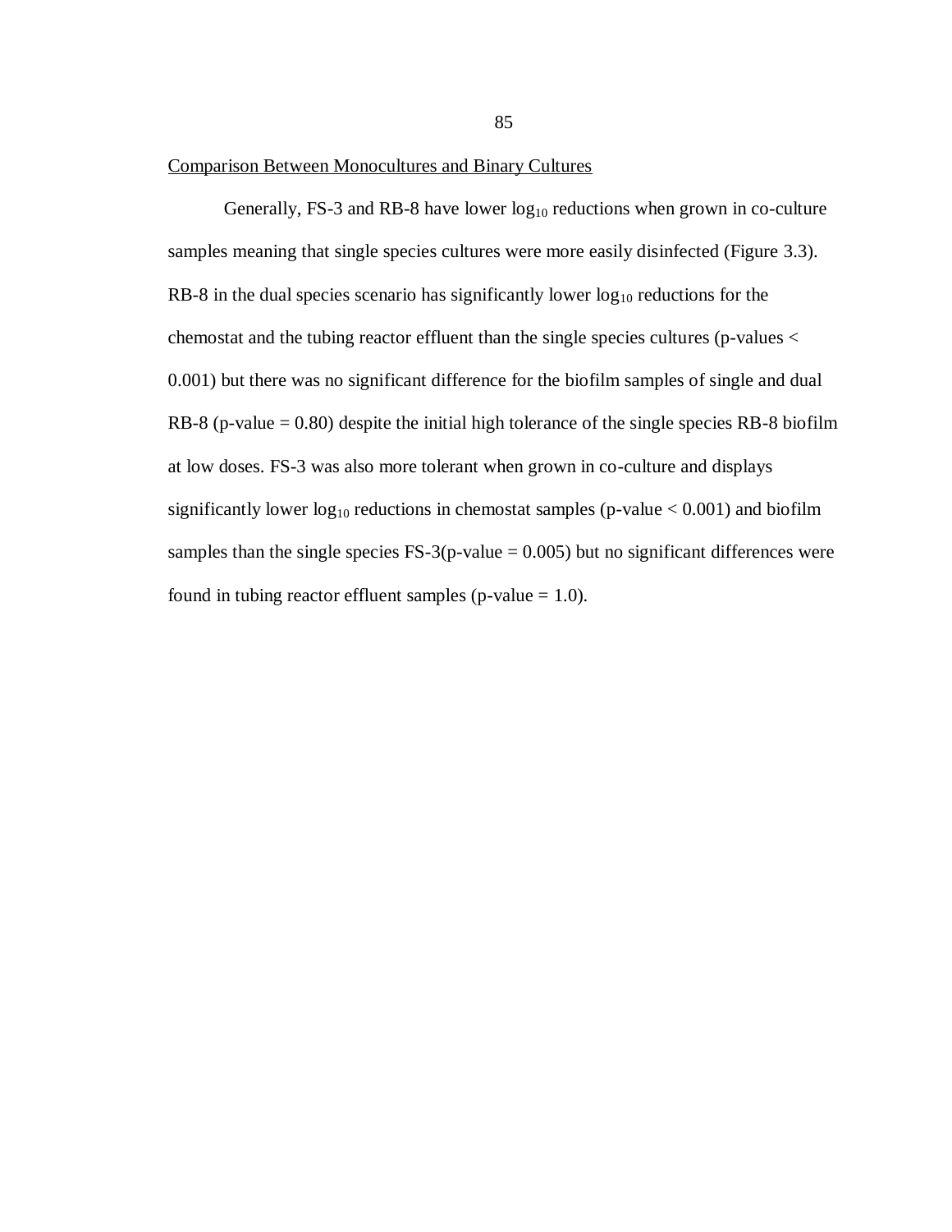Comparison Between Monocultures and Binary Cultures

Generally, FS-3 and RB-8 have lower $\log_{10}$ reductions when grown in co-culture samples meaning that single species cultures were more easily disinfected (Figure 3.3). RB-8 in the dual species scenario has significantly lower $\log_{10}$ reductions for the chemostat and the tubing reactor effluent than the single species cultures (p-values $<$ 0.001) but there was no significant difference for the biofilm samples of single and dual RB-8 (p-value = 0.80) despite the initial high tolerance of the single species RB-8 biofilm at low doses. FS-3 was also more tolerant when grown in co-culture and displays significantly lower $\log_{10}$ reductions in chemostat samples (p-value $< 0.001$) and biofilm samples than the single species FS-3(p-value = 0.005) but no significant differences were found in tubing reactor effluent samples (p-value = 1.0).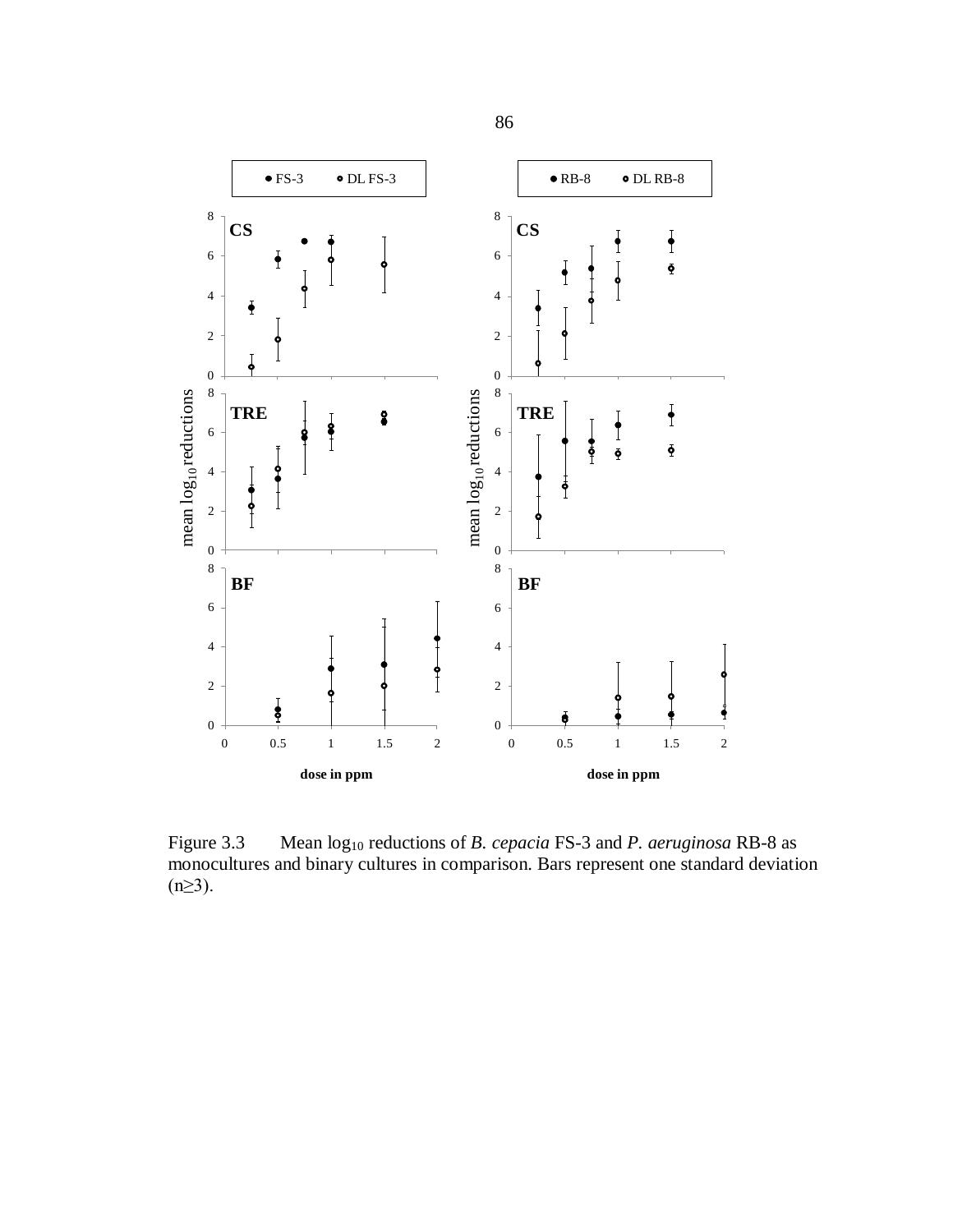Figure 3.3 Mean $\log_{10}$ reductions of *B. cepacia* FS-3 and *P. aeruginosa* RB-8 as monocultures and binary cultures in comparison. Bars represent one standard deviation ($n \geq 3$).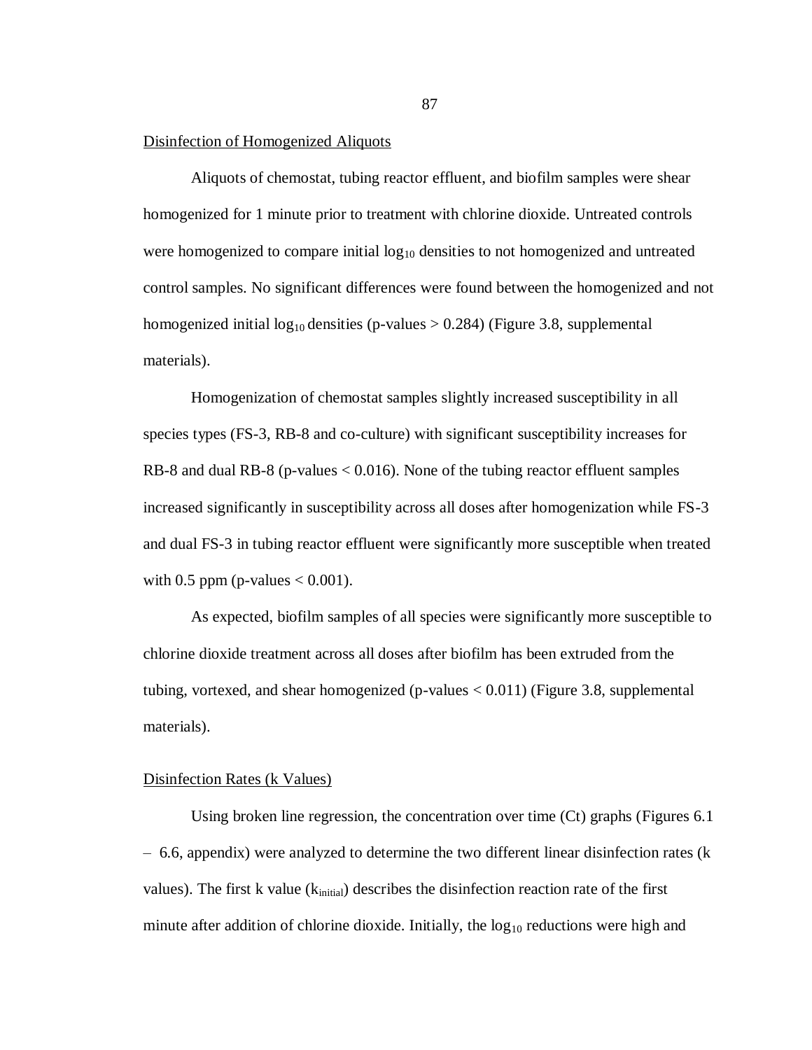## Disinfection of Homogenized Aliquots

Aliquots of chemostat, tubing reactor effluent, and biofilm samples were shear homogenized for 1 minute prior to treatment with chlorine dioxide. Untreated controls were homogenized to compare initial $\log_{10}$ densities to not homogenized and untreated control samples. No significant differences were found between the homogenized and not homogenized initial $\log_{10}$ densities (p-values $> 0.284$) (Figure 3.8, supplemental materials).

Homogenization of chemostat samples slightly increased susceptibility in all species types (FS-3, RB-8 and co-culture) with significant susceptibility increases for RB-8 and dual RB-8 (p-values $< 0.016$). None of the tubing reactor effluent samples increased significantly in susceptibility across all doses after homogenization while FS-3 and dual FS-3 in tubing reactor effluent were significantly more susceptible when treated with 0.5 ppm (p-values $< 0.001$).

As expected, biofilm samples of all species were significantly more susceptible to chlorine dioxide treatment across all doses after biofilm has been extruded from the tubing, vortexed, and shear homogenized (p-values $< 0.011$) (Figure 3.8, supplemental materials).

## Disinfection Rates (k Values)

Using broken line regression, the concentration over time (Ct) graphs (Figures 6.1 – 6.6, appendix) were analyzed to determine the two different linear disinfection rates (k values). The first k value ($k_{initial}$) describes the disinfection reaction rate of the first minute after addition of chlorine dioxide. Initially, the $\log_{10}$ reductions were high and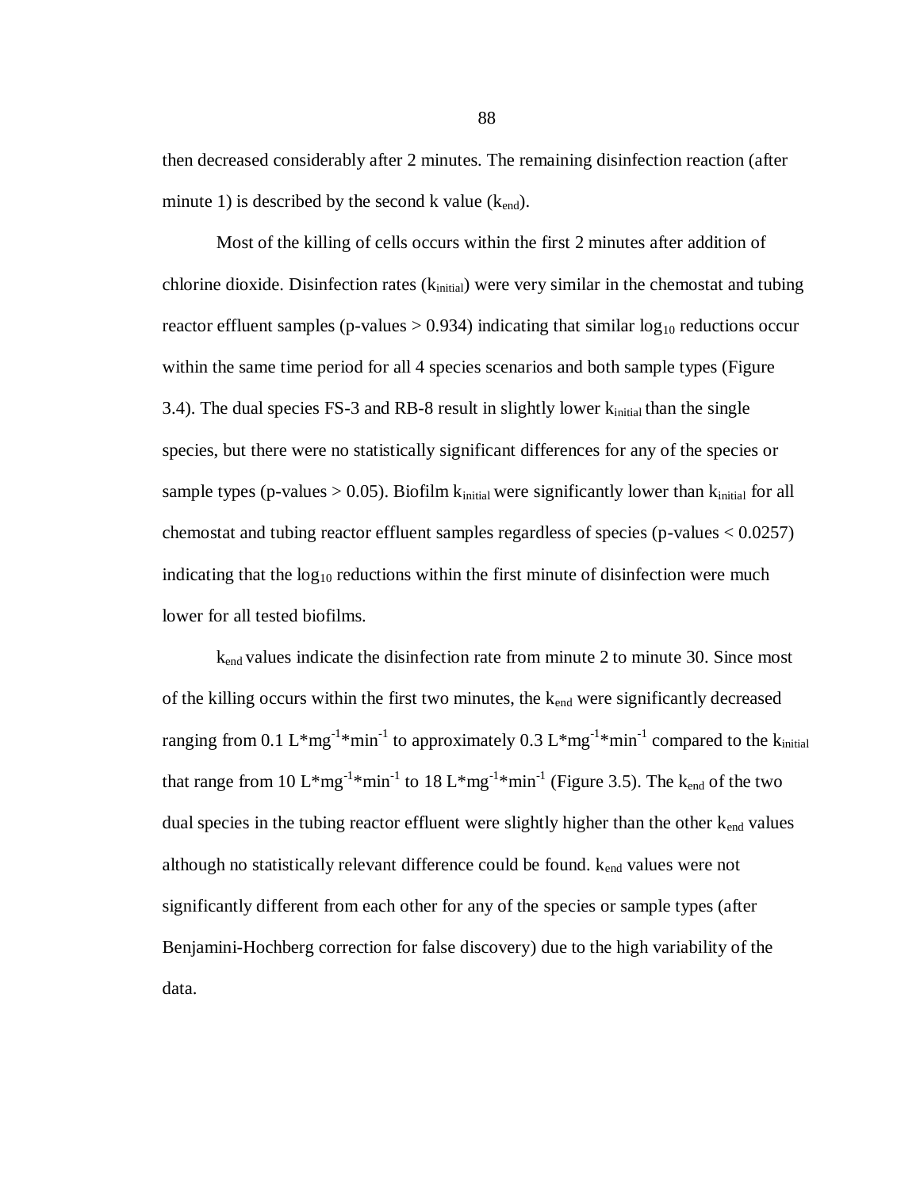then decreased considerably after 2 minutes. The remaining disinfection reaction (after minute 1) is described by the second k value ($k_{end}$).

Most of the killing of cells occurs within the first 2 minutes after addition of chlorine dioxide. Disinfection rates ($k_{initial}$) were very similar in the chemostat and tubing reactor effluent samples (p-values $> 0.934$) indicating that similar $\log_{10}$ reductions occur within the same time period for all 4 species scenarios and both sample types (Figure 3.4). The dual species FS-3 and RB-8 result in slightly lower $k_{initial}$ than the single species, but there were no statistically significant differences for any of the species or sample types (p-values $> 0.05$). Biofilm $k_{initial}$ were significantly lower than $k_{initial}$ for all chemostat and tubing reactor effluent samples regardless of species (p-values $< 0.0257$) indicating that the $\log_{10}$ reductions within the first minute of disinfection were much lower for all tested biofilms.

$k_{end}$ values indicate the disinfection rate from minute 2 to minute 30. Since most of the killing occurs within the first two minutes, the $k_{end}$ were significantly decreased ranging from 0.1 $L*mg^{-1}*min^{-1}$ to approximately 0.3 $L*mg^{-1}*min^{-1}$ compared to the $k_{initial}$ that range from 10 $L*mg^{-1}*min^{-1}$ to 18 $L*mg^{-1}*min^{-1}$ (Figure 3.5). The $k_{end}$ of the two dual species in the tubing reactor effluent were slightly higher than the other $k_{end}$ values although no statistically relevant difference could be found. $k_{end}$ values were not significantly different from each other for any of the species or sample types (after Benjamini-Hochberg correction for false discovery) due to the high variability of the data.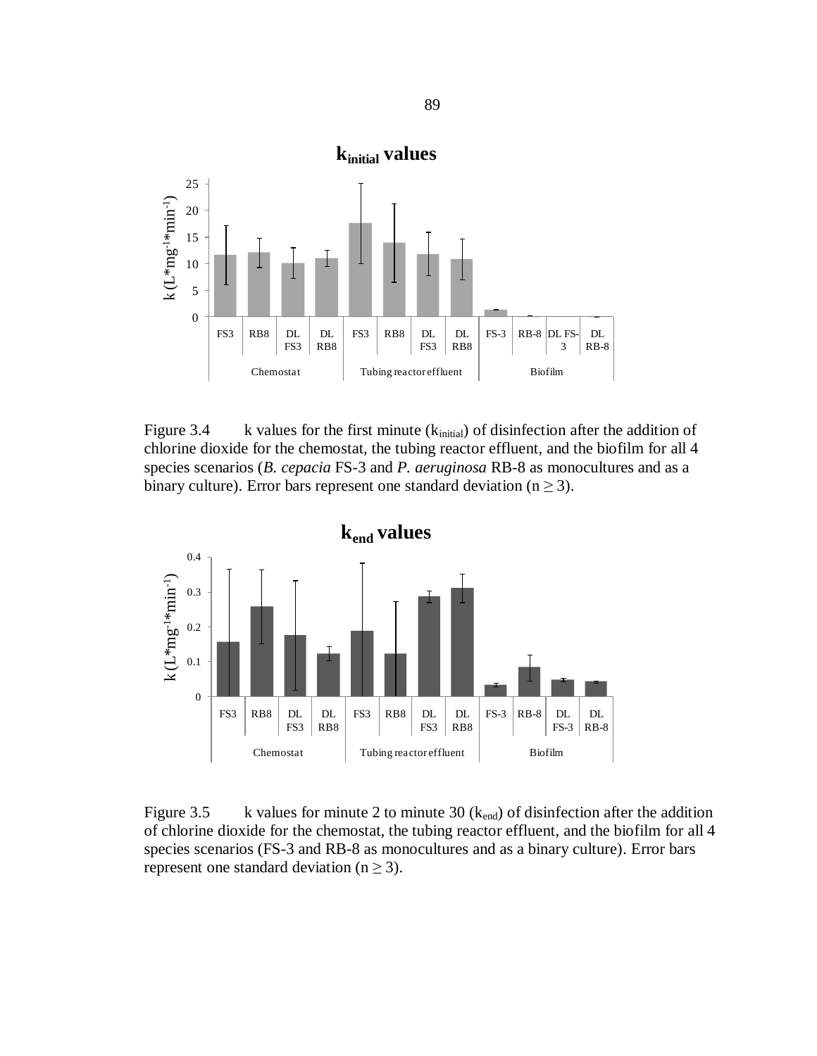Figure 3.4 k values for the first minute ($k_{initial}$) of disinfection after the addition of chlorine dioxide for the chemostat, the tubing reactor effluent, and the biofilm for all 4 species scenarios (*B. cepacia* FS-3 and *P. aeruginosa* RB-8 as monocultures and as a binary culture). Error bars represent one standard deviation ($n \geq 3$).

Figure 3.5 k values for minute 2 to minute 30 ($k_{end}$) of disinfection after the addition of chlorine dioxide for the chemostat, the tubing reactor effluent, and the biofilm for all 4 species scenarios (FS-3 and RB-8 as monocultures and as a binary culture). Error bars represent one standard deviation ($n \geq 3$).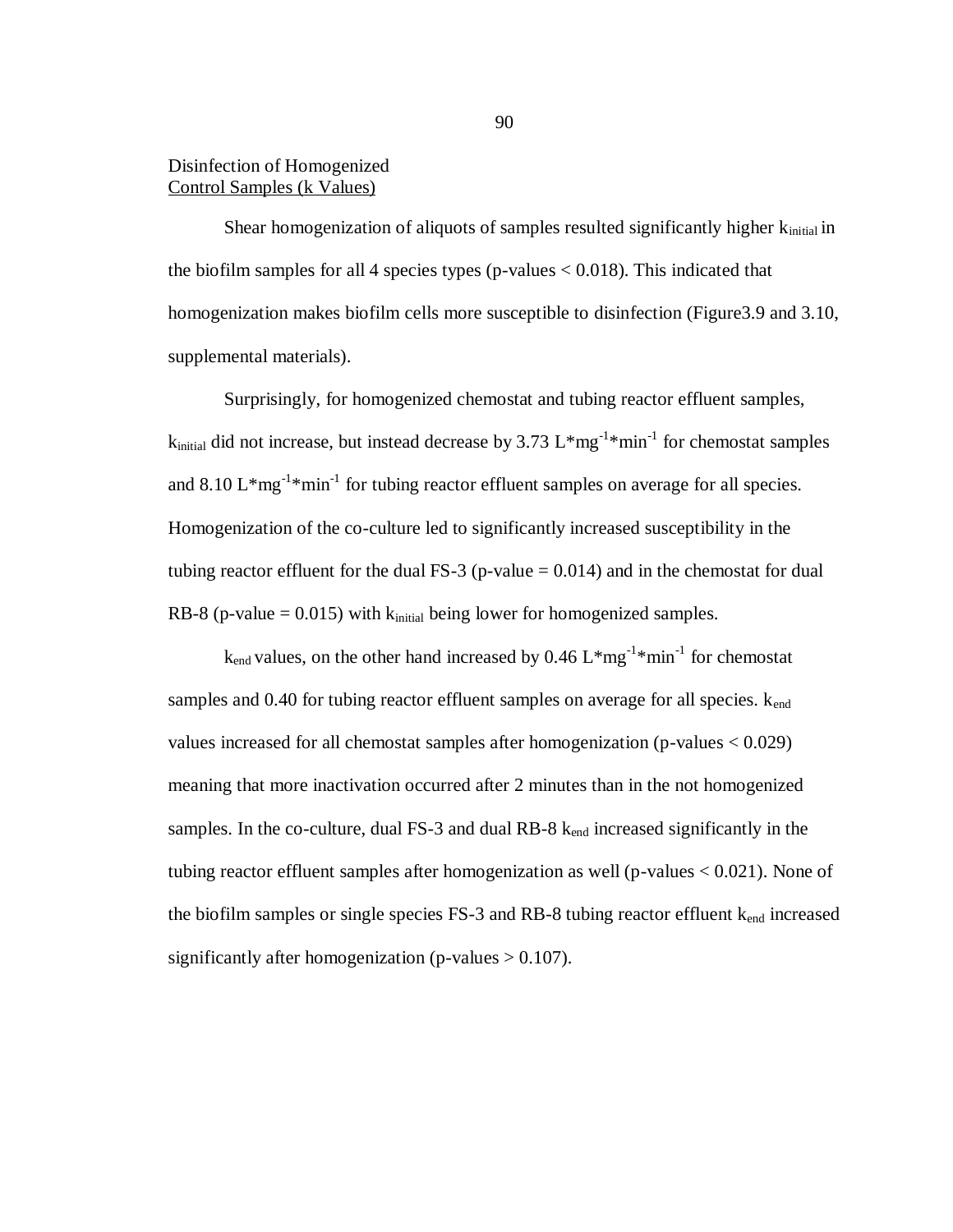### Disinfection of Homogenized Control Samples (k Values)

Shear homogenization of aliquots of samples resulted significantly higher $k_{initial}$ in the biofilm samples for all 4 species types (p-values $< 0.018$). This indicated that homogenization makes biofilm cells more susceptible to disinfection (Figure3.9 and 3.10, supplemental materials).

Surprisingly, for homogenized chemostat and tubing reactor effluent samples, $k_{initial}$ did not increase, but instead decrease by 3.73 $L*mg^{-1}*min^{-1}$ for chemostat samples and 8.10 $L*mg^{-1}*min^{-1}$ for tubing reactor effluent samples on average for all species. Homogenization of the co-culture led to significantly increased susceptibility in the tubing reactor effluent for the dual FS-3 (p-value $= 0.014$) and in the chemostat for dual RB-8 (p-value $= 0.015$) with $k_{initial}$ being lower for homogenized samples.

$k_{end}$ values, on the other hand increased by 0.46 $L*mg^{-1}*min^{-1}$ for chemostat samples and 0.40 for tubing reactor effluent samples on average for all species. $k_{end}$ values increased for all chemostat samples after homogenization (p-values $< 0.029$) meaning that more inactivation occurred after 2 minutes than in the not homogenized samples. In the co-culture, dual FS-3 and dual RB-8 $k_{end}$ increased significantly in the tubing reactor effluent samples after homogenization as well (p-values $< 0.021$). None of the biofilm samples or single species FS-3 and RB-8 tubing reactor effluent $k_{end}$ increased significantly after homogenization (p-values $> 0.107$).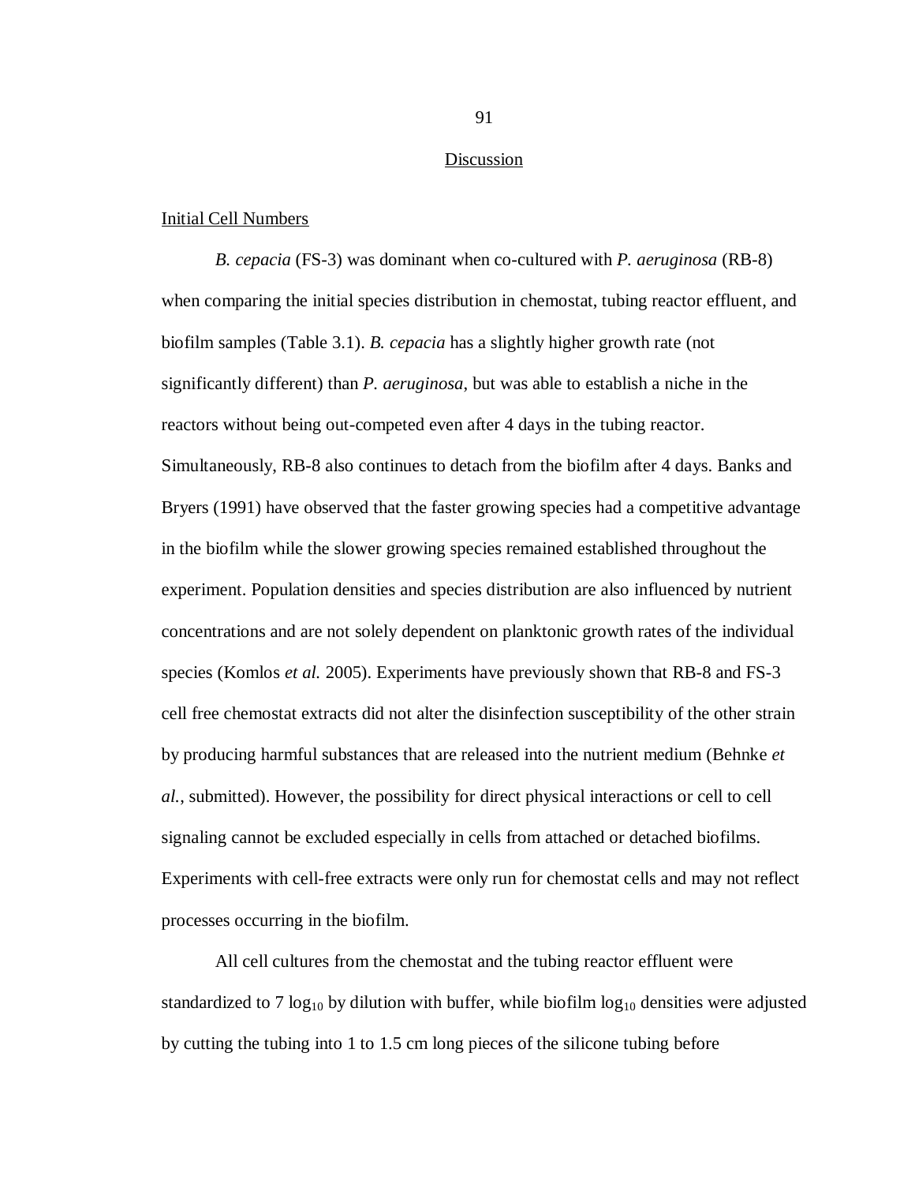## Discussion

### Initial Cell Numbers

*B. cepacia* (FS-3) was dominant when co-cultured with *P. aeruginosa* (RB-8) when comparing the initial species distribution in chemostat, tubing reactor effluent, and biofilm samples (Table 3.1). *B. cepacia* has a slightly higher growth rate (not significantly different) than *P. aeruginosa*, but was able to establish a niche in the reactors without being out-competed even after 4 days in the tubing reactor. Simultaneously, RB-8 also continues to detach from the biofilm after 4 days. Banks and Bryers (1991) have observed that the faster growing species had a competitive advantage in the biofilm while the slower growing species remained established throughout the experiment. Population densities and species distribution are also influenced by nutrient concentrations and are not solely dependent on planktonic growth rates of the individual species (Komlos *et al.* 2005). Experiments have previously shown that RB-8 and FS-3 cell free chemostat extracts did not alter the disinfection susceptibility of the other strain by producing harmful substances that are released into the nutrient medium (Behnke *et al.*, submitted). However, the possibility for direct physical interactions or cell to cell signaling cannot be excluded especially in cells from attached or detached biofilms. Experiments with cell-free extracts were only run for chemostat cells and may not reflect processes occurring in the biofilm.

All cell cultures from the chemostat and the tubing reactor effluent were standardized to 7 $\log_{10}$ by dilution with buffer, while biofilm $\log_{10}$ densities were adjusted by cutting the tubing into 1 to 1.5 cm long pieces of the silicone tubing before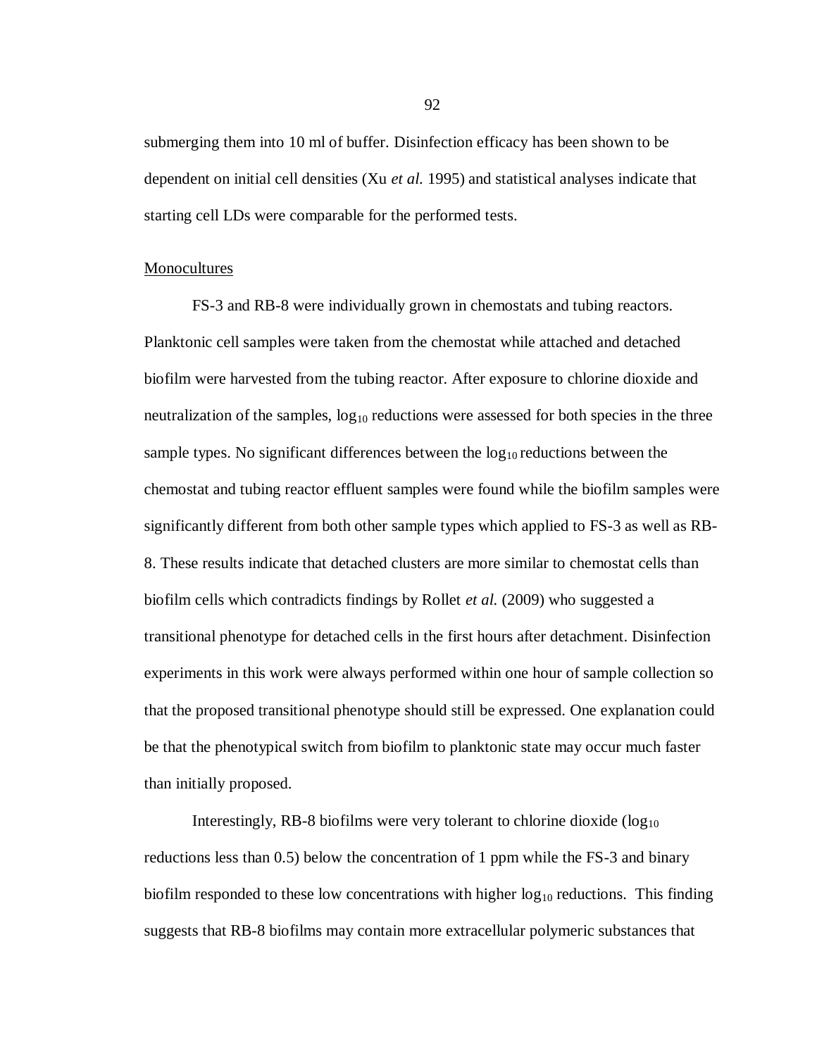submerging them into 10 ml of buffer. Disinfection efficacy has been shown to be dependent on initial cell densities (Xu *et al.* 1995) and statistical analyses indicate that starting cell LDs were comparable for the performed tests.

<u>Monocultures</u>

FS-3 and RB-8 were individually grown in chemostats and tubing reactors. Planktonic cell samples were taken from the chemostat while attached and detached biofilm were harvested from the tubing reactor. After exposure to chlorine dioxide and neutralization of the samples, $\log_{10}$ reductions were assessed for both species in the three sample types. No significant differences between the $\log_{10}$ reductions between the chemostat and tubing reactor effluent samples were found while the biofilm samples were significantly different from both other sample types which applied to FS-3 as well as RB-8. These results indicate that detached clusters are more similar to chemostat cells than biofilm cells which contradicts findings by Rollet *et al.* (2009) who suggested a transitional phenotype for detached cells in the first hours after detachment. Disinfection experiments in this work were always performed within one hour of sample collection so that the proposed transitional phenotype should still be expressed. One explanation could be that the phenotypical switch from biofilm to planktonic state may occur much faster than initially proposed.

Interestingly, RB-8 biofilms were very tolerant to chlorine dioxide ($\log_{10}$ reductions less than 0.5) below the concentration of 1 ppm while the FS-3 and binary biofilm responded to these low concentrations with higher $\log_{10}$ reductions. This finding suggests that RB-8 biofilms may contain more extracellular polymeric substances that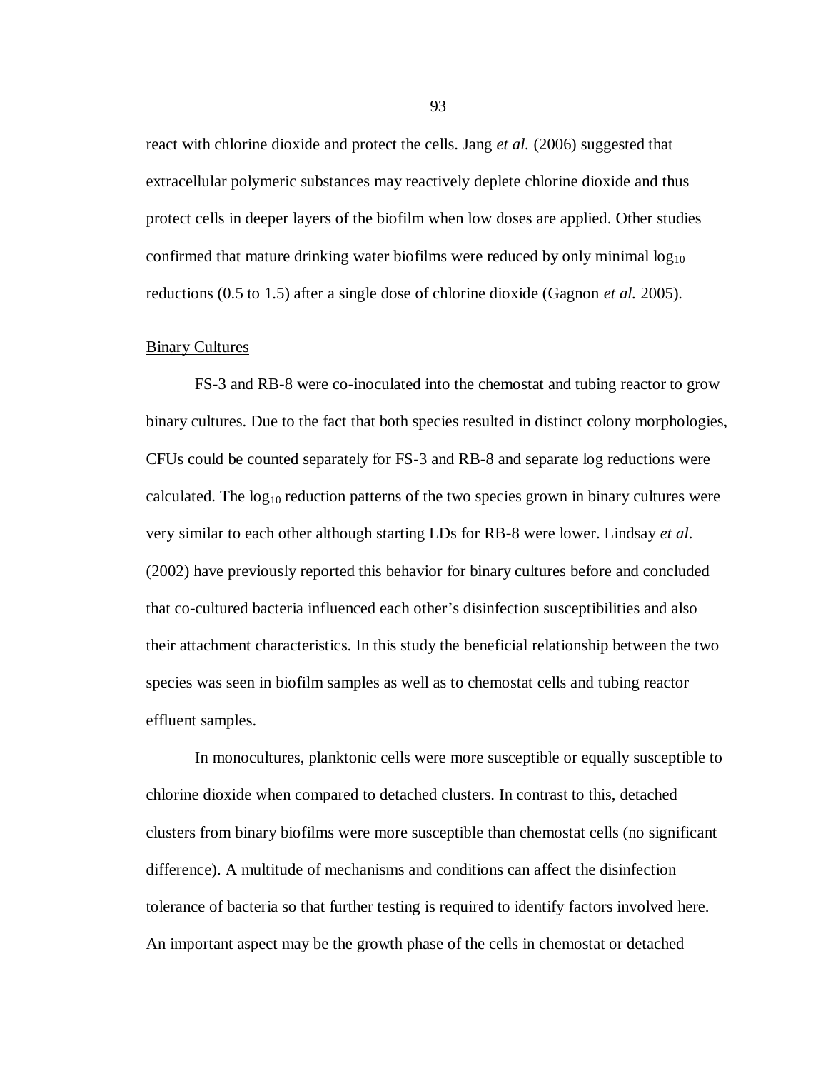react with chlorine dioxide and protect the cells. Jang *et al.* (2006) suggested that extracellular polymeric substances may reactively deplete chlorine dioxide and thus protect cells in deeper layers of the biofilm when low doses are applied. Other studies confirmed that mature drinking water biofilms were reduced by only minimal $\log_{10}$ reductions (0.5 to 1.5) after a single dose of chlorine dioxide (Gagnon *et al.* 2005).

### Binary Cultures

FS-3 and RB-8 were co-inoculated into the chemostat and tubing reactor to grow binary cultures. Due to the fact that both species resulted in distinct colony morphologies, CFUs could be counted separately for FS-3 and RB-8 and separate log reductions were calculated. The $\log_{10}$ reduction patterns of the two species grown in binary cultures were very similar to each other although starting LDs for RB-8 were lower. Lindsay *et al*. (2002) have previously reported this behavior for binary cultures before and concluded that co-cultured bacteria influenced each other's disinfection susceptibilities and also their attachment characteristics. In this study the beneficial relationship between the two species was seen in biofilm samples as well as to chemostat cells and tubing reactor effluent samples.

In monocultures, planktonic cells were more susceptible or equally susceptible to chlorine dioxide when compared to detached clusters. In contrast to this, detached clusters from binary biofilms were more susceptible than chemostat cells (no significant difference). A multitude of mechanisms and conditions can affect the disinfection tolerance of bacteria so that further testing is required to identify factors involved here. An important aspect may be the growth phase of the cells in chemostat or detached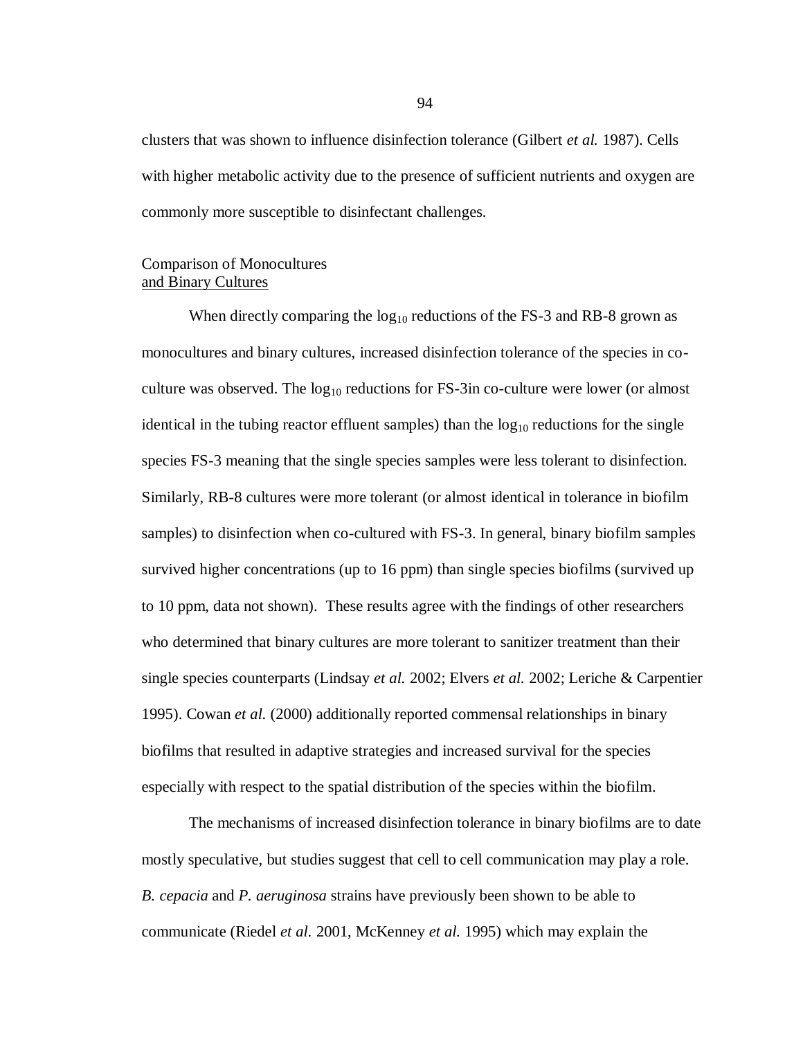clusters that was shown to influence disinfection tolerance (Gilbert *et al.* 1987). Cells with higher metabolic activity due to the presence of sufficient nutrients and oxygen are commonly more susceptible to disinfectant challenges.

### Comparison of Monocultures and Binary Cultures

When directly comparing the $\log_{10}$ reductions of the FS-3 and RB-8 grown as monocultures and binary cultures, increased disinfection tolerance of the species in co-culture was observed. The $\log_{10}$ reductions for FS-3in co-culture were lower (or almost identical in the tubing reactor effluent samples) than the $\log_{10}$ reductions for the single species FS-3 meaning that the single species samples were less tolerant to disinfection. Similarly, RB-8 cultures were more tolerant (or almost identical in tolerance in biofilm samples) to disinfection when co-cultured with FS-3. In general, binary biofilm samples survived higher concentrations (up to 16 ppm) than single species biofilms (survived up to 10 ppm, data not shown). These results agree with the findings of other researchers who determined that binary cultures are more tolerant to sanitizer treatment than their single species counterparts (Lindsay *et al.* 2002; Elvers *et al.* 2002; Leriche & Carpentier 1995). Cowan *et al.* (2000) additionally reported commensal relationships in binary biofilms that resulted in adaptive strategies and increased survival for the species especially with respect to the spatial distribution of the species within the biofilm.

The mechanisms of increased disinfection tolerance in binary biofilms are to date mostly speculative, but studies suggest that cell to cell communication may play a role. *B. cepacia* and *P. aeruginosa* strains have previously been shown to be able to communicate (Riedel *et al.* 2001, McKenney *et al.* 1995) which may explain the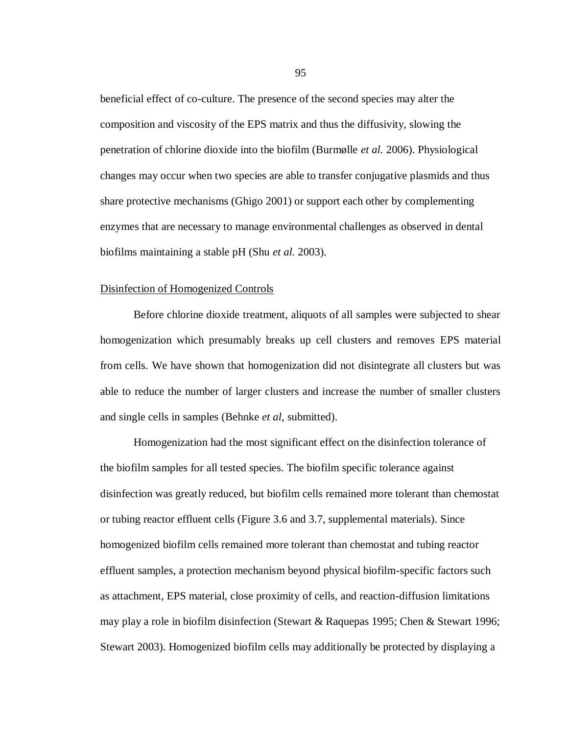beneficial effect of co-culture. The presence of the second species may alter the composition and viscosity of the EPS matrix and thus the diffusivity, slowing the penetration of chlorine dioxide into the biofilm (Burmølle *et al.* 2006). Physiological changes may occur when two species are able to transfer conjugative plasmids and thus share protective mechanisms (Ghigo 2001) or support each other by complementing enzymes that are necessary to manage environmental challenges as observed in dental biofilms maintaining a stable pH (Shu *et al.* 2003).

Disinfection of Homogenized Controls

Before chlorine dioxide treatment, aliquots of all samples were subjected to shear homogenization which presumably breaks up cell clusters and removes EPS material from cells. We have shown that homogenization did not disintegrate all clusters but was able to reduce the number of larger clusters and increase the number of smaller clusters and single cells in samples (Behnke *et al*, submitted).

Homogenization had the most significant effect on the disinfection tolerance of the biofilm samples for all tested species. The biofilm specific tolerance against disinfection was greatly reduced, but biofilm cells remained more tolerant than chemostat or tubing reactor effluent cells (Figure 3.6 and 3.7, supplemental materials). Since homogenized biofilm cells remained more tolerant than chemostat and tubing reactor effluent samples, a protection mechanism beyond physical biofilm-specific factors such as attachment, EPS material, close proximity of cells, and reaction-diffusion limitations may play a role in biofilm disinfection (Stewart & Raquepas 1995; Chen & Stewart 1996; Stewart 2003). Homogenized biofilm cells may additionally be protected by displaying a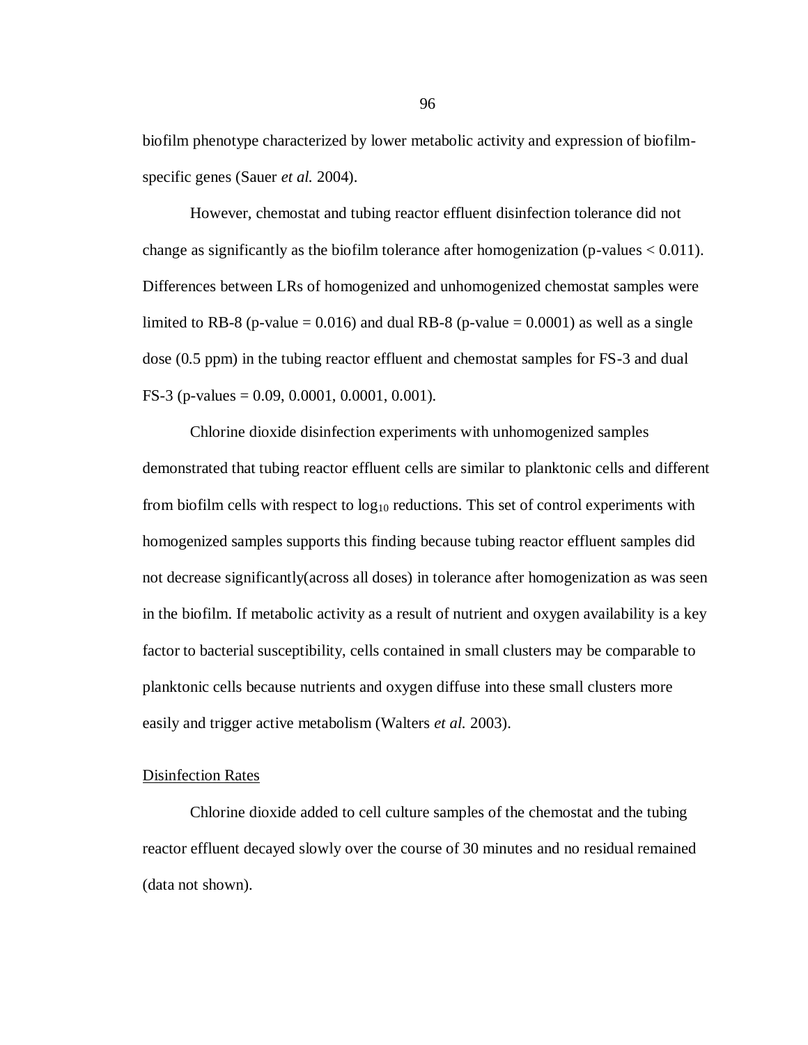biofilm phenotype characterized by lower metabolic activity and expression of biofilm-specific genes (Sauer *et al.* 2004).

However, chemostat and tubing reactor effluent disinfection tolerance did not change as significantly as the biofilm tolerance after homogenization (p-values $< 0.011$). Differences between LRs of homogenized and unhomogenized chemostat samples were limited to RB-8 (p-value $= 0.016$) and dual RB-8 (p-value $= 0.0001$) as well as a single dose (0.5 ppm) in the tubing reactor effluent and chemostat samples for FS-3 and dual FS-3 (p-values = 0.09, 0.0001, 0.0001, 0.001).

Chlorine dioxide disinfection experiments with unhomogenized samples demonstrated that tubing reactor effluent cells are similar to planktonic cells and different from biofilm cells with respect to $\log_{10}$ reductions. This set of control experiments with homogenized samples supports this finding because tubing reactor effluent samples did not decrease significantly(across all doses) in tolerance after homogenization as was seen in the biofilm. If metabolic activity as a result of nutrient and oxygen availability is a key factor to bacterial susceptibility, cells contained in small clusters may be comparable to planktonic cells because nutrients and oxygen diffuse into these small clusters more easily and trigger active metabolism (Walters *et al.* 2003).

## Disinfection Rates

Chlorine dioxide added to cell culture samples of the chemostat and the tubing reactor effluent decayed slowly over the course of 30 minutes and no residual remained (data not shown).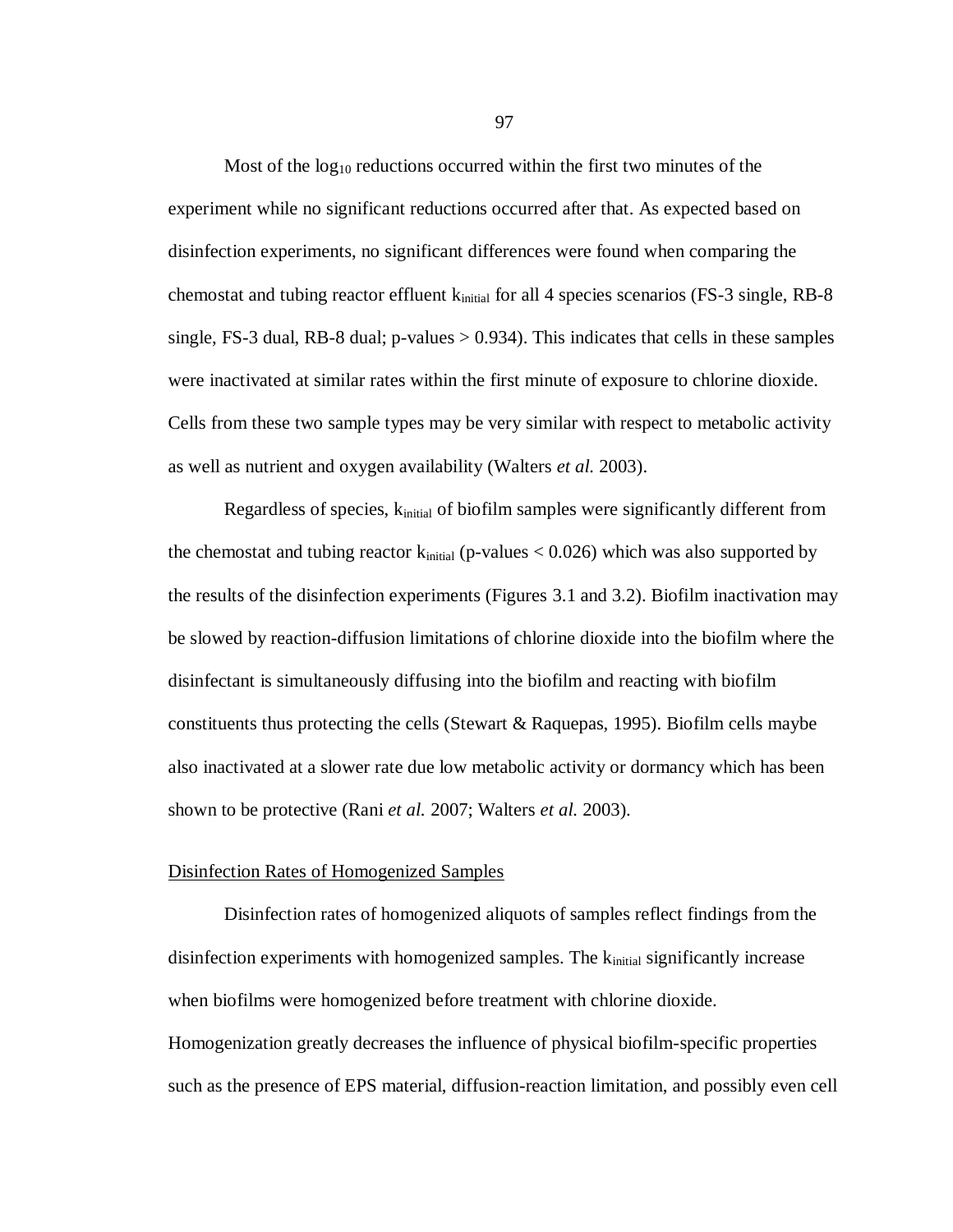Most of the $\log_{10}$ reductions occurred within the first two minutes of the experiment while no significant reductions occurred after that. As expected based on disinfection experiments, no significant differences were found when comparing the chemostat and tubing reactor effluent $k_{initial}$ for all 4 species scenarios (FS-3 single, RB-8 single, FS-3 dual, RB-8 dual; p-values > 0.934). This indicates that cells in these samples were inactivated at similar rates within the first minute of exposure to chlorine dioxide. Cells from these two sample types may be very similar with respect to metabolic activity as well as nutrient and oxygen availability (Walters *et al.* 2003).

Regardless of species, $k_{initial}$ of biofilm samples were significantly different from the chemostat and tubing reactor $k_{initial}$ (p-values < 0.026) which was also supported by the results of the disinfection experiments (Figures 3.1 and 3.2). Biofilm inactivation may be slowed by reaction-diffusion limitations of chlorine dioxide into the biofilm where the disinfectant is simultaneously diffusing into the biofilm and reacting with biofilm constituents thus protecting the cells (Stewart & Raquepas, 1995). Biofilm cells maybe also inactivated at a slower rate due low metabolic activity or dormancy which has been shown to be protective (Rani *et al.* 2007; Walters *et al.* 2003).

<u>Disinfection Rates of Homogenized Samples</u>

Disinfection rates of homogenized aliquots of samples reflect findings from the disinfection experiments with homogenized samples. The $k_{initial}$ significantly increase when biofilms were homogenized before treatment with chlorine dioxide. Homogenization greatly decreases the influence of physical biofilm-specific properties such as the presence of EPS material, diffusion-reaction limitation, and possibly even cell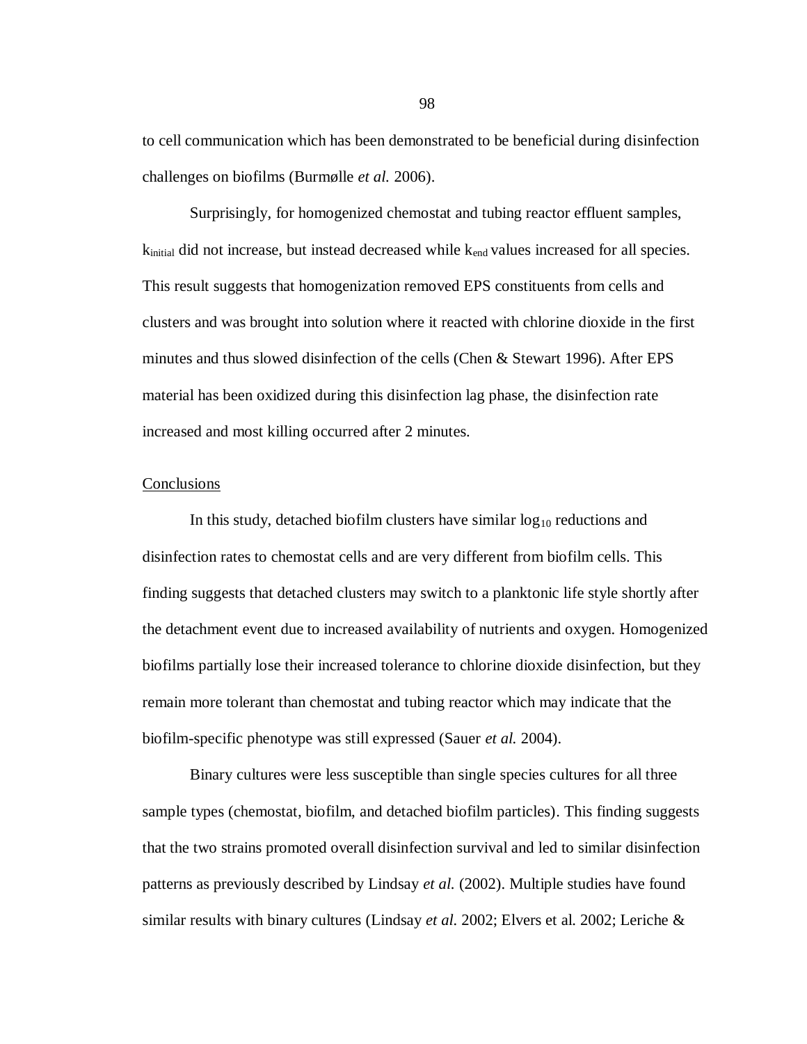to cell communication which has been demonstrated to be beneficial during disinfection challenges on biofilms (Burmølle *et al.* 2006).

Surprisingly, for homogenized chemostat and tubing reactor effluent samples, $k_{initial}$ did not increase, but instead decreased while $k_{end}$ values increased for all species. This result suggests that homogenization removed EPS constituents from cells and clusters and was brought into solution where it reacted with chlorine dioxide in the first minutes and thus slowed disinfection of the cells (Chen & Stewart 1996). After EPS material has been oxidized during this disinfection lag phase, the disinfection rate increased and most killing occurred after 2 minutes.

## Conclusions

In this study, detached biofilm clusters have similar $\log_{10}$ reductions and disinfection rates to chemostat cells and are very different from biofilm cells. This finding suggests that detached clusters may switch to a planktonic life style shortly after the detachment event due to increased availability of nutrients and oxygen. Homogenized biofilms partially lose their increased tolerance to chlorine dioxide disinfection, but they remain more tolerant than chemostat and tubing reactor which may indicate that the biofilm-specific phenotype was still expressed (Sauer *et al.* 2004).

Binary cultures were less susceptible than single species cultures for all three sample types (chemostat, biofilm, and detached biofilm particles). This finding suggests that the two strains promoted overall disinfection survival and led to similar disinfection patterns as previously described by Lindsay *et al.* (2002). Multiple studies have found similar results with binary cultures (Lindsay *et al.* 2002; Elvers et al. 2002; Leriche &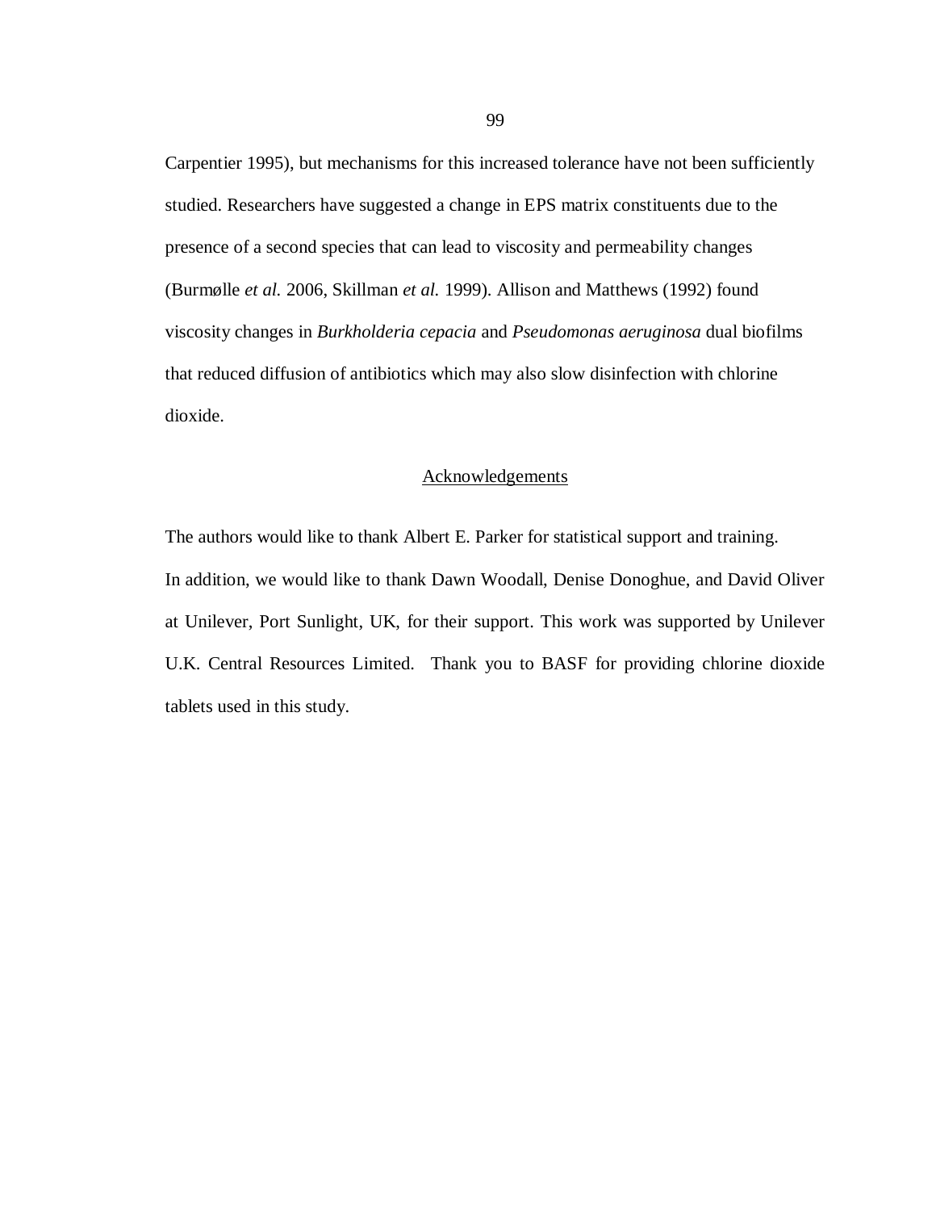Carpentier 1995), but mechanisms for this increased tolerance have not been sufficiently studied. Researchers have suggested a change in EPS matrix constituents due to the presence of a second species that can lead to viscosity and permeability changes (Burmølle *et al.* 2006, Skillman *et al.* 1999). Allison and Matthews (1992) found viscosity changes in *Burkholderia cepacia* and *Pseudomonas aeruginosa* dual biofilms that reduced diffusion of antibiotics which may also slow disinfection with chlorine dioxide.

## Acknowledgements

The authors would like to thank Albert E. Parker for statistical support and training. In addition, we would like to thank Dawn Woodall, Denise Donoghue, and David Oliver at Unilever, Port Sunlight, UK, for their support. This work was supported by Unilever U.K. Central Resources Limited. Thank you to BASF for providing chlorine dioxide tablets used in this study.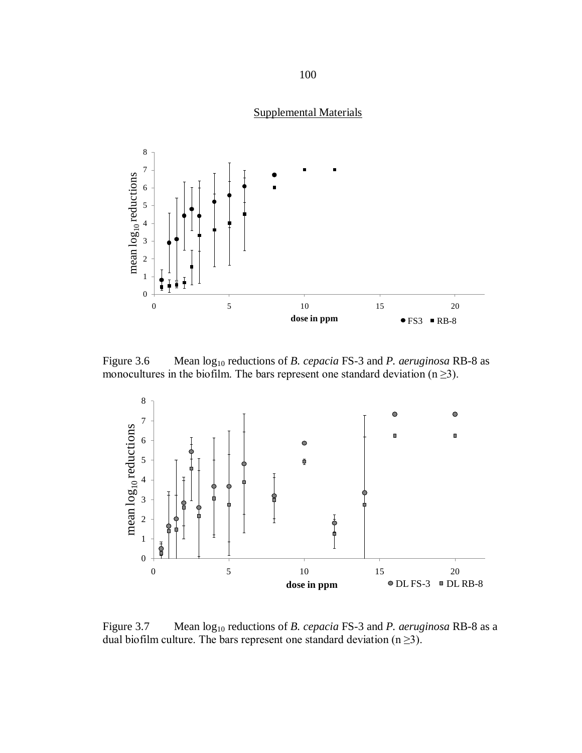Supplemental Materials

Figure 3.6 Mean $\log_{10}$ reductions of *B. cepacia* FS-3 and *P. aeruginosa* RB-8 as monocultures in the biofilm. The bars represent one standard deviation (n ≥3).

Figure 3.7 Mean $\log_{10}$ reductions of *B. cepacia* FS-3 and *P. aeruginosa* RB-8 as a dual biofilm culture. The bars represent one standard deviation (n ≥3).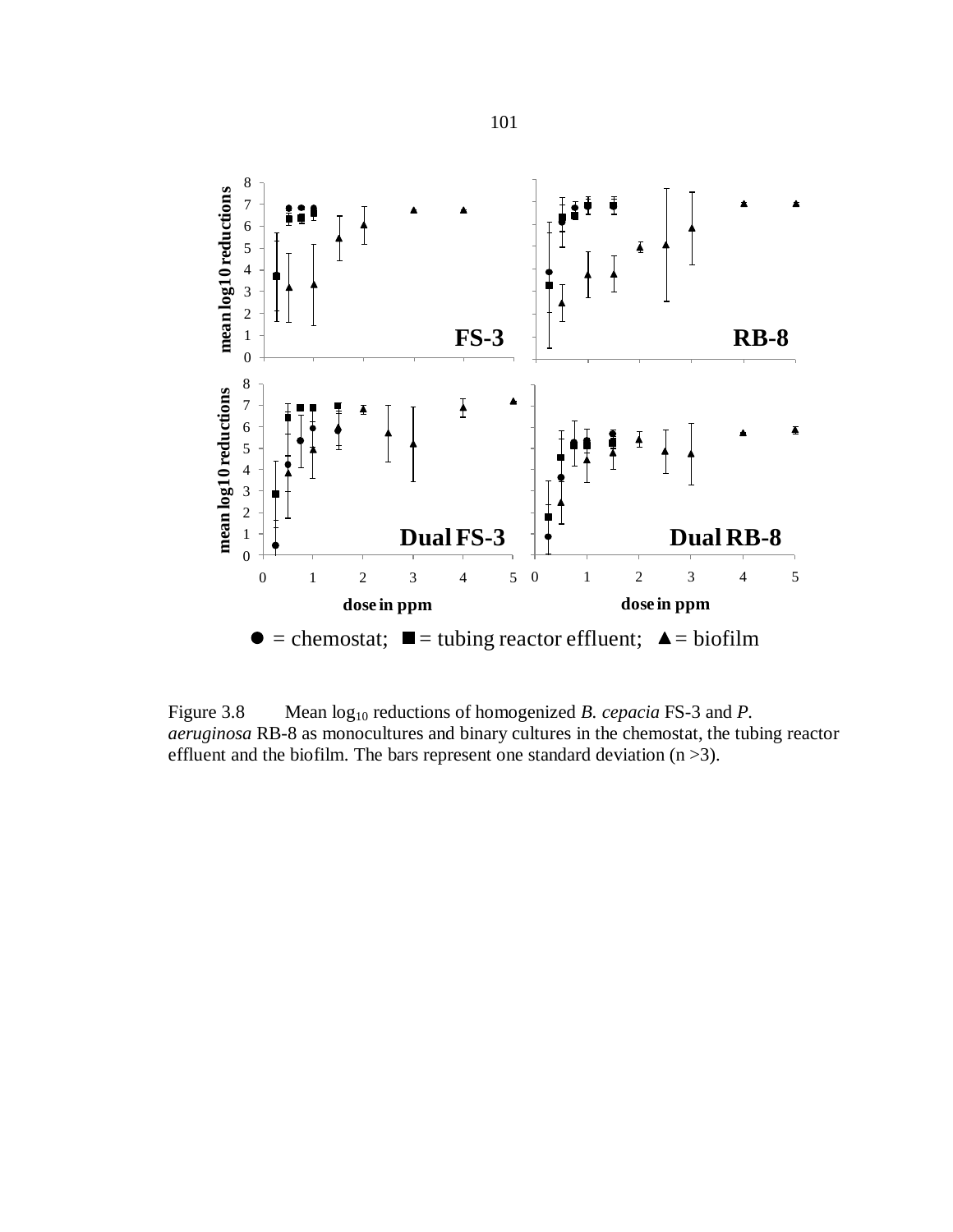Figure 3.8 Mean $\log_{10}$ reductions of homogenized *B. cepacia* FS-3 and *P. aeruginosa* RB-8 as monocultures and binary cultures in the chemostat, the tubing reactor effluent and the biofilm. The bars represent one standard deviation (n >3).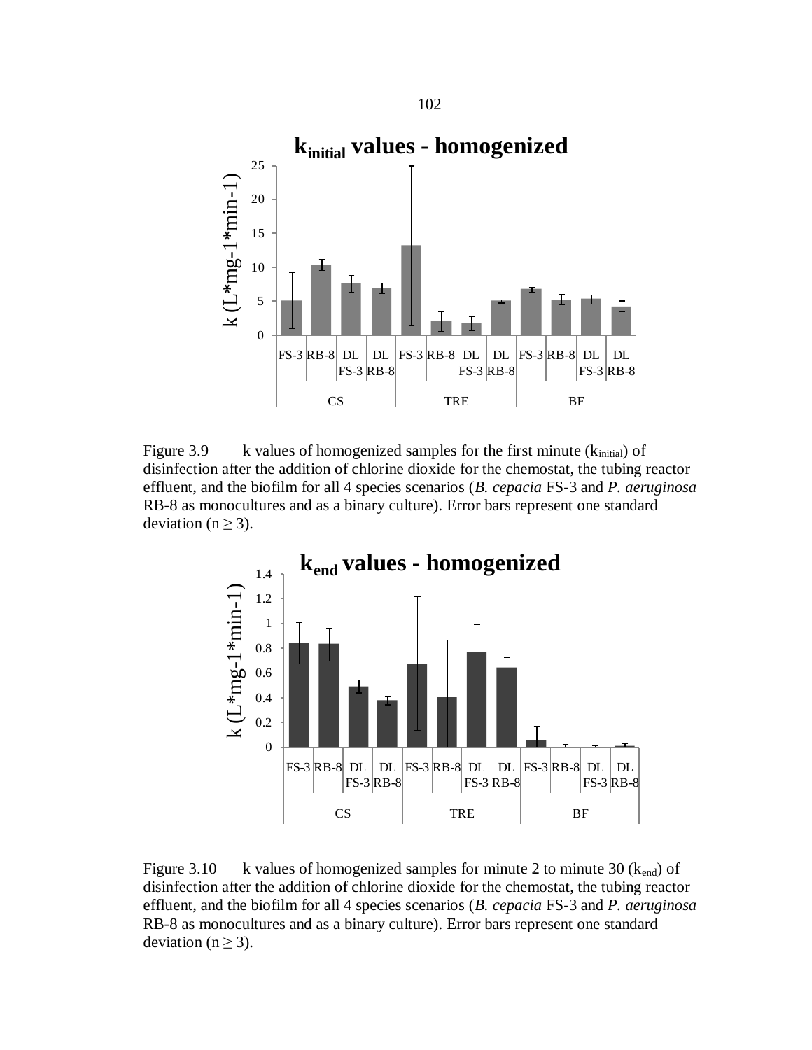Figure 3.9 k values of homogenized samples for the first minute ($k_{initial}$) of disinfection after the addition of chlorine dioxide for the chemostat, the tubing reactor effluent, and the biofilm for all 4 species scenarios (*B. cepacia* FS-3 and *P. aeruginosa* RB-8 as monocultures and as a binary culture). Error bars represent one standard deviation ($n \geq 3$).

Figure 3.10 k values of homogenized samples for minute 2 to minute 30 ($k_{end}$) of disinfection after the addition of chlorine dioxide for the chemostat, the tubing reactor effluent, and the biofilm for all 4 species scenarios (*B. cepacia* FS-3 and *P. aeruginosa* RB-8 as monocultures and as a binary culture). Error bars represent one standard deviation ($n \geq 3$).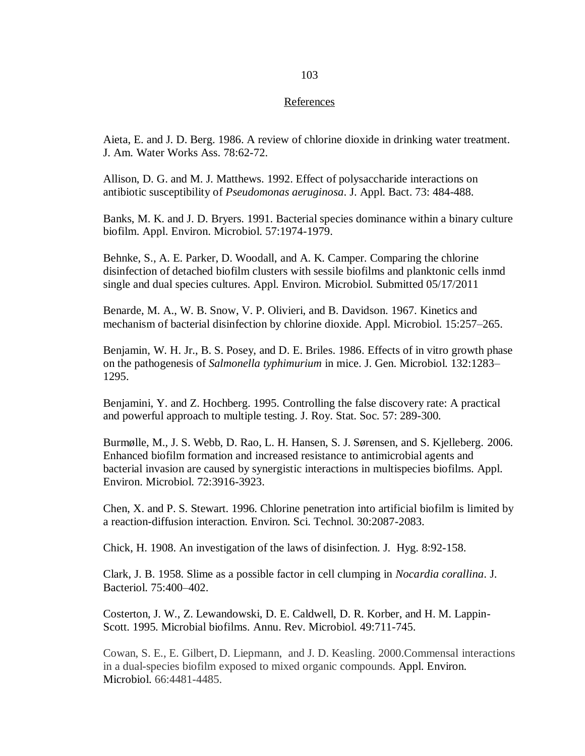## References

Aieta, E. and J. D. Berg. 1986. A review of chlorine dioxide in drinking water treatment. J. Am. Water Works Ass. 78:62-72.

Allison, D. G. and M. J. Matthews. 1992. Effect of polysaccharide interactions on antibiotic susceptibility of *Pseudomonas aeruginosa*. J. Appl. Bact. 73: 484-488.

Banks, M. K. and J. D. Bryers. 1991. Bacterial species dominance within a binary culture biofilm. Appl. Environ. Microbiol. 57:1974-1979.

Behnke, S., A. E. Parker, D. Woodall, and A. K. Camper. Comparing the chlorine disinfection of detached biofilm clusters with sessile biofilms and planktonic cells inmd single and dual species cultures. Appl. Environ. Microbiol. Submitted 05/17/2011

Benarde, M. A., W. B. Snow, V. P. Olivieri, and B. Davidson. 1967. Kinetics and mechanism of bacterial disinfection by chlorine dioxide. Appl. Microbiol. 15:257–265.

Benjamin, W. H. Jr., B. S. Posey, and D. E. Briles. 1986. Effects of in vitro growth phase on the pathogenesis of *Salmonella typhimurium* in mice. J. Gen. Microbiol. 132:1283–1295.

Benjamini, Y. and Z. Hochberg. 1995. Controlling the false discovery rate: A practical and powerful approach to multiple testing. J. Roy. Stat. Soc. 57: 289-300.

Burmølle, M., J. S. Webb, D. Rao, L. H. Hansen, S. J. Sørensen, and S. Kjelleberg. 2006. Enhanced biofilm formation and increased resistance to antimicrobial agents and bacterial invasion are caused by synergistic interactions in multispecies biofilms. Appl. Environ. Microbiol. 72:3916-3923.

Chen, X. and P. S. Stewart. 1996. Chlorine penetration into artificial biofilm is limited by a reaction-diffusion interaction. Environ. Sci. Technol. 30:2087-2083.

Chick, H. 1908. An investigation of the laws of disinfection. J. Hyg. 8:92-158.

Clark, J. B. 1958. Slime as a possible factor in cell clumping in *Nocardia corallina*. J. Bacteriol. 75:400–402.

Costerton, J. W., Z. Lewandowski, D. E. Caldwell, D. R. Korber, and H. M. Lappin-Scott. 1995. Microbial biofilms. Annu. Rev. Microbiol. 49:711-745.

Cowan, S. E., E. Gilbert, D. Liepmann, and J. D. Keasling. 2000.Commensal interactions in a dual-species biofilm exposed to mixed organic compounds. Appl. Environ. Microbiol. 66:4481-4485.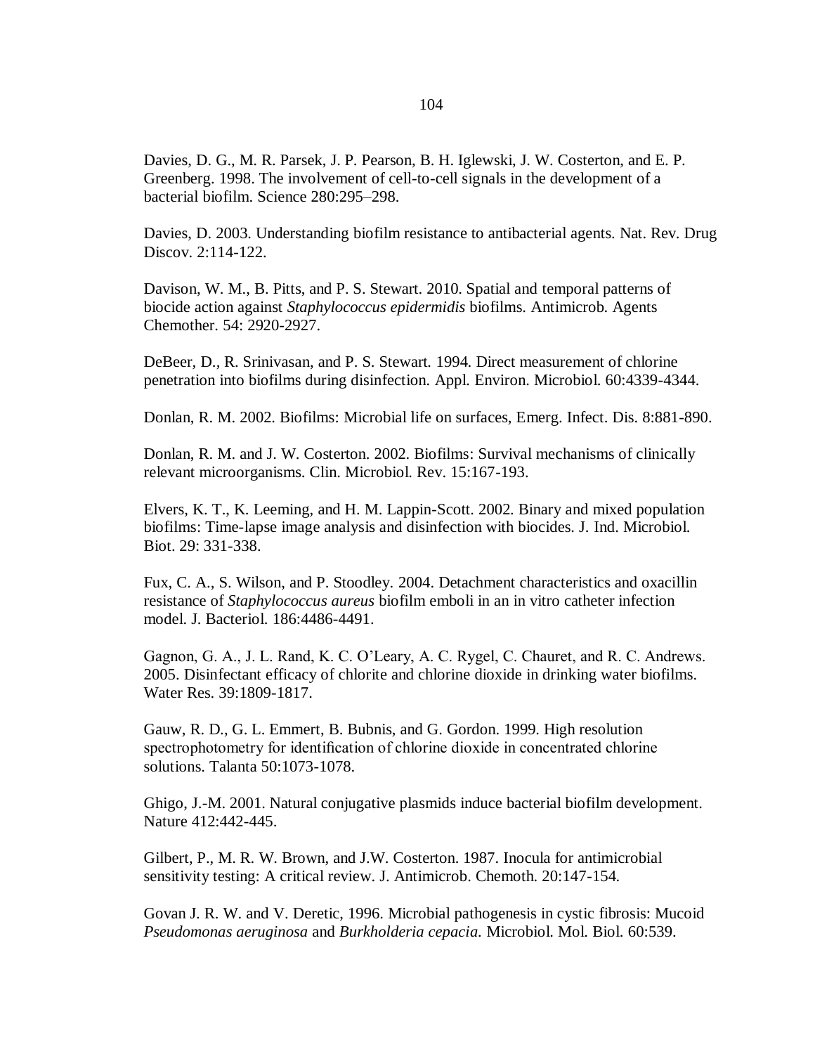Davies, D. G., M. R. Parsek, J. P. Pearson, B. H. Iglewski, J. W. Costerton, and E. P. Greenberg. 1998. The involvement of cell-to-cell signals in the development of a bacterial biofilm. Science 280:295–298.

Davies, D. 2003. Understanding biofilm resistance to antibacterial agents. Nat. Rev. Drug Discov. 2:114-122.

Davison, W. M., B. Pitts, and P. S. Stewart. 2010. Spatial and temporal patterns of biocide action against *Staphylococcus epidermidis* biofilms. Antimicrob. Agents Chemother. 54: 2920-2927.

DeBeer, D., R. Srinivasan, and P. S. Stewart. 1994. Direct measurement of chlorine penetration into biofilms during disinfection. Appl. Environ. Microbiol. 60:4339-4344.

Donlan, R. M. 2002. Biofilms: Microbial life on surfaces, Emerg. Infect. Dis. 8:881-890.

Donlan, R. M. and J. W. Costerton. 2002. Biofilms: Survival mechanisms of clinically relevant microorganisms. Clin. Microbiol. Rev. 15:167-193.

Elvers, K. T., K. Leeming, and H. M. Lappin-Scott. 2002. Binary and mixed population biofilms: Time-lapse image analysis and disinfection with biocides. J. Ind. Microbiol. Biot. 29: 331-338.

Fux, C. A., S. Wilson, and P. Stoodley. 2004. Detachment characteristics and oxacillin resistance of *Staphylococcus aureus* biofilm emboli in an in vitro catheter infection model. J. Bacteriol. 186:4486-4491.

Gagnon, G. A., J. L. Rand, K. C. O'Leary, A. C. Rygel, C. Chauret, and R. C. Andrews. 2005. Disinfectant efficacy of chlorite and chlorine dioxide in drinking water biofilms. Water Res. 39:1809-1817.

Gauw, R. D., G. L. Emmert, B. Bubnis, and G. Gordon. 1999. High resolution spectrophotometry for identification of chlorine dioxide in concentrated chlorine solutions. Talanta 50:1073-1078.

Ghigo, J.-M. 2001. Natural conjugative plasmids induce bacterial biofilm development. Nature 412:442-445.

Gilbert, P., M. R. W. Brown, and J.W. Costerton. 1987. Inocula for antimicrobial sensitivity testing: A critical review. J. Antimicrob. Chemoth. 20:147-154.

Govan J. R. W. and V. Deretic, 1996. Microbial pathogenesis in cystic fibrosis: Mucoid *Pseudomonas aeruginosa* and *Burkholderia cepacia.* Microbiol. Mol. Biol. 60:539.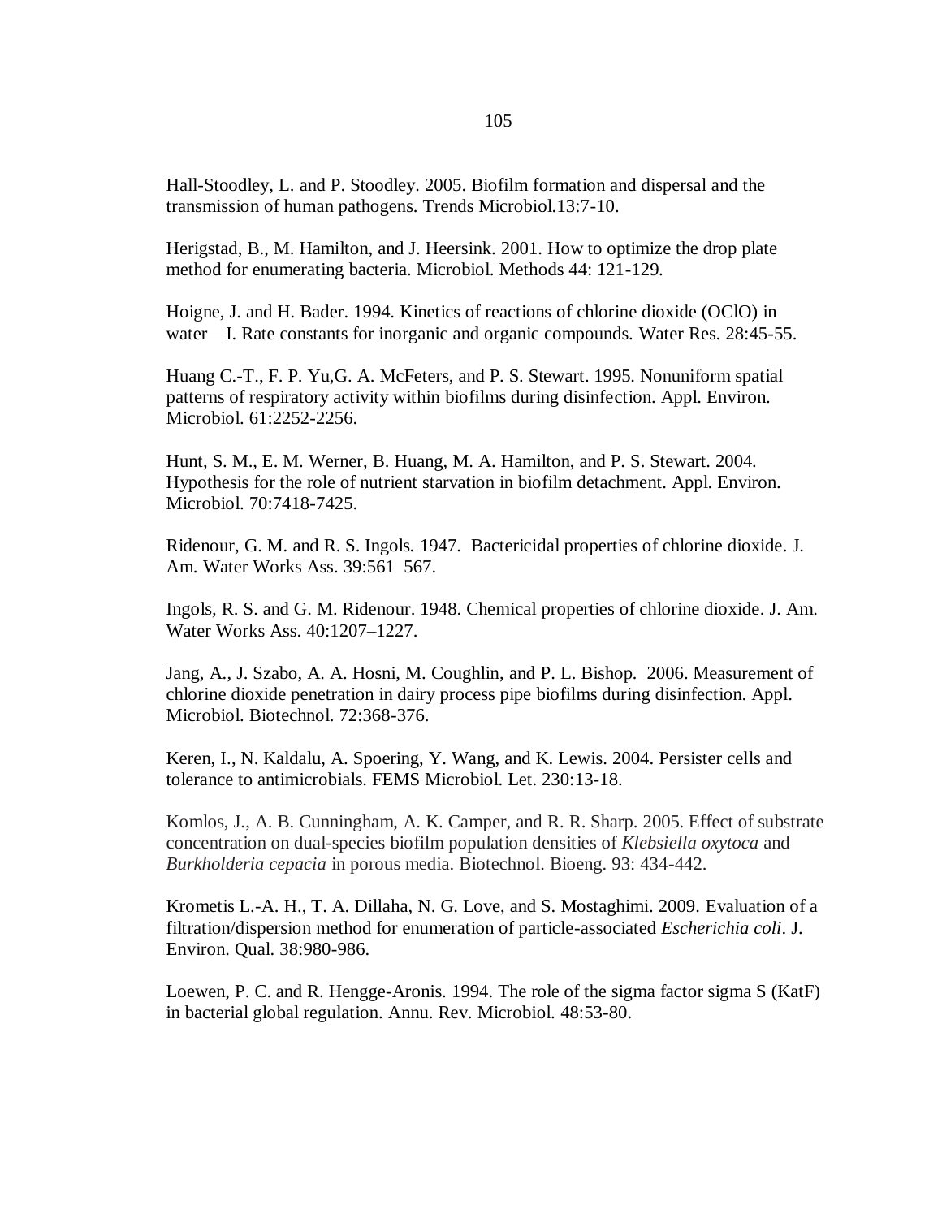Hall-Stoodley, L. and P. Stoodley. 2005. Biofilm formation and dispersal and the transmission of human pathogens. Trends Microbiol.13:7-10.

Herigstad, B., M. Hamilton, and J. Heersink. 2001. How to optimize the drop plate method for enumerating bacteria. Microbiol. Methods 44: 121-129.

Hoigne, J. and H. Bader. 1994. Kinetics of reactions of chlorine dioxide (OClO) in water—I. Rate constants for inorganic and organic compounds. Water Res. 28:45-55.

Huang C.-T., F. P. Yu,G. A. McFeters, and P. S. Stewart. 1995. Nonuniform spatial patterns of respiratory activity within biofilms during disinfection. Appl. Environ. Microbiol. 61:2252-2256.

Hunt, S. M., E. M. Werner, B. Huang, M. A. Hamilton, and P. S. Stewart. 2004. Hypothesis for the role of nutrient starvation in biofilm detachment. Appl. Environ. Microbiol. 70:7418-7425.

Ridenour, G. M. and R. S. Ingols. 1947. Bactericidal properties of chlorine dioxide. J. Am. Water Works Ass. 39:561–567.

Ingols, R. S. and G. M. Ridenour. 1948. Chemical properties of chlorine dioxide. J. Am. Water Works Ass. 40:1207–1227.

Jang, A., J. Szabo, A. A. Hosni, M. Coughlin, and P. L. Bishop. 2006. Measurement of chlorine dioxide penetration in dairy process pipe biofilms during disinfection. Appl. Microbiol. Biotechnol. 72:368-376.

Keren, I., N. Kaldalu, A. Spoering, Y. Wang, and K. Lewis. 2004. Persister cells and tolerance to antimicrobials. FEMS Microbiol. Let. 230:13-18.

Komlos, J., A. B. Cunningham, A. K. Camper, and R. R. Sharp. 2005. Effect of substrate concentration on dual-species biofilm population densities of *Klebsiella oxytoca* and *Burkholderia cepacia* in porous media. Biotechnol. Bioeng. 93: 434-442.

Krometis L.-A. H., T. A. Dillaha, N. G. Love, and S. Mostaghimi. 2009. Evaluation of a filtration/dispersion method for enumeration of particle-associated *Escherichia coli*. J. Environ. Qual. 38:980-986.

Loewen, P. C. and R. Hengge-Aronis. 1994. The role of the sigma factor sigma S (KatF) in bacterial global regulation. Annu. Rev. Microbiol. 48:53-80.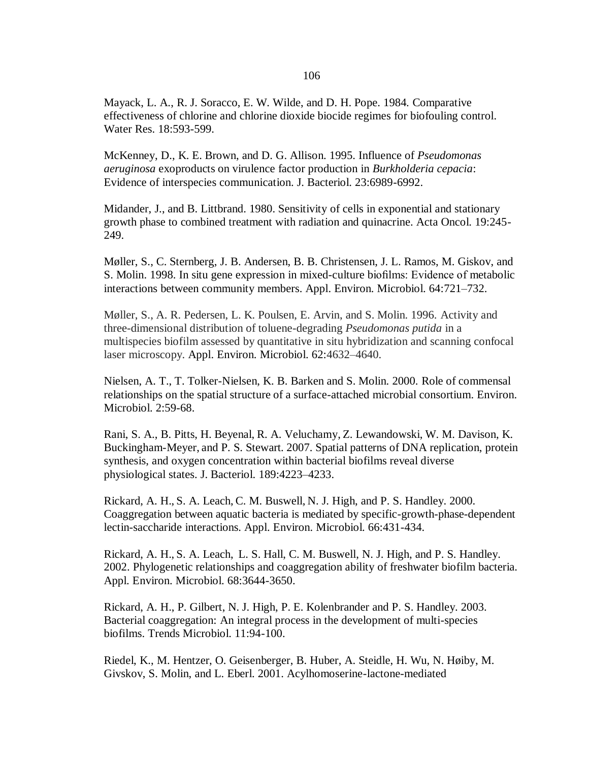Mayack, L. A., R. J. Soracco, E. W. Wilde, and D. H. Pope. 1984. Comparative effectiveness of chlorine and chlorine dioxide biocide regimes for biofouling control. Water Res. 18:593-599.

McKenney, D., K. E. Brown, and D. G. Allison. 1995. Influence of *Pseudomonas aeruginosa* exoproducts on virulence factor production in *Burkholderia cepacia*: Evidence of interspecies communication. J. Bacteriol. 23:6989-6992.

Midander, J., and B. Littbrand. 1980. Sensitivity of cells in exponential and stationary growth phase to combined treatment with radiation and quinacrine. Acta Oncol. 19:245-249.

Møller, S., C. Sternberg, J. B. Andersen, B. B. Christensen, J. L. Ramos, M. Giskov, and S. Molin. 1998. In situ gene expression in mixed-culture biofilms: Evidence of metabolic interactions between community members. Appl. Environ. Microbiol. 64:721–732.

Møller, S., A. R. Pedersen, L. K. Poulsen, E. Arvin, and S. Molin. 1996. Activity and three-dimensional distribution of toluene-degrading *Pseudomonas putida* in a multispecies biofilm assessed by quantitative in situ hybridization and scanning confocal laser microscopy. Appl. Environ. Microbiol. 62:4632–4640.

Nielsen, A. T., T. Tolker-Nielsen, K. B. Barken and S. Molin. 2000. Role of commensal relationships on the spatial structure of a surface-attached microbial consortium. Environ. Microbiol. 2:59-68.

Rani, S. A., B. Pitts, H. Beyenal, R. A. Veluchamy, Z. Lewandowski, W. M. Davison, K. Buckingham-Meyer, and P. S. Stewart. 2007. Spatial patterns of DNA replication, protein synthesis, and oxygen concentration within bacterial biofilms reveal diverse physiological states. J. Bacteriol. 189:4223–4233.

Rickard, A. H., S. A. Leach, C. M. Buswell, N. J. High, and P. S. Handley. 2000. Coaggregation between aquatic bacteria is mediated by specific-growth-phase-dependent lectin-saccharide interactions. Appl. Environ. Microbiol. 66:431-434.

Rickard, A. H., S. A. Leach, L. S. Hall, C. M. Buswell, N. J. High, and P. S. Handley. 2002. Phylogenetic relationships and coaggregation ability of freshwater biofilm bacteria. Appl. Environ. Microbiol. 68:3644-3650.

Rickard, A. H., P. Gilbert, N. J. High, P. E. Kolenbrander and P. S. Handley. 2003. Bacterial coaggregation: An integral process in the development of multi-species biofilms. Trends Microbiol. 11:94-100.

Riedel, K., M. Hentzer, O. Geisenberger, B. Huber, A. Steidle, H. Wu, N. Høiby, M. Givskov, S. Molin, and L. Eberl. 2001. Acylhomoserine-lactone-mediated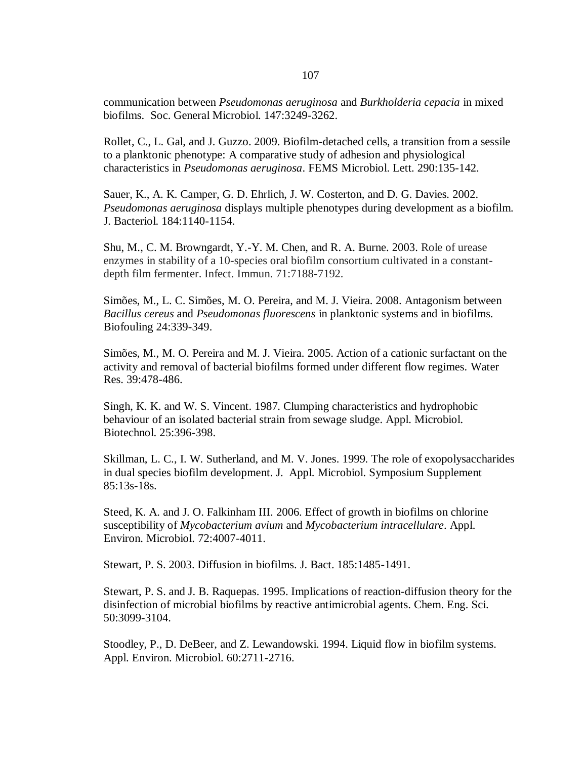communication between *Pseudomonas aeruginosa* and *Burkholderia cepacia* in mixed biofilms. Soc. General Microbiol. 147:3249-3262.

Rollet, C., L. Gal, and J. Guzzo. 2009. Biofilm-detached cells, a transition from a sessile to a planktonic phenotype: A comparative study of adhesion and physiological characteristics in *Pseudomonas aeruginosa*. FEMS Microbiol. Lett. 290:135-142.

Sauer, K., A. K. Camper, G. D. Ehrlich, J. W. Costerton, and D. G. Davies. 2002. *Pseudomonas aeruginosa* displays multiple phenotypes during development as a biofilm. J. Bacteriol. 184:1140-1154.

Shu, M., C. M. Browngardt, Y.-Y. M. Chen, and R. A. Burne. 2003. Role of urease enzymes in stability of a 10-species oral biofilm consortium cultivated in a constant-depth film fermenter. Infect. Immun. 71:7188-7192.

Simões, M., L. C. Simões, M. O. Pereira, and M. J. Vieira. 2008. Antagonism between *Bacillus cereus* and *Pseudomonas fluorescens* in planktonic systems and in biofilms. Biofouling 24:339-349.

Simões, M., M. O. Pereira and M. J. Vieira. 2005. Action of a cationic surfactant on the activity and removal of bacterial biofilms formed under different flow regimes. Water Res. 39:478-486.

Singh, K. K. and W. S. Vincent. 1987. Clumping characteristics and hydrophobic behaviour of an isolated bacterial strain from sewage sludge. Appl. Microbiol. Biotechnol. 25:396-398.

Skillman, L. C., I. W. Sutherland, and M. V. Jones. 1999. The role of exopolysaccharides in dual species biofilm development. J. Appl. Microbiol. Symposium Supplement 85:13s-18s.

Steed, K. A. and J. O. Falkinham III. 2006. Effect of growth in biofilms on chlorine susceptibility of *Mycobacterium avium* and *Mycobacterium intracellulare*. Appl. Environ. Microbiol. 72:4007-4011.

Stewart, P. S. 2003. Diffusion in biofilms. J. Bact. 185:1485-1491.

Stewart, P. S. and J. B. Raquepas. 1995. Implications of reaction-diffusion theory for the disinfection of microbial biofilms by reactive antimicrobial agents. Chem. Eng. Sci. 50:3099-3104.

Stoodley, P., D. DeBeer, and Z. Lewandowski. 1994. Liquid flow in biofilm systems. Appl. Environ. Microbiol. 60:2711-2716.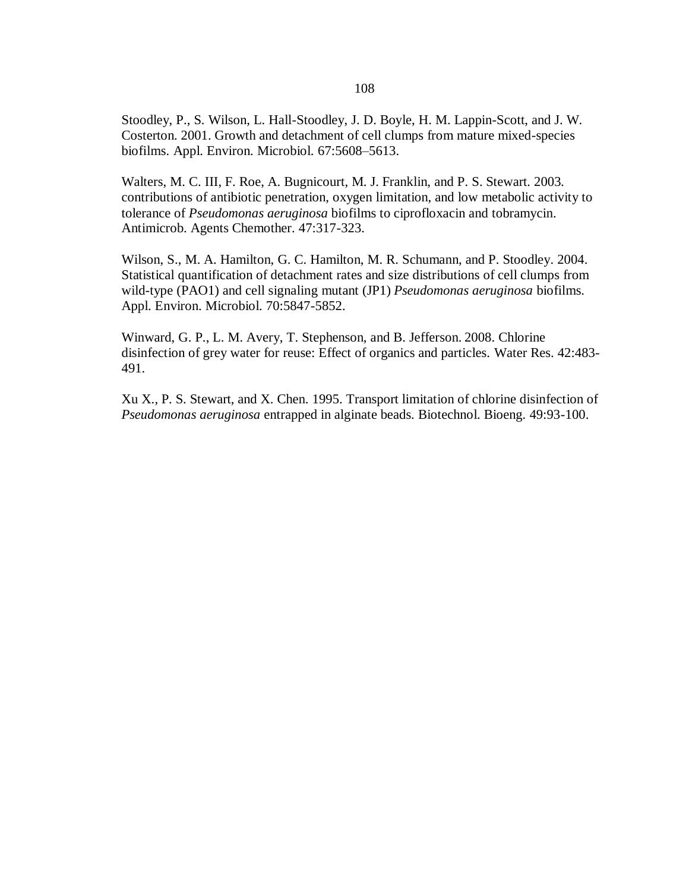Stoodley, P., S. Wilson, L. Hall-Stoodley, J. D. Boyle, H. M. Lappin-Scott, and J. W. Costerton. 2001. Growth and detachment of cell clumps from mature mixed-species biofilms. Appl. Environ. Microbiol. 67:5608–5613.

Walters, M. C. III, F. Roe, A. Bugnicourt, M. J. Franklin, and P. S. Stewart. 2003. contributions of antibiotic penetration, oxygen limitation, and low metabolic activity to tolerance of *Pseudomonas aeruginosa* biofilms to ciprofloxacin and tobramycin. Antimicrob. Agents Chemother. 47:317-323.

Wilson, S., M. A. Hamilton, G. C. Hamilton, M. R. Schumann, and P. Stoodley. 2004. Statistical quantification of detachment rates and size distributions of cell clumps from wild-type (PAO1) and cell signaling mutant (JP1) *Pseudomonas aeruginosa* biofilms. Appl. Environ. Microbiol. 70:5847-5852.

Winward, G. P., L. M. Avery, T. Stephenson, and B. Jefferson. 2008. Chlorine disinfection of grey water for reuse: Effect of organics and particles. Water Res. 42:483-491.

Xu X., P. S. Stewart, and X. Chen. 1995. Transport limitation of chlorine disinfection of *Pseudomonas aeruginosa* entrapped in alginate beads. Biotechnol. Bioeng. 49:93-100.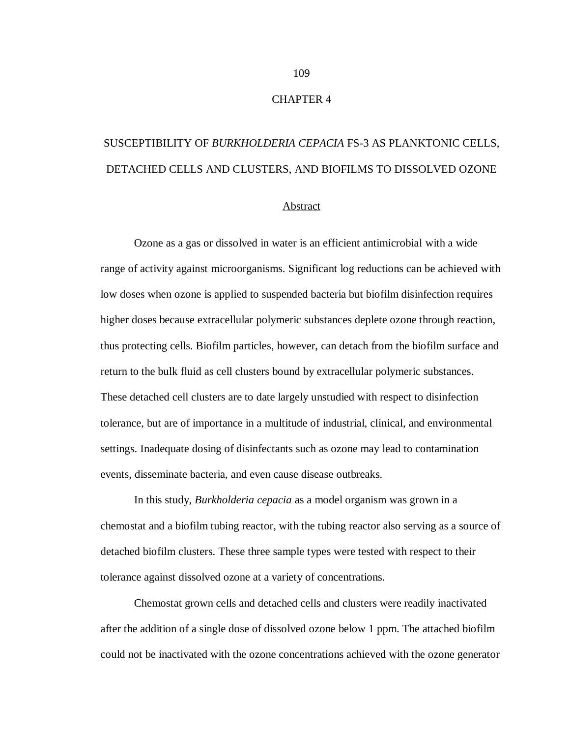# CHAPTER 4

## SUSCEPTIBILITY OF *BURKHOLDERIA CEPACIA* FS-3 AS PLANKTONIC CELLS, DETACHED CELLS AND CLUSTERS, AND BIOFILMS TO DISSOLVED OZONE

### Abstract

Ozone as a gas or dissolved in water is an efficient antimicrobial with a wide range of activity against microorganisms. Significant log reductions can be achieved with low doses when ozone is applied to suspended bacteria but biofilm disinfection requires higher doses because extracellular polymeric substances deplete ozone through reaction, thus protecting cells. Biofilm particles, however, can detach from the biofilm surface and return to the bulk fluid as cell clusters bound by extracellular polymeric substances. These detached cell clusters are to date largely unstudied with respect to disinfection tolerance, but are of importance in a multitude of industrial, clinical, and environmental settings. Inadequate dosing of disinfectants such as ozone may lead to contamination events, disseminate bacteria, and even cause disease outbreaks.

In this study, *Burkholderia cepacia* as a model organism was grown in a chemostat and a biofilm tubing reactor, with the tubing reactor also serving as a source of detached biofilm clusters. These three sample types were tested with respect to their tolerance against dissolved ozone at a variety of concentrations.

Chemostat grown cells and detached cells and clusters were readily inactivated after the addition of a single dose of dissolved ozone below 1 ppm. The attached biofilm could not be inactivated with the ozone concentrations achieved with the ozone generator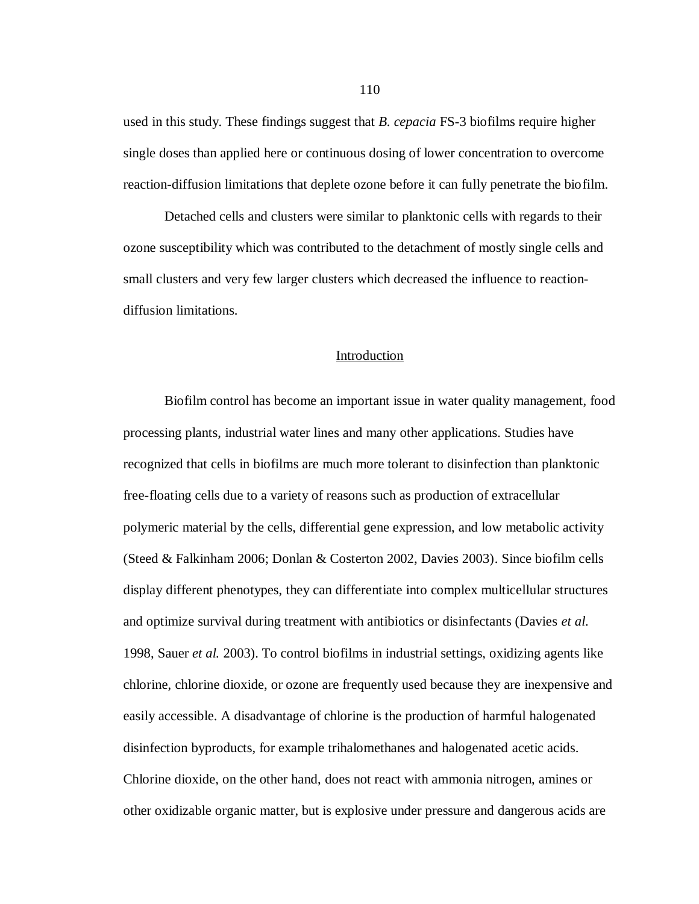used in this study. These findings suggest that *B. cepacia* FS-3 biofilms require higher single doses than applied here or continuous dosing of lower concentration to overcome reaction-diffusion limitations that deplete ozone before it can fully penetrate the biofilm.

Detached cells and clusters were similar to planktonic cells with regards to their ozone susceptibility which was contributed to the detachment of mostly single cells and small clusters and very few larger clusters which decreased the influence to reaction-diffusion limitations.

## Introduction

Biofilm control has become an important issue in water quality management, food processing plants, industrial water lines and many other applications. Studies have recognized that cells in biofilms are much more tolerant to disinfection than planktonic free-floating cells due to a variety of reasons such as production of extracellular polymeric material by the cells, differential gene expression, and low metabolic activity (Steed & Falkinham 2006; Donlan & Costerton 2002, Davies 2003). Since biofilm cells display different phenotypes, they can differentiate into complex multicellular structures and optimize survival during treatment with antibiotics or disinfectants (Davies *et al.* 1998, Sauer *et al.* 2003). To control biofilms in industrial settings, oxidizing agents like chlorine, chlorine dioxide, or ozone are frequently used because they are inexpensive and easily accessible. A disadvantage of chlorine is the production of harmful halogenated disinfection byproducts, for example trihalomethanes and halogenated acetic acids. Chlorine dioxide, on the other hand, does not react with ammonia nitrogen, amines or other oxidizable organic matter, but is explosive under pressure and dangerous acids are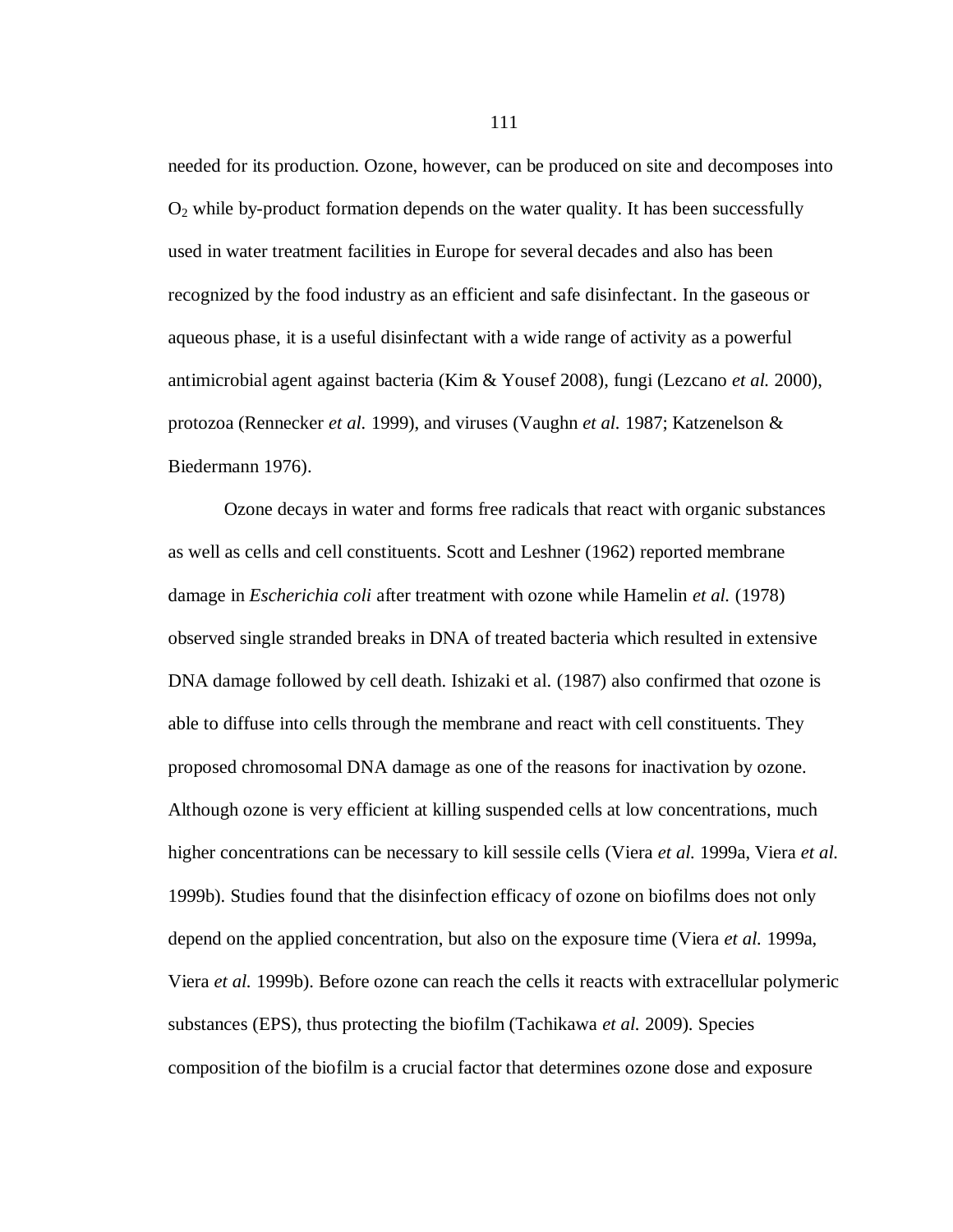needed for its production. Ozone, however, can be produced on site and decomposes into $O_2$ while by-product formation depends on the water quality. It has been successfully used in water treatment facilities in Europe for several decades and also has been recognized by the food industry as an efficient and safe disinfectant. In the gaseous or aqueous phase, it is a useful disinfectant with a wide range of activity as a powerful antimicrobial agent against bacteria (Kim & Yousef 2008), fungi (Lezcano *et al.* 2000), protozoa (Rennecker *et al.* 1999), and viruses (Vaughn *et al.* 1987; Katzenelson & Biedermann 1976).

Ozone decays in water and forms free radicals that react with organic substances as well as cells and cell constituents. Scott and Leshner (1962) reported membrane damage in *Escherichia coli* after treatment with ozone while Hamelin *et al.* (1978) observed single stranded breaks in DNA of treated bacteria which resulted in extensive DNA damage followed by cell death. Ishizaki et al. (1987) also confirmed that ozone is able to diffuse into cells through the membrane and react with cell constituents. They proposed chromosomal DNA damage as one of the reasons for inactivation by ozone. Although ozone is very efficient at killing suspended cells at low concentrations, much higher concentrations can be necessary to kill sessile cells (Viera *et al.* 1999a, Viera *et al.* 1999b). Studies found that the disinfection efficacy of ozone on biofilms does not only depend on the applied concentration, but also on the exposure time (Viera *et al.* 1999a, Viera *et al.* 1999b). Before ozone can reach the cells it reacts with extracellular polymeric substances (EPS), thus protecting the biofilm (Tachikawa *et al.* 2009). Species composition of the biofilm is a crucial factor that determines ozone dose and exposure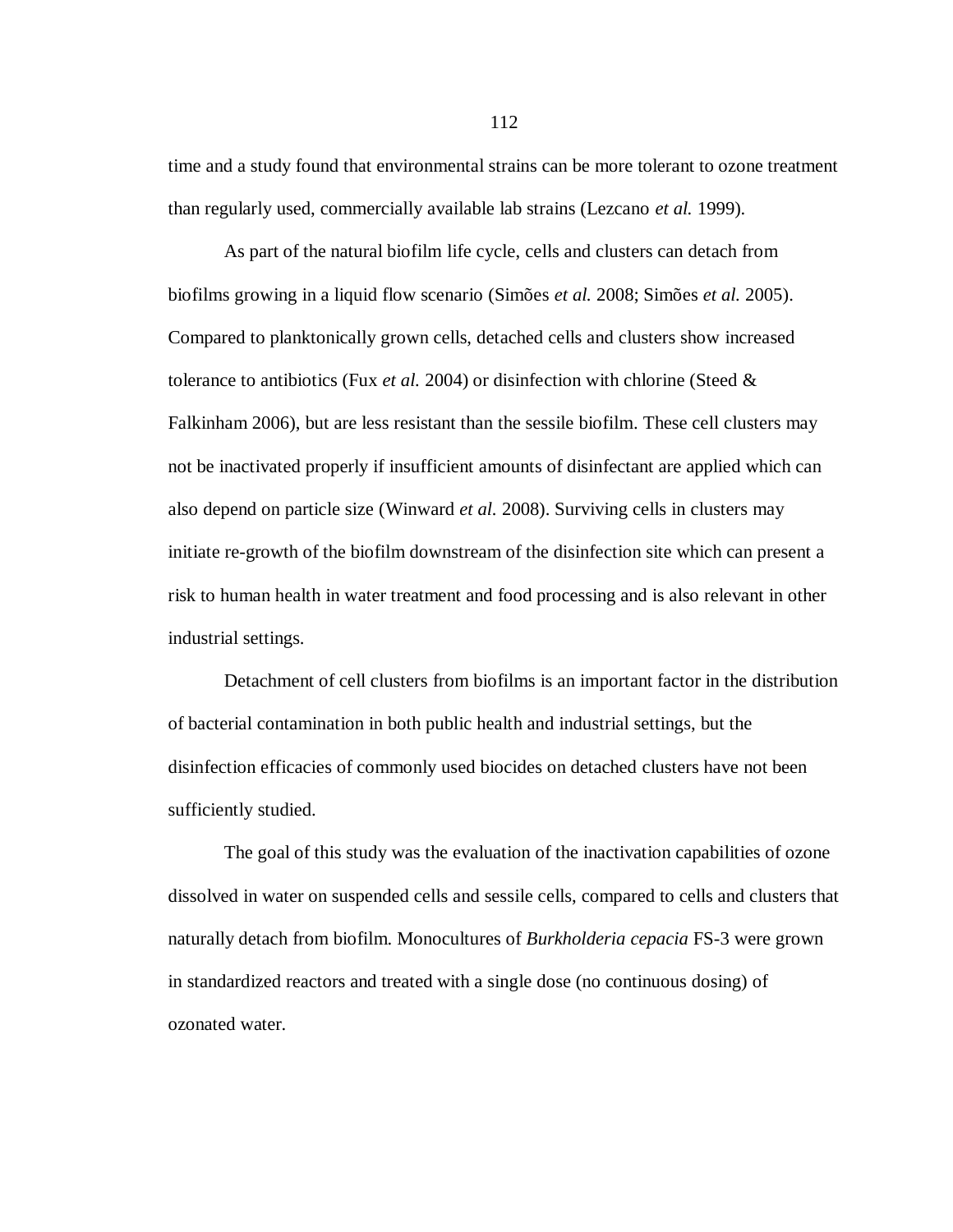time and a study found that environmental strains can be more tolerant to ozone treatment than regularly used, commercially available lab strains (Lezcano *et al.* 1999).

As part of the natural biofilm life cycle, cells and clusters can detach from biofilms growing in a liquid flow scenario (Simões *et al.* 2008; Simões *et al.* 2005). Compared to planktonically grown cells, detached cells and clusters show increased tolerance to antibiotics (Fux *et al.* 2004) or disinfection with chlorine (Steed & Falkinham 2006), but are less resistant than the sessile biofilm. These cell clusters may not be inactivated properly if insufficient amounts of disinfectant are applied which can also depend on particle size (Winward *et al.* 2008). Surviving cells in clusters may initiate re-growth of the biofilm downstream of the disinfection site which can present a risk to human health in water treatment and food processing and is also relevant in other industrial settings.

Detachment of cell clusters from biofilms is an important factor in the distribution of bacterial contamination in both public health and industrial settings, but the disinfection efficacies of commonly used biocides on detached clusters have not been sufficiently studied.

The goal of this study was the evaluation of the inactivation capabilities of ozone dissolved in water on suspended cells and sessile cells, compared to cells and clusters that naturally detach from biofilm. Monocultures of *Burkholderia cepacia* FS-3 were grown in standardized reactors and treated with a single dose (no continuous dosing) of ozonated water.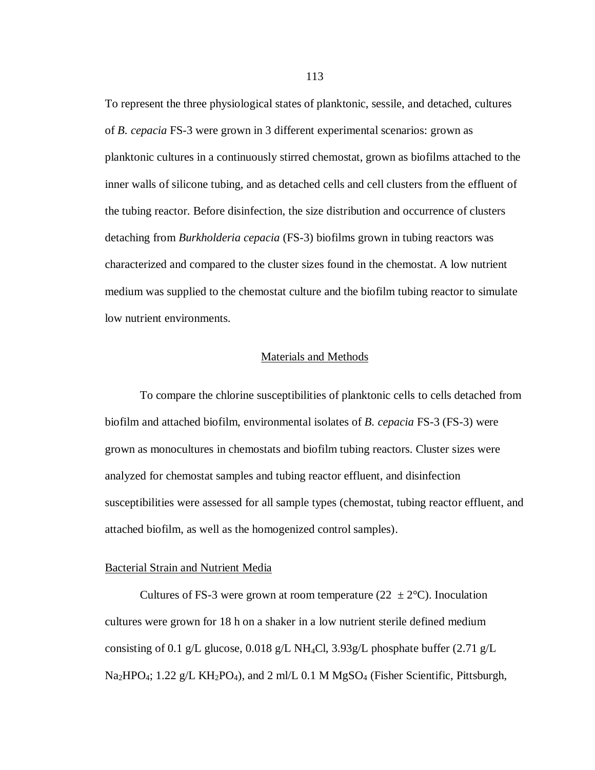To represent the three physiological states of planktonic, sessile, and detached, cultures of *B. cepacia* FS-3 were grown in 3 different experimental scenarios: grown as planktonic cultures in a continuously stirred chemostat, grown as biofilms attached to the inner walls of silicone tubing, and as detached cells and cell clusters from the effluent of the tubing reactor. Before disinfection, the size distribution and occurrence of clusters detaching from *Burkholderia cepacia* (FS-3) biofilms grown in tubing reactors was characterized and compared to the cluster sizes found in the chemostat. A low nutrient medium was supplied to the chemostat culture and the biofilm tubing reactor to simulate low nutrient environments.

## Materials and Methods

To compare the chlorine susceptibilities of planktonic cells to cells detached from biofilm and attached biofilm, environmental isolates of *B. cepacia* FS-3 (FS-3) were grown as monocultures in chemostats and biofilm tubing reactors. Cluster sizes were analyzed for chemostat samples and tubing reactor effluent, and disinfection susceptibilities were assessed for all sample types (chemostat, tubing reactor effluent, and attached biofilm, as well as the homogenized control samples).

### Bacterial Strain and Nutrient Media

Cultures of FS-3 were grown at room temperature (22 ± 2°C). Inoculation cultures were grown for 18 h on a shaker in a low nutrient sterile defined medium consisting of 0.1 g/L glucose, 0.018 g/L $NH_4Cl$, 3.93g/L phosphate buffer (2.71 g/L $Na_2HPO_4$; 1.22 g/L $KH_2PO_4$), and 2 ml/L 0.1 M $MgSO_4$ (Fisher Scientific, Pittsburgh,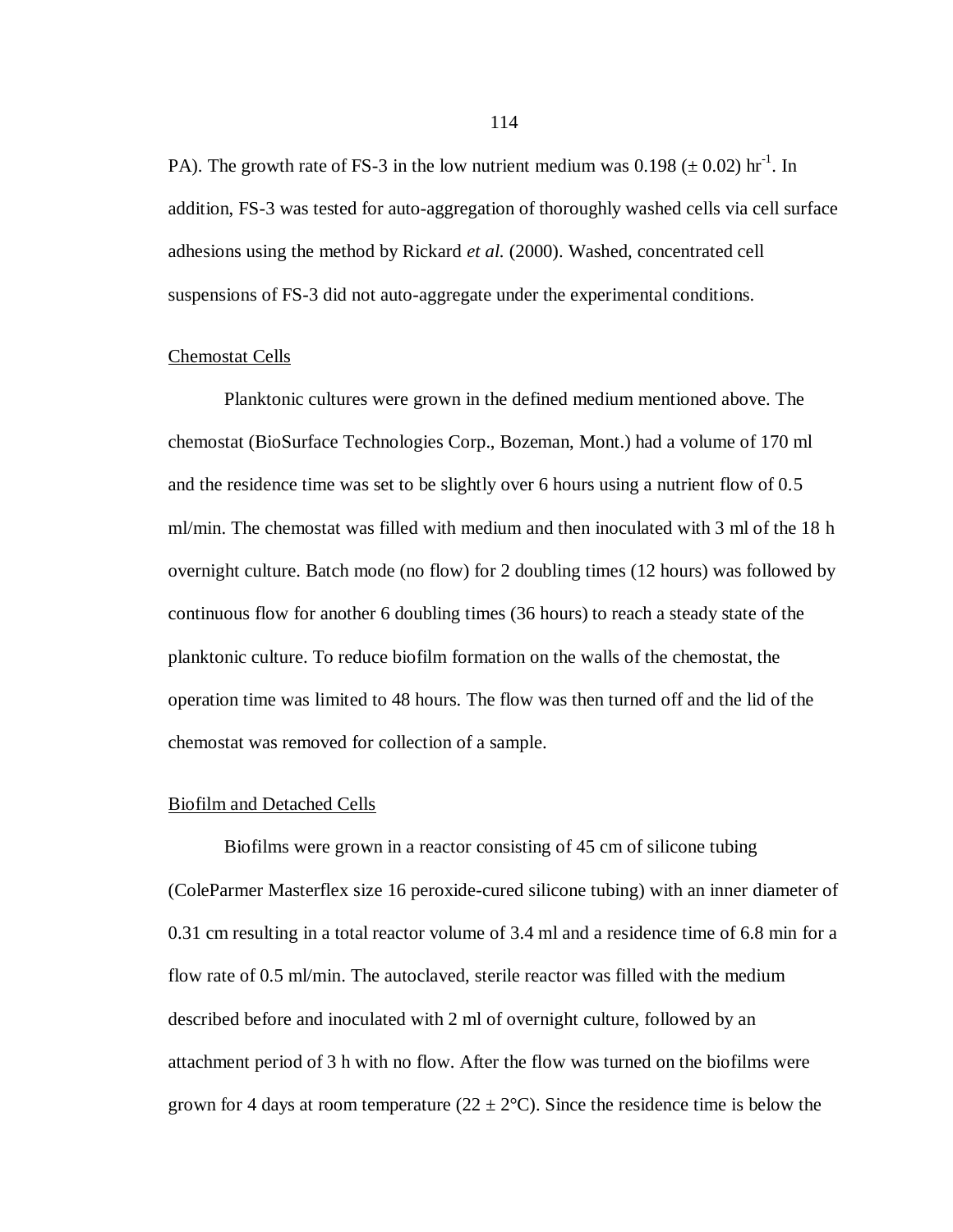PA). The growth rate of FS-3 in the low nutrient medium was 0.198 ($\pm$ 0.02) $hr^{-1}$. In addition, FS-3 was tested for auto-aggregation of thoroughly washed cells via cell surface adhesions using the method by Rickard *et al.* (2000). Washed, concentrated cell suspensions of FS-3 did not auto-aggregate under the experimental conditions.

Chemostat Cells

Planktonic cultures were grown in the defined medium mentioned above. The chemostat (BioSurface Technologies Corp., Bozeman, Mont.) had a volume of 170 ml and the residence time was set to be slightly over 6 hours using a nutrient flow of 0.5 ml/min. The chemostat was filled with medium and then inoculated with 3 ml of the 18 h overnight culture. Batch mode (no flow) for 2 doubling times (12 hours) was followed by continuous flow for another 6 doubling times (36 hours) to reach a steady state of the planktonic culture. To reduce biofilm formation on the walls of the chemostat, the operation time was limited to 48 hours. The flow was then turned off and the lid of the chemostat was removed for collection of a sample.

Biofilm and Detached Cells

Biofilms were grown in a reactor consisting of 45 cm of silicone tubing (ColeParmer Masterflex size 16 peroxide-cured silicone tubing) with an inner diameter of 0.31 cm resulting in a total reactor volume of 3.4 ml and a residence time of 6.8 min for a flow rate of 0.5 ml/min. The autoclaved, sterile reactor was filled with the medium described before and inoculated with 2 ml of overnight culture, followed by an attachment period of 3 h with no flow. After the flow was turned on the biofilms were grown for 4 days at room temperature (22 $\pm$ 2°C). Since the residence time is below the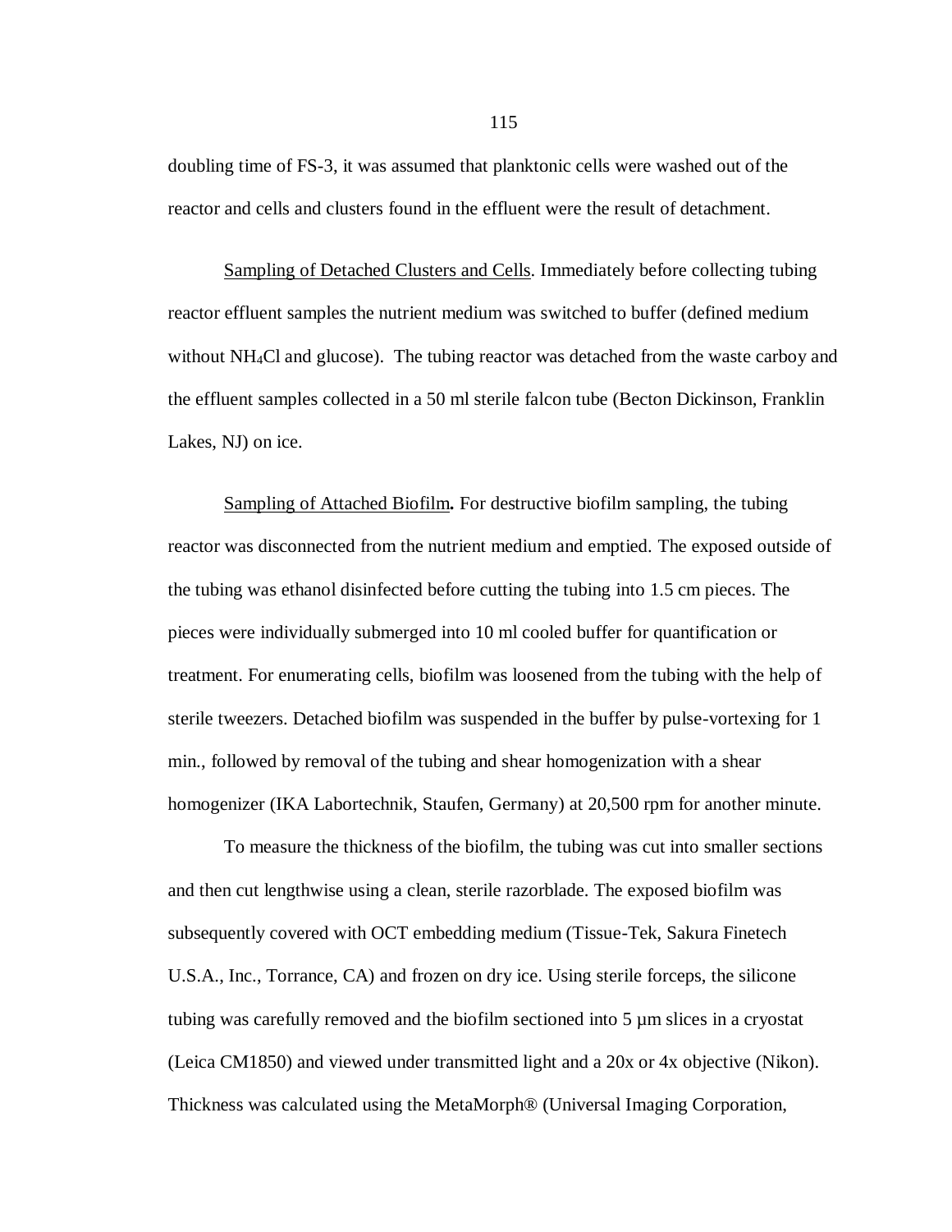doubling time of FS-3, it was assumed that planktonic cells were washed out of the reactor and cells and clusters found in the effluent were the result of detachment.

Sampling of Detached Clusters and Cells. Immediately before collecting tubing reactor effluent samples the nutrient medium was switched to buffer (defined medium without $NH_4Cl$ and glucose). The tubing reactor was detached from the waste carboy and the effluent samples collected in a 50 ml sterile falcon tube (Becton Dickinson, Franklin Lakes, NJ) on ice.

Sampling of Attached Biofilm**.** For destructive biofilm sampling, the tubing reactor was disconnected from the nutrient medium and emptied. The exposed outside of the tubing was ethanol disinfected before cutting the tubing into 1.5 cm pieces. The pieces were individually submerged into 10 ml cooled buffer for quantification or treatment. For enumerating cells, biofilm was loosened from the tubing with the help of sterile tweezers. Detached biofilm was suspended in the buffer by pulse-vortexing for 1 min., followed by removal of the tubing and shear homogenization with a shear homogenizer (IKA Labortechnik, Staufen, Germany) at 20,500 rpm for another minute.

To measure the thickness of the biofilm, the tubing was cut into smaller sections and then cut lengthwise using a clean, sterile razorblade. The exposed biofilm was subsequently covered with OCT embedding medium (Tissue-Tek, Sakura Finetech U.S.A., Inc., Torrance, CA) and frozen on dry ice. Using sterile forceps, the silicone tubing was carefully removed and the biofilm sectioned into 5 µm slices in a cryostat (Leica CM1850) and viewed under transmitted light and a 20x or 4x objective (Nikon). Thickness was calculated using the MetaMorph® (Universal Imaging Corporation,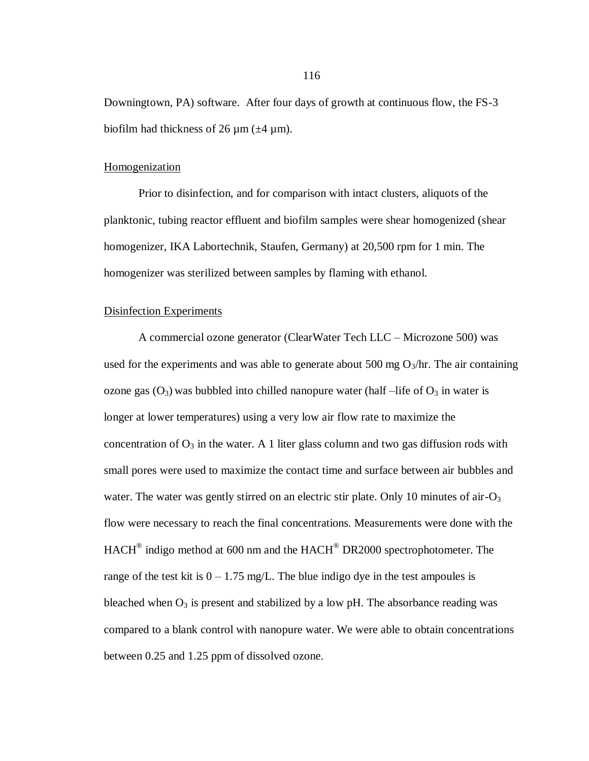Downingtown, PA) software. After four days of growth at continuous flow, the FS-3 biofilm had thickness of 26 µm (±4 µm).

### Homogenization

Prior to disinfection, and for comparison with intact clusters, aliquots of the planktonic, tubing reactor effluent and biofilm samples were shear homogenized (shear homogenizer, IKA Labortechnik, Staufen, Germany) at 20,500 rpm for 1 min. The homogenizer was sterilized between samples by flaming with ethanol.

### Disinfection Experiments

A commercial ozone generator (ClearWater Tech LLC – Microzone 500) was used for the experiments and was able to generate about 500 mg $O_3$/hr. The air containing ozone gas ($O_3$) was bubbled into chilled nanopure water (half –life of $O_3$ in water is longer at lower temperatures) using a very low air flow rate to maximize the concentration of $O_3$ in the water. A 1 liter glass column and two gas diffusion rods with small pores were used to maximize the contact time and surface between air bubbles and water. The water was gently stirred on an electric stir plate. Only 10 minutes of air-$O_3$ flow were necessary to reach the final concentrations. Measurements were done with the HACH® indigo method at 600 nm and the HACH® DR2000 spectrophotometer. The range of the test kit is 0 – 1.75 mg/L. The blue indigo dye in the test ampoules is bleached when $O_3$ is present and stabilized by a low pH. The absorbance reading was compared to a blank control with nanopure water. We were able to obtain concentrations between 0.25 and 1.25 ppm of dissolved ozone.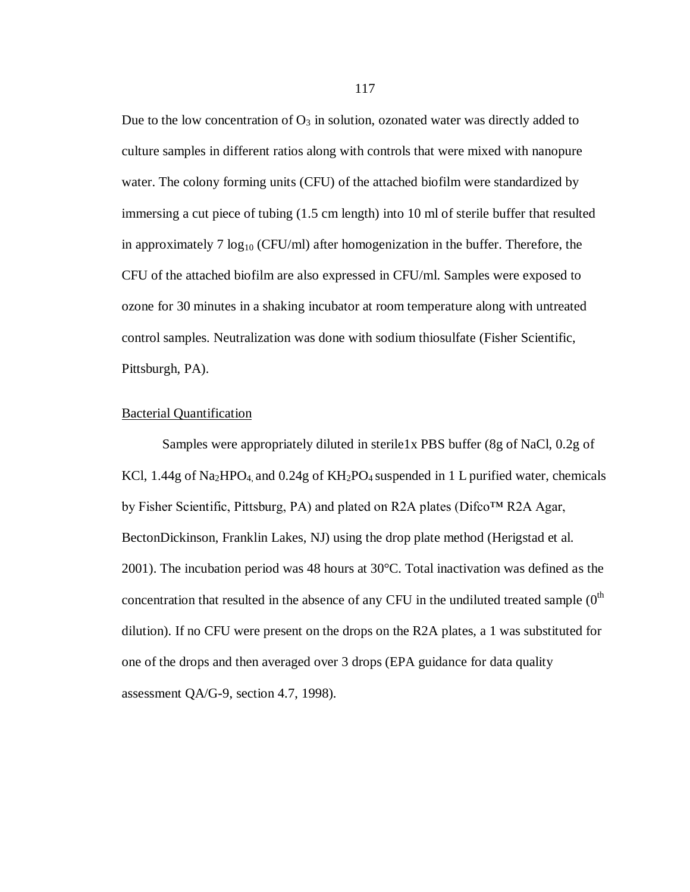Due to the low concentration of $O_3$ in solution, ozonated water was directly added to culture samples in different ratios along with controls that were mixed with nanopure water. The colony forming units (CFU) of the attached biofilm were standardized by immersing a cut piece of tubing (1.5 cm length) into 10 ml of sterile buffer that resulted in approximately 7 $\log_{10}$ (CFU/ml) after homogenization in the buffer. Therefore, the CFU of the attached biofilm are also expressed in CFU/ml. Samples were exposed to ozone for 30 minutes in a shaking incubator at room temperature along with untreated control samples. Neutralization was done with sodium thiosulfate (Fisher Scientific, Pittsburgh, PA).

<u>Bacterial Quantification</u>

Samples were appropriately diluted in sterile1x PBS buffer (8g of NaCl, 0.2g of KCl, 1.44g of $Na_2HPO_4$, and 0.24g of $KH_2PO_4$ suspended in 1 L purified water, chemicals by Fisher Scientific, Pittsburg, PA) and plated on R2A plates (Difco™ R2A Agar, BectonDickinson, Franklin Lakes, NJ) using the drop plate method (Herigstad et al. 2001). The incubation period was 48 hours at 30°C. Total inactivation was defined as the concentration that resulted in the absence of any CFU in the undiluted treated sample ($0^{th}$ dilution). If no CFU were present on the drops on the R2A plates, a 1 was substituted for one of the drops and then averaged over 3 drops (EPA guidance for data quality assessment QA/G-9, section 4.7, 1998).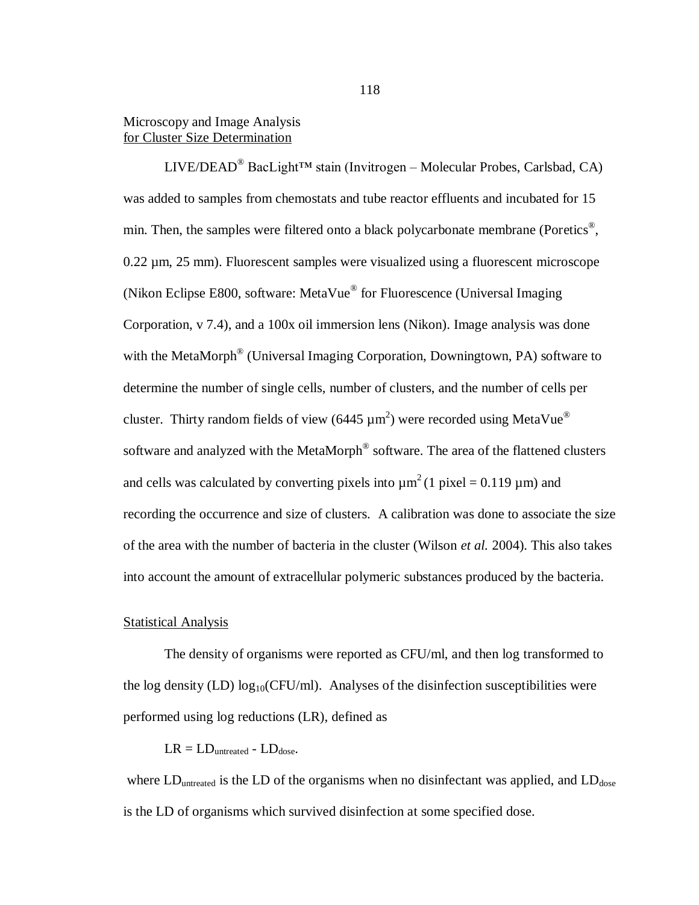### Microscopy and Image Analysis for Cluster Size Determination

LIVE/DEAD® BacLight™ stain (Invitrogen – Molecular Probes, Carlsbad, CA) was added to samples from chemostats and tube reactor effluents and incubated for 15 min. Then, the samples were filtered onto a black polycarbonate membrane (Poretics®, 0.22 µm, 25 mm). Fluorescent samples were visualized using a fluorescent microscope (Nikon Eclipse E800, software: MetaVue® for Fluorescence (Universal Imaging Corporation, v 7.4), and a 100x oil immersion lens (Nikon). Image analysis was done with the MetaMorph® (Universal Imaging Corporation, Downingtown, PA) software to determine the number of single cells, number of clusters, and the number of cells per cluster. Thirty random fields of view (6445 $\mu m^2$) were recorded using MetaVue® software and analyzed with the MetaMorph® software. The area of the flattened clusters and cells was calculated by converting pixels into $\mu m^2$ (1 pixel = 0.119 µm) and recording the occurrence and size of clusters. A calibration was done to associate the size of the area with the number of bacteria in the cluster (Wilson *et al.* 2004). This also takes into account the amount of extracellular polymeric substances produced by the bacteria.

### Statistical Analysis

The density of organisms were reported as CFU/ml, and then log transformed to the log density (LD) $\log_{10}$(CFU/ml). Analyses of the disinfection susceptibilities were performed using log reductions (LR), defined as

$$LR = LD_{untreated} - LD_{dose}.$$

where $LD_{untreated}$ is the LD of the organisms when no disinfectant was applied, and $LD_{dose}$ is the LD of organisms which survived disinfection at some specified dose.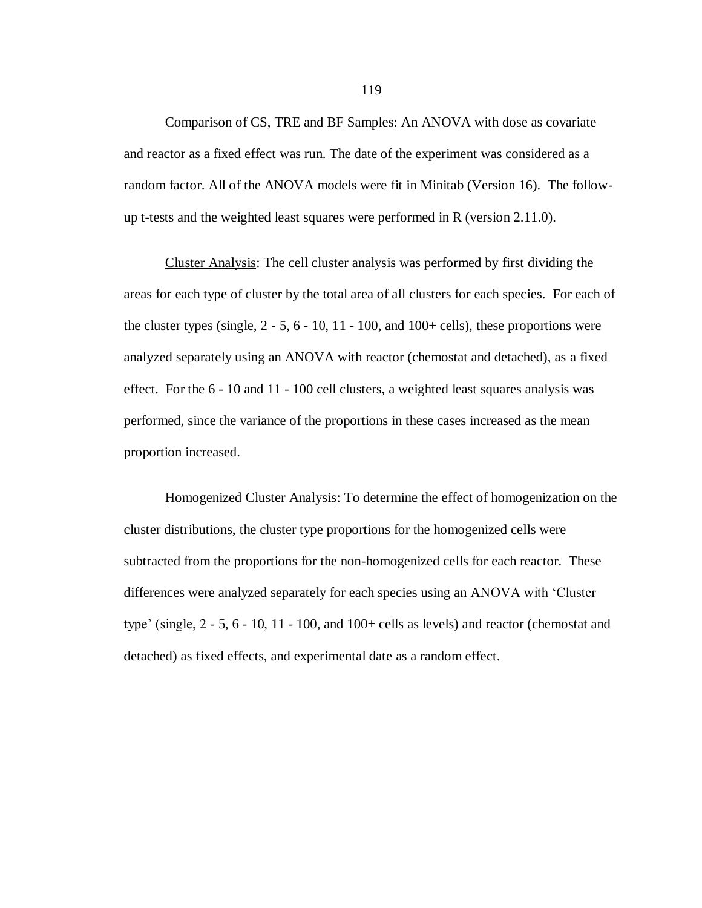<u>Comparison of CS, TRE and BF Samples</u>: An ANOVA with dose as covariate and reactor as a fixed effect was run. The date of the experiment was considered as a random factor. All of the ANOVA models were fit in Minitab (Version 16). The follow-up t-tests and the weighted least squares were performed in R (version 2.11.0).

<u>Cluster Analysis</u>: The cell cluster analysis was performed by first dividing the areas for each type of cluster by the total area of all clusters for each species. For each of the cluster types (single, 2 - 5, 6 - 10, 11 - 100, and 100+ cells), these proportions were analyzed separately using an ANOVA with reactor (chemostat and detached), as a fixed effect. For the 6 - 10 and 11 - 100 cell clusters, a weighted least squares analysis was performed, since the variance of the proportions in these cases increased as the mean proportion increased.

<u>Homogenized Cluster Analysis</u>: To determine the effect of homogenization on the cluster distributions, the cluster type proportions for the homogenized cells were subtracted from the proportions for the non-homogenized cells for each reactor. These differences were analyzed separately for each species using an ANOVA with 'Cluster type' (single, 2 - 5, 6 - 10, 11 - 100, and 100+ cells as levels) and reactor (chemostat and detached) as fixed effects, and experimental date as a random effect.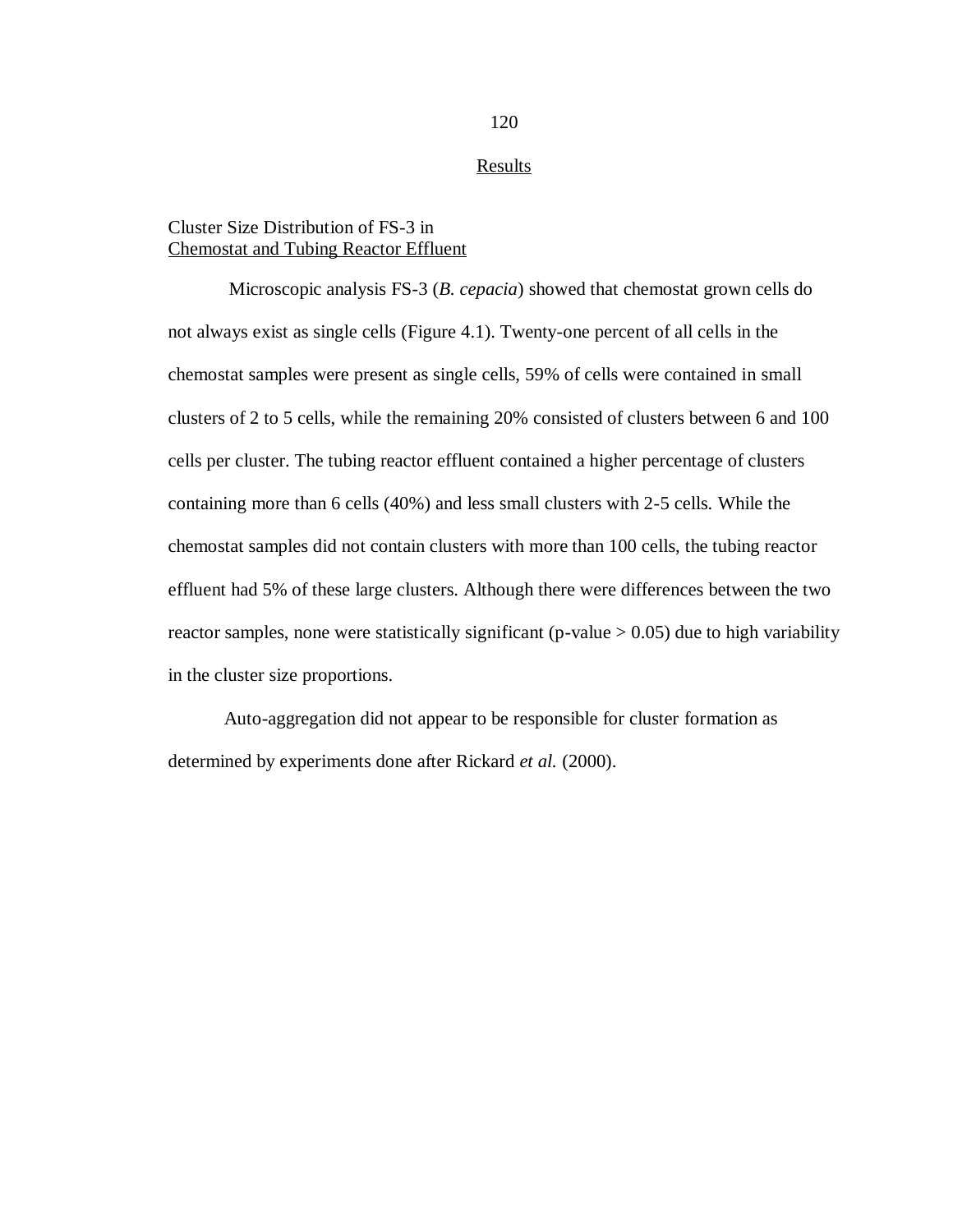## Results

### Cluster Size Distribution of FS-3 in Chemostat and Tubing Reactor Effluent

Microscopic analysis FS-3 (*B. cepacia*) showed that chemostat grown cells do not always exist as single cells (Figure 4.1). Twenty-one percent of all cells in the chemostat samples were present as single cells, 59% of cells were contained in small clusters of 2 to 5 cells, while the remaining 20% consisted of clusters between 6 and 100 cells per cluster. The tubing reactor effluent contained a higher percentage of clusters containing more than 6 cells (40%) and less small clusters with 2-5 cells. While the chemostat samples did not contain clusters with more than 100 cells, the tubing reactor effluent had 5% of these large clusters. Although there were differences between the two reactor samples, none were statistically significant (p-value > 0.05) due to high variability in the cluster size proportions.

Auto-aggregation did not appear to be responsible for cluster formation as determined by experiments done after Rickard *et al.* (2000).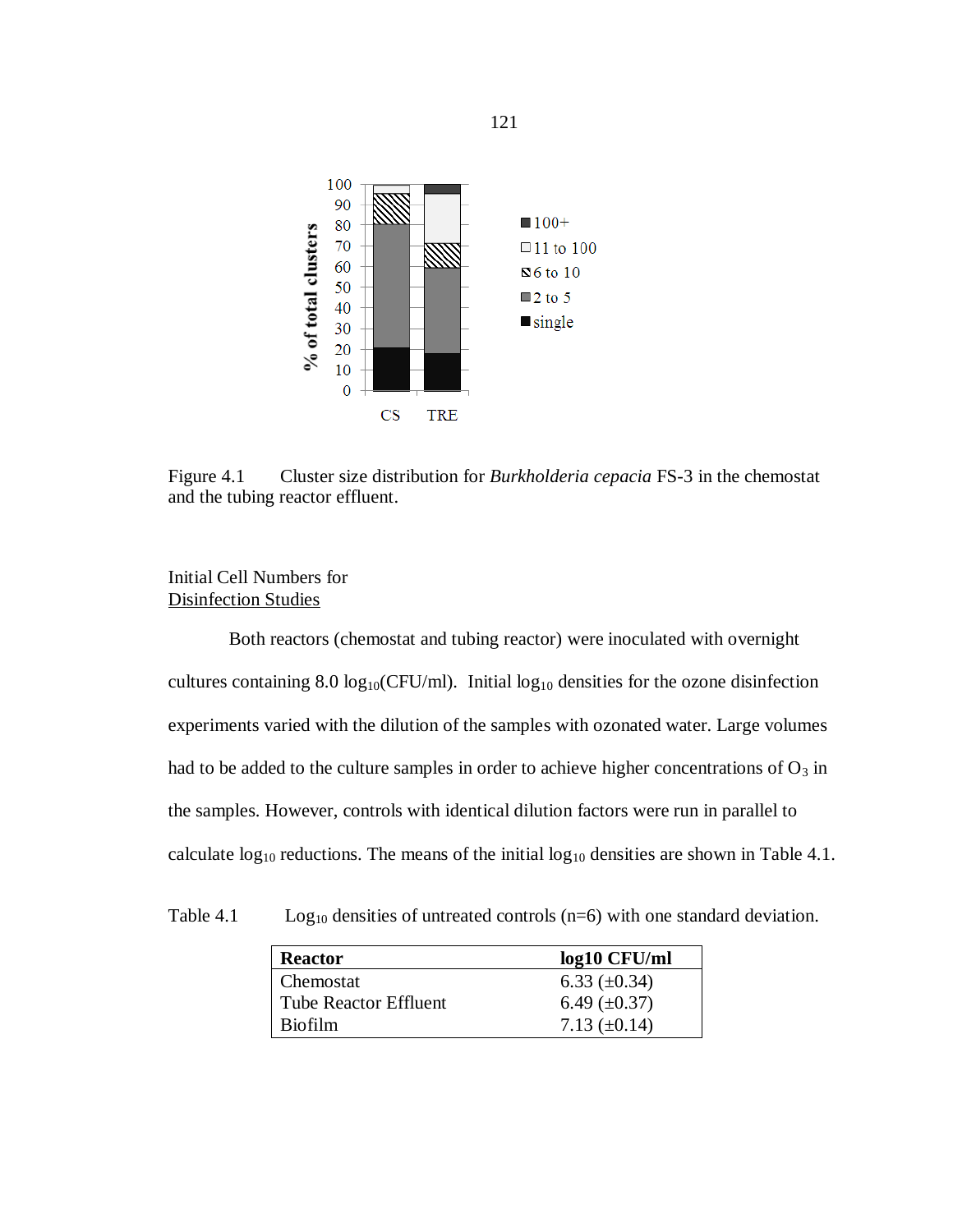Figure 4.1 Cluster size distribution for *Burkholderia cepacia* FS-3 in the chemostat and the tubing reactor effluent.

## Initial Cell Numbers for Disinfection Studies

Both reactors (chemostat and tubing reactor) were inoculated with overnight cultures containing 8.0 $\log_{10}$(CFU/ml). Initial $\log_{10}$ densities for the ozone disinfection experiments varied with the dilution of the samples with ozonated water. Large volumes had to be added to the culture samples in order to achieve higher concentrations of $O_3$ in the samples. However, controls with identical dilution factors were run in parallel to calculate $\log_{10}$ reductions. The means of the initial $\log_{10}$ densities are shown in Table 4.1.

Table 4.1 $\text{Log}_{10}$ densities of untreated controls (n=6) with one standard deviation.

| **Reactor** | **log10 CFU/ml** |
|---|---|
| Chemostat | 6.33 (±0.34) |
| Tube Reactor Effluent | 6.49 (±0.37) |
| Biofilm | 7.13 (±0.14) |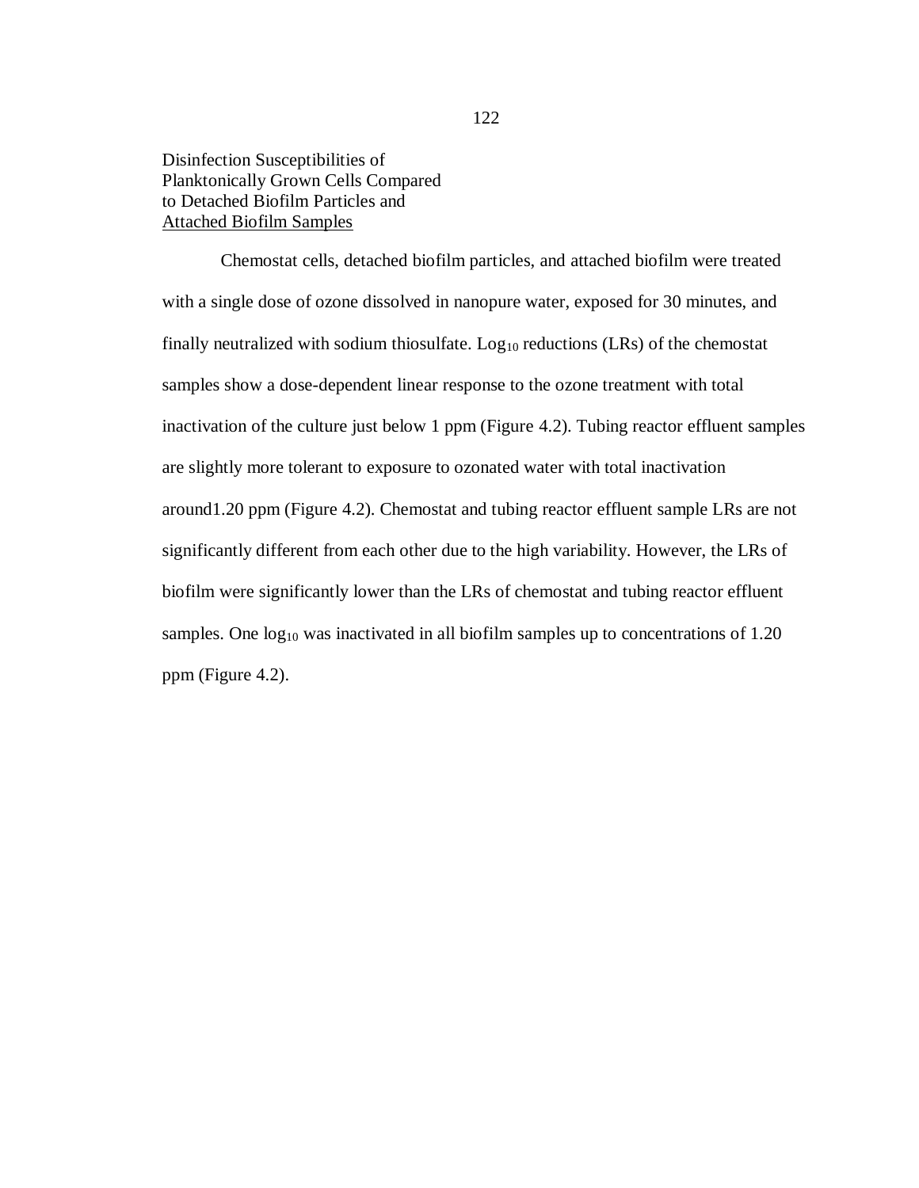### Disinfection Susceptibilities of Planktonically Grown Cells Compared to Detached Biofilm Particles and Attached Biofilm Samples

Chemostat cells, detached biofilm particles, and attached biofilm were treated with a single dose of ozone dissolved in nanopure water, exposed for 30 minutes, and finally neutralized with sodium thiosulfate. $Log_{10}$ reductions (LRs) of the chemostat samples show a dose-dependent linear response to the ozone treatment with total inactivation of the culture just below 1 ppm (Figure 4.2). Tubing reactor effluent samples are slightly more tolerant to exposure to ozonated water with total inactivation around1.20 ppm (Figure 4.2). Chemostat and tubing reactor effluent sample LRs are not significantly different from each other due to the high variability. However, the LRs of biofilm were significantly lower than the LRs of chemostat and tubing reactor effluent samples. One $log_{10}$ was inactivated in all biofilm samples up to concentrations of 1.20 ppm (Figure 4.2).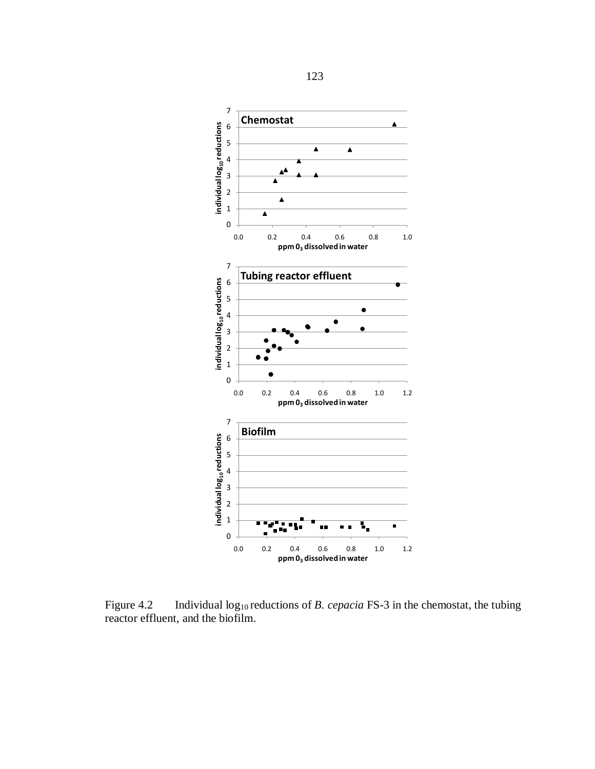Figure 4.2 Individual $\log_{10}$ reductions of *B. cepacia* FS-3 in the chemostat, the tubing reactor effluent, and the biofilm.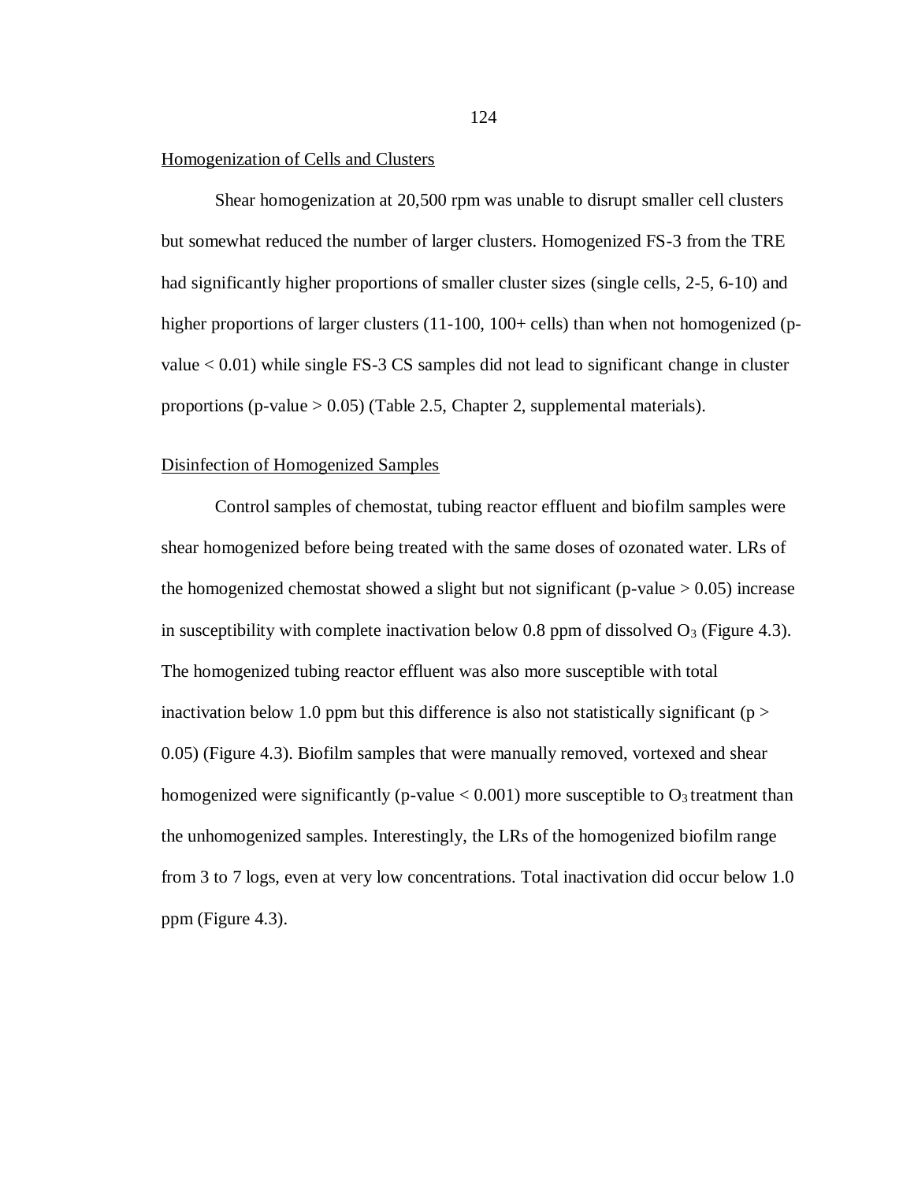Homogenization of Cells and Clusters

Shear homogenization at 20,500 rpm was unable to disrupt smaller cell clusters but somewhat reduced the number of larger clusters. Homogenized FS-3 from the TRE had significantly higher proportions of smaller cluster sizes (single cells, 2-5, 6-10) and higher proportions of larger clusters (11-100, 100+ cells) than when not homogenized (p-value $< 0.01$) while single FS-3 CS samples did not lead to significant change in cluster proportions (p-value $> 0.05$) (Table 2.5, Chapter 2, supplemental materials).

Disinfection of Homogenized Samples

Control samples of chemostat, tubing reactor effluent and biofilm samples were shear homogenized before being treated with the same doses of ozonated water. LRs of the homogenized chemostat showed a slight but not significant (p-value $> 0.05$) increase in susceptibility with complete inactivation below 0.8 ppm of dissolved $O_3$ (Figure 4.3). The homogenized tubing reactor effluent was also more susceptible with total inactivation below 1.0 ppm but this difference is also not statistically significant ($p > 0.05$) (Figure 4.3). Biofilm samples that were manually removed, vortexed and shear homogenized were significantly (p-value $< 0.001$) more susceptible to $O_3$ treatment than the unhomogenized samples. Interestingly, the LRs of the homogenized biofilm range from 3 to 7 logs, even at very low concentrations. Total inactivation did occur below 1.0 ppm (Figure 4.3).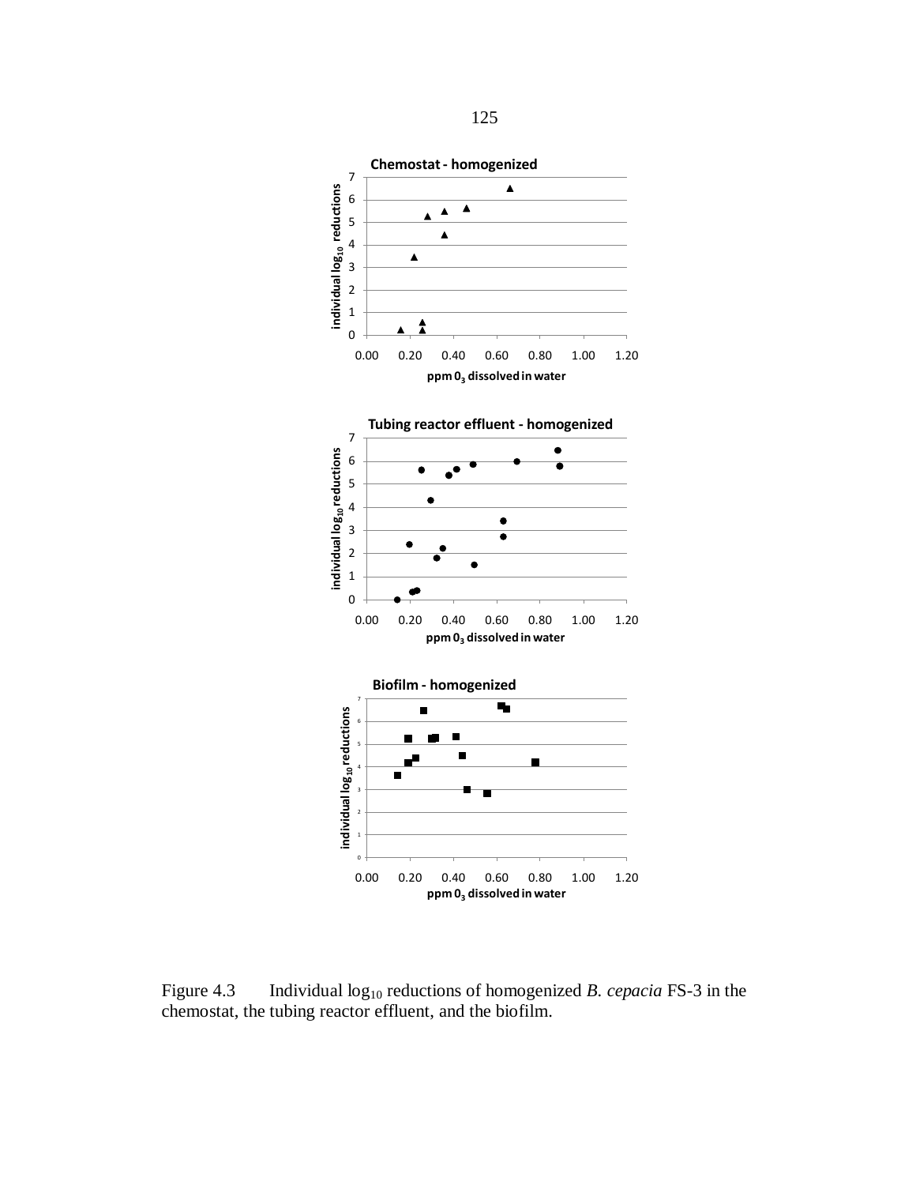Figure 4.3 Individual $log_{10}$ reductions of homogenized *B. cepacia* FS-3 in the chemostat, the tubing reactor effluent, and the biofilm.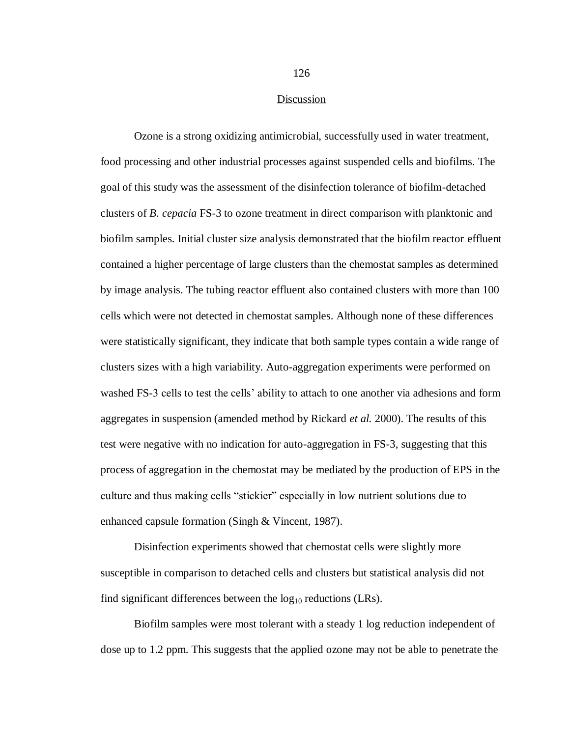## Discussion

Ozone is a strong oxidizing antimicrobial, successfully used in water treatment, food processing and other industrial processes against suspended cells and biofilms. The goal of this study was the assessment of the disinfection tolerance of biofilm-detached clusters of *B. cepacia* FS-3 to ozone treatment in direct comparison with planktonic and biofilm samples. Initial cluster size analysis demonstrated that the biofilm reactor effluent contained a higher percentage of large clusters than the chemostat samples as determined by image analysis. The tubing reactor effluent also contained clusters with more than 100 cells which were not detected in chemostat samples. Although none of these differences were statistically significant, they indicate that both sample types contain a wide range of clusters sizes with a high variability. Auto-aggregation experiments were performed on washed FS-3 cells to test the cells' ability to attach to one another via adhesions and form aggregates in suspension (amended method by Rickard *et al.* 2000). The results of this test were negative with no indication for auto-aggregation in FS-3, suggesting that this process of aggregation in the chemostat may be mediated by the production of EPS in the culture and thus making cells "stickier" especially in low nutrient solutions due to enhanced capsule formation (Singh & Vincent, 1987).

Disinfection experiments showed that chemostat cells were slightly more susceptible in comparison to detached cells and clusters but statistical analysis did not find significant differences between the $\log_{10}$ reductions (LRs).

Biofilm samples were most tolerant with a steady 1 log reduction independent of dose up to 1.2 ppm. This suggests that the applied ozone may not be able to penetrate the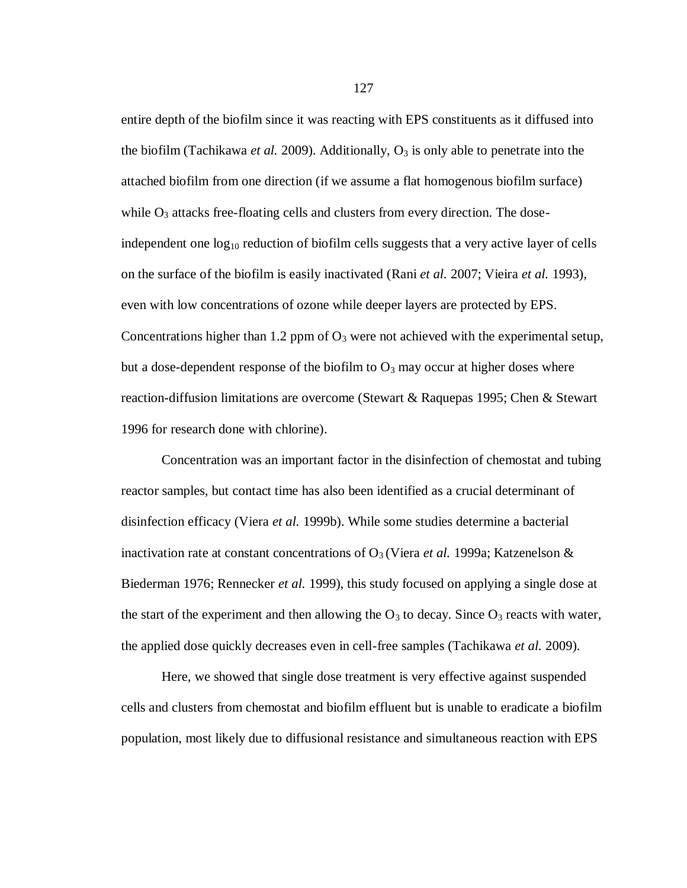entire depth of the biofilm since it was reacting with EPS constituents as it diffused into the biofilm (Tachikawa *et al.* 2009). Additionally, $O_3$ is only able to penetrate into the attached biofilm from one direction (if we assume a flat homogenous biofilm surface) while $O_3$ attacks free-floating cells and clusters from every direction. The dose-independent one $\log_{10}$ reduction of biofilm cells suggests that a very active layer of cells on the surface of the biofilm is easily inactivated (Rani *et al.* 2007; Vieira *et al.* 1993), even with low concentrations of ozone while deeper layers are protected by EPS. Concentrations higher than 1.2 ppm of $O_3$ were not achieved with the experimental setup, but a dose-dependent response of the biofilm to $O_3$ may occur at higher doses where reaction-diffusion limitations are overcome (Stewart & Raquepas 1995; Chen & Stewart 1996 for research done with chlorine).

Concentration was an important factor in the disinfection of chemostat and tubing reactor samples, but contact time has also been identified as a crucial determinant of disinfection efficacy (Viera *et al.* 1999b). While some studies determine a bacterial inactivation rate at constant concentrations of $O_3$ (Viera *et al.* 1999a; Katzenelson & Biederman 1976; Rennecker *et al.* 1999), this study focused on applying a single dose at the start of the experiment and then allowing the $O_3$ to decay. Since $O_3$ reacts with water, the applied dose quickly decreases even in cell-free samples (Tachikawa *et al.* 2009).

Here, we showed that single dose treatment is very effective against suspended cells and clusters from chemostat and biofilm effluent but is unable to eradicate a biofilm population, most likely due to diffusional resistance and simultaneous reaction with EPS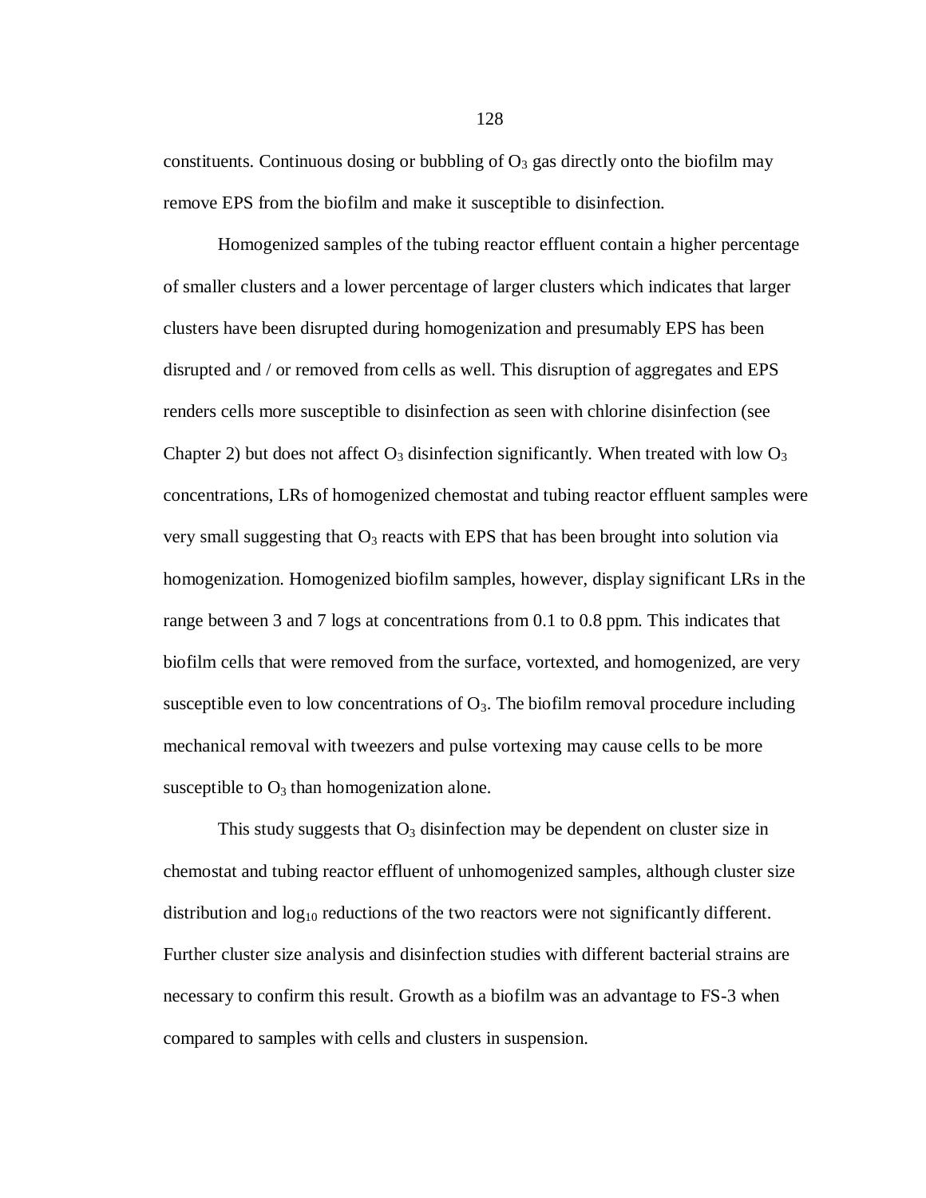constituents. Continuous dosing or bubbling of $O_3$ gas directly onto the biofilm may remove EPS from the biofilm and make it susceptible to disinfection.

Homogenized samples of the tubing reactor effluent contain a higher percentage of smaller clusters and a lower percentage of larger clusters which indicates that larger clusters have been disrupted during homogenization and presumably EPS has been disrupted and / or removed from cells as well. This disruption of aggregates and EPS renders cells more susceptible to disinfection as seen with chlorine disinfection (see Chapter 2) but does not affect $O_3$ disinfection significantly. When treated with low $O_3$ concentrations, LRs of homogenized chemostat and tubing reactor effluent samples were very small suggesting that $O_3$ reacts with EPS that has been brought into solution via homogenization. Homogenized biofilm samples, however, display significant LRs in the range between 3 and 7 logs at concentrations from 0.1 to 0.8 ppm. This indicates that biofilm cells that were removed from the surface, vortexted, and homogenized, are very susceptible even to low concentrations of $O_3$. The biofilm removal procedure including mechanical removal with tweezers and pulse vortexing may cause cells to be more susceptible to $O_3$ than homogenization alone.

This study suggests that $O_3$ disinfection may be dependent on cluster size in chemostat and tubing reactor effluent of unhomogenized samples, although cluster size distribution and $\log_{10}$ reductions of the two reactors were not significantly different. Further cluster size analysis and disinfection studies with different bacterial strains are necessary to confirm this result. Growth as a biofilm was an advantage to FS-3 when compared to samples with cells and clusters in suspension.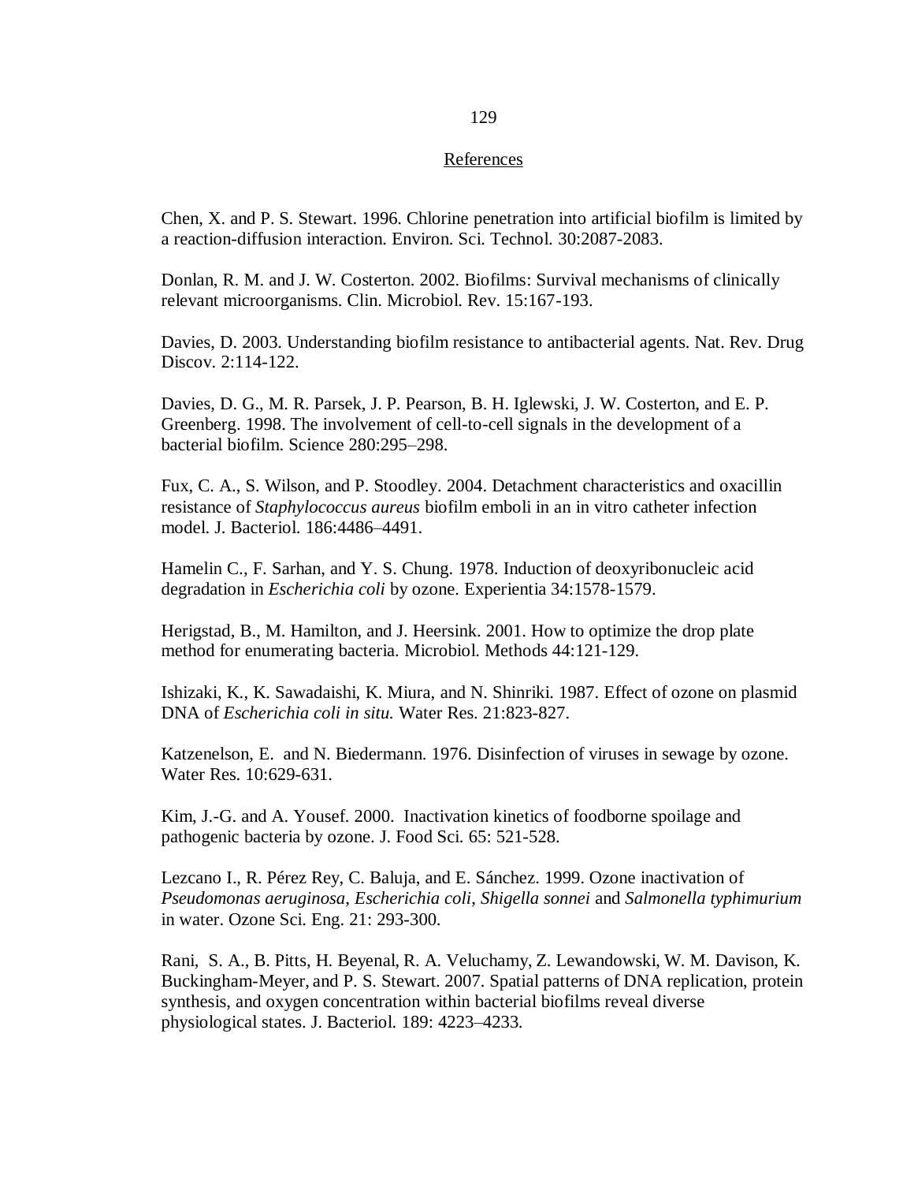## References

Chen, X. and P. S. Stewart. 1996. Chlorine penetration into artificial biofilm is limited by a reaction-diffusion interaction. Environ. Sci. Technol. 30:2087-2083.

Donlan, R. M. and J. W. Costerton. 2002. Biofilms: Survival mechanisms of clinically relevant microorganisms. Clin. Microbiol. Rev. 15:167-193.

Davies, D. 2003. Understanding biofilm resistance to antibacterial agents. Nat. Rev. Drug Discov. 2:114-122.

Davies, D. G., M. R. Parsek, J. P. Pearson, B. H. Iglewski, J. W. Costerton, and E. P. Greenberg. 1998. The involvement of cell-to-cell signals in the development of a bacterial biofilm. Science 280:295–298.

Fux, C. A., S. Wilson, and P. Stoodley. 2004. Detachment characteristics and oxacillin resistance of *Staphylococcus aureus* biofilm emboli in an in vitro catheter infection model. J. Bacteriol. 186:4486–4491.

Hamelin C., F. Sarhan, and Y. S. Chung. 1978. Induction of deoxyribonucleic acid degradation in *Escherichia coli* by ozone. Experientia 34:1578-1579.

Herigstad, B., M. Hamilton, and J. Heersink. 2001. How to optimize the drop plate method for enumerating bacteria. Microbiol. Methods 44:121-129.

Ishizaki, K., K. Sawadaishi, K. Miura, and N. Shinriki. 1987. Effect of ozone on plasmid DNA of *Escherichia coli in situ.* Water Res. 21:823-827.

Katzenelson, E. and N. Biedermann. 1976. Disinfection of viruses in sewage by ozone. Water Res. 10:629-631.

Kim, J.-G. and A. Yousef. 2000. Inactivation kinetics of foodborne spoilage and pathogenic bacteria by ozone. J. Food Sci. 65: 521-528.

Lezcano I., R. Pérez Rey, C. Baluja, and E. Sánchez. 1999. Ozone inactivation of *Pseudomonas aeruginosa*, *Escherichia coli*, *Shigella sonnei* and *Salmonella typhimurium* in water. Ozone Sci. Eng. 21: 293-300.

Rani, S. A., B. Pitts, H. Beyenal, R. A. Veluchamy, Z. Lewandowski, W. M. Davison, K. Buckingham-Meyer, and P. S. Stewart. 2007. Spatial patterns of DNA replication, protein synthesis, and oxygen concentration within bacterial biofilms reveal diverse physiological states. J. Bacteriol. 189: 4223–4233.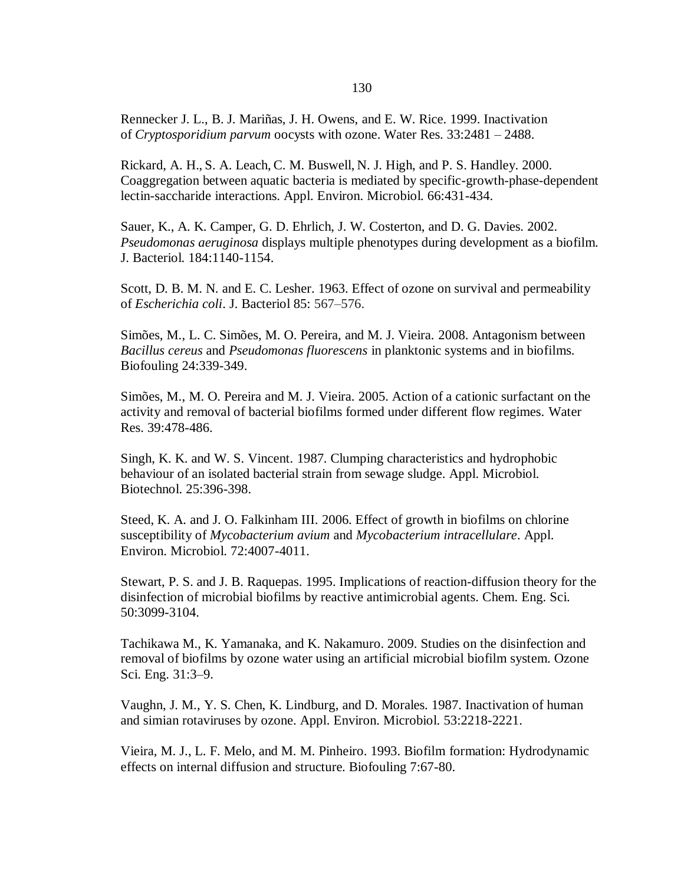Rennecker J. L., B. J. Mariñas, J. H. Owens, and E. W. Rice. 1999. Inactivation of *Cryptosporidium parvum* oocysts with ozone. Water Res. 33:2481 – 2488.

Rickard, A. H., S. A. Leach, C. M. Buswell, N. J. High, and P. S. Handley. 2000. Coaggregation between aquatic bacteria is mediated by specific-growth-phase-dependent lectin-saccharide interactions. Appl. Environ. Microbiol. 66:431-434.

Sauer, K., A. K. Camper, G. D. Ehrlich, J. W. Costerton, and D. G. Davies. 2002. *Pseudomonas aeruginosa* displays multiple phenotypes during development as a biofilm. J. Bacteriol. 184:1140-1154.

Scott, D. B. M. N. and E. C. Lesher. 1963. Effect of ozone on survival and permeability of *Escherichia coli*. J. Bacteriol 85: 567–576.

Simões, M., L. C. Simões, M. O. Pereira, and M. J. Vieira. 2008. Antagonism between *Bacillus cereus* and *Pseudomonas fluorescens* in planktonic systems and in biofilms. Biofouling 24:339-349.

Simões, M., M. O. Pereira and M. J. Vieira. 2005. Action of a cationic surfactant on the activity and removal of bacterial biofilms formed under different flow regimes. Water Res. 39:478-486.

Singh, K. K. and W. S. Vincent. 1987. Clumping characteristics and hydrophobic behaviour of an isolated bacterial strain from sewage sludge. Appl. Microbiol. Biotechnol. 25:396-398.

Steed, K. A. and J. O. Falkinham III. 2006. Effect of growth in biofilms on chlorine susceptibility of *Mycobacterium avium* and *Mycobacterium intracellulare*. Appl. Environ. Microbiol. 72:4007-4011.

Stewart, P. S. and J. B. Raquepas. 1995. Implications of reaction-diffusion theory for the disinfection of microbial biofilms by reactive antimicrobial agents. Chem. Eng. Sci. 50:3099-3104.

Tachikawa M., K. Yamanaka, and K. Nakamuro. 2009. Studies on the disinfection and removal of biofilms by ozone water using an artificial microbial biofilm system. Ozone Sci. Eng. 31:3–9.

Vaughn, J. M., Y. S. Chen, K. Lindburg, and D. Morales. 1987. Inactivation of human and simian rotaviruses by ozone. Appl. Environ. Microbiol. 53:2218-2221.

Vieira, M. J., L. F. Melo, and M. M. Pinheiro. 1993. Biofilm formation: Hydrodynamic effects on internal diffusion and structure. Biofouling 7:67-80.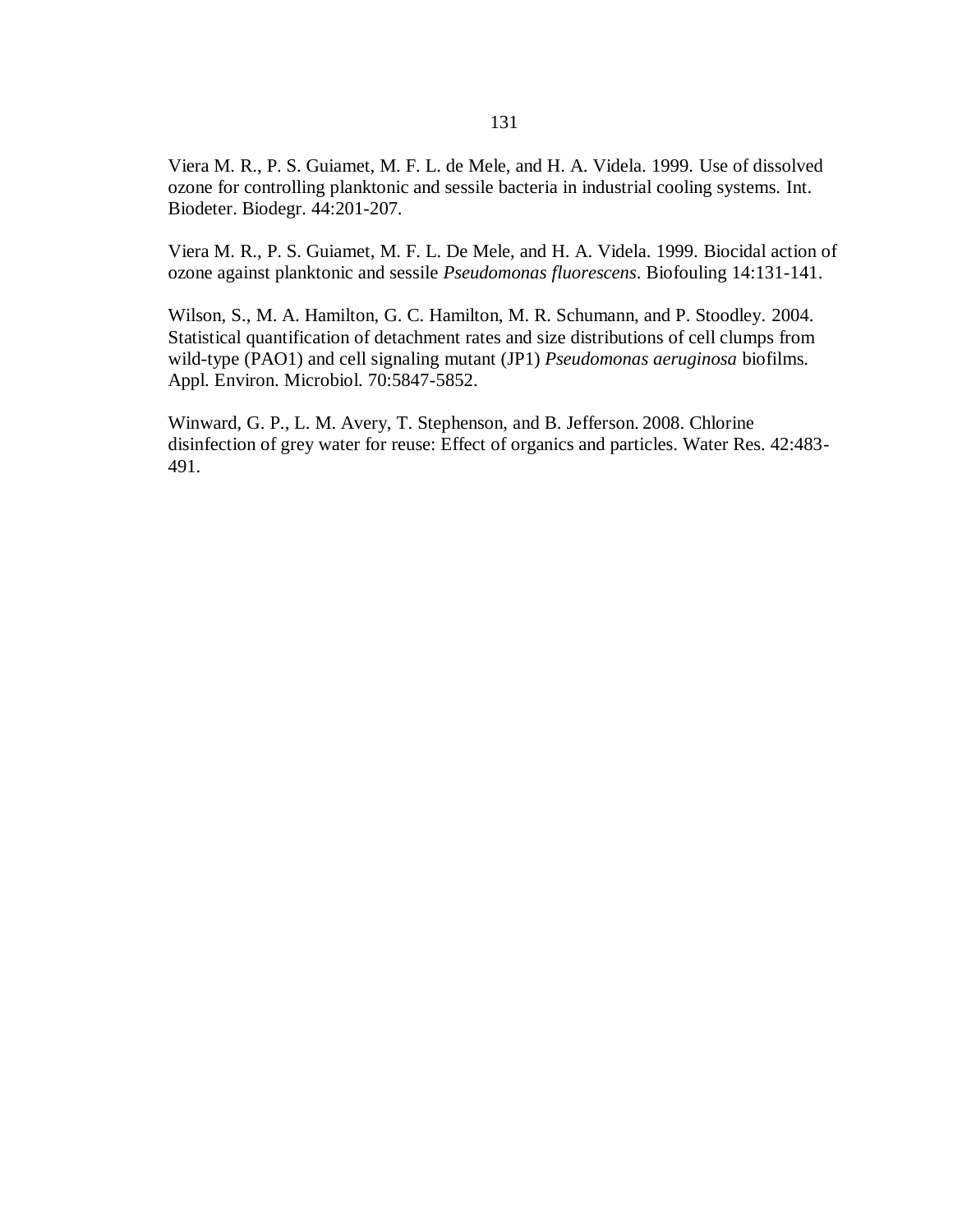Viera M. R., P. S. Guiamet, M. F. L. de Mele, and H. A. Videla. 1999. Use of dissolved ozone for controlling planktonic and sessile bacteria in industrial cooling systems. Int. Biodeter. Biodegr. 44:201-207.

Viera M. R., P. S. Guiamet, M. F. L. De Mele, and H. A. Videla. 1999. Biocidal action of ozone against planktonic and sessile *Pseudomonas fluorescens*. Biofouling 14:131-141.

Wilson, S., M. A. Hamilton, G. C. Hamilton, M. R. Schumann, and P. Stoodley. 2004. Statistical quantification of detachment rates and size distributions of cell clumps from wild-type (PAO1) and cell signaling mutant (JP1) *Pseudomonas aeruginosa* biofilms. Appl. Environ. Microbiol. 70:5847-5852.

Winward, G. P., L. M. Avery, T. Stephenson, and B. Jefferson. 2008. Chlorine disinfection of grey water for reuse: Effect of organics and particles. Water Res. 42:483-491.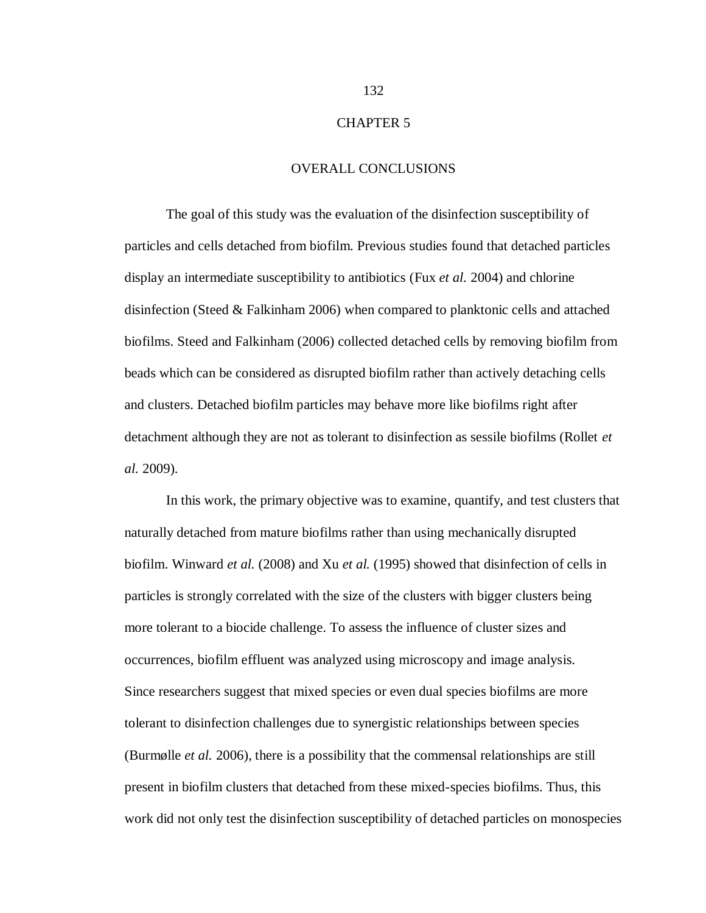# CHAPTER 5

## OVERALL CONCLUSIONS

The goal of this study was the evaluation of the disinfection susceptibility of particles and cells detached from biofilm. Previous studies found that detached particles display an intermediate susceptibility to antibiotics (Fux *et al.* 2004) and chlorine disinfection (Steed & Falkinham 2006) when compared to planktonic cells and attached biofilms. Steed and Falkinham (2006) collected detached cells by removing biofilm from beads which can be considered as disrupted biofilm rather than actively detaching cells and clusters. Detached biofilm particles may behave more like biofilms right after detachment although they are not as tolerant to disinfection as sessile biofilms (Rollet *et al.* 2009).

In this work, the primary objective was to examine, quantify, and test clusters that naturally detached from mature biofilms rather than using mechanically disrupted biofilm. Winward *et al.* (2008) and Xu *et al.* (1995) showed that disinfection of cells in particles is strongly correlated with the size of the clusters with bigger clusters being more tolerant to a biocide challenge. To assess the influence of cluster sizes and occurrences, biofilm effluent was analyzed using microscopy and image analysis. Since researchers suggest that mixed species or even dual species biofilms are more tolerant to disinfection challenges due to synergistic relationships between species (Burmølle *et al.* 2006), there is a possibility that the commensal relationships are still present in biofilm clusters that detached from these mixed-species biofilms. Thus, this work did not only test the disinfection susceptibility of detached particles on monospecies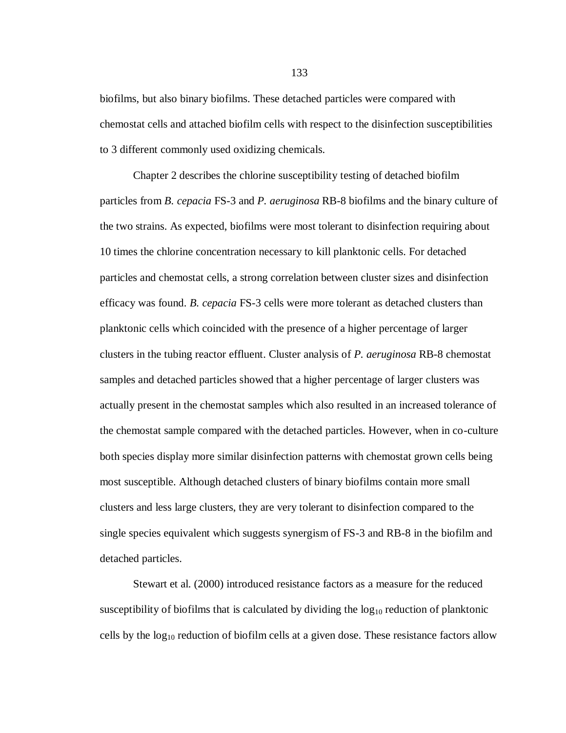biofilms, but also binary biofilms. These detached particles were compared with chemostat cells and attached biofilm cells with respect to the disinfection susceptibilities to 3 different commonly used oxidizing chemicals.

Chapter 2 describes the chlorine susceptibility testing of detached biofilm particles from *B. cepacia* FS-3 and *P. aeruginosa* RB-8 biofilms and the binary culture of the two strains. As expected, biofilms were most tolerant to disinfection requiring about 10 times the chlorine concentration necessary to kill planktonic cells. For detached particles and chemostat cells, a strong correlation between cluster sizes and disinfection efficacy was found. *B. cepacia* FS-3 cells were more tolerant as detached clusters than planktonic cells which coincided with the presence of a higher percentage of larger clusters in the tubing reactor effluent. Cluster analysis of *P. aeruginosa* RB-8 chemostat samples and detached particles showed that a higher percentage of larger clusters was actually present in the chemostat samples which also resulted in an increased tolerance of the chemostat sample compared with the detached particles. However, when in co-culture both species display more similar disinfection patterns with chemostat grown cells being most susceptible. Although detached clusters of binary biofilms contain more small clusters and less large clusters, they are very tolerant to disinfection compared to the single species equivalent which suggests synergism of FS-3 and RB-8 in the biofilm and detached particles.

Stewart et al. (2000) introduced resistance factors as a measure for the reduced susceptibility of biofilms that is calculated by dividing the $\log_{10}$ reduction of planktonic cells by the $\log_{10}$ reduction of biofilm cells at a given dose. These resistance factors allow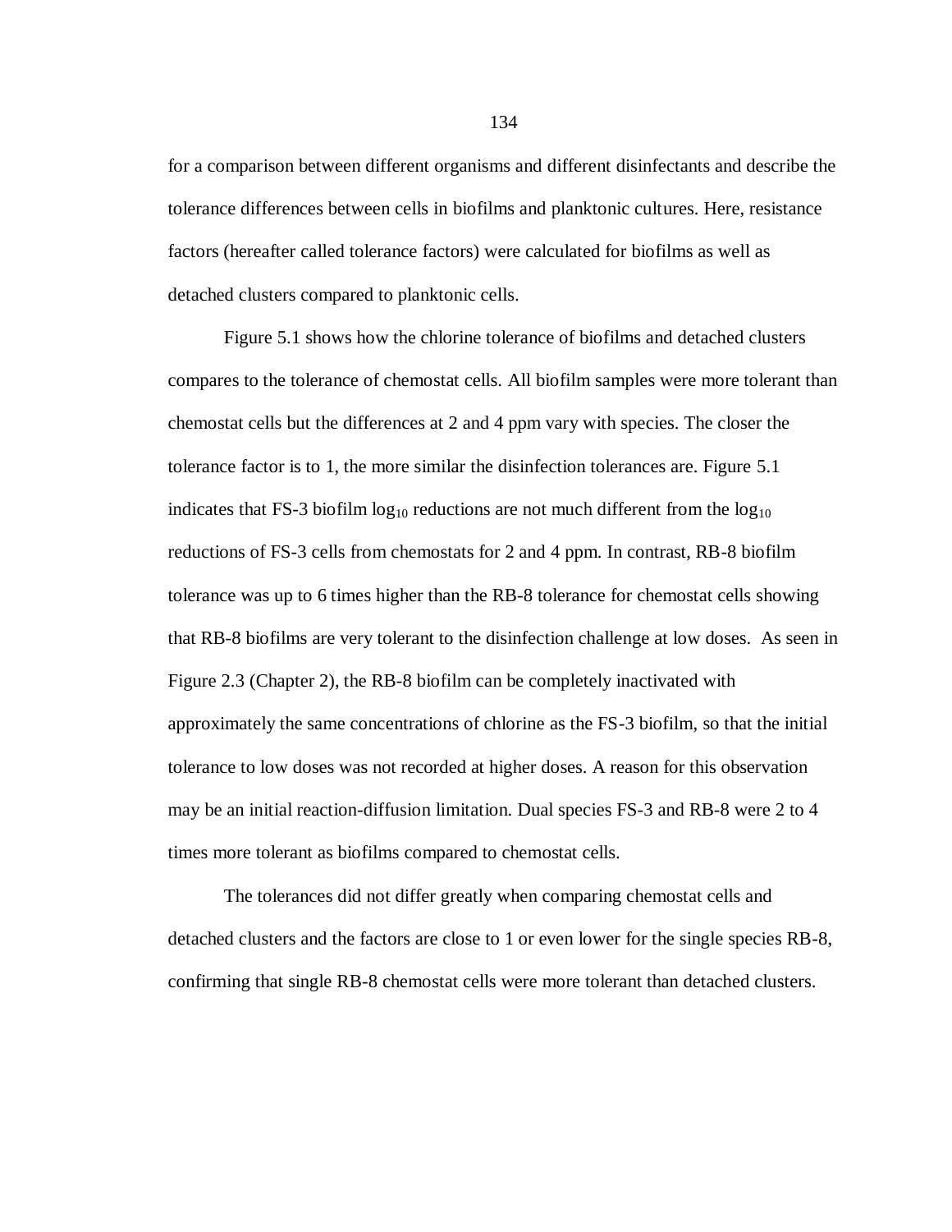for a comparison between different organisms and different disinfectants and describe the tolerance differences between cells in biofilms and planktonic cultures. Here, resistance factors (hereafter called tolerance factors) were calculated for biofilms as well as detached clusters compared to planktonic cells.

Figure 5.1 shows how the chlorine tolerance of biofilms and detached clusters compares to the tolerance of chemostat cells. All biofilm samples were more tolerant than chemostat cells but the differences at 2 and 4 ppm vary with species. The closer the tolerance factor is to 1, the more similar the disinfection tolerances are. Figure 5.1 indicates that FS-3 biofilm $\log_{10}$ reductions are not much different from the $\log_{10}$ reductions of FS-3 cells from chemostats for 2 and 4 ppm. In contrast, RB-8 biofilm tolerance was up to 6 times higher than the RB-8 tolerance for chemostat cells showing that RB-8 biofilms are very tolerant to the disinfection challenge at low doses. As seen in Figure 2.3 (Chapter 2), the RB-8 biofilm can be completely inactivated with approximately the same concentrations of chlorine as the FS-3 biofilm, so that the initial tolerance to low doses was not recorded at higher doses. A reason for this observation may be an initial reaction-diffusion limitation. Dual species FS-3 and RB-8 were 2 to 4 times more tolerant as biofilms compared to chemostat cells.

The tolerances did not differ greatly when comparing chemostat cells and detached clusters and the factors are close to 1 or even lower for the single species RB-8, confirming that single RB-8 chemostat cells were more tolerant than detached clusters.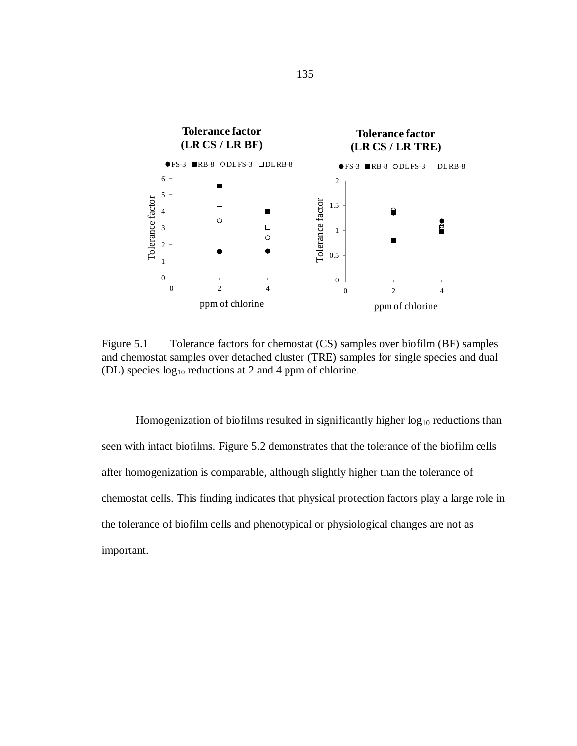Figure 5.1 Tolerance factors for chemostat (CS) samples over biofilm (BF) samples and chemostat samples over detached cluster (TRE) samples for single species and dual (DL) species $\log_{10}$ reductions at 2 and 4 ppm of chlorine.

Homogenization of biofilms resulted in significantly higher $\log_{10}$ reductions than seen with intact biofilms. Figure 5.2 demonstrates that the tolerance of the biofilm cells after homogenization is comparable, although slightly higher than the tolerance of chemostat cells. This finding indicates that physical protection factors play a large role in the tolerance of biofilm cells and phenotypical or physiological changes are not as important.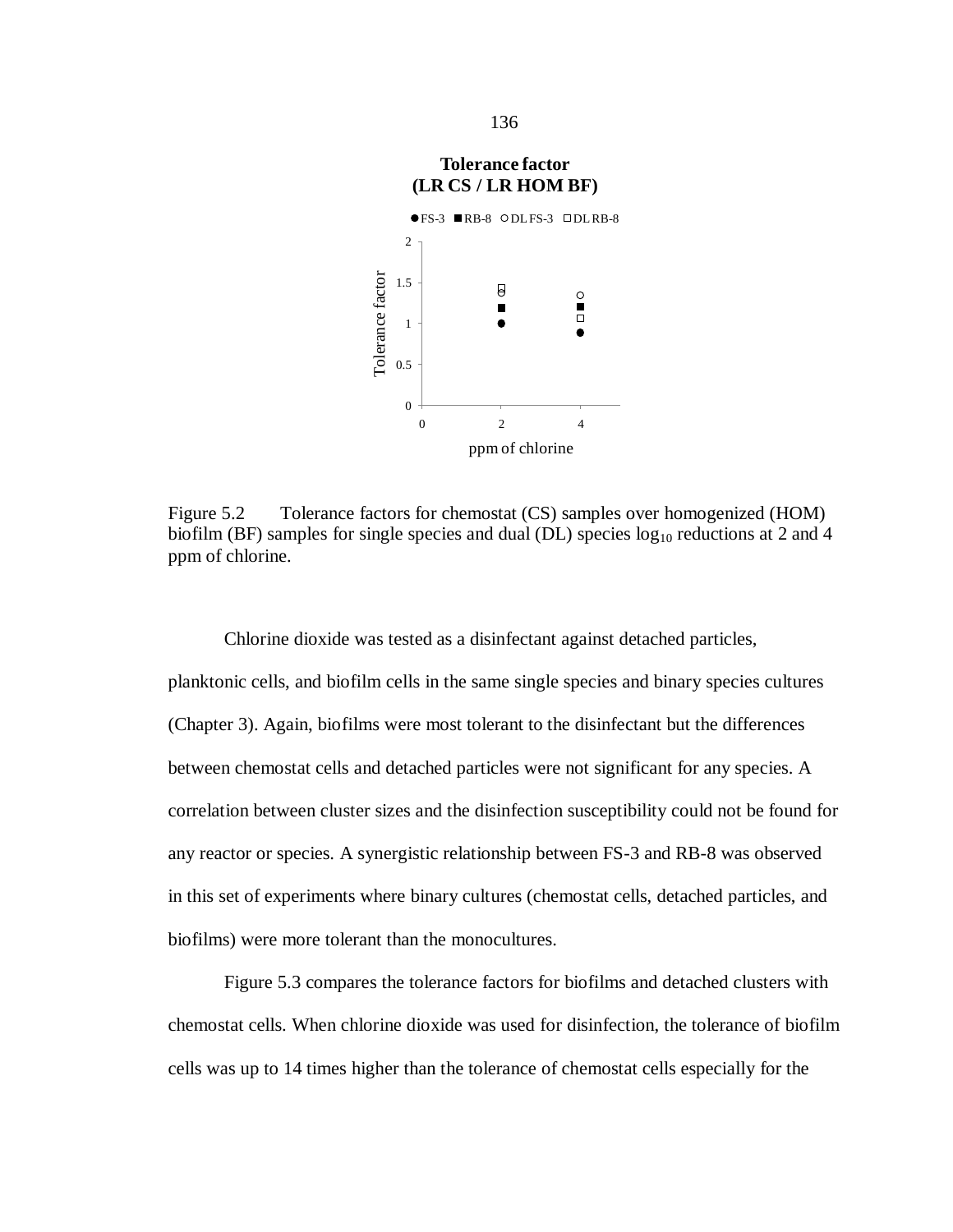Figure 5.2 Tolerance factors for chemostat (CS) samples over homogenized (HOM) biofilm (BF) samples for single species and dual (DL) species $\log_{10}$ reductions at 2 and 4 ppm of chlorine.

Chlorine dioxide was tested as a disinfectant against detached particles, planktonic cells, and biofilm cells in the same single species and binary species cultures (Chapter 3). Again, biofilms were most tolerant to the disinfectant but the differences between chemostat cells and detached particles were not significant for any species. A correlation between cluster sizes and the disinfection susceptibility could not be found for any reactor or species. A synergistic relationship between FS-3 and RB-8 was observed in this set of experiments where binary cultures (chemostat cells, detached particles, and biofilms) were more tolerant than the monocultures.

Figure 5.3 compares the tolerance factors for biofilms and detached clusters with chemostat cells. When chlorine dioxide was used for disinfection, the tolerance of biofilm cells was up to 14 times higher than the tolerance of chemostat cells especially for the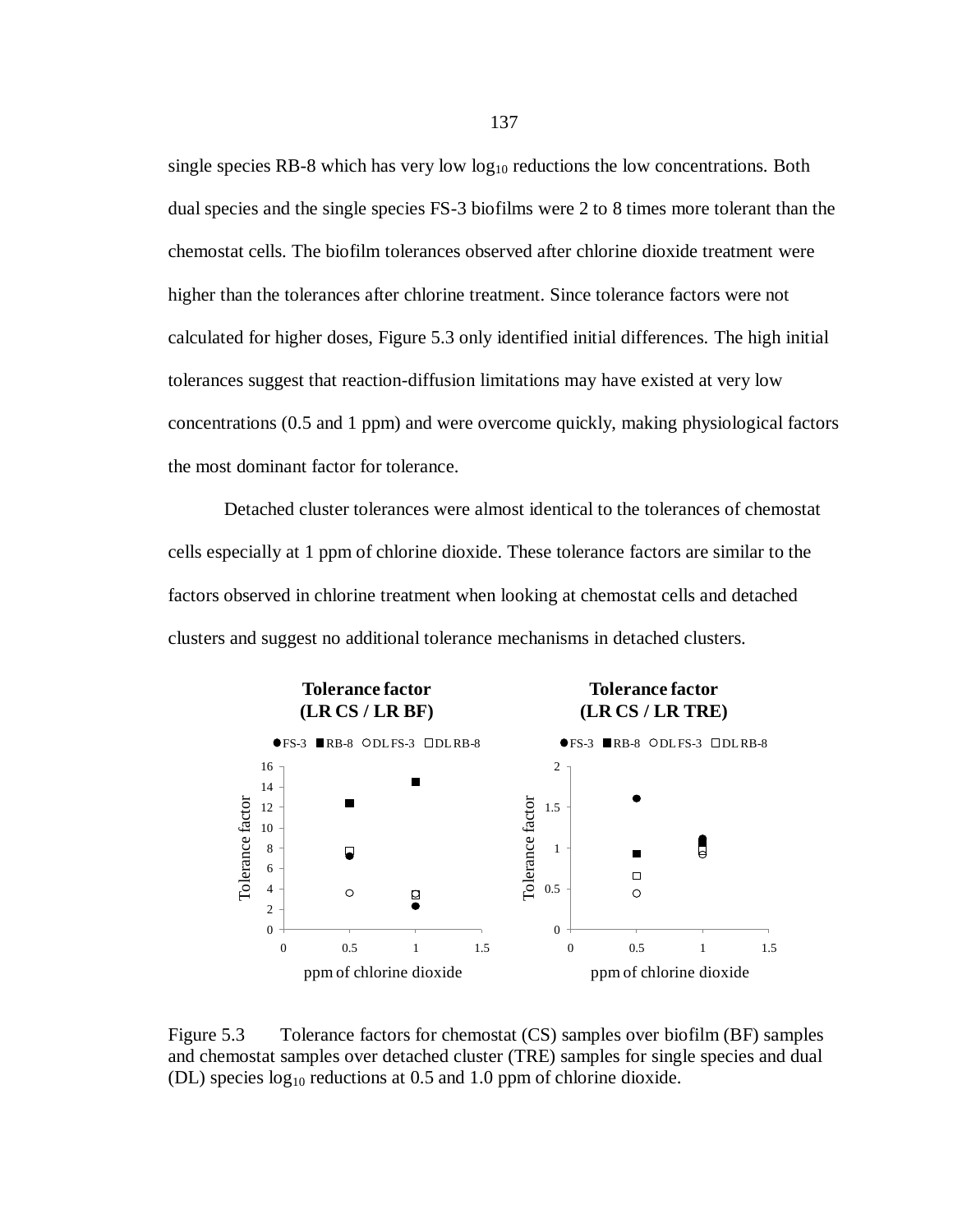single species RB-8 which has very low $\log_{10}$ reductions the low concentrations. Both dual species and the single species FS-3 biofilms were 2 to 8 times more tolerant than the chemostat cells. The biofilm tolerances observed after chlorine dioxide treatment were higher than the tolerances after chlorine treatment. Since tolerance factors were not calculated for higher doses, Figure 5.3 only identified initial differences. The high initial tolerances suggest that reaction-diffusion limitations may have existed at very low concentrations (0.5 and 1 ppm) and were overcome quickly, making physiological factors the most dominant factor for tolerance.

Detached cluster tolerances were almost identical to the tolerances of chemostat cells especially at 1 ppm of chlorine dioxide. These tolerance factors are similar to the factors observed in chlorine treatment when looking at chemostat cells and detached clusters and suggest no additional tolerance mechanisms in detached clusters.

Figure 5.3 Tolerance factors for chemostat (CS) samples over biofilm (BF) samples and chemostat samples over detached cluster (TRE) samples for single species and dual (DL) species $\log_{10}$ reductions at 0.5 and 1.0 ppm of chlorine dioxide.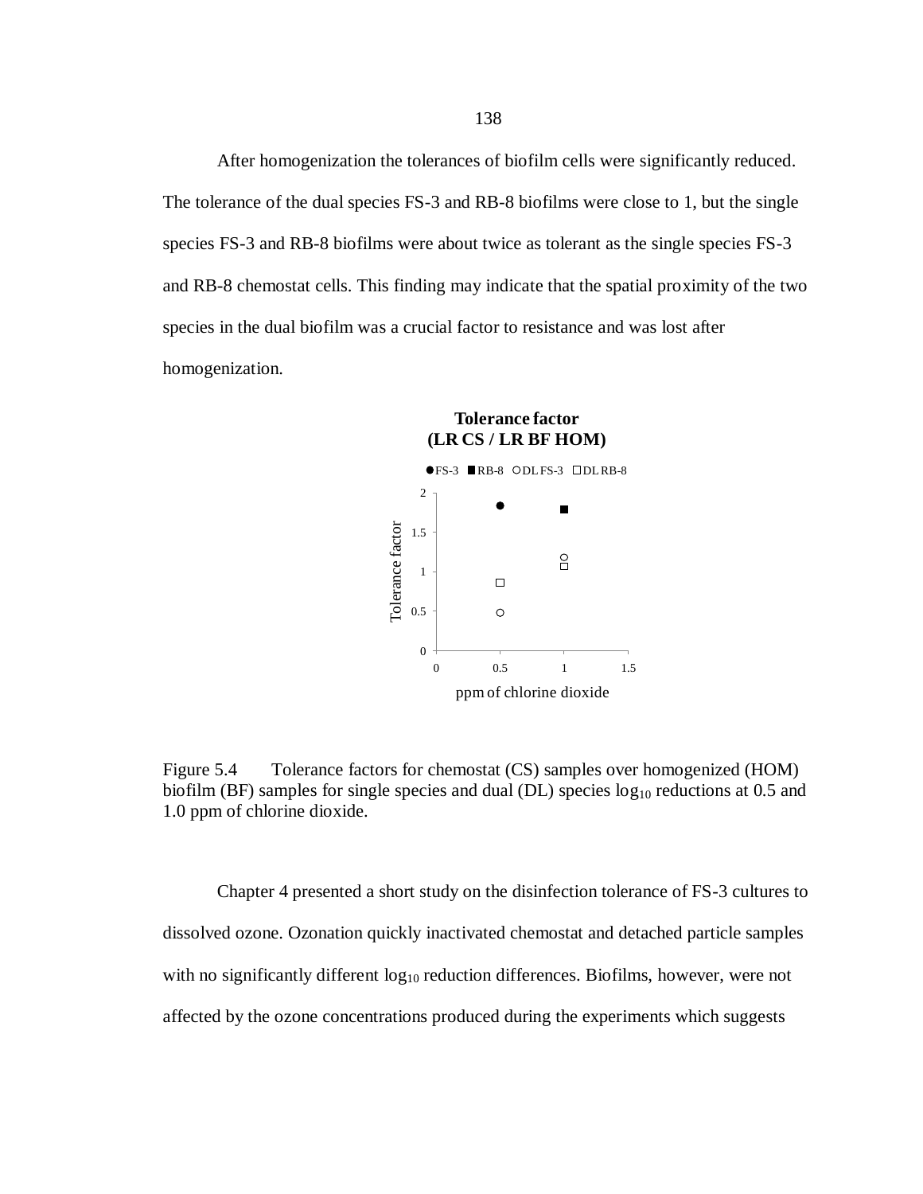After homogenization the tolerances of biofilm cells were significantly reduced. The tolerance of the dual species FS-3 and RB-8 biofilms were close to 1, but the single species FS-3 and RB-8 biofilms were about twice as tolerant as the single species FS-3 and RB-8 chemostat cells. This finding may indicate that the spatial proximity of the two species in the dual biofilm was a crucial factor to resistance and was lost after homogenization.

Figure 5.4 Tolerance factors for chemostat (CS) samples over homogenized (HOM) biofilm (BF) samples for single species and dual (DL) species $\log_{10}$ reductions at 0.5 and 1.0 ppm of chlorine dioxide.

Chapter 4 presented a short study on the disinfection tolerance of FS-3 cultures to dissolved ozone. Ozonation quickly inactivated chemostat and detached particle samples with no significantly different $\log_{10}$ reduction differences. Biofilms, however, were not affected by the ozone concentrations produced during the experiments which suggests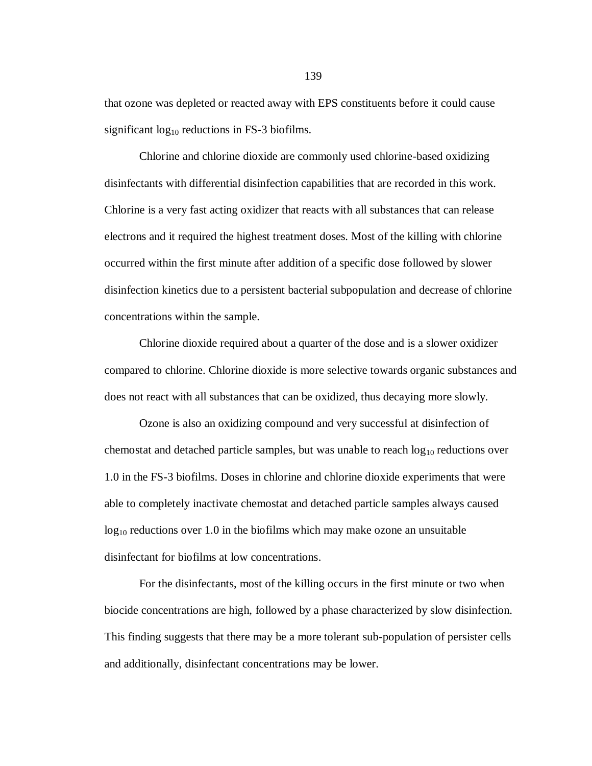that ozone was depleted or reacted away with EPS constituents before it could cause significant $\log_{10}$ reductions in FS-3 biofilms.

Chlorine and chlorine dioxide are commonly used chlorine-based oxidizing disinfectants with differential disinfection capabilities that are recorded in this work. Chlorine is a very fast acting oxidizer that reacts with all substances that can release electrons and it required the highest treatment doses. Most of the killing with chlorine occurred within the first minute after addition of a specific dose followed by slower disinfection kinetics due to a persistent bacterial subpopulation and decrease of chlorine concentrations within the sample.

Chlorine dioxide required about a quarter of the dose and is a slower oxidizer compared to chlorine. Chlorine dioxide is more selective towards organic substances and does not react with all substances that can be oxidized, thus decaying more slowly.

Ozone is also an oxidizing compound and very successful at disinfection of chemostat and detached particle samples, but was unable to reach $\log_{10}$ reductions over 1.0 in the FS-3 biofilms. Doses in chlorine and chlorine dioxide experiments that were able to completely inactivate chemostat and detached particle samples always caused $\log_{10}$ reductions over 1.0 in the biofilms which may make ozone an unsuitable disinfectant for biofilms at low concentrations.

For the disinfectants, most of the killing occurs in the first minute or two when biocide concentrations are high, followed by a phase characterized by slow disinfection. This finding suggests that there may be a more tolerant sub-population of persister cells and additionally, disinfectant concentrations may be lower.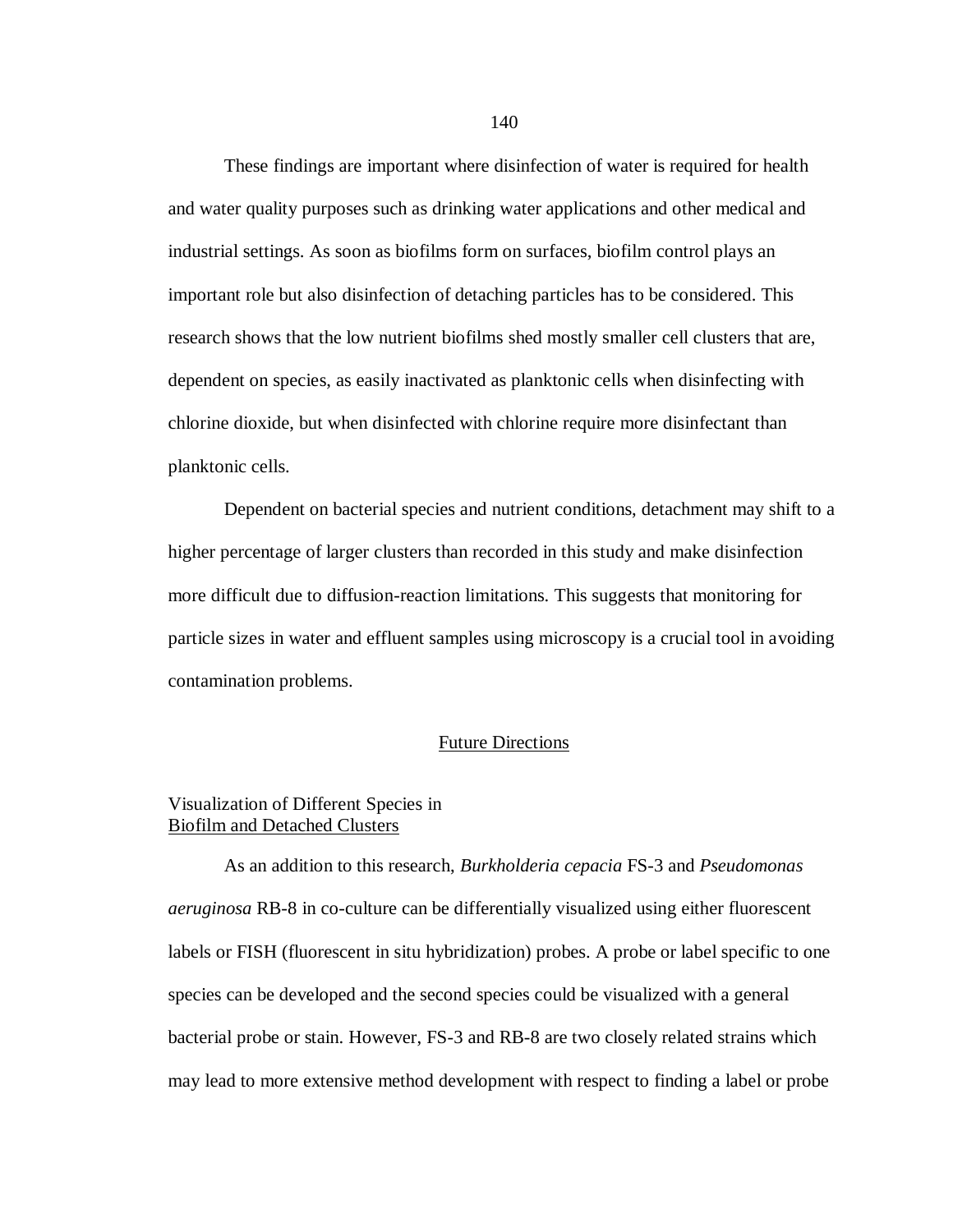These findings are important where disinfection of water is required for health and water quality purposes such as drinking water applications and other medical and industrial settings. As soon as biofilms form on surfaces, biofilm control plays an important role but also disinfection of detaching particles has to be considered. This research shows that the low nutrient biofilms shed mostly smaller cell clusters that are, dependent on species, as easily inactivated as planktonic cells when disinfecting with chlorine dioxide, but when disinfected with chlorine require more disinfectant than planktonic cells.

Dependent on bacterial species and nutrient conditions, detachment may shift to a higher percentage of larger clusters than recorded in this study and make disinfection more difficult due to diffusion-reaction limitations. This suggests that monitoring for particle sizes in water and effluent samples using microscopy is a crucial tool in avoiding contamination problems.

## Future Directions

### Visualization of Different Species in Biofilm and Detached Clusters

As an addition to this research, *Burkholderia cepacia* FS-3 and *Pseudomonas aeruginosa* RB-8 in co-culture can be differentially visualized using either fluorescent labels or FISH (fluorescent in situ hybridization) probes. A probe or label specific to one species can be developed and the second species could be visualized with a general bacterial probe or stain. However, FS-3 and RB-8 are two closely related strains which may lead to more extensive method development with respect to finding a label or probe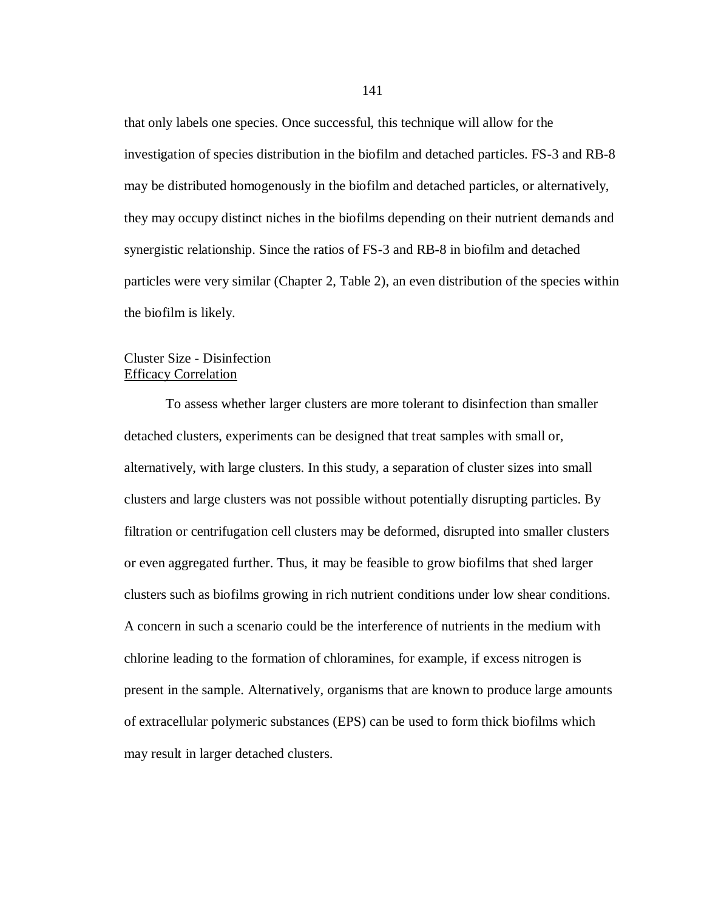that only labels one species. Once successful, this technique will allow for the investigation of species distribution in the biofilm and detached particles. FS-3 and RB-8 may be distributed homogenously in the biofilm and detached particles, or alternatively, they may occupy distinct niches in the biofilms depending on their nutrient demands and synergistic relationship. Since the ratios of FS-3 and RB-8 in biofilm and detached particles were very similar (Chapter 2, Table 2), an even distribution of the species within the biofilm is likely.

### Cluster Size - Disinfection Efficacy Correlation

To assess whether larger clusters are more tolerant to disinfection than smaller detached clusters, experiments can be designed that treat samples with small or, alternatively, with large clusters. In this study, a separation of cluster sizes into small clusters and large clusters was not possible without potentially disrupting particles. By filtration or centrifugation cell clusters may be deformed, disrupted into smaller clusters or even aggregated further. Thus, it may be feasible to grow biofilms that shed larger clusters such as biofilms growing in rich nutrient conditions under low shear conditions. A concern in such a scenario could be the interference of nutrients in the medium with chlorine leading to the formation of chloramines, for example, if excess nitrogen is present in the sample. Alternatively, organisms that are known to produce large amounts of extracellular polymeric substances (EPS) can be used to form thick biofilms which may result in larger detached clusters.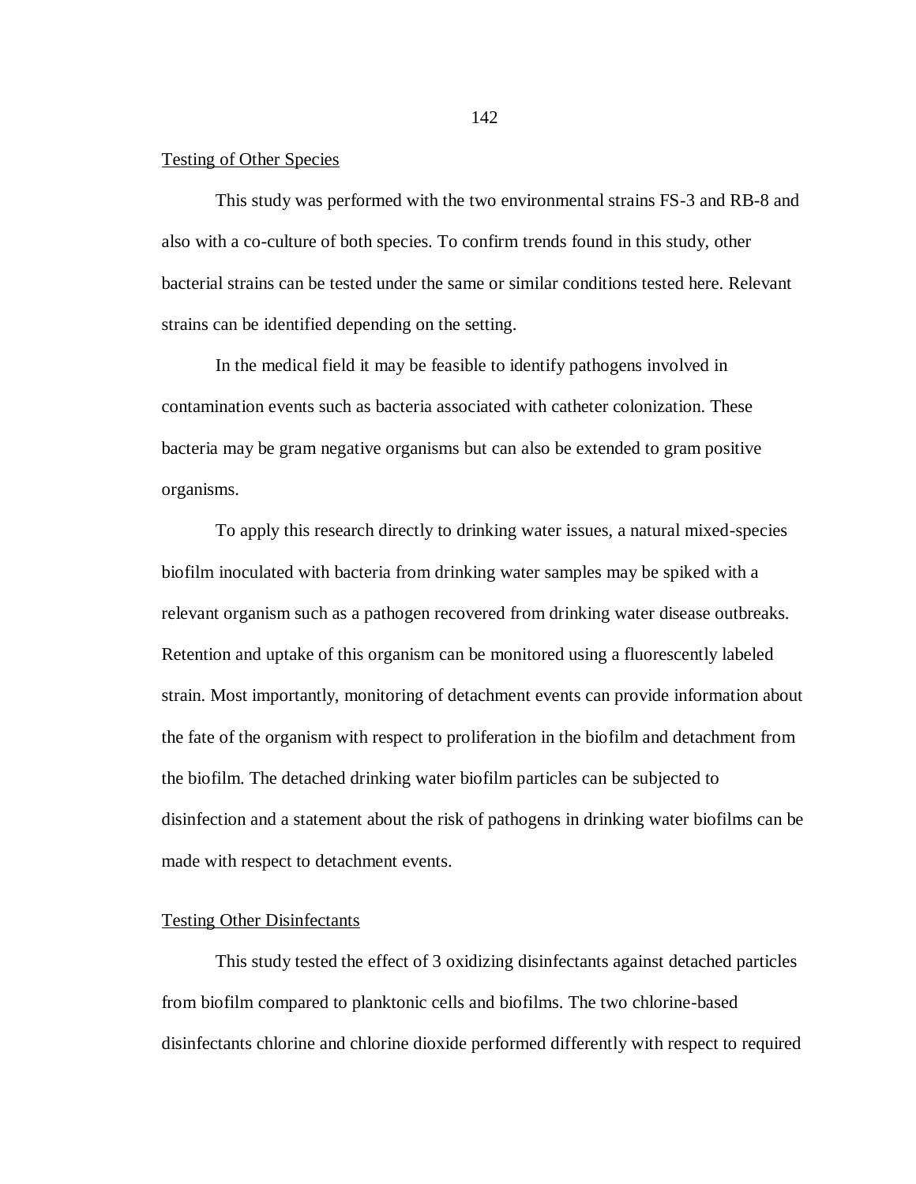### Testing of Other Species

This study was performed with the two environmental strains FS-3 and RB-8 and also with a co-culture of both species. To confirm trends found in this study, other bacterial strains can be tested under the same or similar conditions tested here. Relevant strains can be identified depending on the setting.

In the medical field it may be feasible to identify pathogens involved in contamination events such as bacteria associated with catheter colonization. These bacteria may be gram negative organisms but can also be extended to gram positive organisms.

To apply this research directly to drinking water issues, a natural mixed-species biofilm inoculated with bacteria from drinking water samples may be spiked with a relevant organism such as a pathogen recovered from drinking water disease outbreaks. Retention and uptake of this organism can be monitored using a fluorescently labeled strain. Most importantly, monitoring of detachment events can provide information about the fate of the organism with respect to proliferation in the biofilm and detachment from the biofilm. The detached drinking water biofilm particles can be subjected to disinfection and a statement about the risk of pathogens in drinking water biofilms can be made with respect to detachment events.

### Testing Other Disinfectants

This study tested the effect of 3 oxidizing disinfectants against detached particles from biofilm compared to planktonic cells and biofilms. The two chlorine-based disinfectants chlorine and chlorine dioxide performed differently with respect to required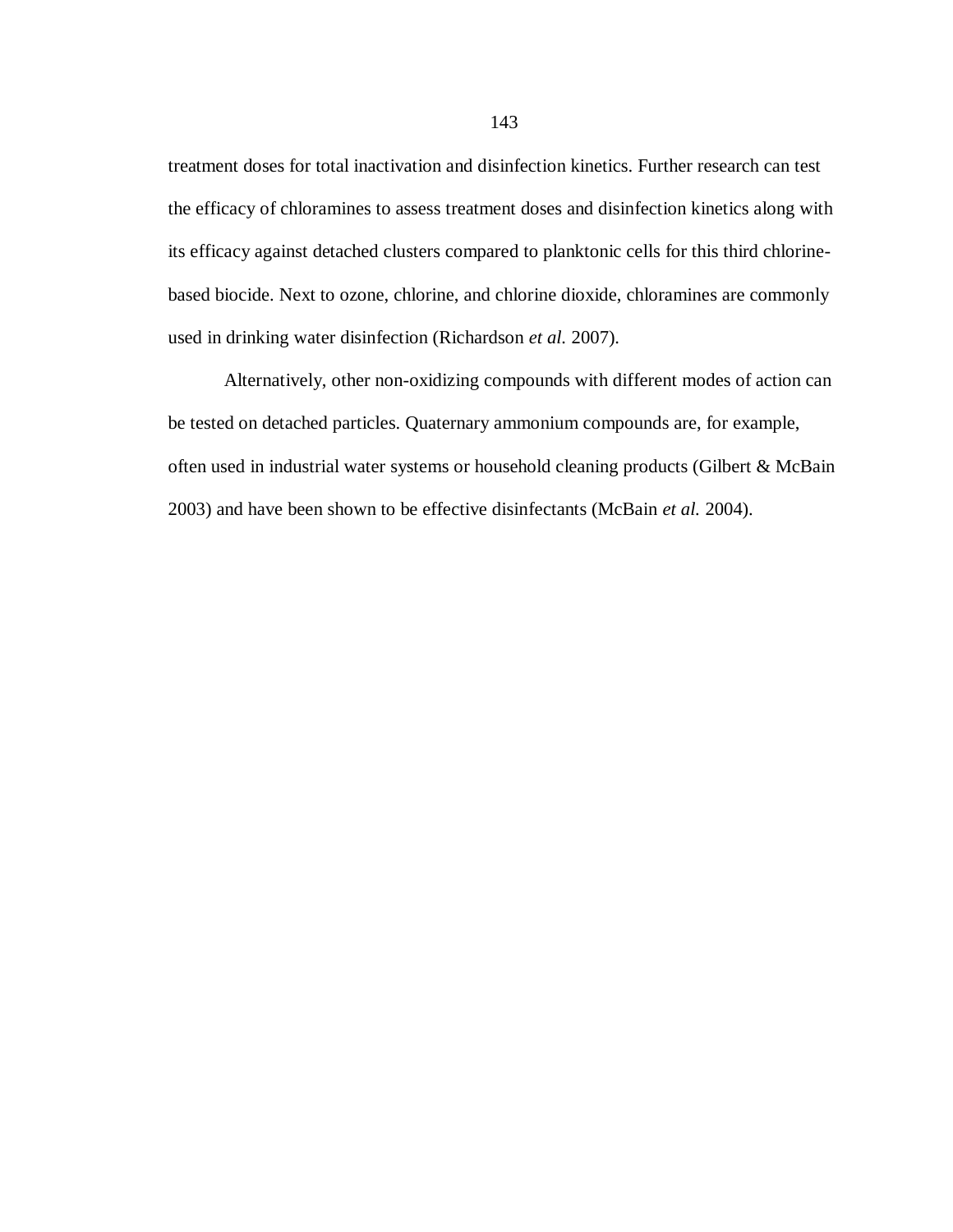treatment doses for total inactivation and disinfection kinetics. Further research can test the efficacy of chloramines to assess treatment doses and disinfection kinetics along with its efficacy against detached clusters compared to planktonic cells for this third chlorine-based biocide. Next to ozone, chlorine, and chlorine dioxide, chloramines are commonly used in drinking water disinfection (Richardson *et al.* 2007).

Alternatively, other non-oxidizing compounds with different modes of action can be tested on detached particles. Quaternary ammonium compounds are, for example, often used in industrial water systems or household cleaning products (Gilbert & McBain 2003) and have been shown to be effective disinfectants (McBain *et al.* 2004).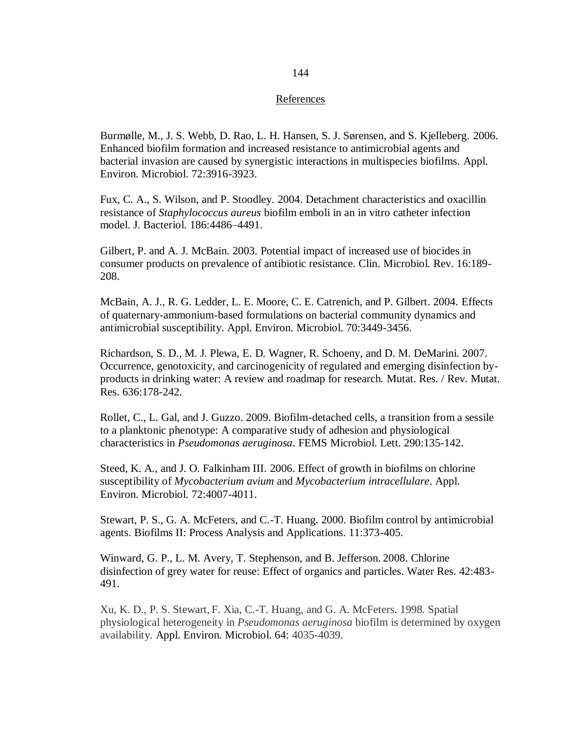## References

Burmølle, M., J. S. Webb, D. Rao, L. H. Hansen, S. J. Sørensen, and S. Kjelleberg. 2006. Enhanced biofilm formation and increased resistance to antimicrobial agents and bacterial invasion are caused by synergistic interactions in multispecies biofilms. Appl. Environ. Microbiol. 72:3916-3923.

Fux, C. A., S. Wilson, and P. Stoodley. 2004. Detachment characteristics and oxacillin resistance of *Staphylococcus aureus* biofilm emboli in an in vitro catheter infection model. J. Bacteriol. 186:4486–4491.

Gilbert, P. and A. J. McBain. 2003. Potential impact of increased use of biocides in consumer products on prevalence of antibiotic resistance. Clin. Microbiol. Rev. 16:189-208.

McBain, A. J., R. G. Ledder, L. E. Moore, C. E. Catrenich, and P. Gilbert. 2004. Effects of quaternary-ammonium-based formulations on bacterial community dynamics and antimicrobial susceptibility. Appl. Environ. Microbiol. 70:3449-3456.

Richardson, S. D., M. J. Plewa, E. D. Wagner, R. Schoeny, and D. M. DeMarini. 2007. Occurrence, genotoxicity, and carcinogenicity of regulated and emerging disinfection by-products in drinking water: A review and roadmap for research. Mutat. Res. / Rev. Mutat. Res. 636:178-242.

Rollet, C., L. Gal, and J. Guzzo. 2009. Biofilm-detached cells, a transition from a sessile to a planktonic phenotype: A comparative study of adhesion and physiological characteristics in *Pseudomonas aeruginosa*. FEMS Microbiol. Lett. 290:135-142.

Steed, K. A., and J. O. Falkinham III. 2006. Effect of growth in biofilms on chlorine susceptibility of *Mycobacterium avium* and *Mycobacterium intracellulare*. Appl. Environ. Microbiol. 72:4007-4011.

Stewart, P. S., G. A. McFeters, and C.-T. Huang. 2000. Biofilm control by antimicrobial agents. Biofilms II: Process Analysis and Applications. 11:373-405.

Winward, G. P., L. M. Avery, T. Stephenson, and B. Jefferson. 2008. Chlorine disinfection of grey water for reuse: Effect of organics and particles. Water Res. 42:483-491.

Xu, K. D., P. S. Stewart, F. Xia, C.-T. Huang, and G. A. McFeters. 1998. Spatial physiological heterogeneity in *Pseudomonas aeruginosa* biofilm is determined by oxygen availability. Appl. Environ. Microbiol. 64: 4035-4039.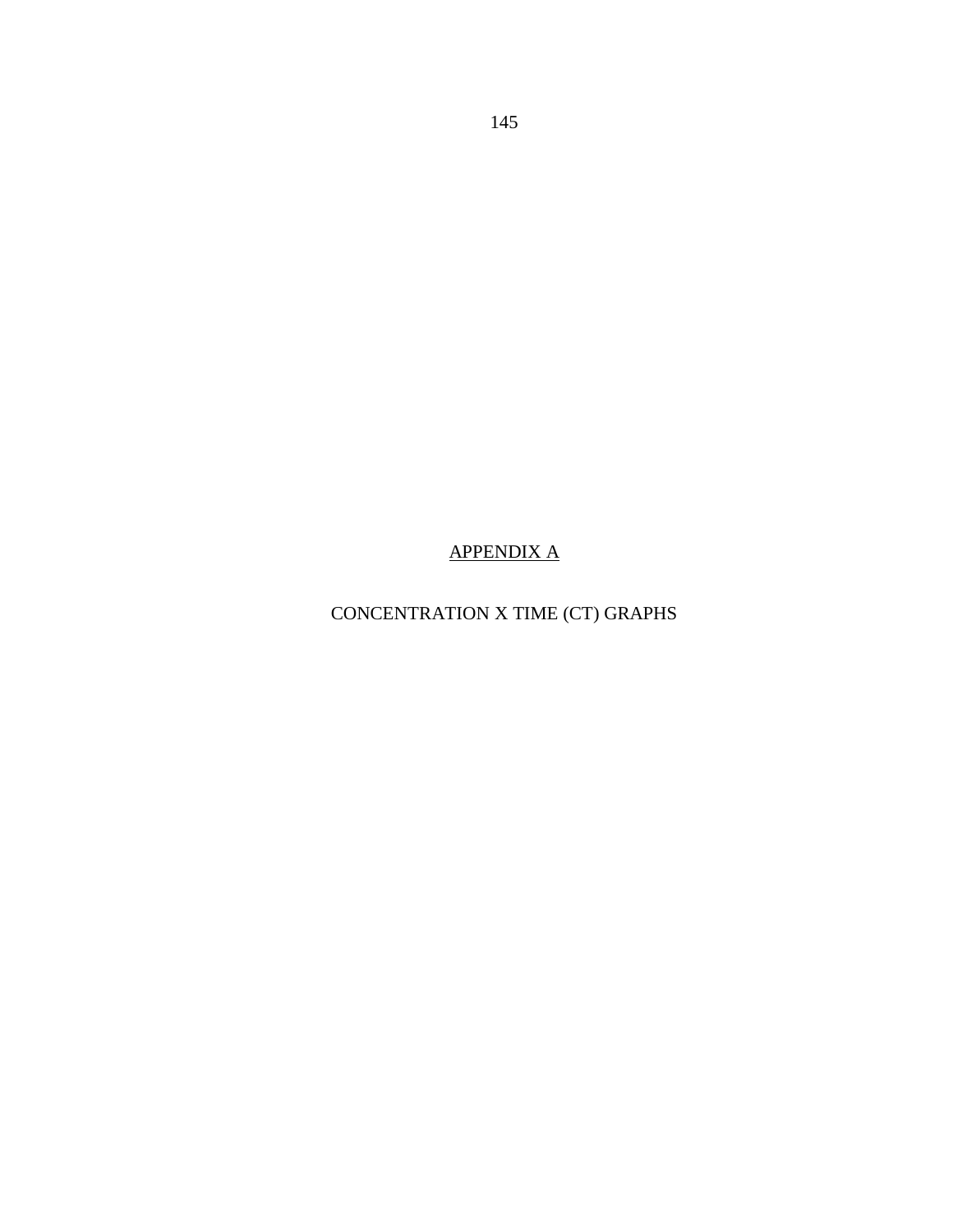# APPENDIX A

## CONCENTRATION X TIME (CT) GRAPHS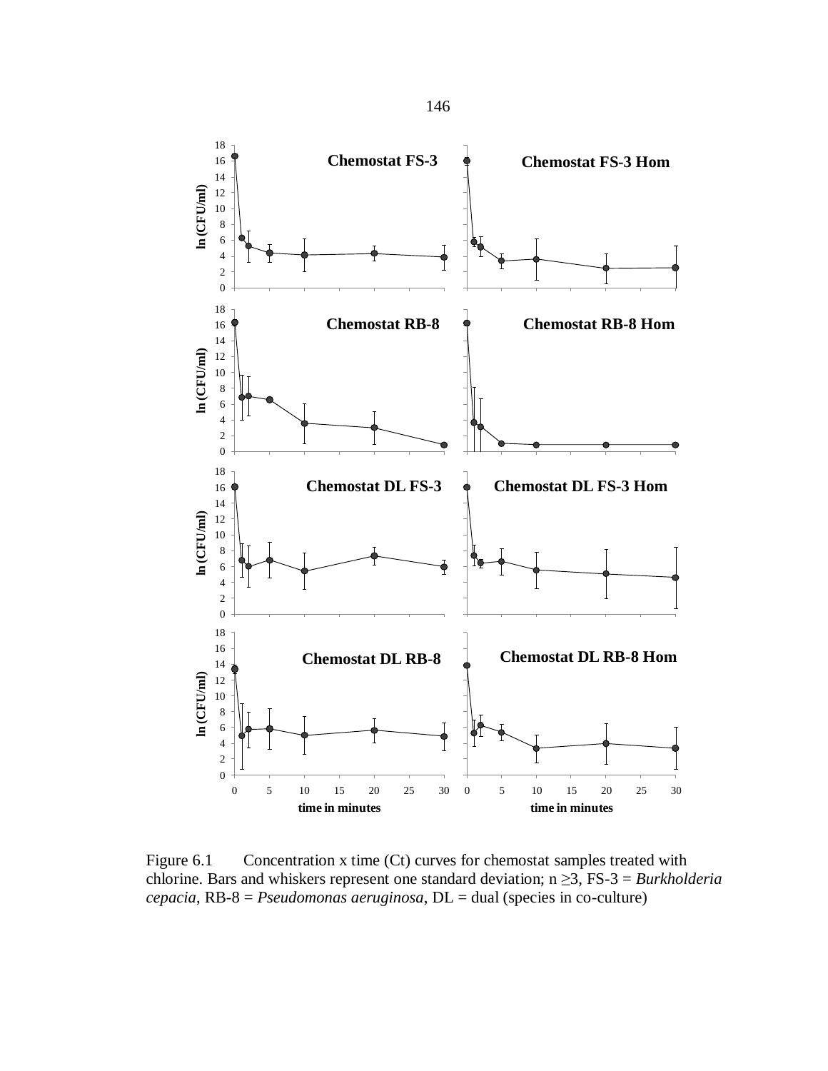Figure 6.1 Concentration x time (Ct) curves for chemostat samples treated with chlorine. Bars and whiskers represent one standard deviation; n ≥3, FS-3 = *Burkholderia cepacia*, RB-8 = *Pseudomonas aeruginosa*, DL = dual (species in co-culture)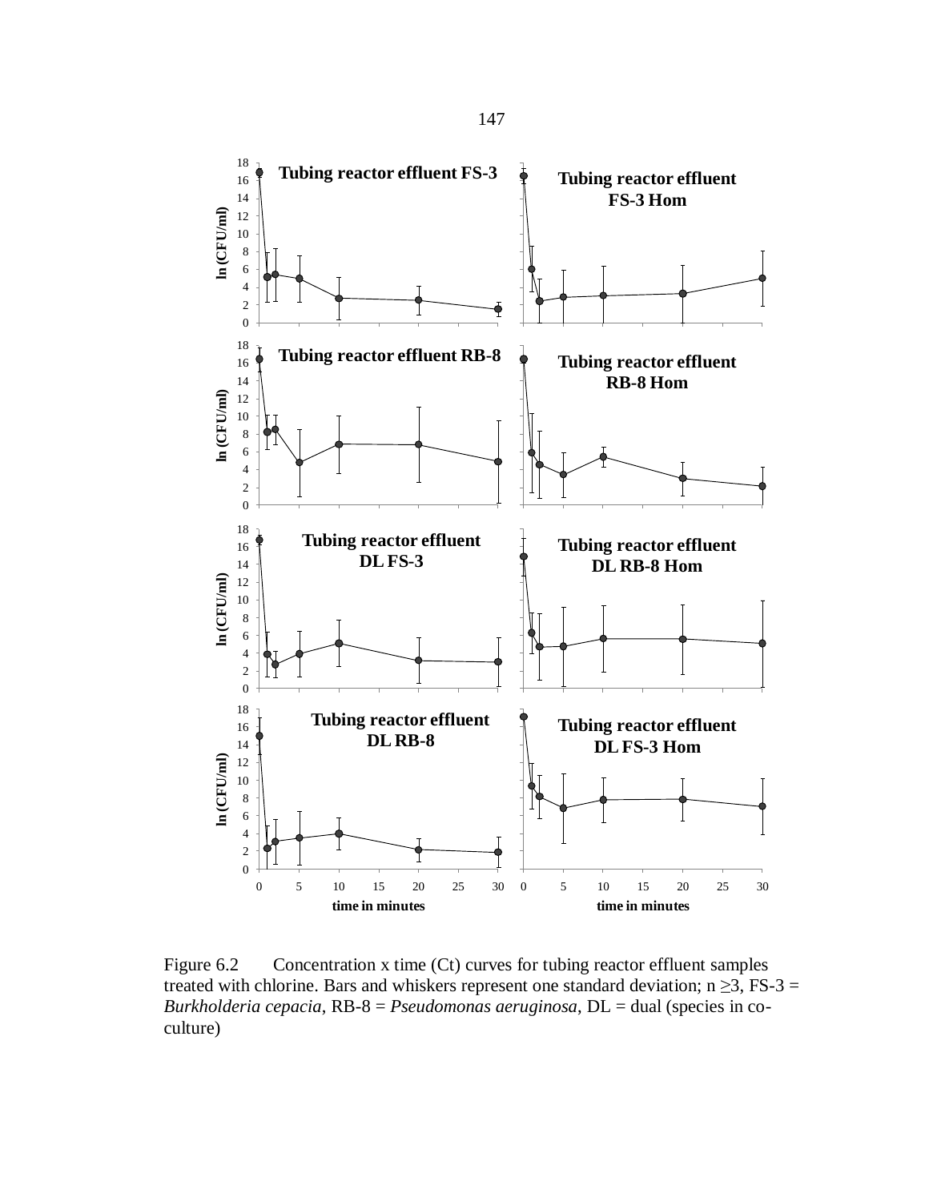Figure 6.2 Concentration x time (Ct) curves for tubing reactor effluent samples treated with chlorine. Bars and whiskers represent one standard deviation; n ≥3, FS-3 = *Burkholderia cepacia*, RB-8 = *Pseudomonas aeruginosa*, DL = dual (species in co-culture)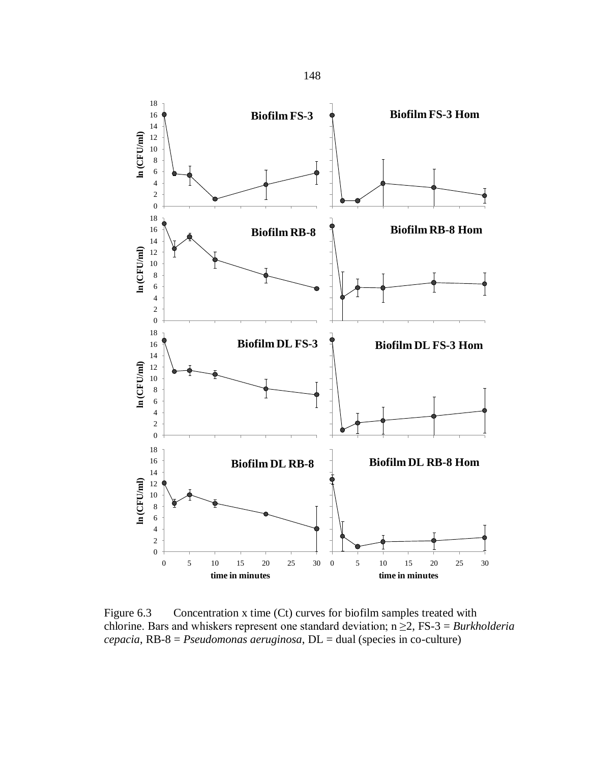Figure 6.3 Concentration x time (Ct) curves for biofilm samples treated with chlorine. Bars and whiskers represent one standard deviation; n ≥2, FS-3 = *Burkholderia cepacia*, RB-8 = *Pseudomonas aeruginosa*, DL = dual (species in co-culture)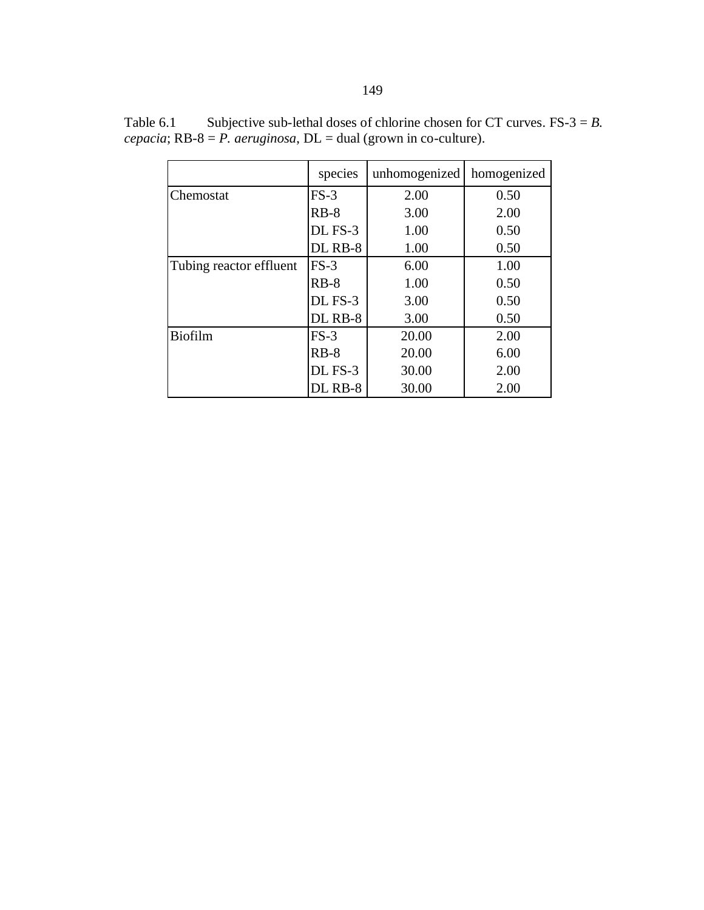Table 6.1 Subjective sub-lethal doses of chlorine chosen for CT curves. FS-3 = *B. cepacia*; RB-8 = *P. aeruginosa*, DL = dual (grown in co-culture).

| | species | unhomogenized | homogenized |
|---|---|---|---|
| Chemostat | FS-3 | 2.00 | 0.50 |
| | RB-8 | 3.00 | 2.00 |
| | DL FS-3 | 1.00 | 0.50 |
| | DL RB-8 | 1.00 | 0.50 |
| Tubing reactor effluent | FS-3 | 6.00 | 1.00 |
| | RB-8 | 1.00 | 0.50 |
| | DL FS-3 | 3.00 | 0.50 |
| | DL RB-8 | 3.00 | 0.50 |
| Biofilm | FS-3 | 20.00 | 2.00 |
| | RB-8 | 20.00 | 6.00 |
| | DL FS-3 | 30.00 | 2.00 |
| | DL RB-8 | 30.00 | 2.00 |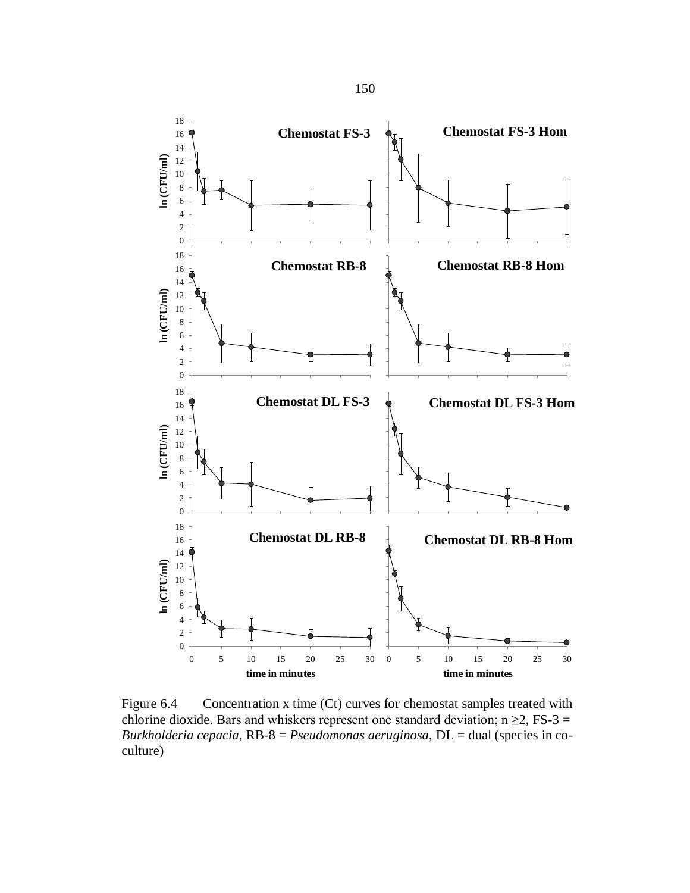Figure 6.4 Concentration x time (Ct) curves for chemostat samples treated with chlorine dioxide. Bars and whiskers represent one standard deviation; n ≥2, FS-3 = *Burkholderia cepacia*, RB-8 = *Pseudomonas aeruginosa*, DL = dual (species in co-culture)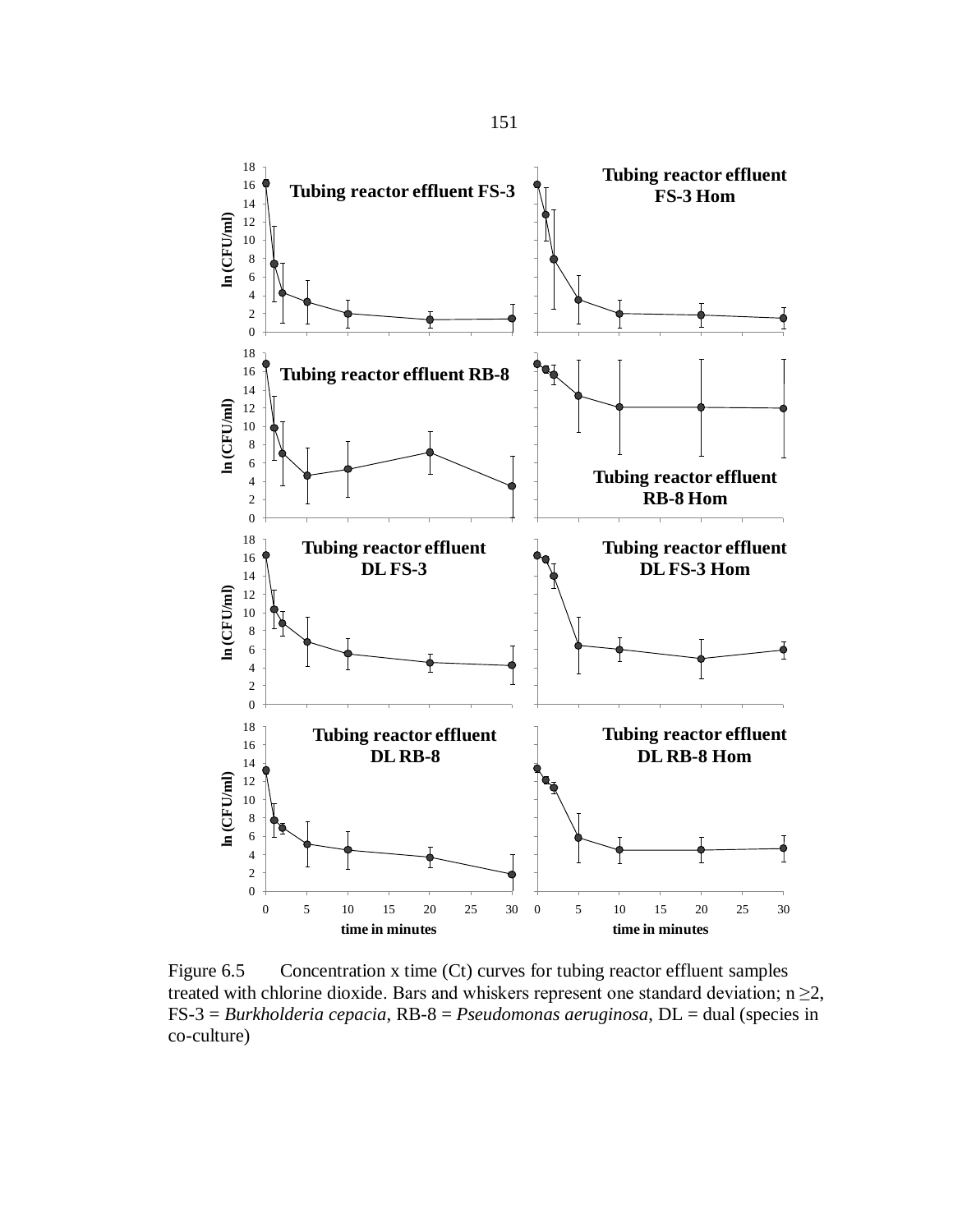Figure 6.5 Concentration x time (Ct) curves for tubing reactor effluent samples treated with chlorine dioxide. Bars and whiskers represent one standard deviation; n ≥2, FS-3 = *Burkholderia cepacia*, RB-8 = *Pseudomonas aeruginosa*, DL = dual (species in co-culture)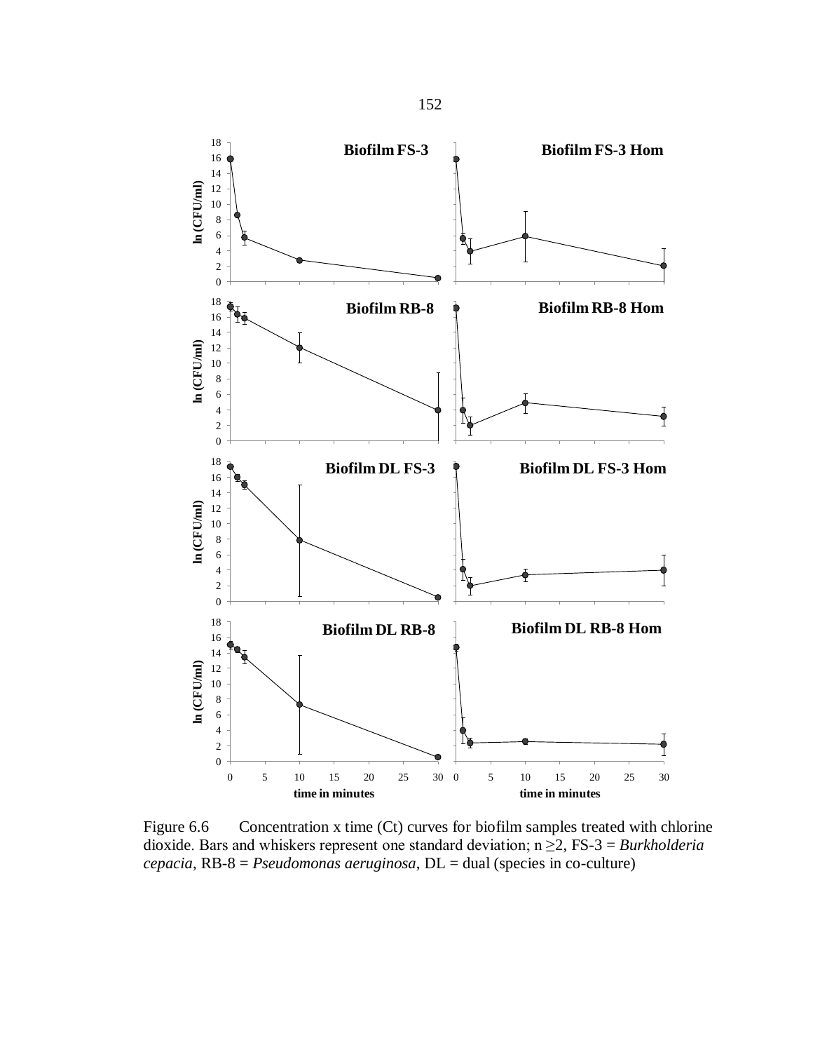Figure 6.6 Concentration x time (Ct) curves for biofilm samples treated with chlorine dioxide. Bars and whiskers represent one standard deviation; n ≥2, FS-3 = *Burkholderia cepacia*, RB-8 = *Pseudomonas aeruginosa*, DL = dual (species in co-culture)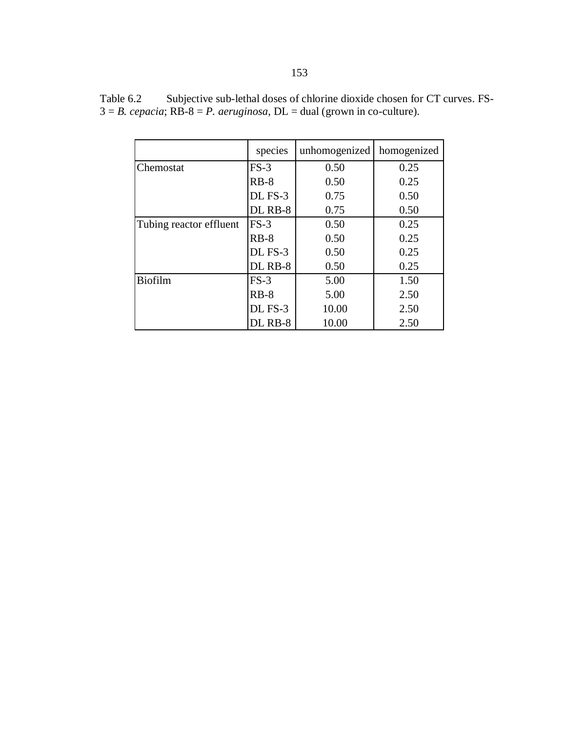Table 6.2 Subjective sub-lethal doses of chlorine dioxide chosen for CT curves. FS-3 = *B. cepacia*; RB-8 = *P. aeruginosa*, DL = dual (grown in co-culture).

| | species | unhomogenized | homogenized |
|---|---|---|---|
| Chemostat | FS-3 | 0.50 | 0.25 |
| | RB-8 | 0.50 | 0.25 |
| | DL FS-3 | 0.75 | 0.50 |
| | DL RB-8 | 0.75 | 0.50 |
| Tubing reactor effluent | FS-3 | 0.50 | 0.25 |
| | RB-8 | 0.50 | 0.25 |
| | DL FS-3 | 0.50 | 0.25 |
| | DL RB-8 | 0.50 | 0.25 |
| Biofilm | FS-3 | 5.00 | 1.50 |
| | RB-8 | 5.00 | 2.50 |
| | DL FS-3 | 10.00 | 2.50 |
| | DL RB-8 | 10.00 | 2.50 |